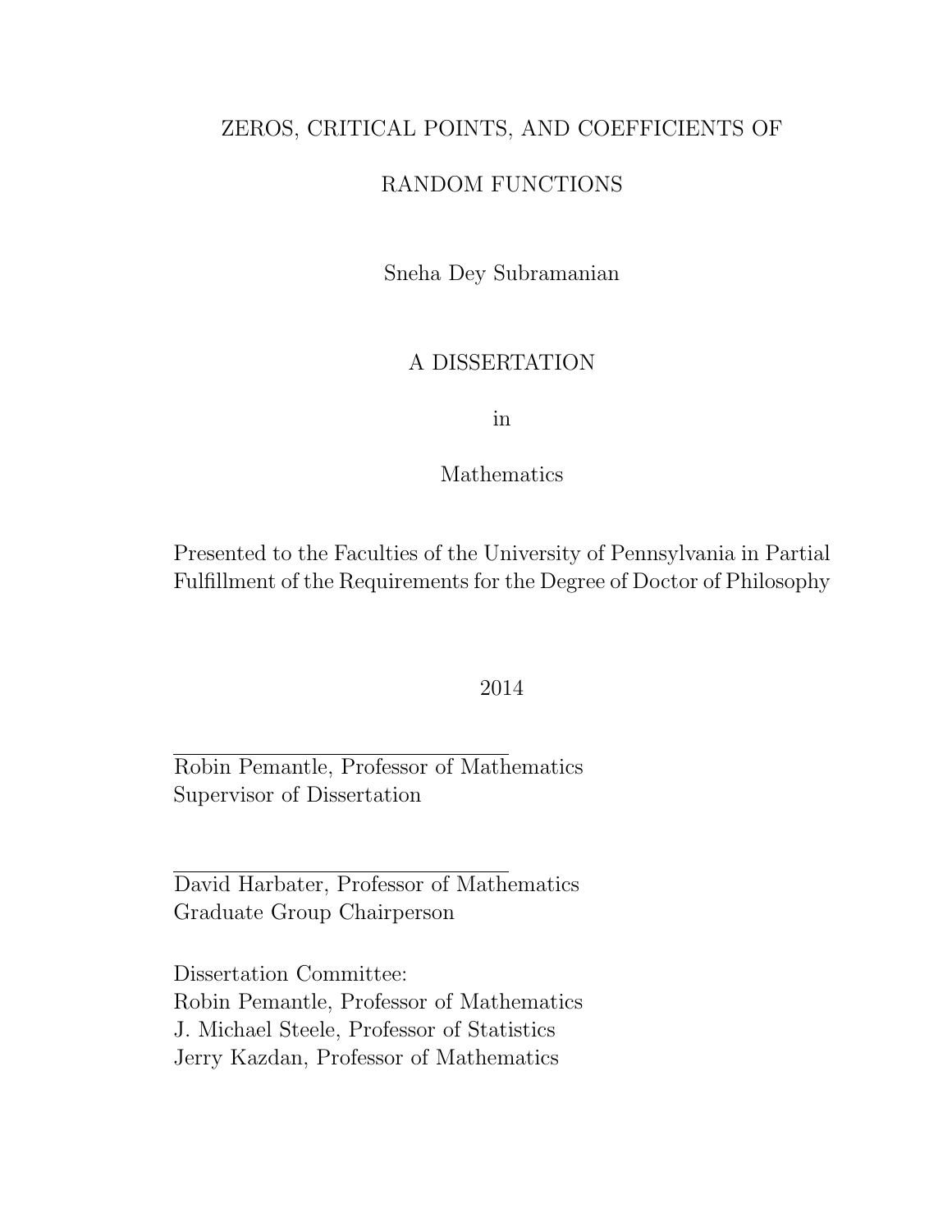# ZEROS, CRITICAL POINTS, AND COEFFICIENTS OF RANDOM FUNCTIONS

Sneha Dey Subramanian

A DISSERTATION

in

Mathematics

Presented to the Faculties of the University of Pennsylvania in Partial Fulfillment of the Requirements for the Degree of Doctor of Philosophy

2014

Robin Pemantle, Professor of Mathematics  
Supervisor of Dissertation

David Harbater, Professor of Mathematics  
Graduate Group Chairperson

Dissertation Committee:  
Robin Pemantle, Professor of Mathematics  
J. Michael Steele, Professor of Statistics  
Jerry Kazdan, Professor of Mathematics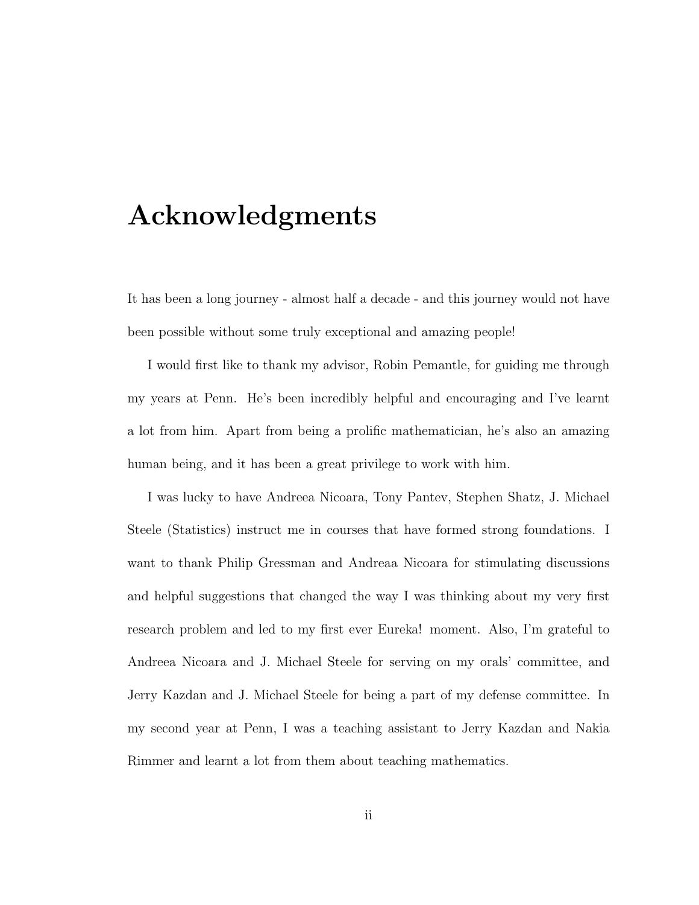# Acknowledgments

It has been a long journey - almost half a decade - and this journey would not have been possible without some truly exceptional and amazing people!

I would first like to thank my advisor, Robin Pemantle, for guiding me through my years at Penn. He's been incredibly helpful and encouraging and I've learnt a lot from him. Apart from being a prolific mathematician, he's also an amazing human being, and it has been a great privilege to work with him.

I was lucky to have Andreea Nicoara, Tony Pantev, Stephen Shatz, J. Michael Steele (Statistics) instruct me in courses that have formed strong foundations. I want to thank Philip Gressman and Andreaa Nicoara for stimulating discussions and helpful suggestions that changed the way I was thinking about my very first research problem and led to my first ever Eureka! moment. Also, I'm grateful to Andreea Nicoara and J. Michael Steele for serving on my orals' committee, and Jerry Kazdan and J. Michael Steele for being a part of my defense committee. In my second year at Penn, I was a teaching assistant to Jerry Kazdan and Nakia Rimmer and learnt a lot from them about teaching mathematics.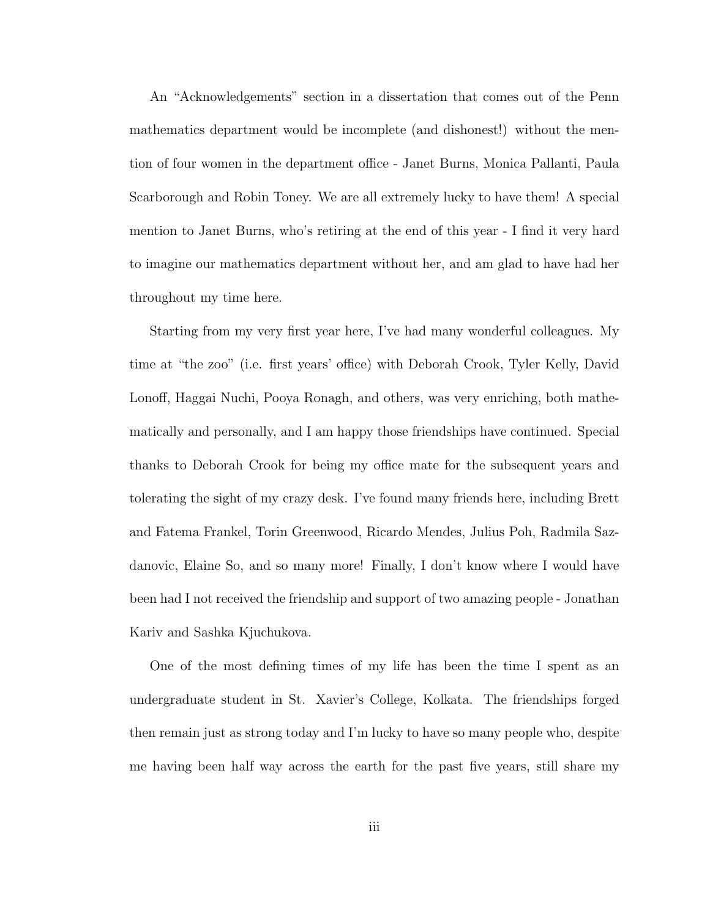An "Acknowledgements" section in a dissertation that comes out of the Penn mathematics department would be incomplete (and dishonest!) without the mention of four women in the department office - Janet Burns, Monica Pallanti, Paula Scarborough and Robin Toney. We are all extremely lucky to have them! A special mention to Janet Burns, who's retiring at the end of this year - I find it very hard to imagine our mathematics department without her, and am glad to have had her throughout my time here.

Starting from my very first year here, I've had many wonderful colleagues. My time at "the zoo" (i.e. first years' office) with Deborah Crook, Tyler Kelly, David Lonoff, Haggai Nuchi, Pooya Ronagh, and others, was very enriching, both mathematically and personally, and I am happy those friendships have continued. Special thanks to Deborah Crook for being my office mate for the subsequent years and tolerating the sight of my crazy desk. I've found many friends here, including Brett and Fatema Frankel, Torin Greenwood, Ricardo Mendes, Julius Poh, Radmila Sazdanovic, Elaine So, and so many more! Finally, I don't know where I would have been had I not received the friendship and support of two amazing people - Jonathan Kariv and Sashka Kjuchukova.

One of the most defining times of my life has been the time I spent as an undergraduate student in St. Xavier's College, Kolkata. The friendships forged then remain just as strong today and I'm lucky to have so many people who, despite me having been half way across the earth for the past five years, still share my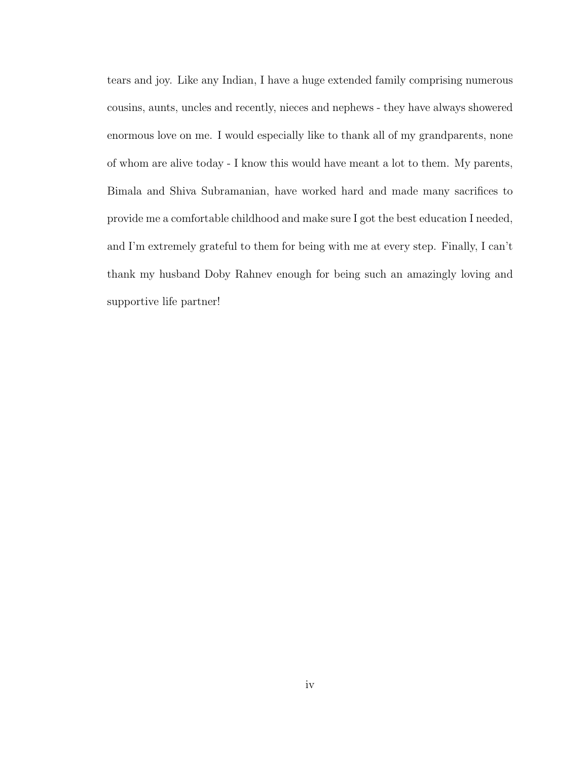tears and joy. Like any Indian, I have a huge extended family comprising numerous cousins, aunts, uncles and recently, nieces and nephews - they have always showered enormous love on me. I would especially like to thank all of my grandparents, none of whom are alive today - I know this would have meant a lot to them. My parents, Bimala and Shiva Subramanian, have worked hard and made many sacrifices to provide me a comfortable childhood and make sure I got the best education I needed, and I'm extremely grateful to them for being with me at every step. Finally, I can't thank my husband Doby Rahnev enough for being such an amazingly loving and supportive life partner!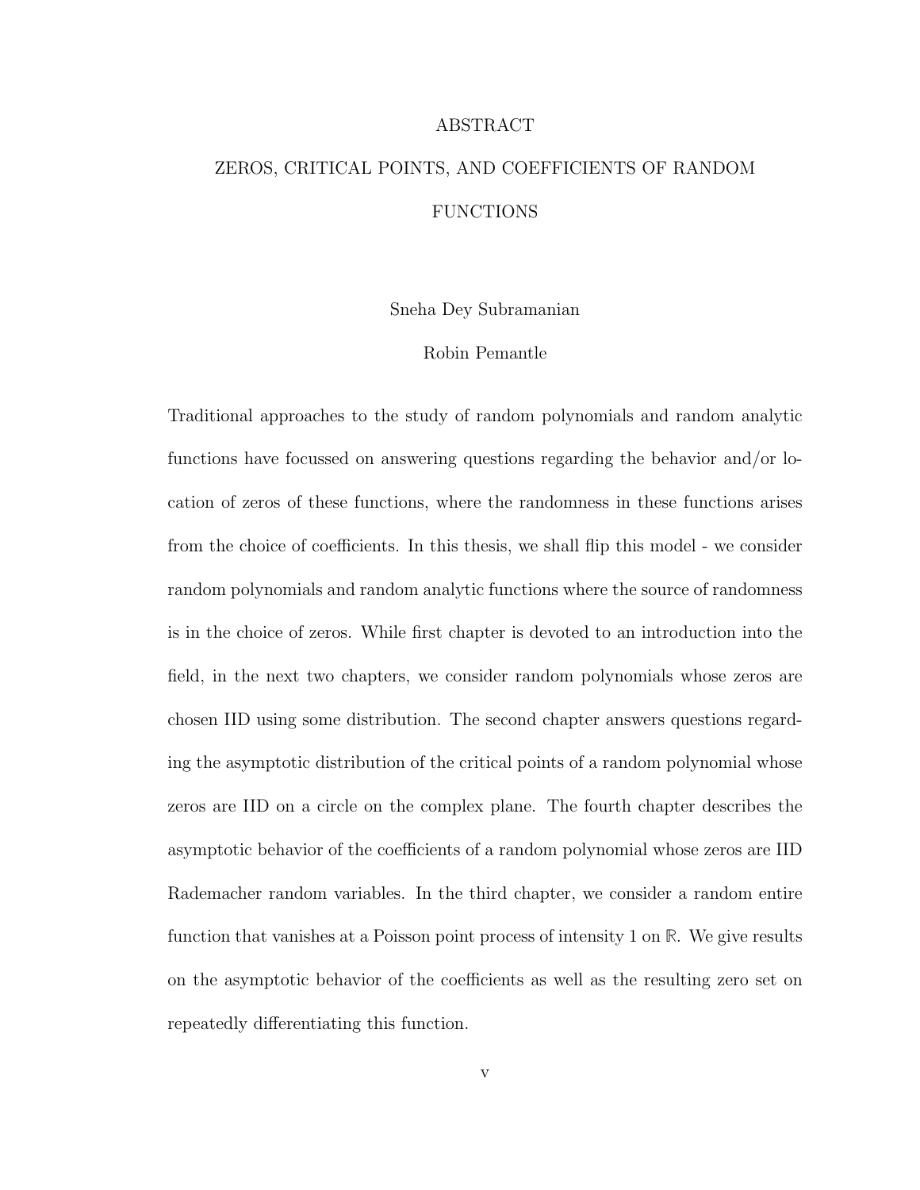# ABSTRACT

## ZEROS, CRITICAL POINTS, AND COEFFICIENTS OF RANDOM FUNCTIONS

Sneha Dey Subramanian

Robin Pemantle

Traditional approaches to the study of random polynomials and random analytic functions have focussed on answering questions regarding the behavior and/or location of zeros of these functions, where the randomness in these functions arises from the choice of coefficients. In this thesis, we shall flip this model - we consider random polynomials and random analytic functions where the source of randomness is in the choice of zeros. While first chapter is devoted to an introduction into the field, in the next two chapters, we consider random polynomials whose zeros are chosen IID using some distribution. The second chapter answers questions regarding the asymptotic distribution of the critical points of a random polynomial whose zeros are IID on a circle on the complex plane. The fourth chapter describes the asymptotic behavior of the coefficients of a random polynomial whose zeros are IID Rademacher random variables. In the third chapter, we consider a random entire function that vanishes at a Poisson point process of intensity 1 on $\mathbb{R}$. We give results on the asymptotic behavior of the coefficients as well as the resulting zero set on repeatedly differentiating this function.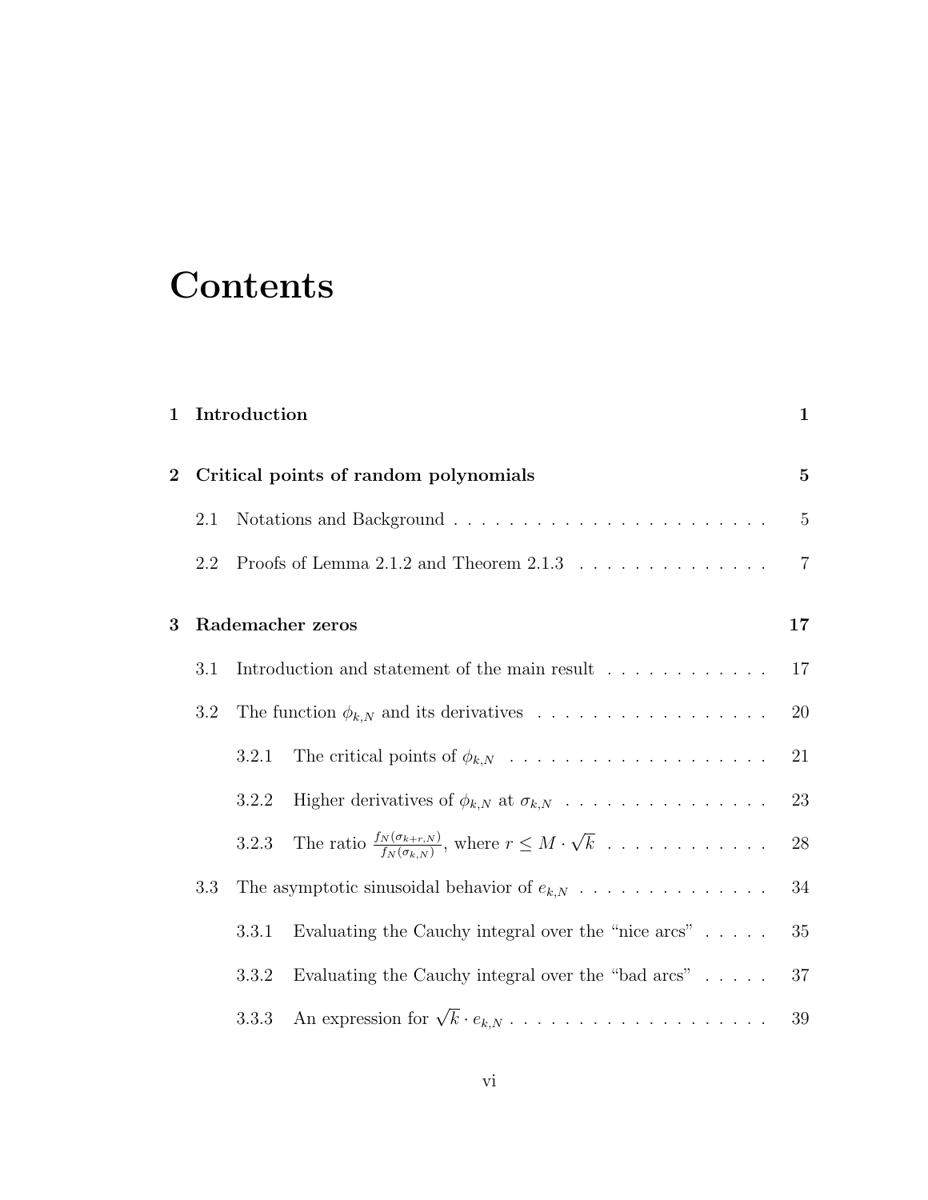# Contents

1 **Introduction** 1

2 **Critical points of random polynomials** 5

2.1 Notations and Background . . . . . . . . . . . . . . . . . . . . . . 5

2.2 Proofs of Lemma 2.1.2 and Theorem 2.1.3 . . . . . . . . . . . . . . 7

3 **Rademacher zeros** 17

3.1 Introduction and statement of the main result . . . . . . . . . . . . 17

3.2 The function $\phi_{k,N}$ and its derivatives . . . . . . . . . . . . . . . . . 20

3.2.1 The critical points of $\phi_{k,N}$ . . . . . . . . . . . . . . . . . . . 21

3.2.2 Higher derivatives of $\phi_{k,N}$ at $\sigma_{k,N}$ . . . . . . . . . . . . . . . 23

3.2.3 The ratio $\frac{f_N(\sigma_{k+r,N})}{f_N(\sigma_{k,N})}$, where $r \leq M \cdot \sqrt{k}$ . . . . . . . . . . . . 28

3.3 The asymptotic sinusoidal behavior of $e_{k,N}$ . . . . . . . . . . . . . . 34

3.3.1 Evaluating the Cauchy integral over the "nice arcs" . . . . . 35

3.3.2 Evaluating the Cauchy integral over the "bad arcs" . . . . . 37

3.3.3 An expression for $\sqrt{k} \cdot e_{k,N}$ . . . . . . . . . . . . . . . . . . . 39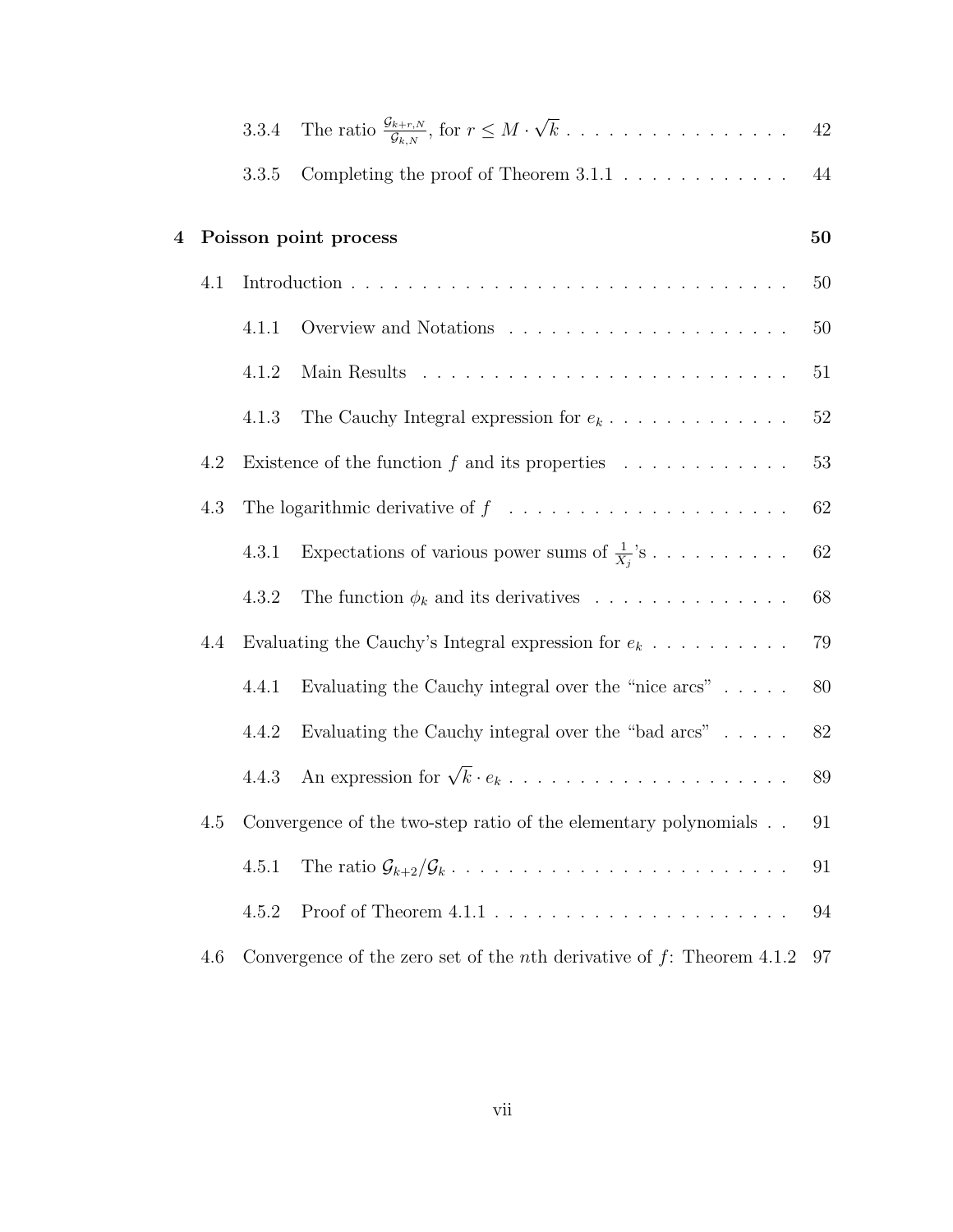3.3.4 The ratio $\frac{\mathcal{G}_{k+r,N}}{\mathcal{G}_{k,N}}$, for $r \leq M \cdot \sqrt{k}$ . . . . . . . . . . . . . . . . 42

3.3.5 Completing the proof of Theorem 3.1.1 . . . . . . . . . . . . 44

**4 Poisson point process** **50**

4.1 Introduction . . . . . . . . . . . . . . . . . . . . . . . . . . . . . . . . 50

4.1.1 Overview and Notations . . . . . . . . . . . . . . . . . . . . 50

4.1.2 Main Results . . . . . . . . . . . . . . . . . . . . . . . . . . 51

4.1.3 The Cauchy Integral expression for $e_k$ . . . . . . . . . . . . . 52

4.2 Existence of the function $f$ and its properties . . . . . . . . . . . . 53

4.3 The logarithmic derivative of $f$ . . . . . . . . . . . . . . . . . . . . 62

4.3.1 Expectations of various power sums of $\frac{1}{X_j}$'s . . . . . . . . . . 62

4.3.2 The function $\phi_k$ and its derivatives . . . . . . . . . . . . . . 68

4.4 Evaluating the Cauchy's Integral expression for $e_k$ . . . . . . . . . . 79

4.4.1 Evaluating the Cauchy integral over the "nice arcs" . . . . . 80

4.4.2 Evaluating the Cauchy integral over the "bad arcs" . . . . . 82

4.4.3 An expression for $\sqrt{k} \cdot e_k$ . . . . . . . . . . . . . . . . . . . . 89

4.5 Convergence of the two-step ratio of the elementary polynomials . . 91

4.5.1 The ratio $\mathcal{G}_{k+2}/\mathcal{G}_k$ . . . . . . . . . . . . . . . . . . . . . . . . 91

4.5.2 Proof of Theorem 4.1.1 . . . . . . . . . . . . . . . . . . . . . 94

4.6 Convergence of the zero set of the $n$th derivative of $f$: Theorem 4.1.2 97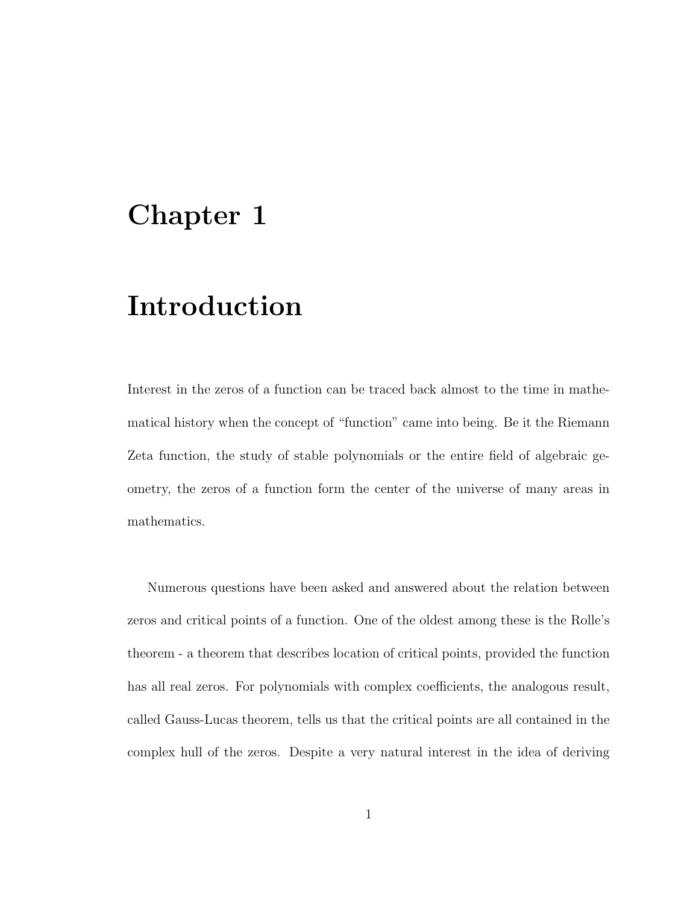# Chapter 1

# Introduction

Interest in the zeros of a function can be traced back almost to the time in mathematical history when the concept of "function" came into being. Be it the Riemann Zeta function, the study of stable polynomials or the entire field of algebraic geometry, the zeros of a function form the center of the universe of many areas in mathematics.

Numerous questions have been asked and answered about the relation between zeros and critical points of a function. One of the oldest among these is the Rolle's theorem - a theorem that describes location of critical points, provided the function has all real zeros. For polynomials with complex coefficients, the analogous result, called Gauss-Lucas theorem, tells us that the critical points are all contained in the complex hull of the zeros. Despite a very natural interest in the idea of deriving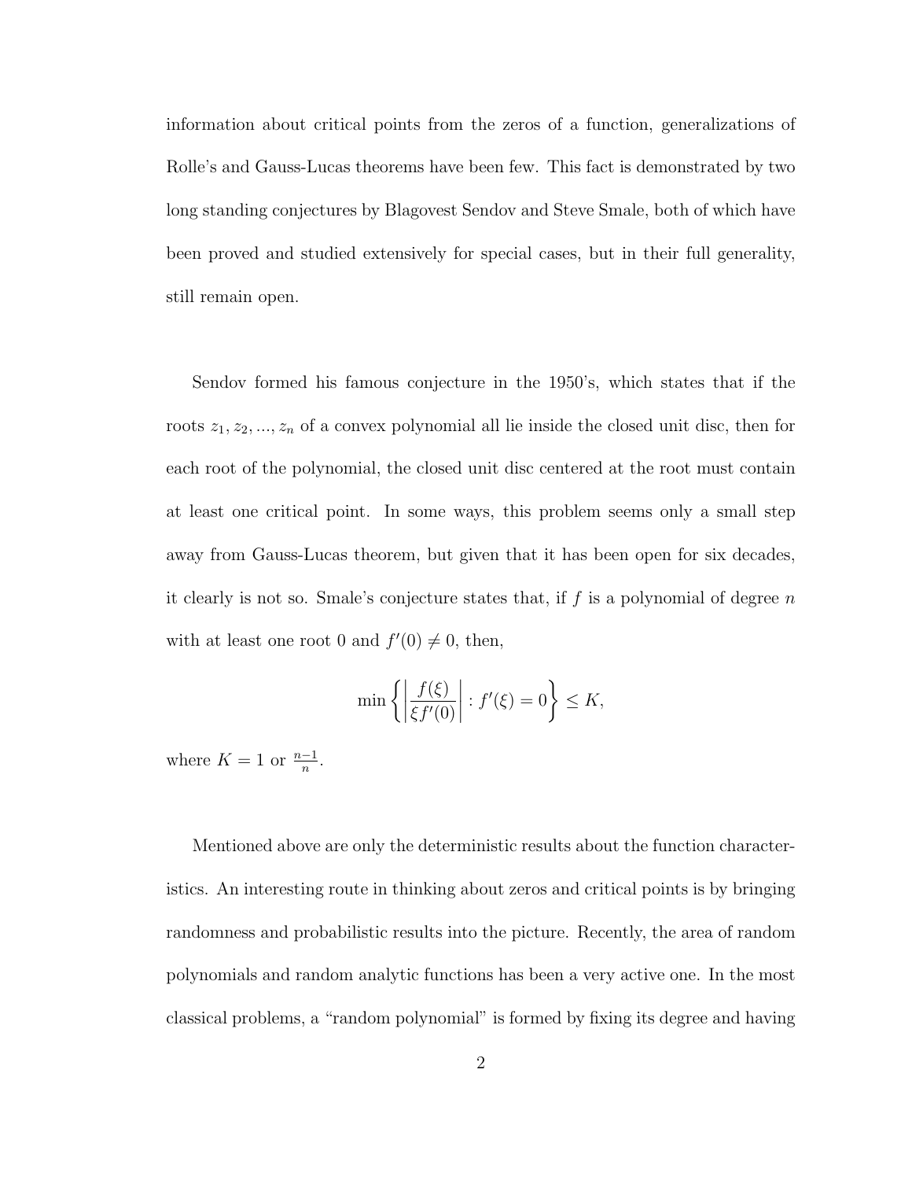information about critical points from the zeros of a function, generalizations of Rolle's and Gauss-Lucas theorems have been few. This fact is demonstrated by two long standing conjectures by Blagovest Sendov and Steve Smale, both of which have been proved and studied extensively for special cases, but in their full generality, still remain open.

Sendov formed his famous conjecture in the 1950's, which states that if the roots $z_1, z_2, ..., z_n$ of a convex polynomial all lie inside the closed unit disc, then for each root of the polynomial, the closed unit disc centered at the root must contain at least one critical point. In some ways, this problem seems only a small step away from Gauss-Lucas theorem, but given that it has been open for six decades, it clearly is not so. Smale's conjecture states that, if $f$ is a polynomial of degree $n$ with at least one root 0 and $f'(0) \neq 0$, then,

$$\min \left\{ \left| \frac{f(\xi)}{\xi f'(0)} \right| : f'(\xi) = 0 \right\} \leq K,$$

where $K = 1$ or $\frac{n-1}{n}$.

Mentioned above are only the deterministic results about the function characteristics. An interesting route in thinking about zeros and critical points is by bringing randomness and probabilistic results into the picture. Recently, the area of random polynomials and random analytic functions has been a very active one. In the most classical problems, a "random polynomial" is formed by fixing its degree and having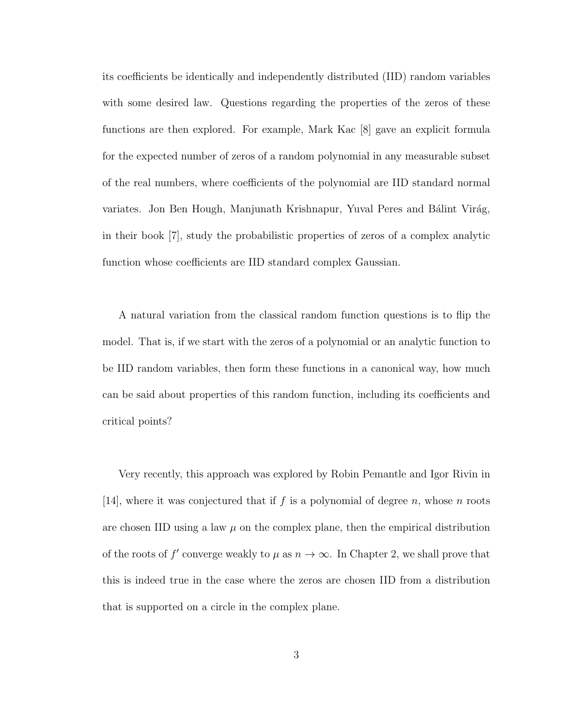its coefficients be identically and independently distributed (IID) random variables with some desired law. Questions regarding the properties of the zeros of these functions are then explored. For example, Mark Kac [8] gave an explicit formula for the expected number of zeros of a random polynomial in any measurable subset of the real numbers, where coefficients of the polynomial are IID standard normal variates. Jon Ben Hough, Manjunath Krishnapur, Yuval Peres and Bálint Virág, in their book [7], study the probabilistic properties of zeros of a complex analytic function whose coefficients are IID standard complex Gaussian.

A natural variation from the classical random function questions is to flip the model. That is, if we start with the zeros of a polynomial or an analytic function to be IID random variables, then form these functions in a canonical way, how much can be said about properties of this random function, including its coefficients and critical points?

Very recently, this approach was explored by Robin Pemantle and Igor Rivin in [14], where it was conjectured that if $f$ is a polynomial of degree $n$, whose $n$ roots are chosen IID using a law $\mu$ on the complex plane, then the empirical distribution of the roots of $f'$ converge weakly to $\mu$ as $n \to \infty$. In Chapter 2, we shall prove that this is indeed true in the case where the zeros are chosen IID from a distribution that is supported on a circle in the complex plane.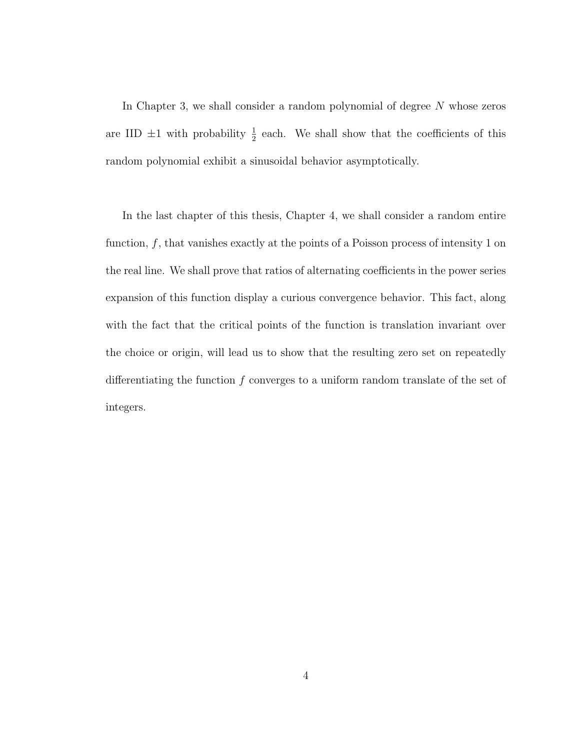In Chapter 3, we shall consider a random polynomial of degree $N$ whose zeros are IID $\pm 1$ with probability $\frac{1}{2}$ each. We shall show that the coefficients of this random polynomial exhibit a sinusoidal behavior asymptotically.

In the last chapter of this thesis, Chapter 4, we shall consider a random entire function, $f$, that vanishes exactly at the points of a Poisson process of intensity 1 on the real line. We shall prove that ratios of alternating coefficients in the power series expansion of this function display a curious convergence behavior. This fact, along with the fact that the critical points of the function is translation invariant over the choice or origin, will lead us to show that the resulting zero set on repeatedly differentiating the function $f$ converges to a uniform random translate of the set of integers.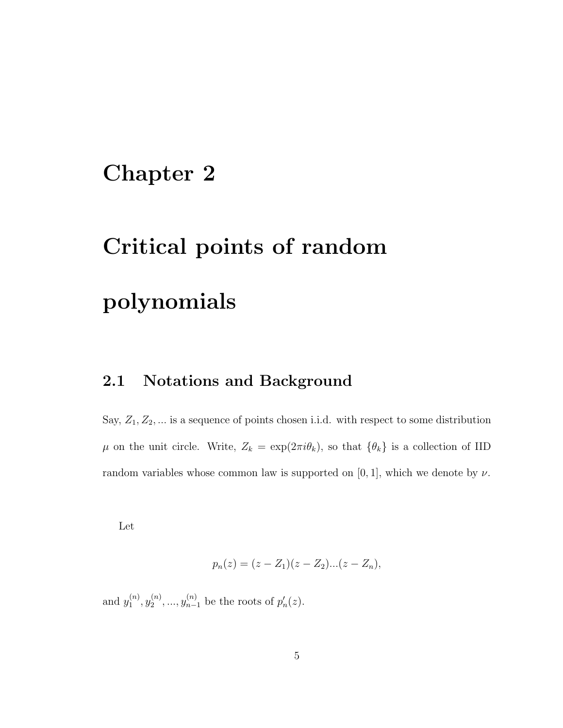# Chapter 2

# Critical points of random polynomials

## 2.1 Notations and Background

Say, $Z_1, Z_2, ...$ is a sequence of points chosen i.i.d. with respect to some distribution $\mu$ on the unit circle. Write, $Z_k = \exp(2\pi i \theta_k)$, so that $\{\theta_k\}$ is a collection of IID random variables whose common law is supported on $[0, 1]$, which we denote by $\nu$.

Let

$$p_n(z) = (z - Z_1)(z - Z_2)...(z - Z_n),$$

and $y_1^{(n)}, y_2^{(n)}, ..., y_{n-1}^{(n)}$ be the roots of $p_n'(z)$.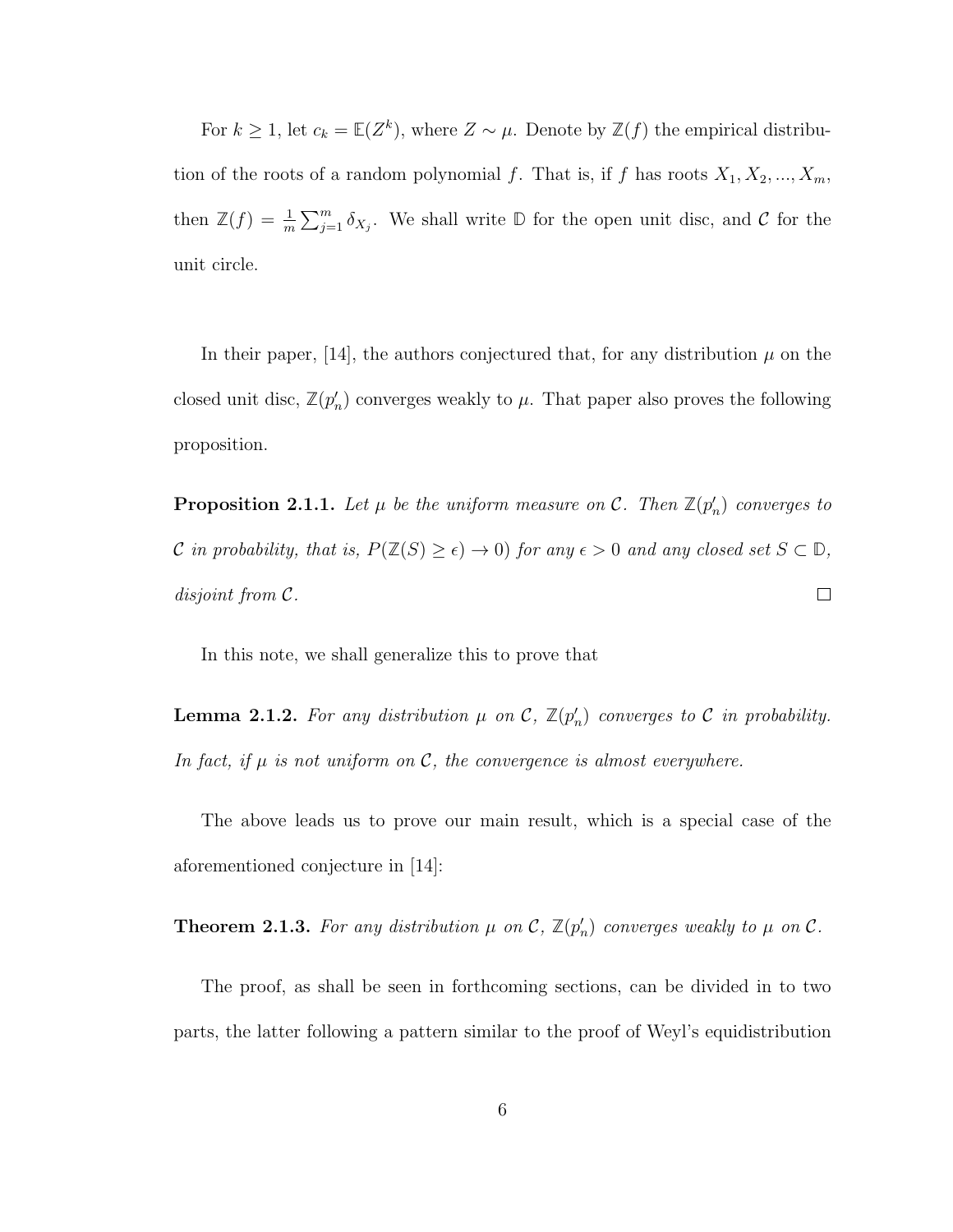For $k \geq 1$, let $c_k = \mathbb{E}(Z^k)$, where $Z \sim \mu$. Denote by $\mathbb{Z}(f)$ the empirical distribution of the roots of a random polynomial $f$. That is, if $f$ has roots $X_1, X_2, ..., X_m$, then $\mathbb{Z}(f) = \frac{1}{m}\sum_{j=1}^{m} \delta_{X_j}$. We shall write $\mathbb{D}$ for the open unit disc, and $\mathcal{C}$ for the unit circle.

In their paper, [14], the authors conjectured that, for any distribution $\mu$ on the closed unit disc, $\mathbb{Z}(p_n')$ converges weakly to $\mu$. That paper also proves the following proposition.

**Proposition 2.1.1.** *Let $\mu$ be the uniform measure on $\mathcal{C}$. Then $\mathbb{Z}(p_n')$ converges to $\mathcal{C}$ in probability, that is, $P(\mathbb{Z}(S) \geq \epsilon) \to 0)$ for any $\epsilon > 0$ and any closed set $S \subset \mathbb{D}$, disjoint from $\mathcal{C}$.* □

In this note, we shall generalize this to prove that

**Lemma 2.1.2.** *For any distribution $\mu$ on $\mathcal{C}$, $\mathbb{Z}(p_n')$ converges to $\mathcal{C}$ in probability. In fact, if $\mu$ is not uniform on $\mathcal{C}$, the convergence is almost everywhere.*

The above leads us to prove our main result, which is a special case of the aforementioned conjecture in [14]:

**Theorem 2.1.3.** *For any distribution $\mu$ on $\mathcal{C}$, $\mathbb{Z}(p_n')$ converges weakly to $\mu$ on $\mathcal{C}$.*

The proof, as shall be seen in forthcoming sections, can be divided in to two parts, the latter following a pattern similar to the proof of Weyl's equidistribution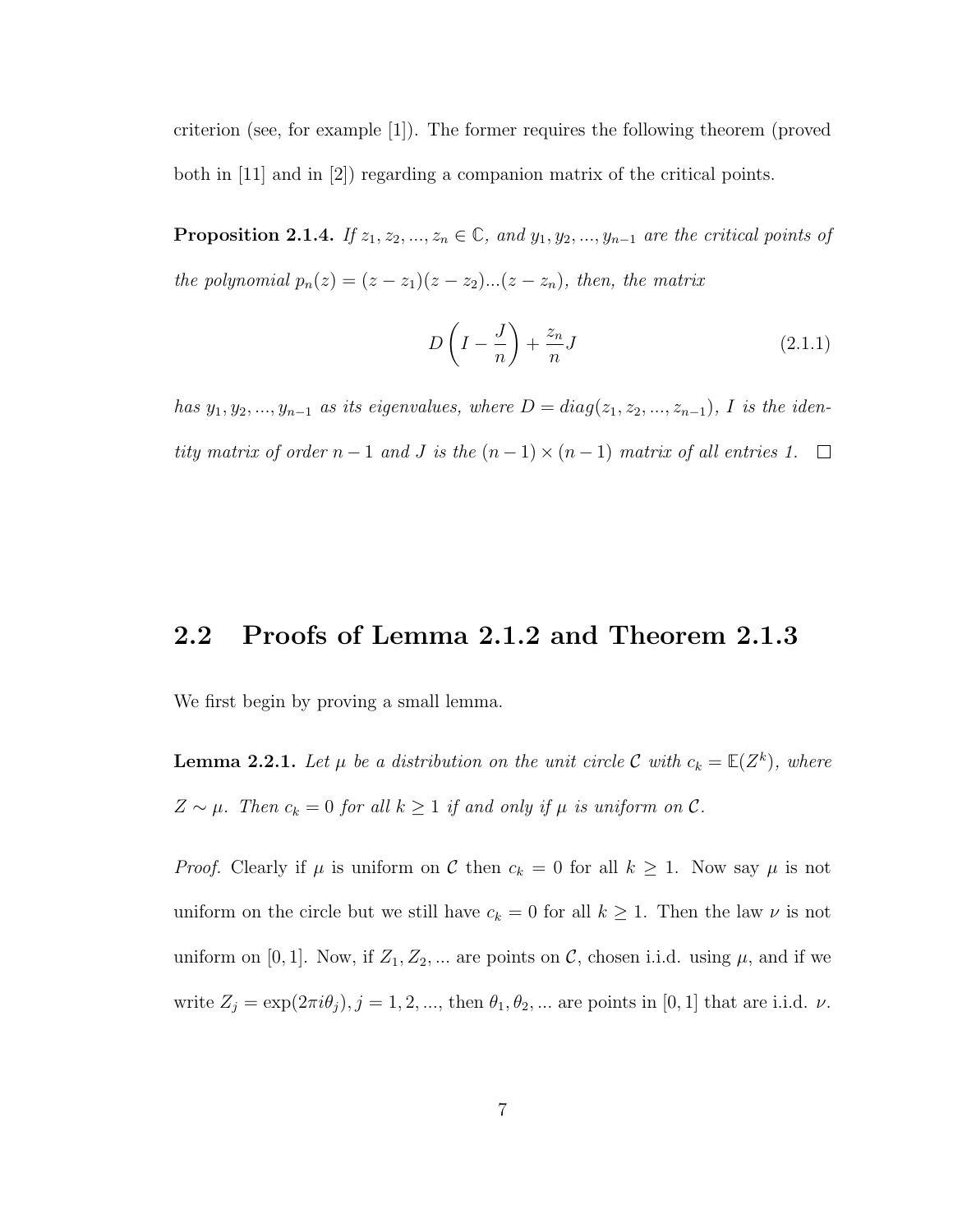criterion (see, for example [1]). The former requires the following theorem (proved both in [11] and in [2]) regarding a companion matrix of the critical points.

**Proposition 2.1.4.** *If $z_1, z_2, ..., z_n \in \mathbb{C}$, and $y_1, y_2, ..., y_{n-1}$ are the critical points of the polynomial $p_n(z) = (z - z_1)(z - z_2)...(z - z_n)$, then, the matrix*

$$D\left(I - \frac{J}{n}\right) + \frac{z_n}{n}J \tag{2.1.1}$$

*has $y_1, y_2, ..., y_{n-1}$ as its eigenvalues, where $D = diag(z_1, z_2, ..., z_{n-1})$, $I$ is the identity matrix of order $n-1$ and $J$ is the $(n-1) \times (n-1)$ matrix of all entries 1.* $\square$

## 2.2 Proofs of Lemma 2.1.2 and Theorem 2.1.3

We first begin by proving a small lemma.

**Lemma 2.2.1.** *Let $\mu$ be a distribution on the unit circle $\mathcal{C}$ with $c_k = \mathbb{E}(Z^k)$, where $Z \sim \mu$. Then $c_k = 0$ for all $k \geq 1$ if and only if $\mu$ is uniform on $\mathcal{C}$.*

*Proof.* Clearly if $\mu$ is uniform on $\mathcal{C}$ then $c_k = 0$ for all $k \geq 1$. Now say $\mu$ is not uniform on the circle but we still have $c_k = 0$ for all $k \geq 1$. Then the law $\nu$ is not uniform on $[0, 1]$. Now, if $Z_1, Z_2, ...$ are points on $\mathcal{C}$, chosen i.i.d. using $\mu$, and if we write $Z_j = \exp(2\pi i\theta_j), j = 1, 2, ...,$ then $\theta_1, \theta_2, ...$ are points in $[0, 1]$ that are i.i.d. $\nu$.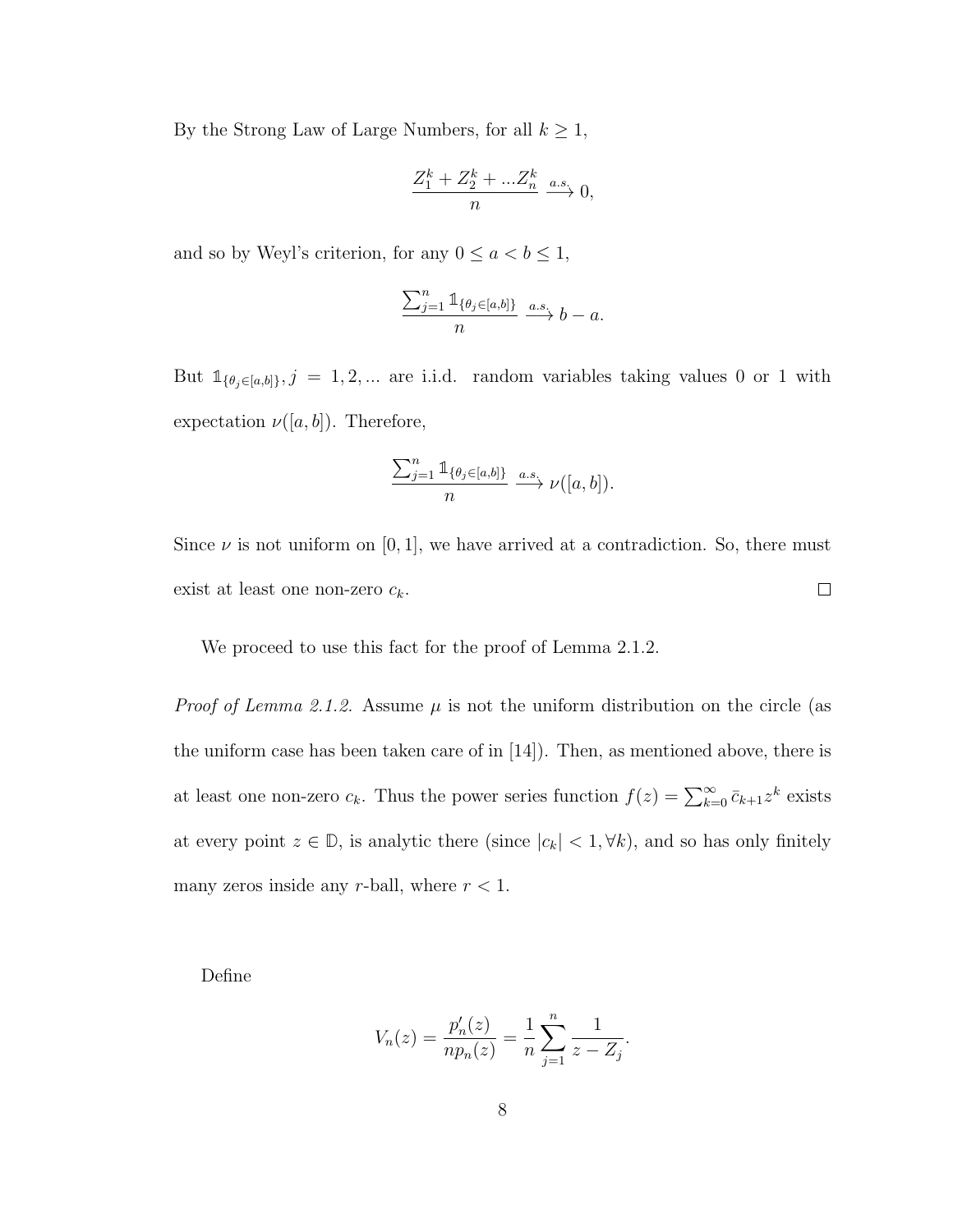By the Strong Law of Large Numbers, for all $k \geq 1$,

$$\frac{Z_1^k + Z_2^k + ...Z_n^k}{n} \xrightarrow{a.s.} 0,$$

and so by Weyl's criterion, for any $0 \leq a < b \leq 1$,

$$\frac{\sum_{j=1}^{n} \mathbb{1}_{\{\theta_j \in [a,b]\}}}{n} \xrightarrow{a.s.} b - a.$$

But $\mathbb{1}_{\{\theta_j \in [a,b]\}}, j = 1, 2, ...$ are i.i.d. random variables taking values 0 or 1 with expectation $\nu([a, b])$. Therefore,

$$\frac{\sum_{j=1}^{n} \mathbb{1}_{\{\theta_j \in [a,b]\}}}{n} \xrightarrow{a.s.} \nu([a, b]).$$

Since $\nu$ is not uniform on $[0, 1]$, we have arrived at a contradiction. So, there must exist at least one non-zero $c_k$. $\square$

We proceed to use this fact for the proof of Lemma 2.1.2.

*Proof of Lemma 2.1.2.* Assume $\mu$ is not the uniform distribution on the circle (as the uniform case has been taken care of in [14]). Then, as mentioned above, there is at least one non-zero $c_k$. Thus the power series function $f(z) = \sum_{k=0}^{\infty} \bar{c}_{k+1} z^k$ exists at every point $z \in \mathbb{D}$, is analytic there (since $|c_k| < 1, \forall k$), and so has only finitely many zeros inside any $r$-ball, where $r < 1$.

Define

$$V_n(z) = \frac{p_n'(z)}{np_n(z)} = \frac{1}{n} \sum_{j=1}^{n} \frac{1}{z - Z_j}.$$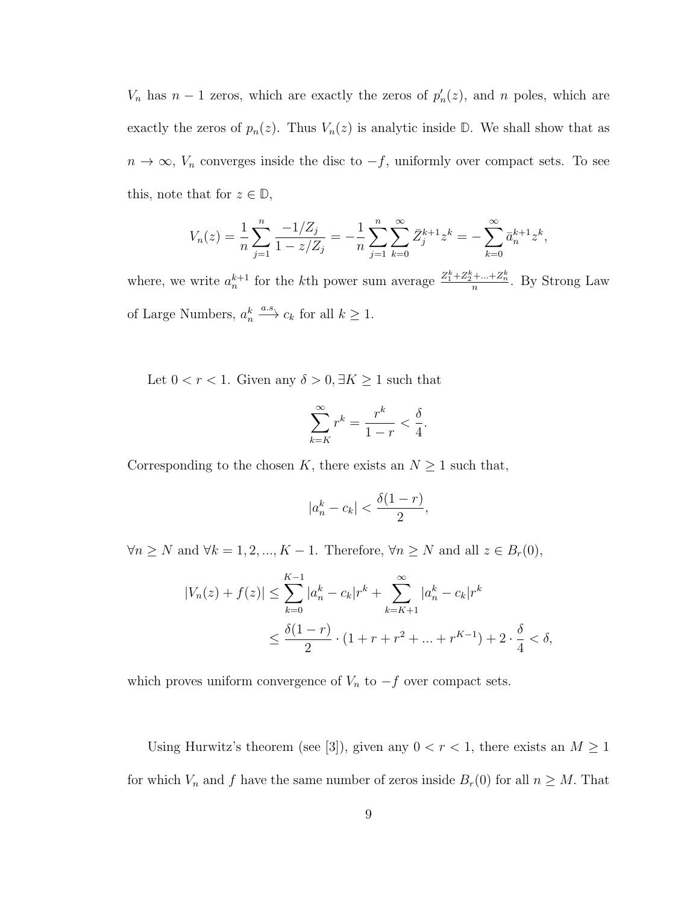$V_n$ has $n-1$ zeros, which are exactly the zeros of $p_n'(z)$, and $n$ poles, which are exactly the zeros of $p_n(z)$. Thus $V_n(z)$ is analytic inside $\mathbb{D}$. We shall show that as $n \to \infty$, $V_n$ converges inside the disc to $-f$, uniformly over compact sets. To see this, note that for $z \in \mathbb{D}$,

$$V_n(z) = \frac{1}{n}\sum_{j=1}^{n} \frac{-1/Z_j}{1 - z/Z_j} = -\frac{1}{n}\sum_{j=1}^{n}\sum_{k=0}^{\infty} \bar{Z}_j^{k+1} z^k = -\sum_{k=0}^{\infty} \bar{a}_n^{k+1} z^k,$$

where, we write $a_n^{k+1}$ for the $k$th power sum average $\frac{Z_1^k + Z_2^k + \ldots + Z_n^k}{n}$. By Strong Law of Large Numbers, $a_n^k \xrightarrow{a.s.} c_k$ for all $k \geq 1$.

Let $0 < r < 1$. Given any $\delta > 0, \exists K \geq 1$ such that

$$\sum_{k=K}^{\infty} r^k = \frac{r^k}{1-r} < \frac{\delta}{4}.$$

Corresponding to the chosen $K$, there exists an $N \geq 1$ such that,

$$|a_n^k - c_k| < \frac{\delta(1-r)}{2},$$

$\forall n \geq N$ and $\forall k = 1, 2, ..., K-1$. Therefore, $\forall n \geq N$ and all $z \in B_r(0)$,

$$\begin{aligned} |V_n(z) + f(z)| &\leq \sum_{k=0}^{K-1} |a_n^k - c_k| r^k + \sum_{k=K+1}^{\infty} |a_n^k - c_k| r^k \\ &\leq \frac{\delta(1-r)}{2} \cdot (1 + r + r^2 + ... + r^{K-1}) + 2 \cdot \frac{\delta}{4} < \delta, \end{aligned}$$

which proves uniform convergence of $V_n$ to $-f$ over compact sets.

Using Hurwitz's theorem (see [3]), given any $0 < r < 1$, there exists an $M \geq 1$ for which $V_n$ and $f$ have the same number of zeros inside $B_r(0)$ for all $n \geq M$. That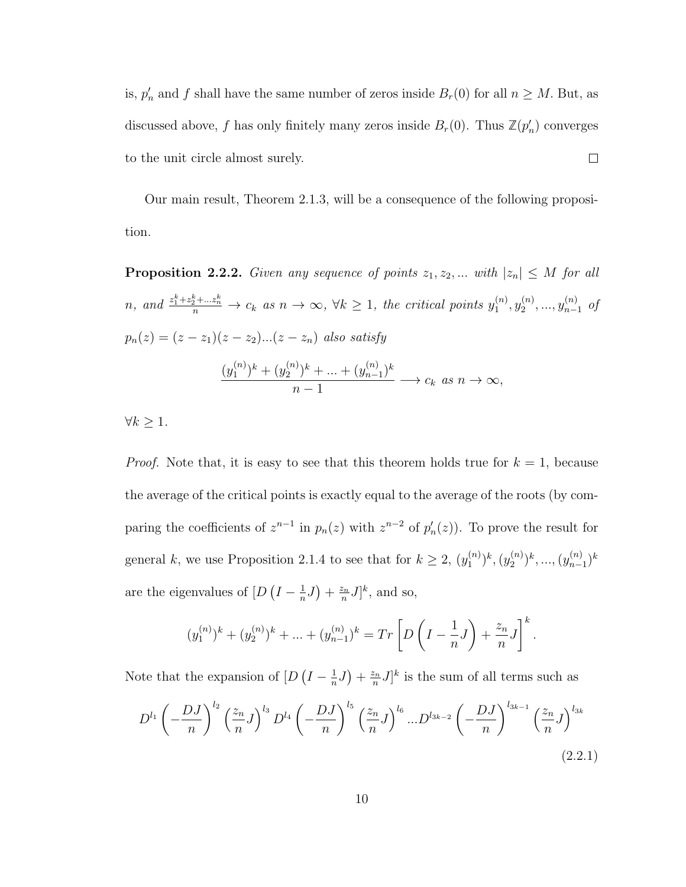is, $p_n'$ and $f$ shall have the same number of zeros inside $B_r(0)$ for all $n \geq M$. But, as discussed above, $f$ has only finitely many zeros inside $B_r(0)$. Thus $\mathbb{Z}(p_n')$ converges to the unit circle almost surely. □

Our main result, Theorem 2.1.3, will be a consequence of the following proposition.

**Proposition 2.2.2.** *Given any sequence of points $z_1, z_2, ...$ with $|z_n| \leq M$ for all $n$, and $\frac{z_1^k + z_2^k + ... z_n^k}{n} \to c_k$ as $n \to \infty$, $\forall k \geq 1$, the critical points $y_1^{(n)}, y_2^{(n)}, ..., y_{n-1}^{(n)}$ of $p_n(z) = (z - z_1)(z - z_2)...(z - z_n)$ also satisfy*

$$\frac{(y_1^{(n)})^k + (y_2^{(n)})^k + ... + (y_{n-1}^{(n)})^k}{n-1} \longrightarrow c_k \text{ as } n \to \infty,$$

*$\forall k \geq 1$.*

*Proof.* Note that, it is easy to see that this theorem holds true for $k = 1$, because the average of the critical points is exactly equal to the average of the roots (by comparing the coefficients of $z^{n-1}$ in $p_n(z)$ with $z^{n-2}$ of $p_n'(z)$). To prove the result for general $k$, we use Proposition 2.1.4 to see that for $k \geq 2$, $(y_1^{(n)})^k, (y_2^{(n)})^k, ..., (y_{n-1}^{(n)})^k$ are the eigenvalues of $[D\left(I - \frac{1}{n}J\right) + \frac{z_n}{n}J]^k$, and so,

$$(y_1^{(n)})^k + (y_2^{(n)})^k + ... + (y_{n-1}^{(n)})^k = Tr\left[D\left(I - \frac{1}{n}J\right) + \frac{z_n}{n}J\right]^k.$$

Note that the expansion of $[D\left(I - \frac{1}{n}J\right) + \frac{z_n}{n}J]^k$ is the sum of all terms such as

$$D^{l_1}\left(-\frac{DJ}{n}\right)^{l_2}\left(\frac{z_n}{n}J\right)^{l_3}D^{l_4}\left(-\frac{DJ}{n}\right)^{l_5}\left(\frac{z_n}{n}J\right)^{l_6}...D^{l_{3k-2}}\left(-\frac{DJ}{n}\right)^{l_{3k-1}}\left(\frac{z_n}{n}J\right)^{l_{3k}} \tag{2.2.1}$$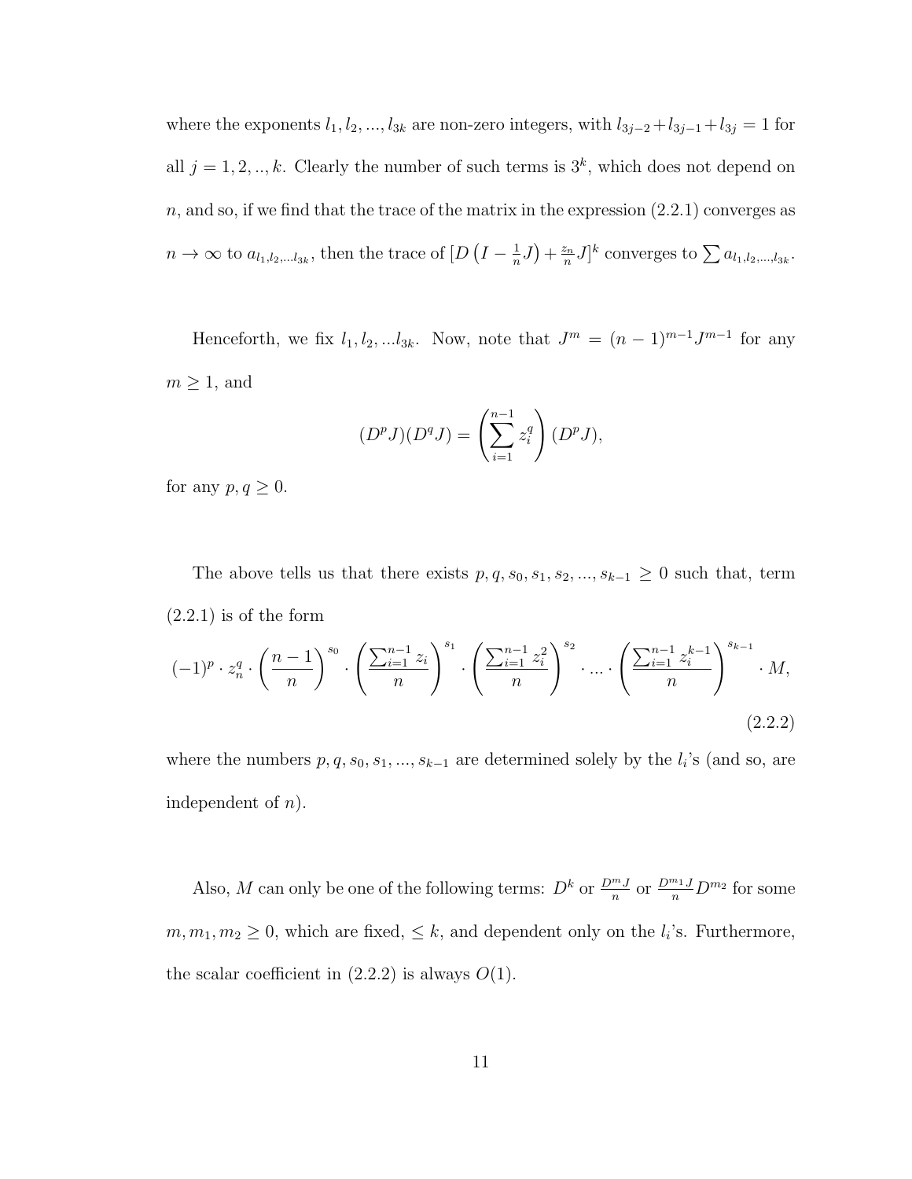where the exponents $l_1, l_2, ..., l_{3k}$ are non-zero integers, with $l_{3j-2}+l_{3j-1}+l_{3j} = 1$ for all $j = 1, 2, .., k$. Clearly the number of such terms is $3^k$, which does not depend on $n$, and so, if we find that the trace of the matrix in the expression (2.2.1) converges as $n \to \infty$ to $a_{l_1,l_2,...l_{3k}}$, then the trace of $[D\left(I - \frac{1}{n}J\right) + \frac{z_n}{n}J]^k$ converges to $\sum a_{l_1,l_2,...,l_{3k}}$.

Henceforth, we fix $l_1, l_2, ...l_{3k}$. Now, note that $J^m = (n-1)^{m-1}J^{m-1}$ for any $m \geq 1$, and

$$(D^pJ)(D^qJ) = \left(\sum_{i=1}^{n-1} z_i^q\right)(D^pJ),$$

for any $p, q \geq 0$.

The above tells us that there exists $p, q, s_0, s_1, s_2, ..., s_{k-1} \geq 0$ such that, term (2.2.1) is of the form

$$(-1)^p \cdot z_n^q \cdot \left(\frac{n-1}{n}\right)^{s_0} \cdot \left(\frac{\sum_{i=1}^{n-1} z_i}{n}\right)^{s_1} \cdot \left(\frac{\sum_{i=1}^{n-1} z_i^2}{n}\right)^{s_2} \cdot ... \cdot \left(\frac{\sum_{i=1}^{n-1} z_i^{k-1}}{n}\right)^{s_{k-1}} \cdot M, \tag{2.2.2}$$

where the numbers $p, q, s_0, s_1, ..., s_{k-1}$ are determined solely by the $l_i$'s (and so, are independent of $n$).

Also, $M$ can only be one of the following terms: $D^k$ or $\frac{D^mJ}{n}$ or $\frac{D^{m_1}J}{n}D^{m_2}$ for some $m, m_1, m_2 \geq 0$, which are fixed, $\leq k$, and dependent only on the $l_i$'s. Furthermore, the scalar coefficient in (2.2.2) is always $O(1)$.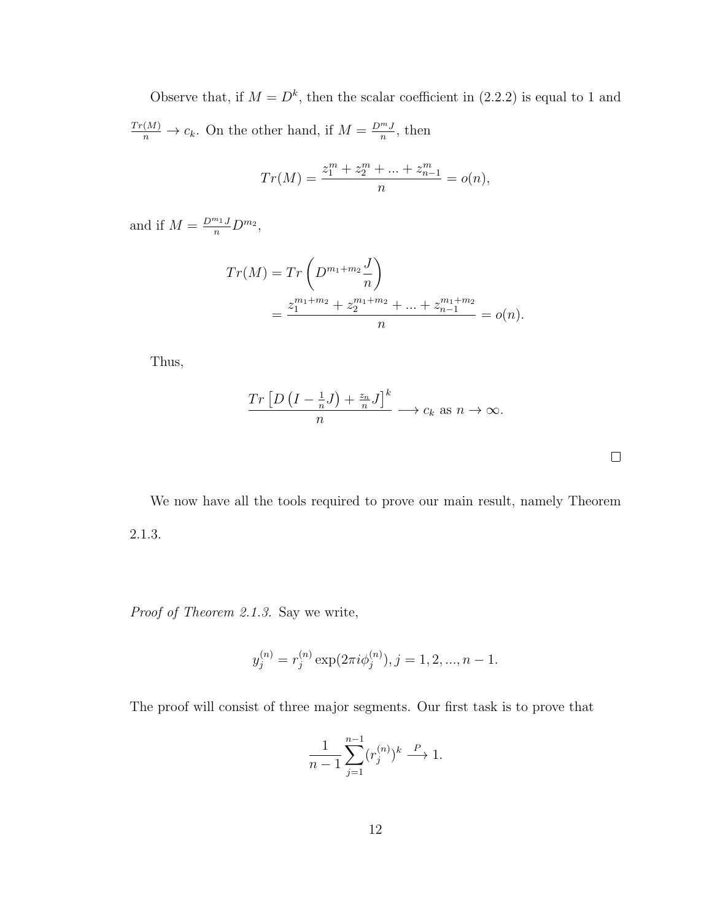Observe that, if $M = D^k$, then the scalar coefficient in (2.2.2) is equal to 1 and $\frac{Tr(M)}{n} \to c_k$. On the other hand, if $M = \frac{D^m J}{n}$, then

$$Tr(M) = \frac{z_1^m + z_2^m + ... + z_{n-1}^m}{n} = o(n),$$

and if $M = \frac{D^{m_1} J}{n} D^{m_2}$,

$$\begin{aligned} Tr(M) &= Tr\left(D^{m_1+m_2}\frac{J}{n}\right) \\ &= \frac{z_1^{m_1+m_2} + z_2^{m_1+m_2} + ... + z_{n-1}^{m_1+m_2}}{n} = o(n). \end{aligned}$$

Thus,

$$\frac{Tr\left[D\left(I - \frac{1}{n}J\right) + \frac{z_n}{n}J\right]^k}{n} \longrightarrow c_k \text{ as } n \to \infty.$$

□

We now have all the tools required to prove our main result, namely Theorem 2.1.3.

*Proof of Theorem 2.1.3.* Say we write,

$$y_j^{(n)} = r_j^{(n)} \exp(2\pi i \phi_j^{(n)}), j = 1, 2, ..., n-1.$$

The proof will consist of three major segments. Our first task is to prove that

$$\frac{1}{n-1}\sum_{j=1}^{n-1}(r_j^{(n)})^k \xrightarrow{P} 1.$$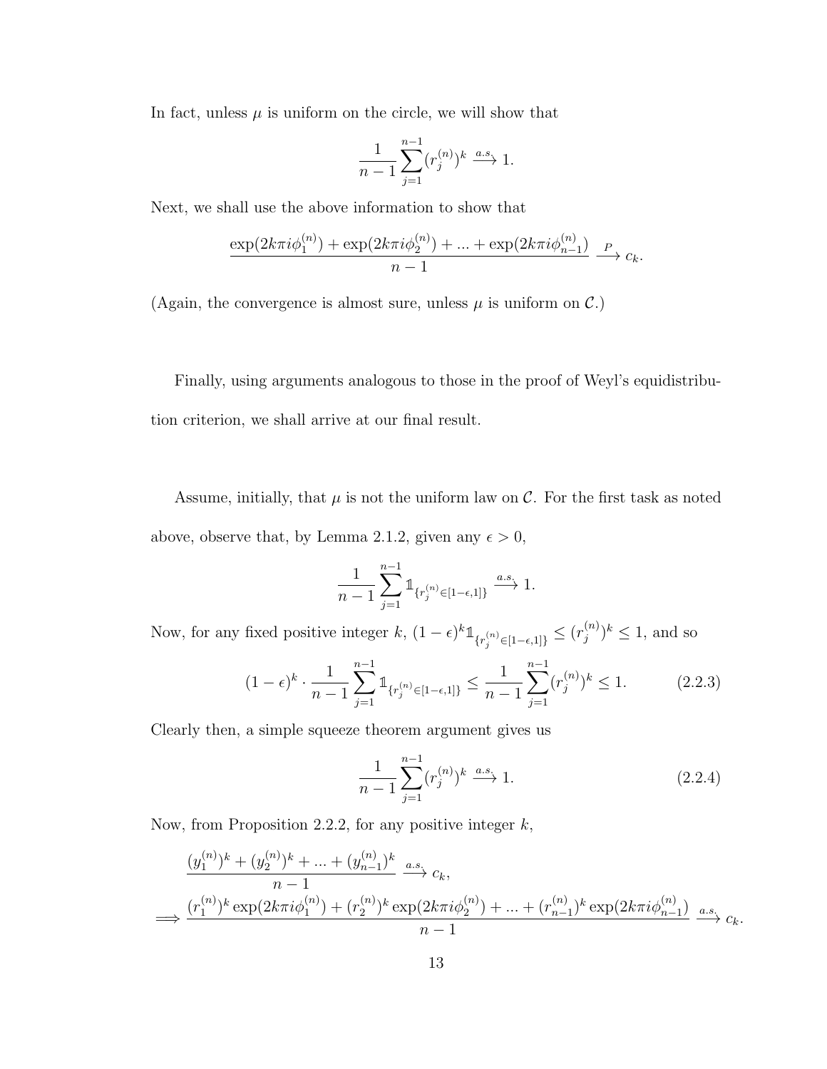In fact, unless $\mu$ is uniform on the circle, we will show that

$$\frac{1}{n-1}\sum_{j=1}^{n-1}(r_j^{(n)})^k \xrightarrow{a.s.} 1.$$

Next, we shall use the above information to show that

$$\frac{\exp(2k\pi i\phi_1^{(n)}) + \exp(2k\pi i\phi_2^{(n)}) + ... + \exp(2k\pi i\phi_{n-1}^{(n)})}{n-1} \xrightarrow{P} c_k.$$

(Again, the convergence is almost sure, unless $\mu$ is uniform on $\mathcal{C}$.)

Finally, using arguments analogous to those in the proof of Weyl's equidistribution criterion, we shall arrive at our final result.

Assume, initially, that $\mu$ is not the uniform law on $\mathcal{C}$. For the first task as noted above, observe that, by Lemma 2.1.2, given any $\epsilon > 0$,

$$\frac{1}{n-1}\sum_{j=1}^{n-1}\mathbb{1}_{\{r_j^{(n)}\in[1-\epsilon,1]\}} \xrightarrow{a.s.} 1.$$

Now, for any fixed positive integer $k$, $(1-\epsilon)^k\mathbb{1}_{\{r_j^{(n)}\in[1-\epsilon,1]\}} \leq (r_j^{(n)})^k \leq 1$, and so

$$(1-\epsilon)^k \cdot \frac{1}{n-1}\sum_{j=1}^{n-1}\mathbb{1}_{\{r_j^{(n)}\in[1-\epsilon,1]\}} \leq \frac{1}{n-1}\sum_{j=1}^{n-1}(r_j^{(n)})^k \leq 1. \tag{2.2.3}$$

Clearly then, a simple squeeze theorem argument gives us

$$\frac{1}{n-1}\sum_{j=1}^{n-1}(r_j^{(n)})^k \xrightarrow{a.s.} 1. \tag{2.2.4}$$

Now, from Proposition 2.2.2, for any positive integer $k$,

$$\frac{(y_1^{(n)})^k + (y_2^{(n)})^k + ... + (y_{n-1}^{(n)})^k}{n-1} \xrightarrow{a.s.} c_k,$$

$$\implies \frac{(r_1^{(n)})^k\exp(2k\pi i\phi_1^{(n)}) + (r_2^{(n)})^k\exp(2k\pi i\phi_2^{(n)}) + ... + (r_{n-1}^{(n)})^k\exp(2k\pi i\phi_{n-1}^{(n)})}{n-1} \xrightarrow{a.s.} c_k.$$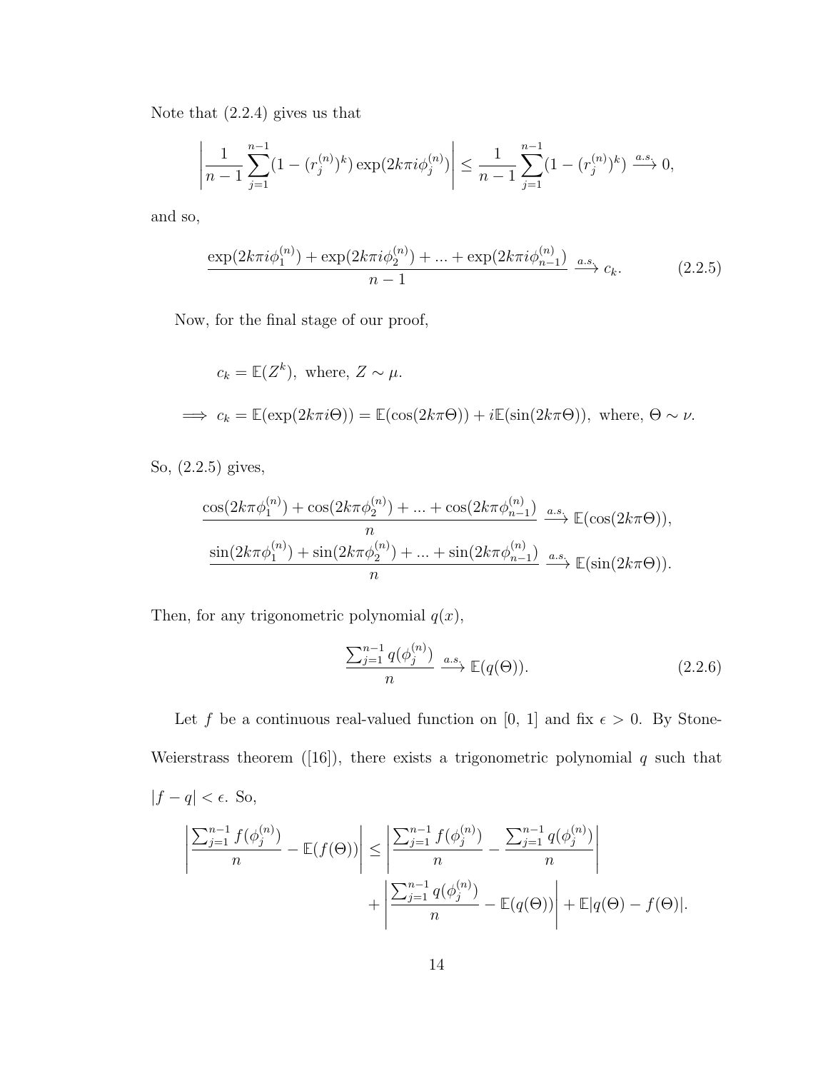Note that (2.2.4) gives us that

$$\left| \frac{1}{n-1} \sum_{j=1}^{n-1} (1 - (r_j^{(n)})^k) \exp(2k\pi i \phi_j^{(n)}) \right| \leq \frac{1}{n-1} \sum_{j=1}^{n-1} (1 - (r_j^{(n)})^k) \xrightarrow{a.s.} 0,$$

and so,

$$\frac{\exp(2k\pi i \phi_1^{(n)}) + \exp(2k\pi i \phi_2^{(n)}) + ... + \exp(2k\pi i \phi_{n-1}^{(n)})}{n-1} \xrightarrow{a.s.} c_k. \tag{2.2.5}$$

Now, for the final stage of our proof,

$$c_k = \mathbb{E}(Z^k), \text{ where, } Z \sim \mu.$$

$$\implies c_k = \mathbb{E}(\exp(2k\pi i \Theta)) = \mathbb{E}(\cos(2k\pi\Theta)) + i\mathbb{E}(\sin(2k\pi\Theta)), \text{ where, } \Theta \sim \nu.$$

So, (2.2.5) gives,

$$\frac{\cos(2k\pi\phi_1^{(n)}) + \cos(2k\pi\phi_2^{(n)}) + ... + \cos(2k\pi\phi_{n-1}^{(n)})}{n} \xrightarrow{a.s.} \mathbb{E}(\cos(2k\pi\Theta)),$$

$$\frac{\sin(2k\pi\phi_1^{(n)}) + \sin(2k\pi\phi_2^{(n)}) + ... + \sin(2k\pi\phi_{n-1}^{(n)})}{n} \xrightarrow{a.s.} \mathbb{E}(\sin(2k\pi\Theta)).$$

Then, for any trigonometric polynomial $q(x)$,

$$\frac{\sum_{j=1}^{n-1} q(\phi_j^{(n)})}{n} \xrightarrow{a.s.} \mathbb{E}(q(\Theta)). \tag{2.2.6}$$

Let $f$ be a continuous real-valued function on [0, 1] and fix $\epsilon > 0$. By Stone-Weierstrass theorem ([16]), there exists a trigonometric polynomial $q$ such that $|f - q| < \epsilon$. So,

$$\left| \frac{\sum_{j=1}^{n-1} f(\phi_j^{(n)})}{n} - \mathbb{E}(f(\Theta)) \right| \leq \left| \frac{\sum_{j=1}^{n-1} f(\phi_j^{(n)})}{n} - \frac{\sum_{j=1}^{n-1} q(\phi_j^{(n)})}{n} \right| + \left| \frac{\sum_{j=1}^{n-1} q(\phi_j^{(n)})}{n} - \mathbb{E}(q(\Theta)) \right| + \mathbb{E}|q(\Theta) - f(\Theta)|.$$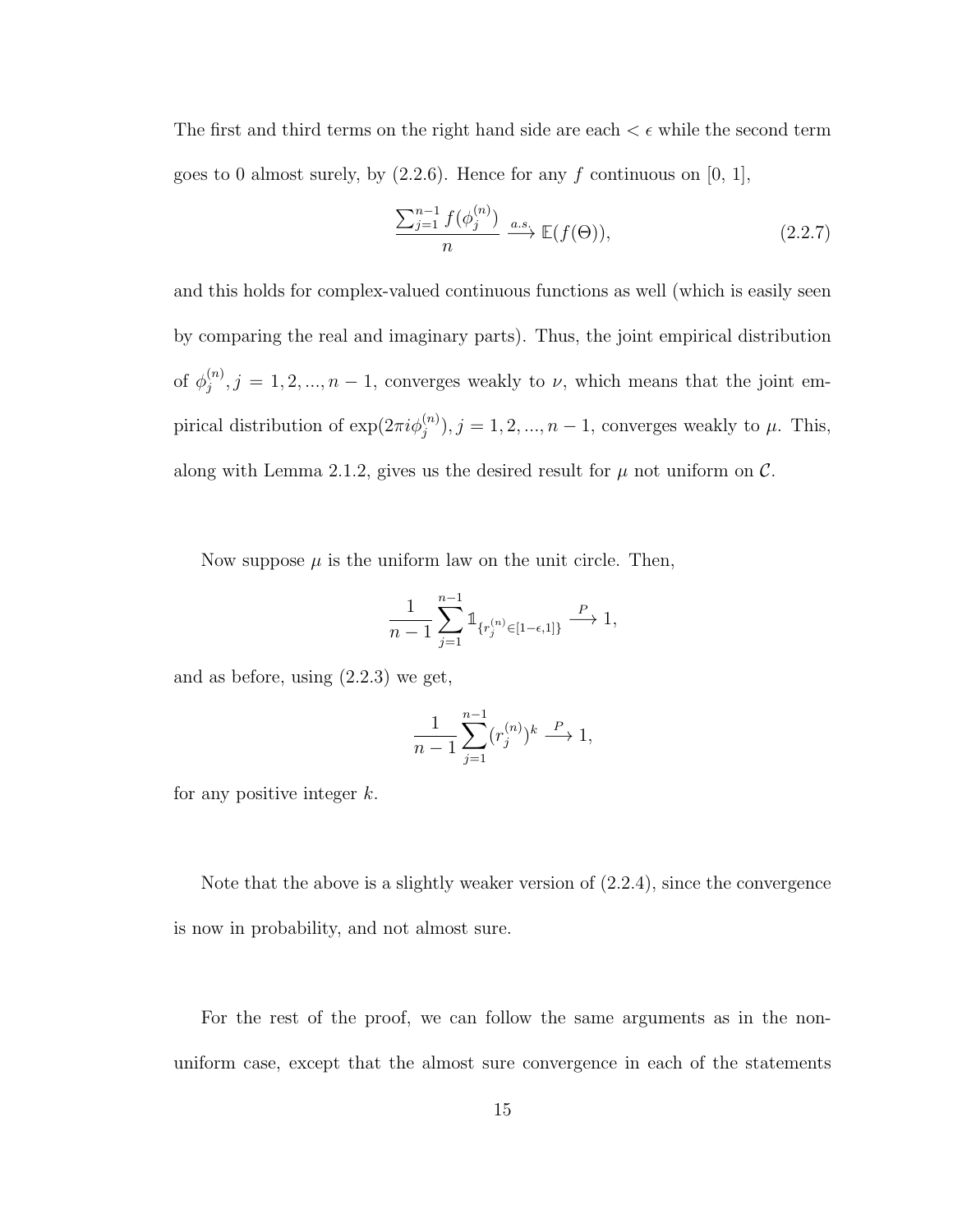The first and third terms on the right hand side are each $< \epsilon$ while the second term goes to 0 almost surely, by (2.2.6). Hence for any $f$ continuous on [0, 1],

$$\frac{\sum_{j=1}^{n-1} f(\phi_j^{(n)})}{n} \xrightarrow{a.s.} \mathbb{E}(f(\Theta)), \tag{2.2.7}$$

and this holds for complex-valued continuous functions as well (which is easily seen by comparing the real and imaginary parts). Thus, the joint empirical distribution of $\phi_j^{(n)}, j = 1, 2, ..., n-1$, converges weakly to $\nu$, which means that the joint empirical distribution of $\exp(2\pi i \phi_j^{(n)}), j = 1, 2, ..., n-1$, converges weakly to $\mu$. This, along with Lemma 2.1.2, gives us the desired result for $\mu$ not uniform on $\mathcal{C}$.

Now suppose $\mu$ is the uniform law on the unit circle. Then,

$$\frac{1}{n-1} \sum_{j=1}^{n-1} \mathbb{1}_{\{r_j^{(n)} \in [1-\epsilon, 1]\}} \xrightarrow{P} 1,$$

and as before, using (2.2.3) we get,

$$\frac{1}{n-1} \sum_{j=1}^{n-1} (r_j^{(n)})^k \xrightarrow{P} 1,$$

for any positive integer $k$.

Note that the above is a slightly weaker version of (2.2.4), since the convergence is now in probability, and not almost sure.

For the rest of the proof, we can follow the same arguments as in the non-uniform case, except that the almost sure convergence in each of the statements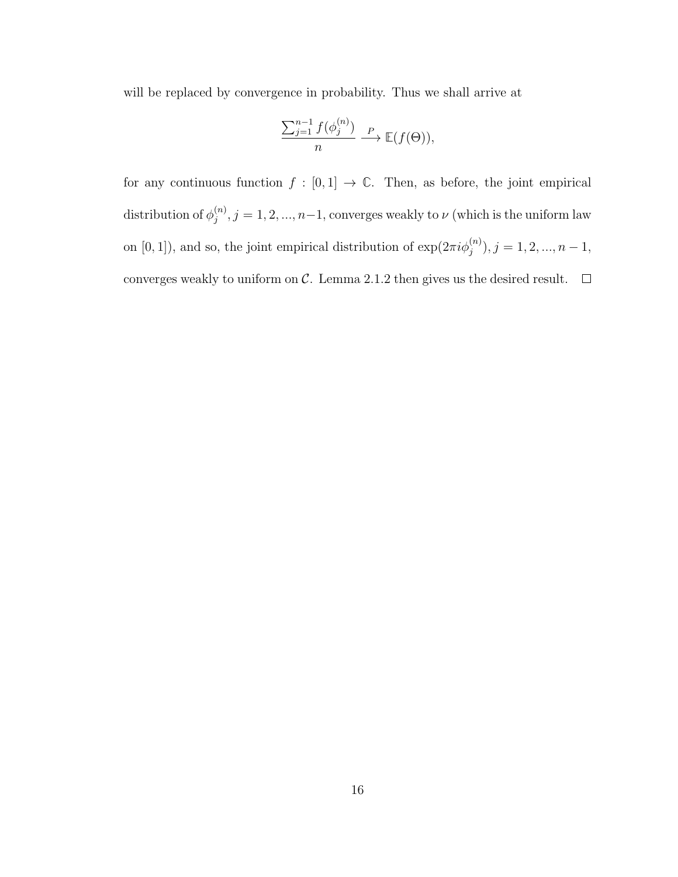will be replaced by convergence in probability. Thus we shall arrive at

$$\frac{\sum_{j=1}^{n-1} f(\phi_j^{(n)})}{n} \xrightarrow{P} \mathbb{E}(f(\Theta)),$$

for any continuous function $f : [0, 1] \to \mathbb{C}$. Then, as before, the joint empirical distribution of $\phi_j^{(n)}, j = 1, 2, ..., n-1$, converges weakly to $\nu$ (which is the uniform law on $[0, 1]$), and so, the joint empirical distribution of $\exp(2\pi i \phi_j^{(n)}), j = 1, 2, ..., n-1$, converges weakly to uniform on $\mathcal{C}$. Lemma 2.1.2 then gives us the desired result. $\square$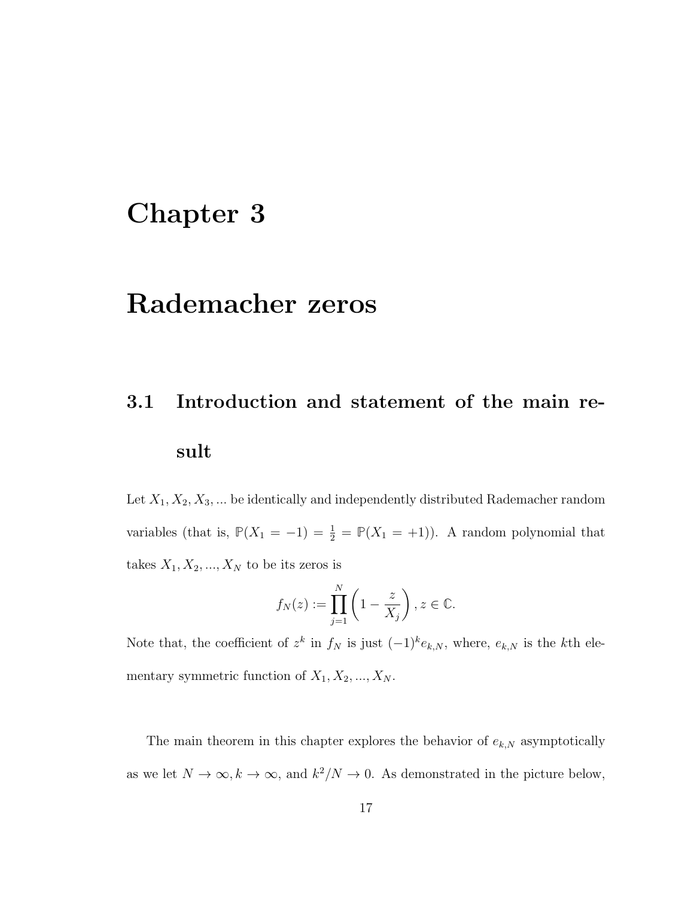# Chapter 3

# Rademacher zeros

## 3.1 Introduction and statement of the main result

Let $X_1, X_2, X_3, ...$ be identically and independently distributed Rademacher random variables (that is, $\mathbb{P}(X_1 = -1) = \frac{1}{2} = \mathbb{P}(X_1 = +1)$). A random polynomial that takes $X_1, X_2, ..., X_N$ to be its zeros is

$$f_N(z) := \prod_{j=1}^{N} \left(1 - \frac{z}{X_j}\right), z \in \mathbb{C}.$$

Note that, the coefficient of $z^k$ in $f_N$ is just $(-1)^k e_{k,N}$, where, $e_{k,N}$ is the $k$th elementary symmetric function of $X_1, X_2, ..., X_N$.

The main theorem in this chapter explores the behavior of $e_{k,N}$ asymptotically as we let $N \to \infty, k \to \infty$, and $k^2/N \to 0$. As demonstrated in the picture below,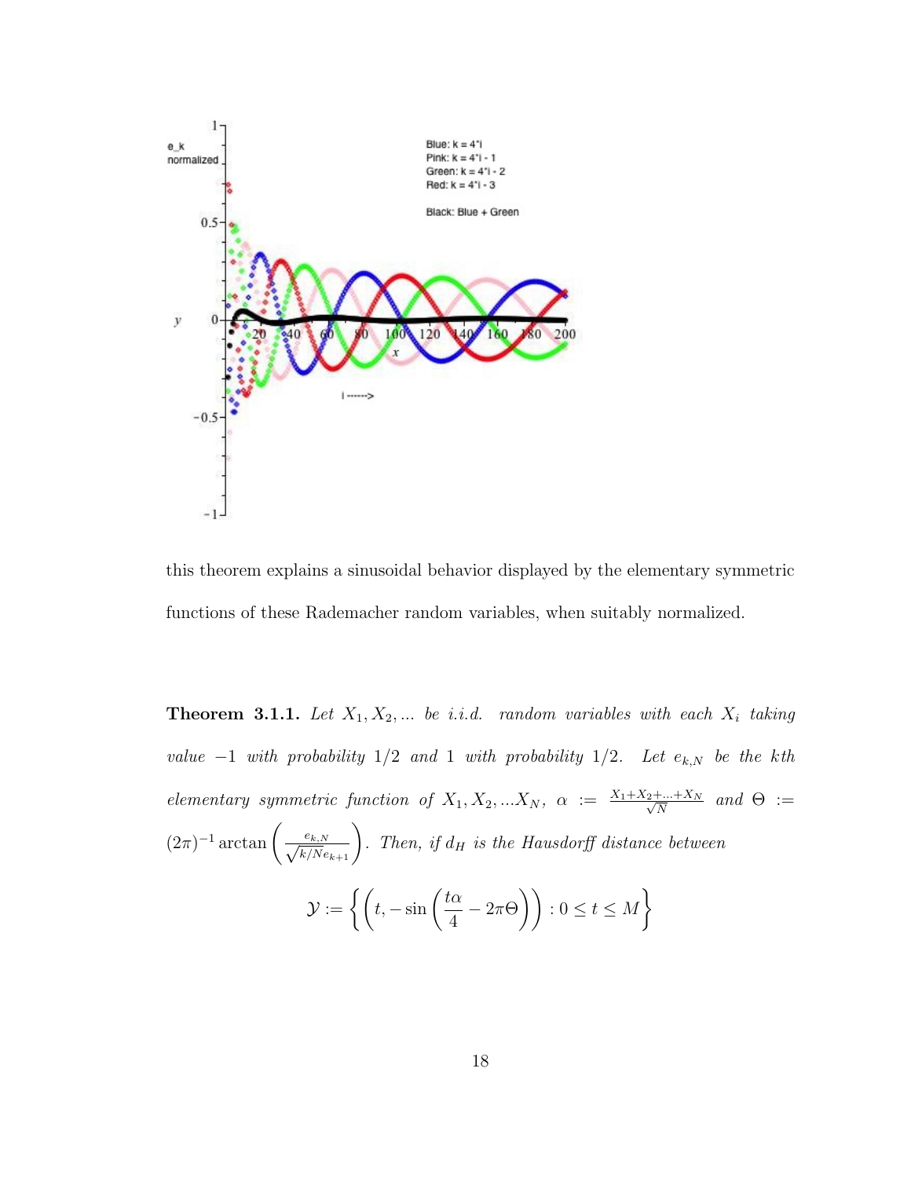this theorem explains a sinusoidal behavior displayed by the elementary symmetric functions of these Rademacher random variables, when suitably normalized.

**Theorem 3.1.1.** *Let $X_1, X_2, \ldots$ be i.i.d. random variables with each $X_i$ taking value $-1$ with probability $1/2$ and $1$ with probability $1/2$. Let $e_{k,N}$ be the kth elementary symmetric function of $X_1, X_2, \ldots X_N$, $\alpha := \frac{X_1+X_2+\ldots+X_N}{\sqrt{N}}$ and $\Theta := (2\pi)^{-1} \arctan\left(\frac{e_{k,N}}{\sqrt{k/N} e_{k+1}}\right)$. Then, if $d_H$ is the Hausdorff distance between*

$$\mathcal{Y} := \left\{ \left(t, -\sin\left(\frac{t\alpha}{4} - 2\pi\Theta\right)\right) : 0 \leq t \leq M \right\}$$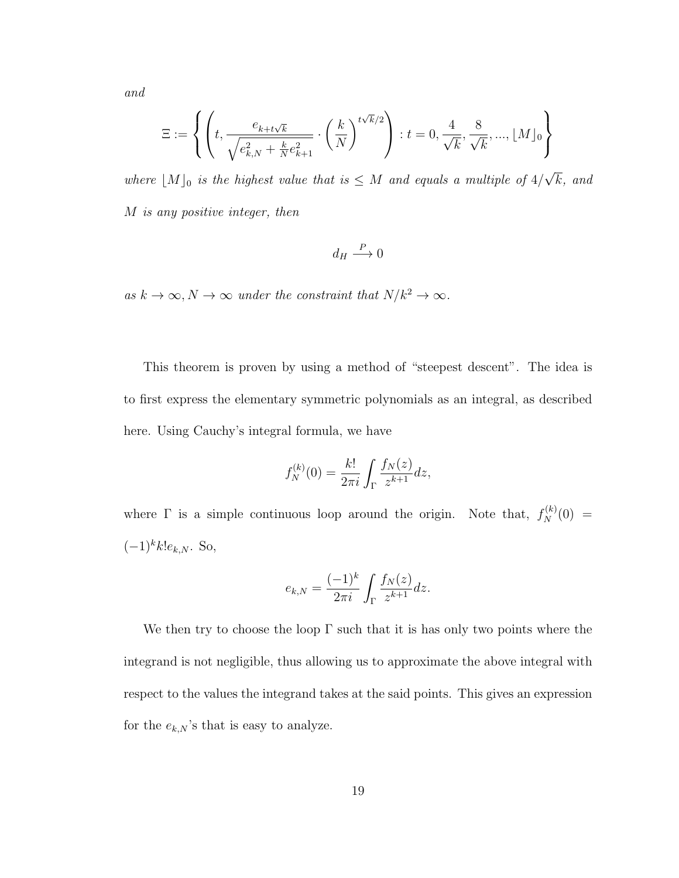*and*

$$\Xi := \left\{ \left( t, \frac{e_{k+t\sqrt{k}}}{\sqrt{e_{k,N}^2 + \frac{k}{N} e_{k+1}^2}} \cdot \left( \frac{k}{N} \right)^{t\sqrt{k}/2} \right) : t = 0, \frac{4}{\sqrt{k}}, \frac{8}{\sqrt{k}}, ..., \lfloor M \rfloor_0 \right\}$$

*where $\lfloor M \rfloor_0$ is the highest value that is $\leq M$ and equals a multiple of $4/\sqrt{k}$, and $M$ is any positive integer, then*

$$d_H \xrightarrow{P} 0$$

*as $k \to \infty, N \to \infty$ under the constraint that $N/k^2 \to \infty$.*

This theorem is proven by using a method of "steepest descent". The idea is to first express the elementary symmetric polynomials as an integral, as described here. Using Cauchy's integral formula, we have

$$f_N^{(k)}(0) = \frac{k!}{2\pi i} \int_\Gamma \frac{f_N(z)}{z^{k+1}} dz,$$

where $\Gamma$ is a simple continuous loop around the origin. Note that, $f_N^{(k)}(0) = (-1)^k k! e_{k,N}$. So,

$$e_{k,N} = \frac{(-1)^k}{2\pi i} \int_\Gamma \frac{f_N(z)}{z^{k+1}} dz.$$

We then try to choose the loop $\Gamma$ such that it is has only two points where the integrand is not negligible, thus allowing us to approximate the above integral with respect to the values the integrand takes at the said points. This gives an expression for the $e_{k,N}$'s that is easy to analyze.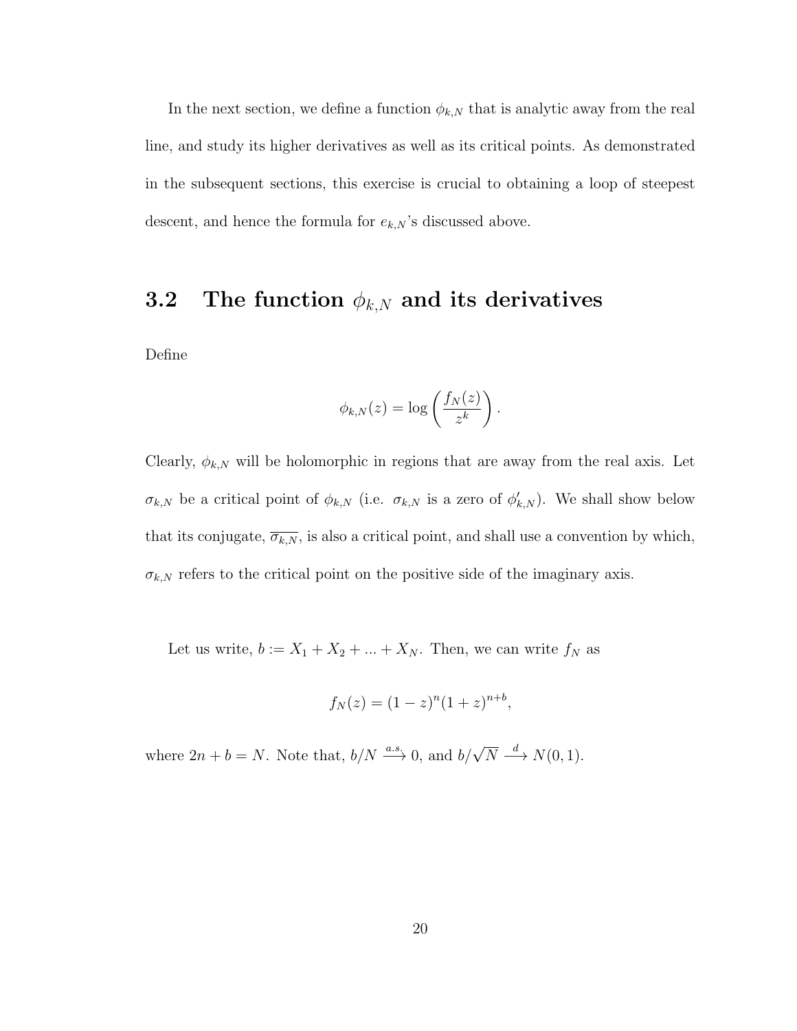In the next section, we define a function $\phi_{k,N}$ that is analytic away from the real line, and study its higher derivatives as well as its critical points. As demonstrated in the subsequent sections, this exercise is crucial to obtaining a loop of steepest descent, and hence the formula for $e_{k,N}$'s discussed above.

## 3.2 The function $\phi_{k,N}$ and its derivatives

Define

$$\phi_{k,N}(z) = \log\left(\frac{f_N(z)}{z^k}\right).$$

Clearly, $\phi_{k,N}$ will be holomorphic in regions that are away from the real axis. Let $\sigma_{k,N}$ be a critical point of $\phi_{k,N}$ (i.e. $\sigma_{k,N}$ is a zero of $\phi'_{k,N}$). We shall show below that its conjugate, $\overline{\sigma_{k,N}}$, is also a critical point, and shall use a convention by which, $\sigma_{k,N}$ refers to the critical point on the positive side of the imaginary axis.

Let us write, $b := X_1 + X_2 + ... + X_N$. Then, we can write $f_N$ as

$$f_N(z) = (1-z)^n(1+z)^{n+b},$$

where $2n + b = N$. Note that, $b/N \xrightarrow{a.s.} 0$, and $b/\sqrt{N} \xrightarrow{d} N(0,1)$.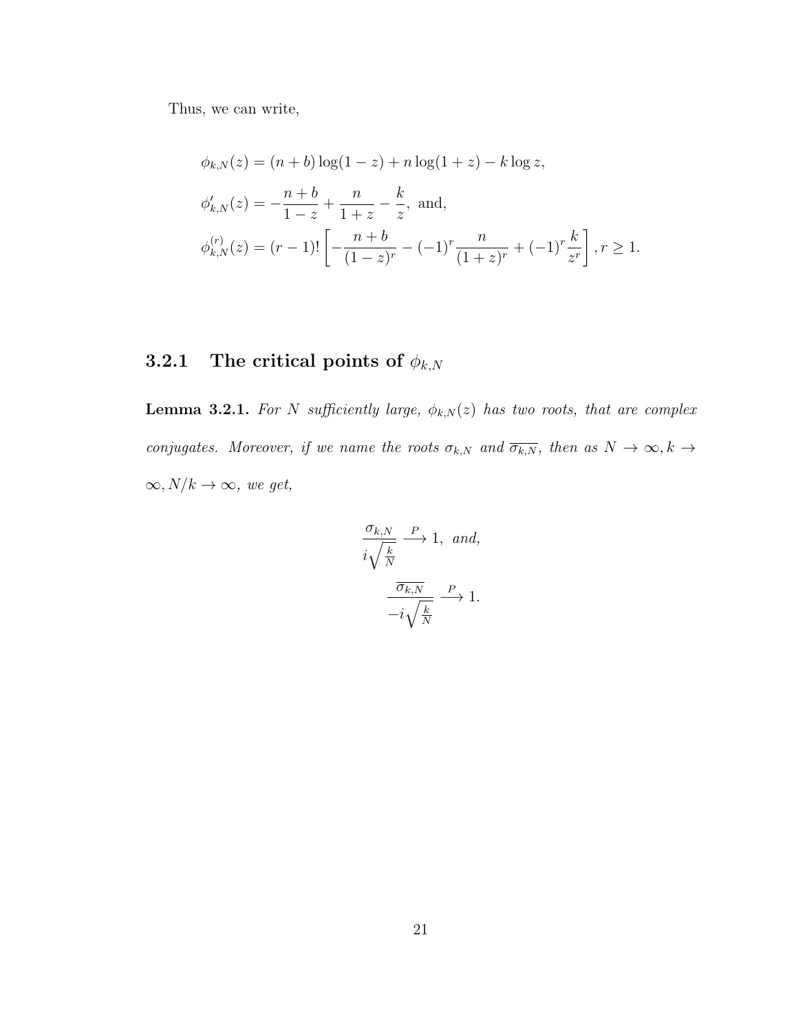Thus, we can write,

$$
\begin{aligned}
&\phi_{k,N}(z) = (n+b)\log(1-z) + n\log(1+z) - k\log z,\\
&\phi'_{k,N}(z) = -\frac{n+b}{1-z} + \frac{n}{1+z} - \frac{k}{z}, \text{ and,}\\
&\phi^{(r)}_{k,N}(z) = (r-1)!\left[-\frac{n+b}{(1-z)^r} - (-1)^r\frac{n}{(1+z)^r} + (-1)^r\frac{k}{z^r}\right], r \geq 1.
\end{aligned}
$$

### 3.2.1 The critical points of $\phi_{k,N}$

**Lemma 3.2.1.** *For $N$ sufficiently large, $\phi_{k,N}(z)$ has two roots, that are complex conjugates. Moreover, if we name the roots $\sigma_{k,N}$ and $\overline{\sigma_{k,N}}$, then as $N \to \infty, k \to \infty, N/k \to \infty$, we get,*

$$
\frac{\sigma_{k,N}}{i\sqrt{\frac{k}{N}}} \xrightarrow{P} 1, \text{ and,}
$$

$$
\frac{\overline{\sigma_{k,N}}}{-i\sqrt{\frac{k}{N}}} \xrightarrow{P} 1.
$$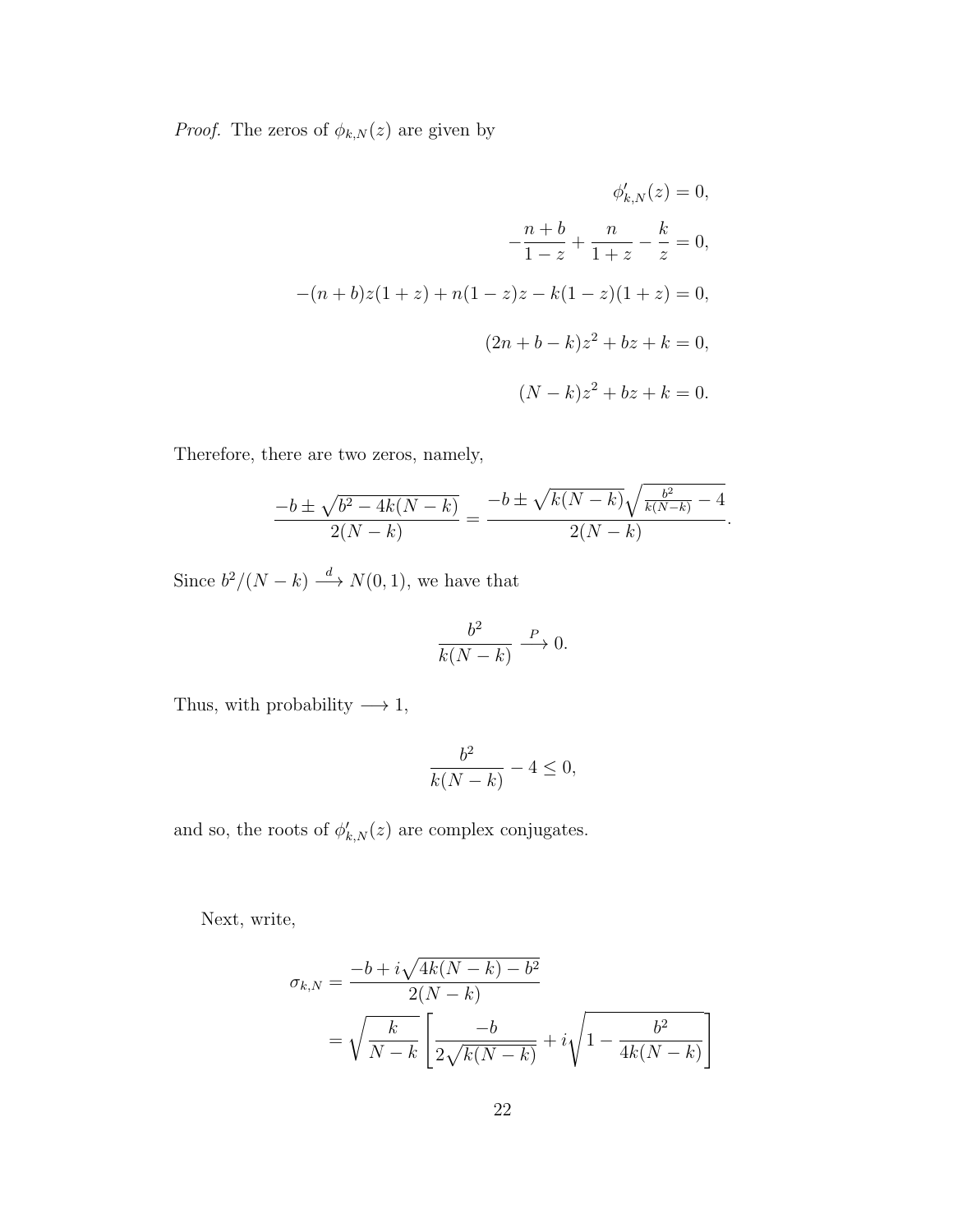*Proof.* The zeros of $\phi_{k,N}(z)$ are given by

$$
\begin{aligned}
\phi'_{k,N}(z) &= 0, \\
-\frac{n+b}{1-z} + \frac{n}{1+z} - \frac{k}{z} &= 0, \\
-(n+b)z(1+z) + n(1-z)z - k(1-z)(1+z) &= 0, \\
(2n+b-k)z^2 + bz + k &= 0, \\
(N-k)z^2 + bz + k &= 0.
\end{aligned}
$$

Therefore, there are two zeros, namely,

$$
\frac{-b \pm \sqrt{b^2 - 4k(N-k)}}{2(N-k)} = \frac{-b \pm \sqrt{k(N-k)}\sqrt{\frac{b^2}{k(N-k)} - 4}}{2(N-k)}.
$$

Since $b^2/(N-k) \xrightarrow{d} N(0,1)$, we have that

$$
\frac{b^2}{k(N-k)} \xrightarrow{P} 0.
$$

Thus, with probability $\longrightarrow 1$,

$$
\frac{b^2}{k(N-k)} - 4 \leq 0,
$$

and so, the roots of $\phi'_{k,N}(z)$ are complex conjugates.

Next, write,

$$
\begin{aligned}
\sigma_{k,N} &= \frac{-b + i\sqrt{4k(N-k) - b^2}}{2(N-k)} \\
&= \sqrt{\frac{k}{N-k}} \left[ \frac{-b}{2\sqrt{k(N-k)}} + i\sqrt{1 - \frac{b^2}{4k(N-k)}} \right]
\end{aligned}
$$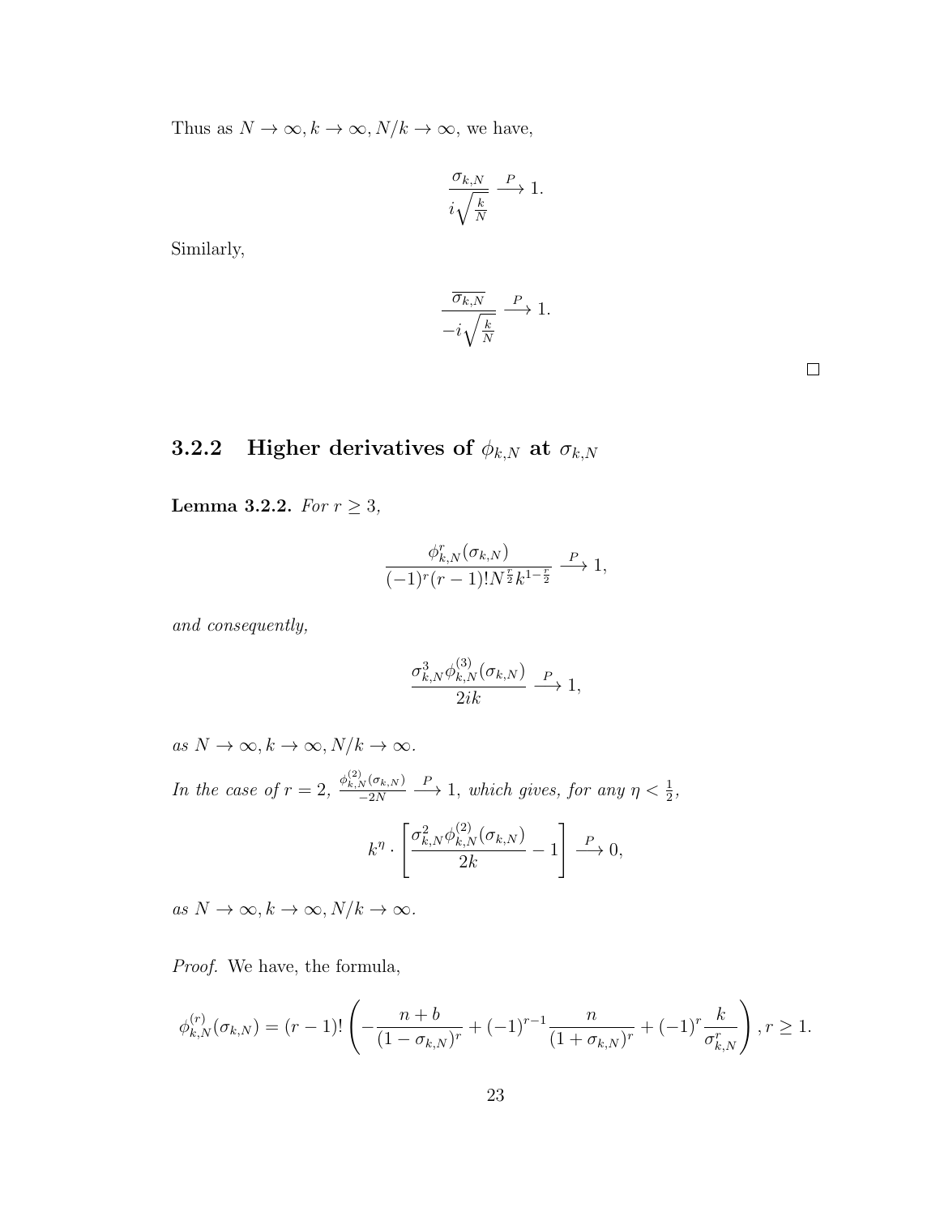Thus as $N \to \infty, k \to \infty, N/k \to \infty$, we have,

$$\frac{\sigma_{k,N}}{i\sqrt{\frac{k}{N}}} \xrightarrow{P} 1.$$

Similarly,

$$\frac{\overline{\sigma_{k,N}}}{-i\sqrt{\frac{k}{N}}} \xrightarrow{P} 1.$$

□

### 3.2.2 Higher derivatives of $\phi_{k,N}$ at $\sigma_{k,N}$

**Lemma 3.2.2.** *For $r \geq 3$,*

$$\frac{\phi_{k,N}^{r}(\sigma_{k,N})}{(-1)^r (r-1)! N^{\frac{r}{2}} k^{1-\frac{r}{2}}} \xrightarrow{P} 1,$$

*and consequently,*

$$\frac{\sigma_{k,N}^3 \phi_{k,N}^{(3)}(\sigma_{k,N})}{2ik} \xrightarrow{P} 1,$$

*as $N \to \infty, k \to \infty, N/k \to \infty$.*

*In the case of $r = 2$, $\frac{\phi_{k,N}^{(2)}(\sigma_{k,N})}{-2N} \xrightarrow{P} 1$, which gives, for any $\eta < \frac{1}{2}$,*

$$k^{\eta} \cdot \left[ \frac{\sigma_{k,N}^2 \phi_{k,N}^{(2)}(\sigma_{k,N})}{2k} - 1 \right] \xrightarrow{P} 0,$$

*as $N \to \infty, k \to \infty, N/k \to \infty$.*

*Proof.* We have, the formula,

$$\phi_{k,N}^{(r)}(\sigma_{k,N}) = (r-1)! \left( -\frac{n+b}{(1-\sigma_{k,N})^r} + (-1)^{r-1} \frac{n}{(1+\sigma_{k,N})^r} + (-1)^r \frac{k}{\sigma_{k,N}^r} \right), r \geq 1.$$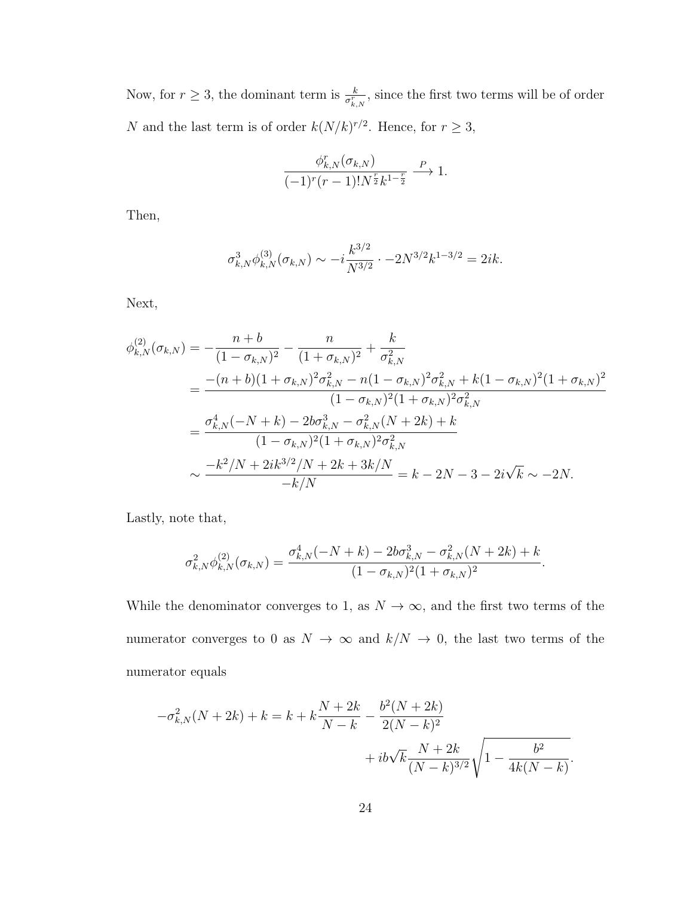Now, for $r \geq 3$, the dominant term is $\frac{k}{\sigma_{k,N}^r}$, since the first two terms will be of order $N$ and the last term is of order $k(N/k)^{r/2}$. Hence, for $r \geq 3$,

$$\frac{\phi_{k,N}^r(\sigma_{k,N})}{(-1)^r(r-1)!N^{\frac{r}{2}}k^{1-\frac{r}{2}}} \xrightarrow{P} 1.$$

Then,

$$\sigma_{k,N}^3\phi_{k,N}^{(3)}(\sigma_{k,N}) \sim -i\frac{k^{3/2}}{N^{3/2}} \cdot -2N^{3/2}k^{1-3/2} = 2ik.$$

Next,

$$\begin{aligned}
\phi_{k,N}^{(2)}(\sigma_{k,N}) &= -\frac{n+b}{(1-\sigma_{k,N})^2} - \frac{n}{(1+\sigma_{k,N})^2} + \frac{k}{\sigma_{k,N}^2} \\
&= \frac{-(n+b)(1+\sigma_{k,N})^2\sigma_{k,N}^2 - n(1-\sigma_{k,N})^2\sigma_{k,N}^2 + k(1-\sigma_{k,N})^2(1+\sigma_{k,N})^2}{(1-\sigma_{k,N})^2(1+\sigma_{k,N})^2\sigma_{k,N}^2} \\
&= \frac{\sigma_{k,N}^4(-N+k) - 2b\sigma_{k,N}^3 - \sigma_{k,N}^2(N+2k) + k}{(1-\sigma_{k,N})^2(1+\sigma_{k,N})^2\sigma_{k,N}^2} \\
&\sim \frac{-k^2/N + 2ik^{3/2}/N + 2k + 3k/N}{-k/N} = k - 2N - 3 - 2i\sqrt{k} \sim -2N.
\end{aligned}$$

Lastly, note that,

$$\sigma_{k,N}^2\phi_{k,N}^{(2)}(\sigma_{k,N}) = \frac{\sigma_{k,N}^4(-N+k) - 2b\sigma_{k,N}^3 - \sigma_{k,N}^2(N+2k) + k}{(1-\sigma_{k,N})^2(1+\sigma_{k,N})^2}.$$

While the denominator converges to 1, as $N \to \infty$, and the first two terms of the numerator converges to 0 as $N \to \infty$ and $k/N \to 0$, the last two terms of the numerator equals

$$\begin{aligned}
-\sigma_{k,N}^2(N+2k) + k = k + k\frac{N+2k}{N-k} - \frac{b^2(N+2k)}{2(N-k)^2} \\
+ ib\sqrt{k}\frac{N+2k}{(N-k)^{3/2}}\sqrt{1 - \frac{b^2}{4k(N-k)}}.
\end{aligned}$$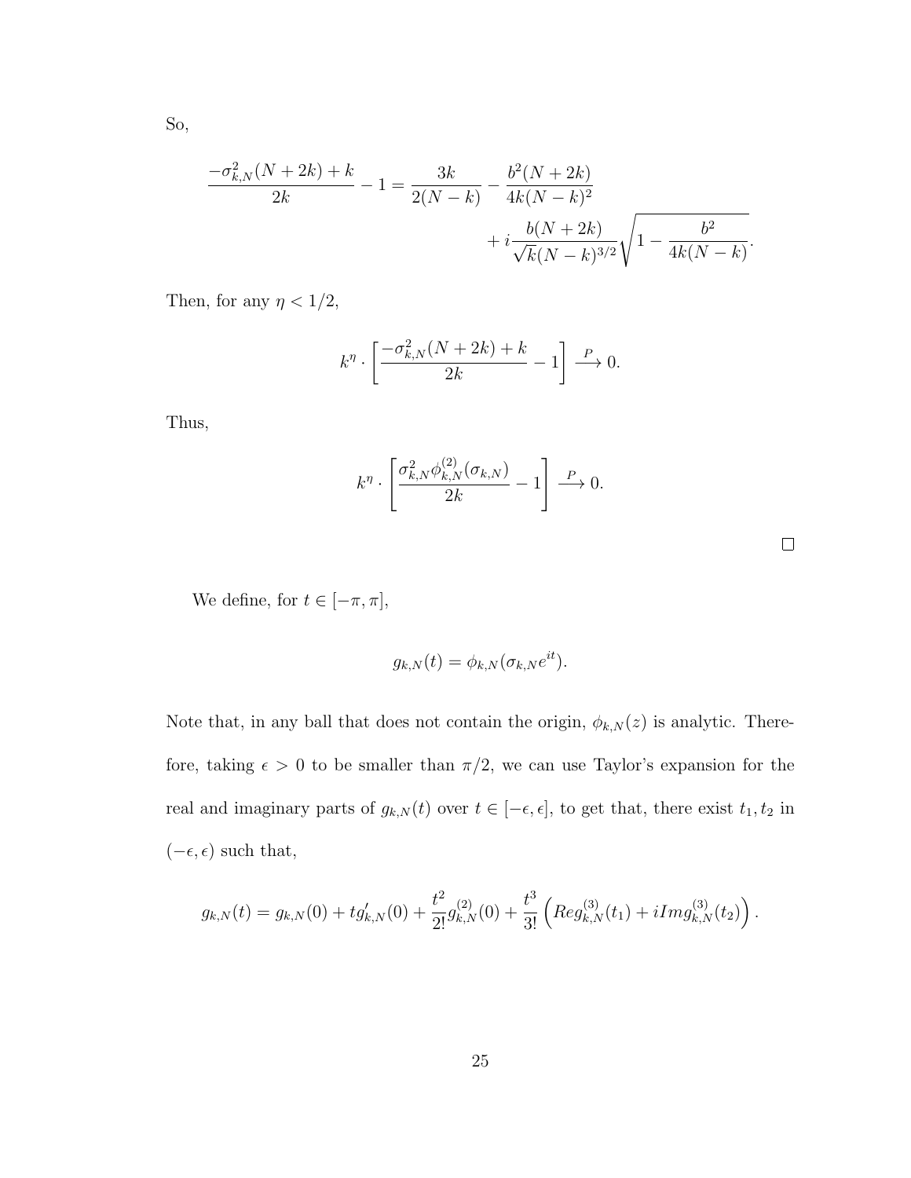So,

$$\frac{-\sigma_{k,N}^2(N+2k)+k}{2k} - 1 = \frac{3k}{2(N-k)} - \frac{b^2(N+2k)}{4k(N-k)^2} + i\frac{b(N+2k)}{\sqrt{k}(N-k)^{3/2}}\sqrt{1-\frac{b^2}{4k(N-k)}}.$$

Then, for any $\eta < 1/2$,

$$k^\eta \cdot \left[\frac{-\sigma_{k,N}^2(N+2k)+k}{2k} - 1\right] \xrightarrow{P} 0.$$

Thus,

$$k^\eta \cdot \left[\frac{\sigma_{k,N}^2\phi_{k,N}^{(2)}(\sigma_{k,N})}{2k} - 1\right] \xrightarrow{P} 0.$$

□

We define, for $t \in [-\pi, \pi]$,

$$g_{k,N}(t) = \phi_{k,N}(\sigma_{k,N}e^{it}).$$

Note that, in any ball that does not contain the origin, $\phi_{k,N}(z)$ is analytic. Therefore, taking $\epsilon > 0$ to be smaller than $\pi/2$, we can use Taylor's expansion for the real and imaginary parts of $g_{k,N}(t)$ over $t \in [-\epsilon, \epsilon]$, to get that, there exist $t_1, t_2$ in $(-\epsilon, \epsilon)$ such that,

$$g_{k,N}(t) = g_{k,N}(0) + tg'_{k,N}(0) + \frac{t^2}{2!}g_{k,N}^{(2)}(0) + \frac{t^3}{3!}\left(Reg_{k,N}^{(3)}(t_1) + iImg_{k,N}^{(3)}(t_2)\right).$$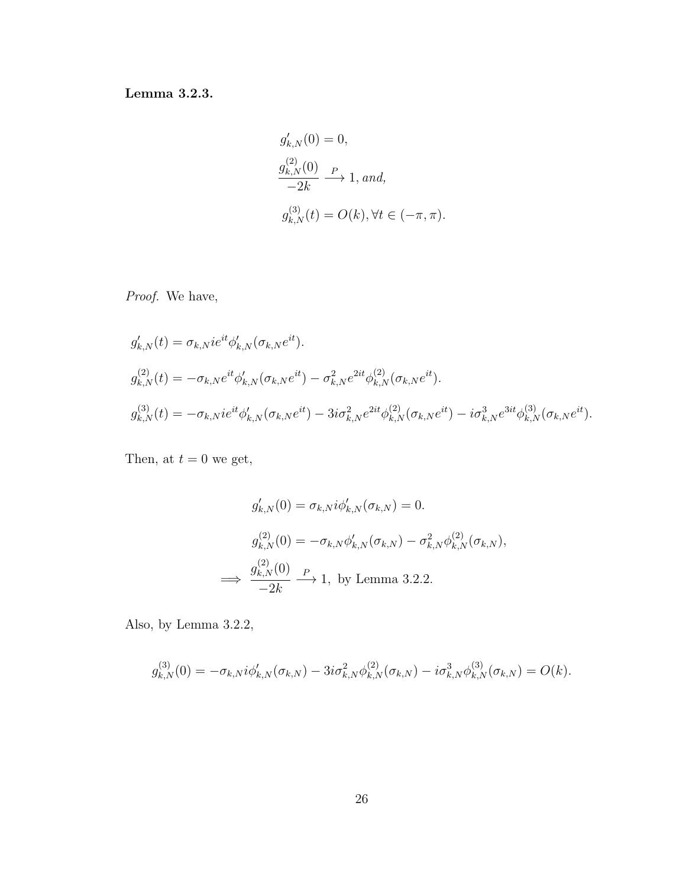**Lemma 3.2.3.**

$$
\begin{aligned}
&g'_{k,N}(0) = 0, \\
&\frac{g^{(2)}_{k,N}(0)}{-2k} \xrightarrow{P} 1, \textit{ and,} \\
&g^{(3)}_{k,N}(t) = O(k), \forall t \in (-\pi, \pi).
\end{aligned}
$$

*Proof.* We have,

$$
\begin{aligned}
&g'_{k,N}(t) = \sigma_{k,N} i e^{it} \phi'_{k,N}(\sigma_{k,N} e^{it}). \\
&g^{(2)}_{k,N}(t) = -\sigma_{k,N} e^{it} \phi'_{k,N}(\sigma_{k,N} e^{it}) - \sigma^2_{k,N} e^{2it} \phi^{(2)}_{k,N}(\sigma_{k,N} e^{it}). \\
&g^{(3)}_{k,N}(t) = -\sigma_{k,N} i e^{it} \phi'_{k,N}(\sigma_{k,N} e^{it}) - 3i\sigma^2_{k,N} e^{2it} \phi^{(2)}_{k,N}(\sigma_{k,N} e^{it}) - i\sigma^3_{k,N} e^{3it} \phi^{(3)}_{k,N}(\sigma_{k,N} e^{it}).
\end{aligned}
$$

Then, at $t = 0$ we get,

$$
\begin{aligned}
&g'_{k,N}(0) = \sigma_{k,N} i \phi'_{k,N}(\sigma_{k,N}) = 0. \\
&g^{(2)}_{k,N}(0) = -\sigma_{k,N} \phi'_{k,N}(\sigma_{k,N}) - \sigma^2_{k,N} \phi^{(2)}_{k,N}(\sigma_{k,N}), \\
\implies &\frac{g^{(2)}_{k,N}(0)}{-2k} \xrightarrow{P} 1, \text{ by Lemma 3.2.2.}
\end{aligned}
$$

Also, by Lemma 3.2.2,

$$
g^{(3)}_{k,N}(0) = -\sigma_{k,N} i \phi'_{k,N}(\sigma_{k,N}) - 3i\sigma^2_{k,N} \phi^{(2)}_{k,N}(\sigma_{k,N}) - i\sigma^3_{k,N} \phi^{(3)}_{k,N}(\sigma_{k,N}) = O(k).
$$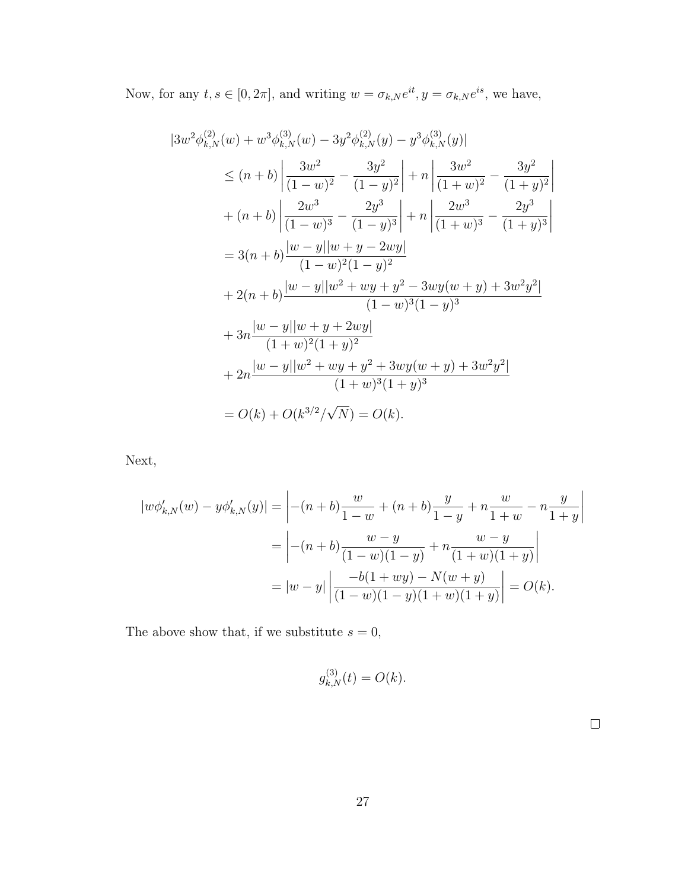Now, for any $t, s \in [0, 2\pi]$, and writing $w = \sigma_{k,N} e^{it}, y = \sigma_{k,N} e^{is}$, we have,

$$
\begin{aligned}
|3w^2 \phi_{k,N}^{(2)}(w) &+ w^3 \phi_{k,N}^{(3)}(w) - 3y^2 \phi_{k,N}^{(2)}(y) - y^3 \phi_{k,N}^{(3)}(y)| \\
&\leq (n+b) \left| \frac{3w^2}{(1-w)^2} - \frac{3y^2}{(1-y)^2} \right| + n \left| \frac{3w^2}{(1+w)^2} - \frac{3y^2}{(1+y)^2} \right| \\
&+ (n+b) \left| \frac{2w^3}{(1-w)^3} - \frac{2y^3}{(1-y)^3} \right| + n \left| \frac{2w^3}{(1+w)^3} - \frac{2y^3}{(1+y)^3} \right| \\
&= 3(n+b) \frac{|w-y||w+y-2wy|}{(1-w)^2(1-y)^2} \\
&+ 2(n+b) \frac{|w-y||w^2+wy+y^2-3wy(w+y)+3w^2y^2|}{(1-w)^3(1-y)^3} \\
&+ 3n \frac{|w-y||w+y+2wy|}{(1+w)^2(1+y)^2} \\
&+ 2n \frac{|w-y||w^2+wy+y^2+3wy(w+y)+3w^2y^2|}{(1+w)^3(1+y)^3} \\
&= O(k) + O(k^{3/2}/\sqrt{N}) = O(k).
\end{aligned}
$$

Next,

$$
\begin{aligned}
|w\phi_{k,N}'(w) - y\phi_{k,N}'(y)| &= \left| -(n+b)\frac{w}{1-w} + (n+b)\frac{y}{1-y} + n\frac{w}{1+w} - n\frac{y}{1+y} \right| \\
&= \left| -(n+b)\frac{w-y}{(1-w)(1-y)} + n\frac{w-y}{(1+w)(1+y)} \right| \\
&= |w-y| \left| \frac{-b(1+wy) - N(w+y)}{(1-w)(1-y)(1+w)(1+y)} \right| = O(k).
\end{aligned}
$$

The above show that, if we substitute $s = 0$,

$$
g_{k,N}^{(3)}(t) = O(k).
$$

□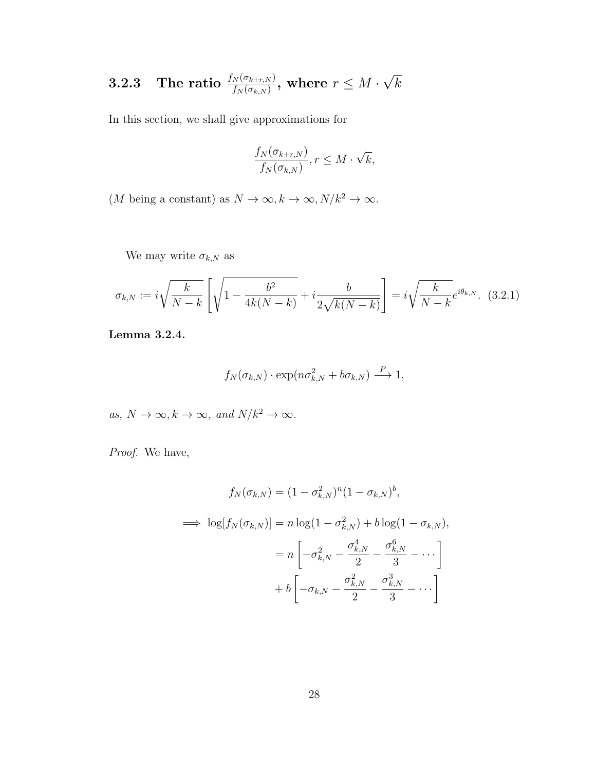### 3.2.3 The ratio $\frac{f_N(\sigma_{k+r,N})}{f_N(\sigma_{k,N})}$, where $r \leq M \cdot \sqrt{k}$

In this section, we shall give approximations for

$$\frac{f_N(\sigma_{k+r,N})}{f_N(\sigma_{k,N})}, r \leq M \cdot \sqrt{k},$$

($M$ being a constant) as $N \to \infty, k \to \infty, N/k^2 \to \infty$.

We may write $\sigma_{k,N}$ as

$$\sigma_{k,N} := i\sqrt{\frac{k}{N-k}}\left[\sqrt{1 - \frac{b^2}{4k(N-k)}} + i\frac{b}{2\sqrt{k(N-k)}}\right] = i\sqrt{\frac{k}{N-k}}e^{i\theta_{k,N}}. \quad (3.2.1)$$

**Lemma 3.2.4.**

$$f_N(\sigma_{k,N}) \cdot \exp(n\sigma_{k,N}^2 + b\sigma_{k,N}) \xrightarrow{P} 1,$$

*as, $N \to \infty, k \to \infty$, and $N/k^2 \to \infty$.*

*Proof.* We have,

$$\begin{aligned}
f_N(\sigma_{k,N}) &= (1 - \sigma_{k,N}^2)^n (1 - \sigma_{k,N})^b, \\
\implies \log[f_N(\sigma_{k,N})] &= n\log(1 - \sigma_{k,N}^2) + b\log(1 - \sigma_{k,N}), \\
&= n\left[-\sigma_{k,N}^2 - \frac{\sigma_{k,N}^4}{2} - \frac{\sigma_{k,N}^6}{3} - \cdots\right] \\
&\quad + b\left[-\sigma_{k,N} - \frac{\sigma_{k,N}^2}{2} - \frac{\sigma_{k,N}^3}{3} - \cdots\right]
\end{aligned}$$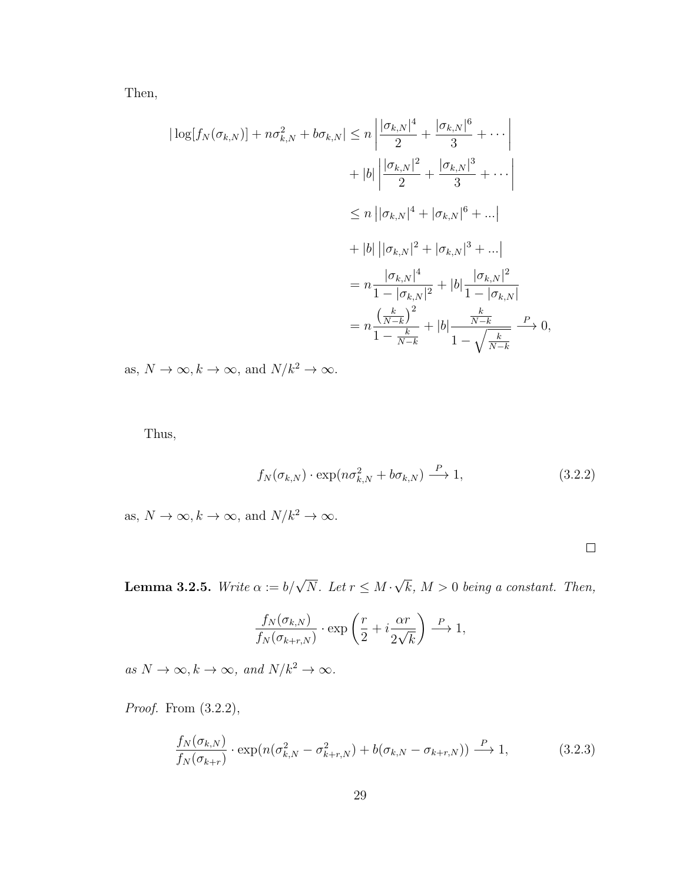Then,

$$
\begin{aligned}
|\log[f_N(\sigma_{k,N})] + n\sigma_{k,N}^2 + b\sigma_{k,N}| &\leq n\left|\frac{|\sigma_{k,N}|^4}{2} + \frac{|\sigma_{k,N}|^6}{3} + \cdots\right| \\
&\quad + |b|\left|\frac{|\sigma_{k,N}|^2}{2} + \frac{|\sigma_{k,N}|^3}{3} + \cdots\right| \\
&\leq n\left||\sigma_{k,N}|^4 + |\sigma_{k,N}|^6 + ...\right| \\
&\quad + |b|\left||\sigma_{k,N}|^2 + |\sigma_{k,N}|^3 + ...\right| \\
&= n\frac{|\sigma_{k,N}|^4}{1-|\sigma_{k,N}|^2} + |b|\frac{|\sigma_{k,N}|^2}{1-|\sigma_{k,N}|} \\
&= n\frac{\left(\frac{k}{N-k}\right)^2}{1-\frac{k}{N-k}} + |b|\frac{\frac{k}{N-k}}{1-\sqrt{\frac{k}{N-k}}} \xrightarrow{P} 0,
\end{aligned}
$$

as, $N \to \infty, k \to \infty$, and $N/k^2 \to \infty$.

Thus,

$$
f_N(\sigma_{k,N}) \cdot \exp(n\sigma_{k,N}^2 + b\sigma_{k,N}) \xrightarrow{P} 1, \tag{3.2.2}
$$

as, $N \to \infty, k \to \infty$, and $N/k^2 \to \infty$.

□

**Lemma 3.2.5.** *Write $\alpha := b/\sqrt{N}$. Let $r \leq M \cdot \sqrt{k}$, $M > 0$ being a constant. Then,*

$$
\frac{f_N(\sigma_{k,N})}{f_N(\sigma_{k+r,N})} \cdot \exp\left(\frac{r}{2} + i\frac{\alpha r}{2\sqrt{k}}\right) \xrightarrow{P} 1,
$$

*as $N \to \infty, k \to \infty$, and $N/k^2 \to \infty$.*

*Proof.* From (3.2.2),

$$
\frac{f_N(\sigma_{k,N})}{f_N(\sigma_{k+r})} \cdot \exp(n(\sigma_{k,N}^2 - \sigma_{k+r,N}^2) + b(\sigma_{k,N} - \sigma_{k+r,N})) \xrightarrow{P} 1, \tag{3.2.3}
$$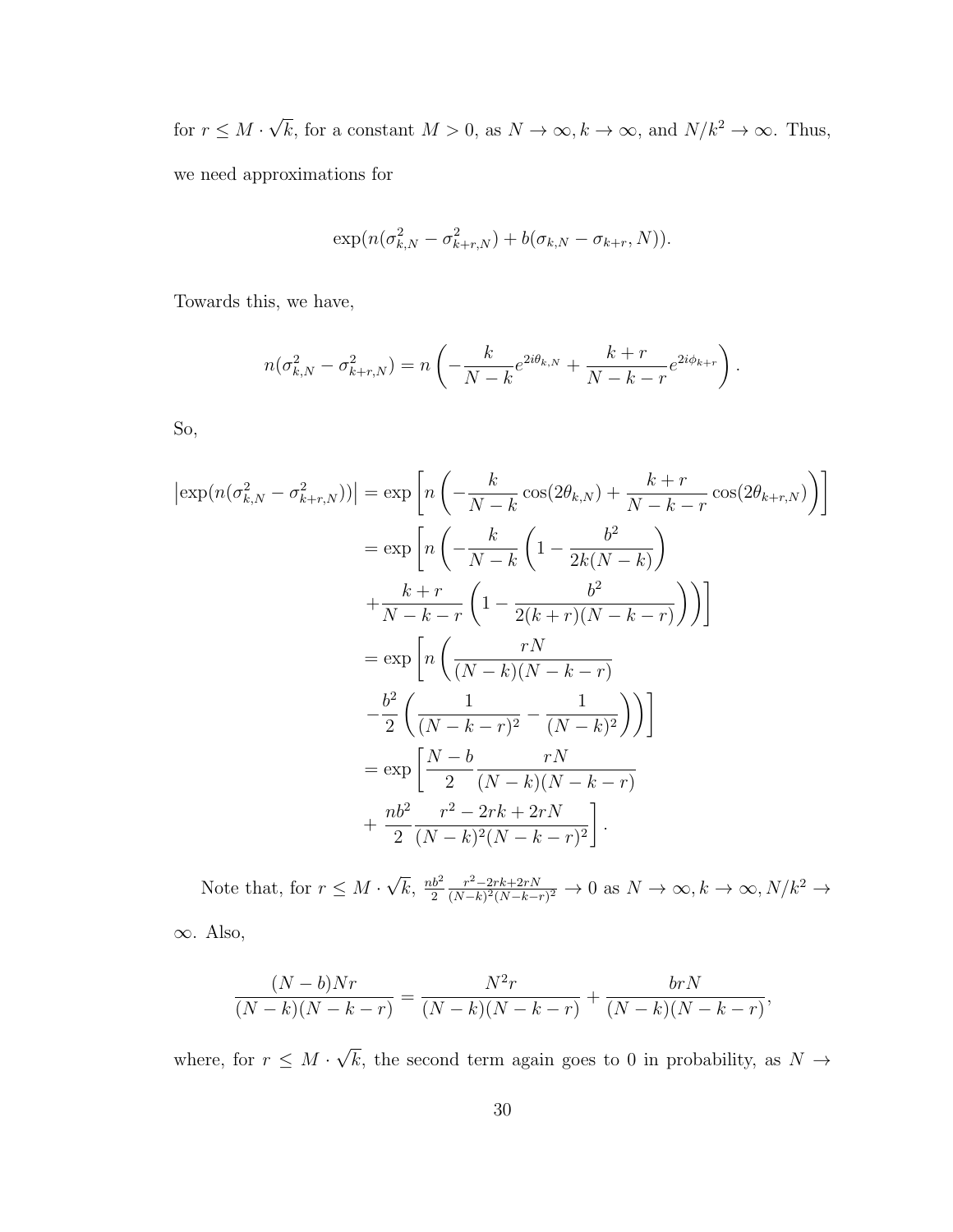for $r \leq M \cdot \sqrt{k}$, for a constant $M > 0$, as $N \to \infty, k \to \infty$, and $N/k^2 \to \infty$. Thus, we need approximations for

$$\exp(n(\sigma_{k,N}^2 - \sigma_{k+r,N}^2) + b(\sigma_{k,N} - \sigma_{k+r}, N)).$$

Towards this, we have,

$$n(\sigma_{k,N}^2 - \sigma_{k+r,N}^2) = n\left(-\frac{k}{N-k}e^{2i\theta_{k,N}} + \frac{k+r}{N-k-r}e^{2i\phi_{k+r}}\right).$$

So,

$$\begin{aligned}
\left|\exp(n(\sigma_{k,N}^2 - \sigma_{k+r,N}^2))\right| &= \exp\left[n\left(-\frac{k}{N-k}\cos(2\theta_{k,N}) + \frac{k+r}{N-k-r}\cos(2\theta_{k+r,N})\right)\right] \\
&= \exp\left[n\left(-\frac{k}{N-k}\left(1 - \frac{b^2}{2k(N-k)}\right)\right.\right. \\
&\quad \left.\left. + \frac{k+r}{N-k-r}\left(1 - \frac{b^2}{2(k+r)(N-k-r)}\right)\right)\right] \\
&= \exp\left[n\left(\frac{rN}{(N-k)(N-k-r)}\right.\right. \\
&\quad \left.\left. - \frac{b^2}{2}\left(\frac{1}{(N-k-r)^2} - \frac{1}{(N-k)^2}\right)\right)\right] \\
&= \exp\left[\frac{N-b}{2}\frac{rN}{(N-k)(N-k-r)}\right. \\
&\quad \left. + \frac{nb^2}{2}\frac{r^2 - 2rk + 2rN}{(N-k)^2(N-k-r)^2}\right].
\end{aligned}$$

Note that, for $r \leq M \cdot \sqrt{k}$, $\frac{nb^2}{2}\frac{r^2-2rk+2rN}{(N-k)^2(N-k-r)^2} \to 0$ as $N \to \infty, k \to \infty, N/k^2 \to \infty$. Also,

$$\frac{(N-b)Nr}{(N-k)(N-k-r)} = \frac{N^2 r}{(N-k)(N-k-r)} + \frac{brN}{(N-k)(N-k-r)},$$

where, for $r \leq M \cdot \sqrt{k}$, the second term again goes to 0 in probability, as $N \to$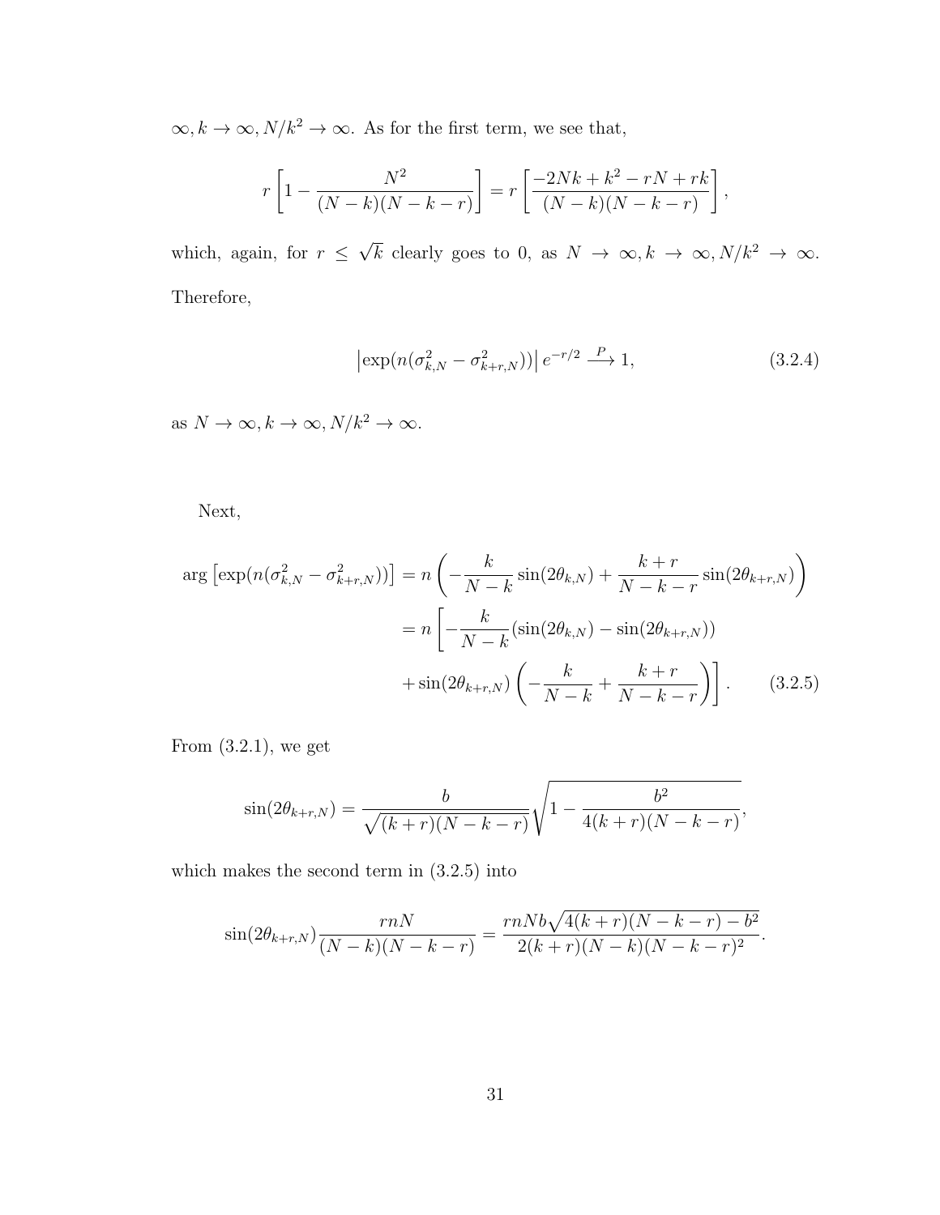$\infty, k \to \infty, N/k^2 \to \infty$. As for the first term, we see that,

$$r\left[1 - \frac{N^2}{(N-k)(N-k-r)}\right] = r\left[\frac{-2Nk + k^2 - rN + rk}{(N-k)(N-k-r)}\right],$$

which, again, for $r \leq \sqrt{k}$ clearly goes to 0, as $N \to \infty, k \to \infty, N/k^2 \to \infty$. Therefore,

$$\left|\exp(n(\sigma_{k,N}^2 - \sigma_{k+r,N}^2))\right| e^{-r/2} \xrightarrow{P} 1, \tag{3.2.4}$$

as $N \to \infty, k \to \infty, N/k^2 \to \infty$.

Next,

$$\begin{aligned}
\arg\left[\exp(n(\sigma_{k,N}^2 - \sigma_{k+r,N}^2))\right] &= n\left(-\frac{k}{N-k}\sin(2\theta_{k,N}) + \frac{k+r}{N-k-r}\sin(2\theta_{k+r,N})\right) \\
&= n\left[-\frac{k}{N-k}(\sin(2\theta_{k,N}) - \sin(2\theta_{k+r,N}))\right. \\
&\quad \left.+ \sin(2\theta_{k+r,N})\left(-\frac{k}{N-k} + \frac{k+r}{N-k-r}\right)\right].
\end{aligned} \tag{3.2.5}$$

From (3.2.1), we get

$$\sin(2\theta_{k+r,N}) = \frac{b}{\sqrt{(k+r)(N-k-r)}}\sqrt{1 - \frac{b^2}{4(k+r)(N-k-r)}},$$

which makes the second term in (3.2.5) into

$$\sin(2\theta_{k+r,N})\frac{rnN}{(N-k)(N-k-r)} = \frac{rnNb\sqrt{4(k+r)(N-k-r) - b^2}}{2(k+r)(N-k)(N-k-r)^2}.$$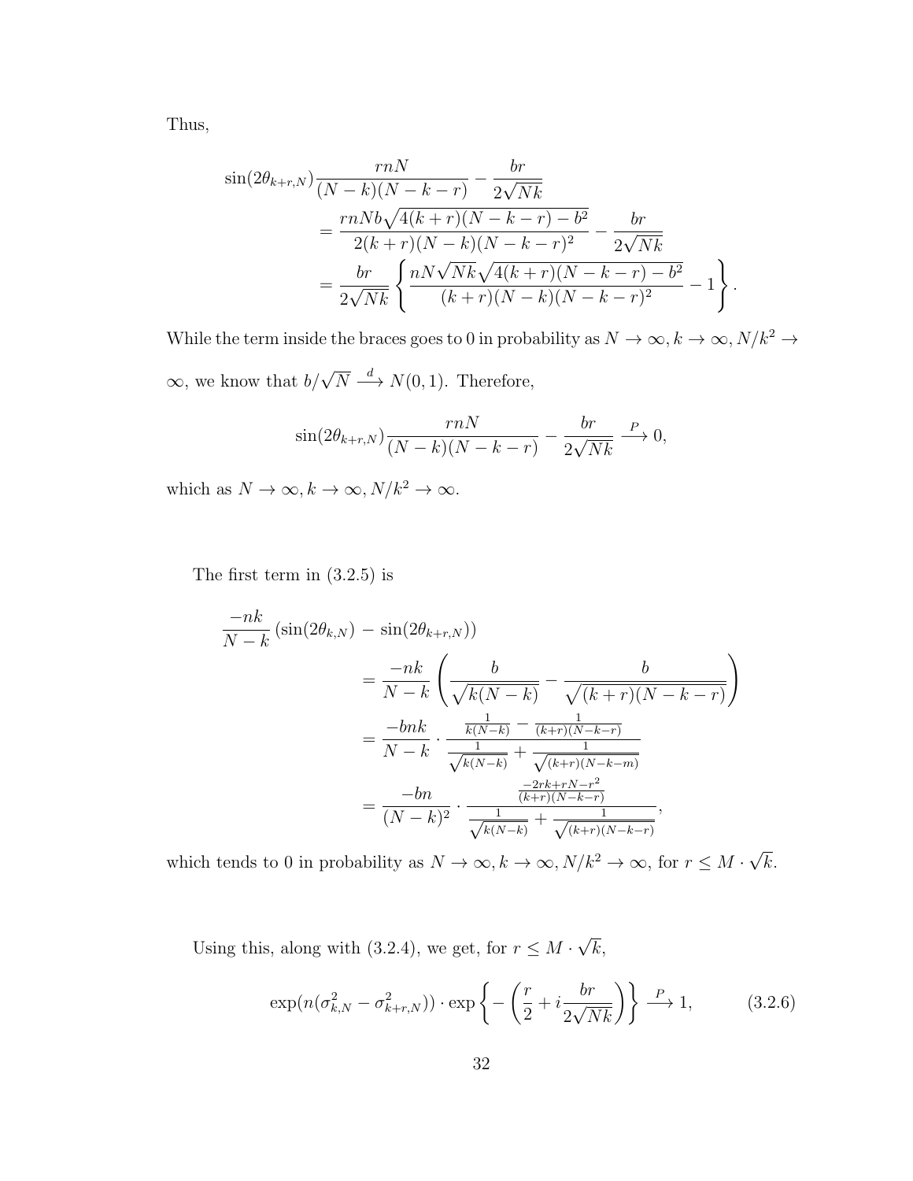Thus,

$$
\begin{aligned}
\sin(2\theta_{k+r,N})&\frac{rnN}{(N-k)(N-k-r)} - \frac{br}{2\sqrt{Nk}} \\
&= \frac{rnNb\sqrt{4(k+r)(N-k-r)-b^2}}{2(k+r)(N-k)(N-k-r)^2} - \frac{br}{2\sqrt{Nk}} \\
&= \frac{br}{2\sqrt{Nk}}\left\{\frac{nN\sqrt{Nk}\sqrt{4(k+r)(N-k-r)-b^2}}{(k+r)(N-k)(N-k-r)^2} - 1\right\}.
\end{aligned}
$$

While the term inside the braces goes to 0 in probability as $N \to \infty, k \to \infty, N/k^2 \to \infty$, we know that $b/\sqrt{N} \xrightarrow{d} N(0,1)$. Therefore,

$$
\sin(2\theta_{k+r,N})\frac{rnN}{(N-k)(N-k-r)} - \frac{br}{2\sqrt{Nk}} \xrightarrow{P} 0,
$$

which as $N \to \infty, k \to \infty, N/k^2 \to \infty$.

The first term in (3.2.5) is

$$
\begin{aligned}
\frac{-nk}{N-k}&\left(\sin(2\theta_{k,N}) - \sin(2\theta_{k+r,N})\right) \\
&= \frac{-nk}{N-k}\left(\frac{b}{\sqrt{k(N-k)}} - \frac{b}{\sqrt{(k+r)(N-k-r)}}\right) \\
&= \frac{-bnk}{N-k}\cdot\frac{\frac{1}{k(N-k)} - \frac{1}{(k+r)(N-k-r)}}{\frac{1}{\sqrt{k(N-k)}} + \frac{1}{\sqrt{(k+r)(N-k-m)}}} \\
&= \frac{-bn}{(N-k)^2}\cdot\frac{\frac{-2rk+rN-r^2}{(k+r)(N-k-r)}}{\frac{1}{\sqrt{k(N-k)}} + \frac{1}{\sqrt{(k+r)(N-k-r)}}},
\end{aligned}
$$

which tends to 0 in probability as $N \to \infty, k \to \infty, N/k^2 \to \infty$, for $r \leq M \cdot \sqrt{k}$.

Using this, along with (3.2.4), we get, for $r \leq M \cdot \sqrt{k}$,

$$
\exp(n(\sigma_{k,N}^2 - \sigma_{k+r,N}^2)) \cdot \exp\left\{-\left(\frac{r}{2} + i\frac{br}{2\sqrt{Nk}}\right)\right\} \xrightarrow{P} 1, \tag{3.2.6}
$$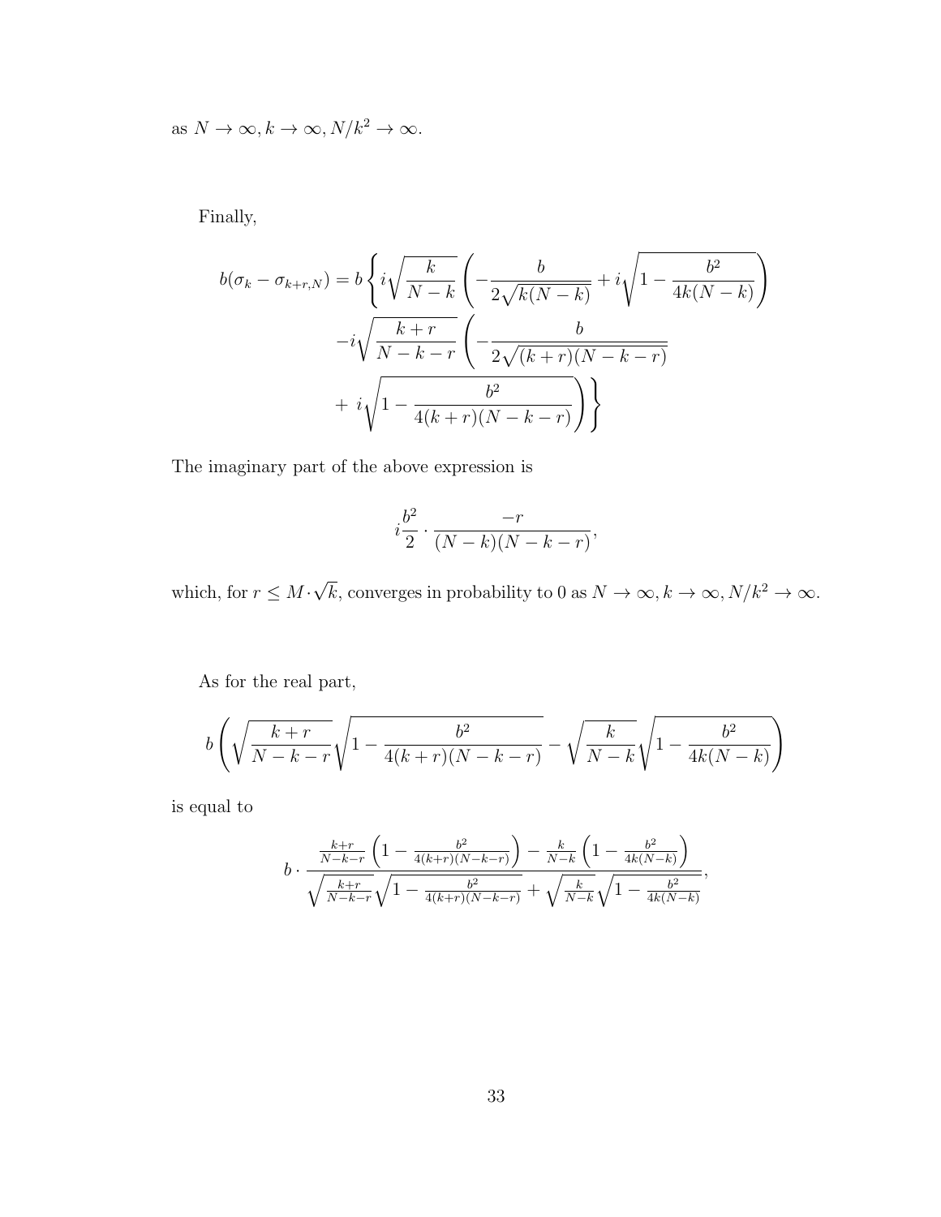as $N \to \infty, k \to \infty, N/k^2 \to \infty$.

Finally,

$$
\begin{aligned}
b(\sigma_k - \sigma_{k+r,N}) = b \Bigg\{ & i\sqrt{\frac{k}{N-k}} \left( -\frac{b}{2\sqrt{k(N-k)}} + i\sqrt{1 - \frac{b^2}{4k(N-k)}} \right) \\
& -i\sqrt{\frac{k+r}{N-k-r}} \left( -\frac{b}{2\sqrt{(k+r)(N-k-r)}} \right. \\
& \left. + \; i\sqrt{1 - \frac{b^2}{4(k+r)(N-k-r)}} \right) \Bigg\}
\end{aligned}
$$

The imaginary part of the above expression is

$$
i\frac{b^2}{2} \cdot \frac{-r}{(N-k)(N-k-r)},
$$

which, for $r \leq M \cdot \sqrt{k}$, converges in probability to 0 as $N \to \infty, k \to \infty, N/k^2 \to \infty$.

As for the real part,

$$
b \left( \sqrt{\frac{k+r}{N-k-r}} \sqrt{1 - \frac{b^2}{4(k+r)(N-k-r)}} - \sqrt{\frac{k}{N-k}} \sqrt{1 - \frac{b^2}{4k(N-k)}} \right)
$$

is equal to

$$
b \cdot \frac{\frac{k+r}{N-k-r}\left(1 - \frac{b^2}{4(k+r)(N-k-r)}\right) - \frac{k}{N-k}\left(1 - \frac{b^2}{4k(N-k)}\right)}{\sqrt{\frac{k+r}{N-k-r}}\sqrt{1 - \frac{b^2}{4(k+r)(N-k-r)}} + \sqrt{\frac{k}{N-k}}\sqrt{1 - \frac{b^2}{4k(N-k)}}},
$$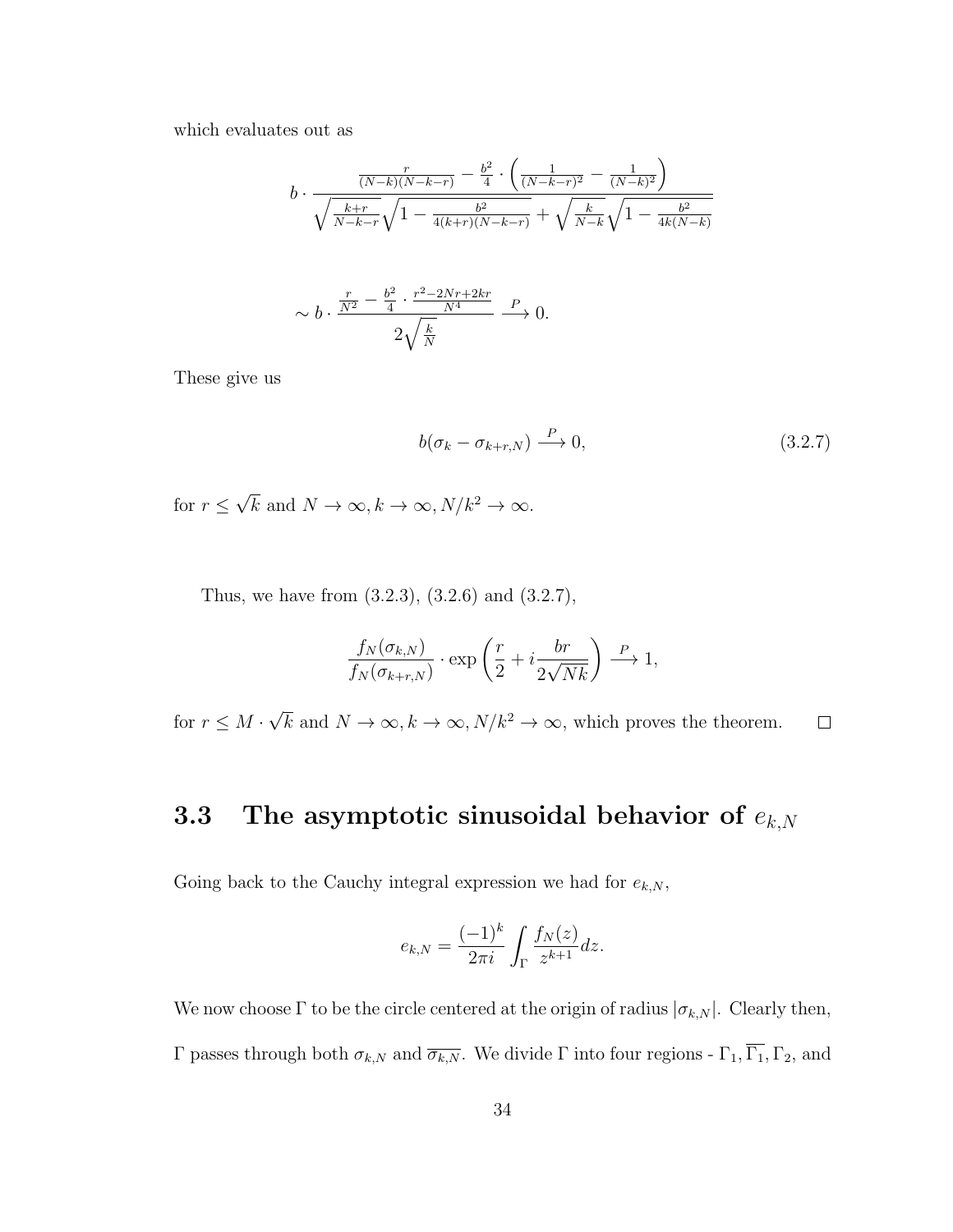which evaluates out as

$$b \cdot \frac{\frac{r}{(N-k)(N-k-r)} - \frac{b^2}{4} \cdot \left( \frac{1}{(N-k-r)^2} - \frac{1}{(N-k)^2} \right)}{\sqrt{\frac{k+r}{N-k-r}} \sqrt{1 - \frac{b^2}{4(k+r)(N-k-r)}} + \sqrt{\frac{k}{N-k}} \sqrt{1 - \frac{b^2}{4k(N-k)}}}$$

$$\sim b \cdot \frac{\frac{r}{N^2} - \frac{b^2}{4} \cdot \frac{r^2 - 2Nr + 2kr}{N^4}}{2\sqrt{\frac{k}{N}}} \xrightarrow{P} 0.$$

These give us

$$b(\sigma_k - \sigma_{k+r,N}) \xrightarrow{P} 0, \tag{3.2.7}$$

for $r \leq \sqrt{k}$ and $N \to \infty, k \to \infty, N/k^2 \to \infty$.

Thus, we have from (3.2.3), (3.2.6) and (3.2.7),

$$\frac{f_N(\sigma_{k,N})}{f_N(\sigma_{k+r,N})} \cdot \exp\left( \frac{r}{2} + i\frac{br}{2\sqrt{Nk}} \right) \xrightarrow{P} 1,$$

for $r \leq M \cdot \sqrt{k}$ and $N \to \infty, k \to \infty, N/k^2 \to \infty$, which proves the theorem. $\square$

## 3.3 The asymptotic sinusoidal behavior of $e_{k,N}$

Going back to the Cauchy integral expression we had for $e_{k,N}$,

$$e_{k,N} = \frac{(-1)^k}{2\pi i} \int_\Gamma \frac{f_N(z)}{z^{k+1}} dz.$$

We now choose $\Gamma$ to be the circle centered at the origin of radius $|\sigma_{k,N}|$. Clearly then, $\Gamma$ passes through both $\sigma_{k,N}$ and $\overline{\sigma_{k,N}}$. We divide $\Gamma$ into four regions - $\Gamma_1, \overline{\Gamma_1}, \Gamma_2$, and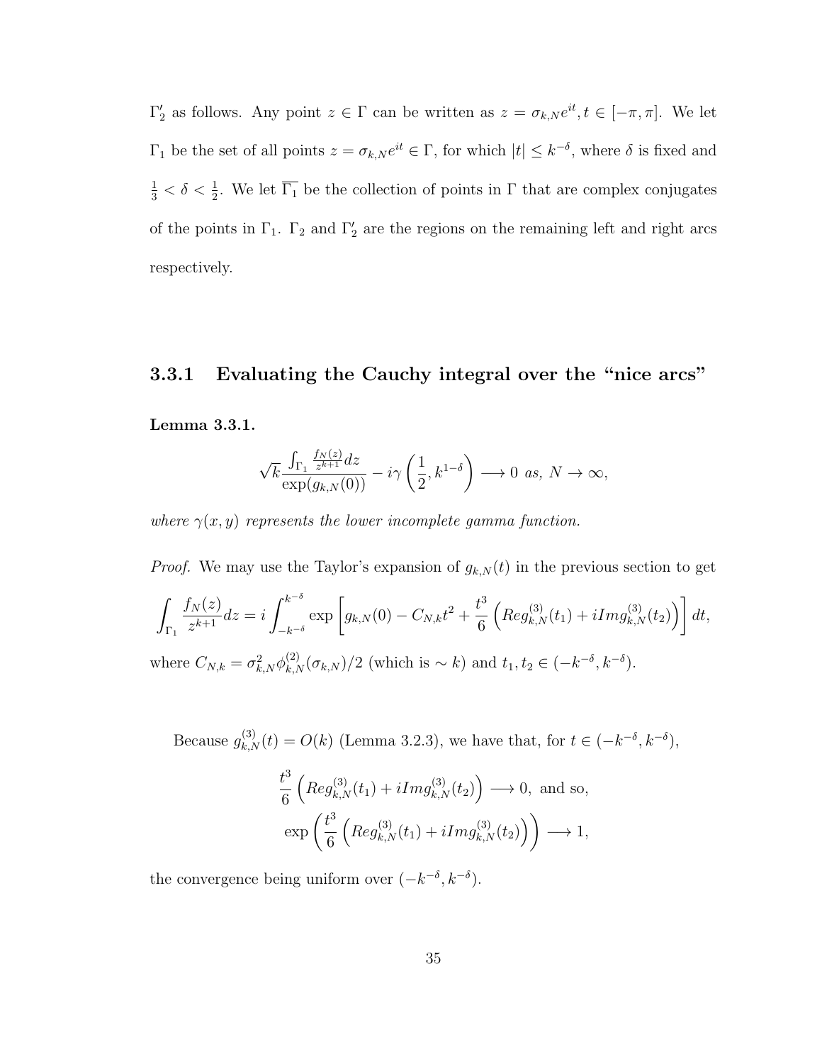$\Gamma_2'$ as follows. Any point $z \in \Gamma$ can be written as $z = \sigma_{k,N}e^{it}, t \in [-\pi, \pi]$. We let $\Gamma_1$ be the set of all points $z = \sigma_{k,N}e^{it} \in \Gamma$, for which $|t| \leq k^{-\delta}$, where $\delta$ is fixed and $\frac{1}{3} < \delta < \frac{1}{2}$. We let $\overline{\Gamma_1}$ be the collection of points in $\Gamma$ that are complex conjugates of the points in $\Gamma_1$. $\Gamma_2$ and $\Gamma_2'$ are the regions on the remaining left and right arcs respectively.

### 3.3.1 Evaluating the Cauchy integral over the "nice arcs"

**Lemma 3.3.1.**

$$\sqrt{k}\frac{\int_{\Gamma_1} \frac{f_N(z)}{z^{k+1}}dz}{\exp(g_{k,N}(0))} - i\gamma\left(\frac{1}{2}, k^{1-\delta}\right) \longrightarrow 0 \ \textit{as, } N \to \infty,$$

*where $\gamma(x, y)$ represents the lower incomplete gamma function.*

*Proof.* We may use the Taylor's expansion of $g_{k,N}(t)$ in the previous section to get

$$\int_{\Gamma_1} \frac{f_N(z)}{z^{k+1}}dz = i\int_{-k^{-\delta}}^{k^{-\delta}} \exp\left[g_{k,N}(0) - C_{N,k}t^2 + \frac{t^3}{6}\left(Reg_{k,N}^{(3)}(t_1) + iImg_{k,N}^{(3)}(t_2)\right)\right]dt,$$

where $C_{N,k} = \sigma_{k,N}^2\phi_{k,N}^{(2)}(\sigma_{k,N})/2$ (which is $\sim k$) and $t_1, t_2 \in (-k^{-\delta}, k^{-\delta})$.

Because $g_{k,N}^{(3)}(t) = O(k)$ (Lemma 3.2.3), we have that, for $t \in (-k^{-\delta}, k^{-\delta})$,

$$\frac{t^3}{6}\left(Reg_{k,N}^{(3)}(t_1) + iImg_{k,N}^{(3)}(t_2)\right) \longrightarrow 0, \text{ and so,}$$

$$\exp\left(\frac{t^3}{6}\left(Reg_{k,N}^{(3)}(t_1) + iImg_{k,N}^{(3)}(t_2)\right)\right) \longrightarrow 1,$$

the convergence being uniform over $(-k^{-\delta}, k^{-\delta})$.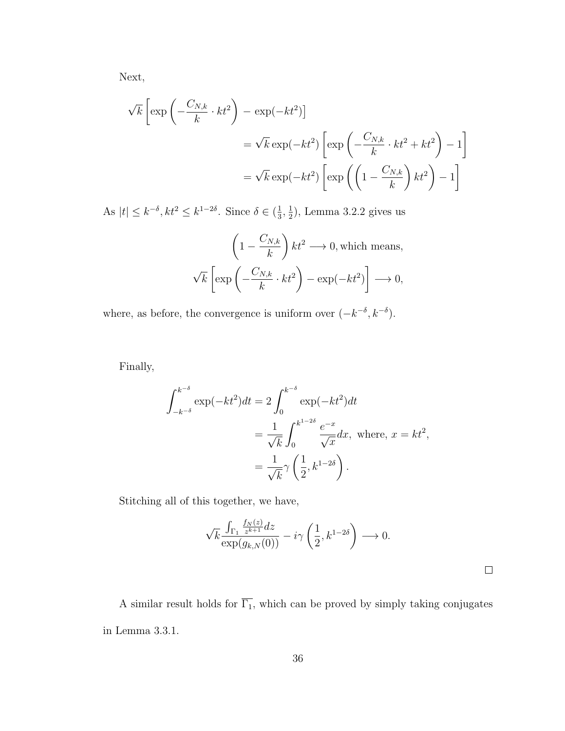Next,

$$
\begin{aligned}
\sqrt{k}\left[\exp\left(-\frac{C_{N,k}}{k}\cdot kt^2\right) - \exp(-kt^2)\right] \\
&= \sqrt{k}\exp(-kt^2)\left[\exp\left(-\frac{C_{N,k}}{k}\cdot kt^2 + kt^2\right) - 1\right] \\
&= \sqrt{k}\exp(-kt^2)\left[\exp\left(\left(1-\frac{C_{N,k}}{k}\right)kt^2\right) - 1\right]
\end{aligned}
$$

As $|t| \leq k^{-\delta}, kt^2 \leq k^{1-2\delta}$. Since $\delta \in (\frac{1}{3}, \frac{1}{2})$, Lemma 3.2.2 gives us

$$
\left(1-\frac{C_{N,k}}{k}\right)kt^2 \longrightarrow 0, \text{which means,}
$$

$$
\sqrt{k}\left[\exp\left(-\frac{C_{N,k}}{k}\cdot kt^2\right) - \exp(-kt^2)\right] \longrightarrow 0,
$$

where, as before, the convergence is uniform over $(-k^{-\delta}, k^{-\delta})$.

Finally,

$$
\begin{aligned}
\int_{-k^{-\delta}}^{k^{-\delta}} \exp(-kt^2)dt &= 2\int_0^{k^{-\delta}} \exp(-kt^2)dt \\
&= \frac{1}{\sqrt{k}}\int_0^{k^{1-2\delta}} \frac{e^{-x}}{\sqrt{x}}dx, \text{ where, } x = kt^2, \\
&= \frac{1}{\sqrt{k}}\gamma\left(\frac{1}{2}, k^{1-2\delta}\right).
\end{aligned}
$$

Stitching all of this together, we have,

$$
\sqrt{k}\frac{\int_{\Gamma_1} \frac{f_N(z)}{z^{k+1}}dz}{\exp(g_{k,N}(0))} - i\gamma\left(\frac{1}{2}, k^{1-2\delta}\right) \longrightarrow 0.
$$

□

A similar result holds for $\overline{\Gamma_1}$, which can be proved by simply taking conjugates in Lemma 3.3.1.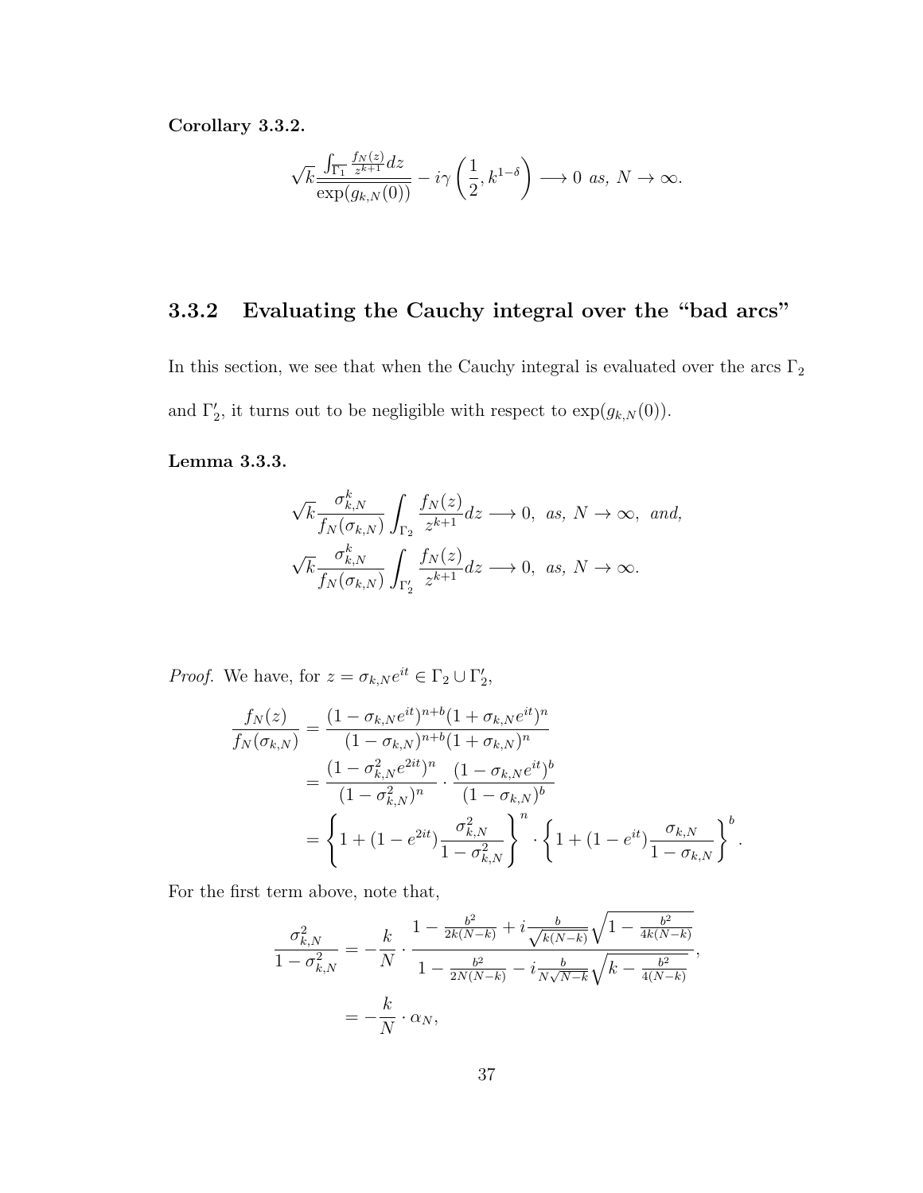**Corollary 3.3.2.**

$$\sqrt{k}\frac{\int_{\Gamma_1} \frac{f_N(z)}{z^{k+1}}dz}{\exp(g_{k,N}(0))} - i\gamma\left(\frac{1}{2}, k^{1-\delta}\right) \longrightarrow 0 \ \text{as, } N \to \infty.$$

### 3.3.2 Evaluating the Cauchy integral over the "bad arcs"

In this section, we see that when the Cauchy integral is evaluated over the arcs $\Gamma_2$ and $\Gamma_2'$, it turns out to be negligible with respect to $\exp(g_{k,N}(0))$.

**Lemma 3.3.3.**

$$\sqrt{k}\frac{\sigma_{k,N}^k}{f_N(\sigma_{k,N})}\int_{\Gamma_2}\frac{f_N(z)}{z^{k+1}}dz \longrightarrow 0, \ \text{as, } N \to \infty, \ \text{and,}$$

$$\sqrt{k}\frac{\sigma_{k,N}^k}{f_N(\sigma_{k,N})}\int_{\Gamma_2'}\frac{f_N(z)}{z^{k+1}}dz \longrightarrow 0, \ \text{as, } N \to \infty.$$

*Proof.* We have, for $z = \sigma_{k,N}e^{it} \in \Gamma_2 \cup \Gamma_2'$,

$$\begin{aligned}
\frac{f_N(z)}{f_N(\sigma_{k,N})} &= \frac{(1-\sigma_{k,N}e^{it})^{n+b}(1+\sigma_{k,N}e^{it})^n}{(1-\sigma_{k,N})^{n+b}(1+\sigma_{k,N})^n} \\
&= \frac{(1-\sigma_{k,N}^2e^{2it})^n}{(1-\sigma_{k,N}^2)^n}\cdot\frac{(1-\sigma_{k,N}e^{it})^b}{(1-\sigma_{k,N})^b} \\
&= \left\{1+(1-e^{2it})\frac{\sigma_{k,N}^2}{1-\sigma_{k,N}^2}\right\}^n \cdot \left\{1+(1-e^{it})\frac{\sigma_{k,N}}{1-\sigma_{k,N}}\right\}^b.
\end{aligned}$$

For the first term above, note that,

$$\begin{aligned}
\frac{\sigma_{k,N}^2}{1-\sigma_{k,N}^2} &= -\frac{k}{N}\cdot\frac{1-\frac{b^2}{2k(N-k)}+i\frac{b}{\sqrt{k(N-k)}}\sqrt{1-\frac{b^2}{4k(N-k)}}}{1-\frac{b^2}{2N(N-k)}-i\frac{b}{N\sqrt{N-k}}\sqrt{k-\frac{b^2}{4(N-k)}}}, \\
&= -\frac{k}{N}\cdot\alpha_N,
\end{aligned}$$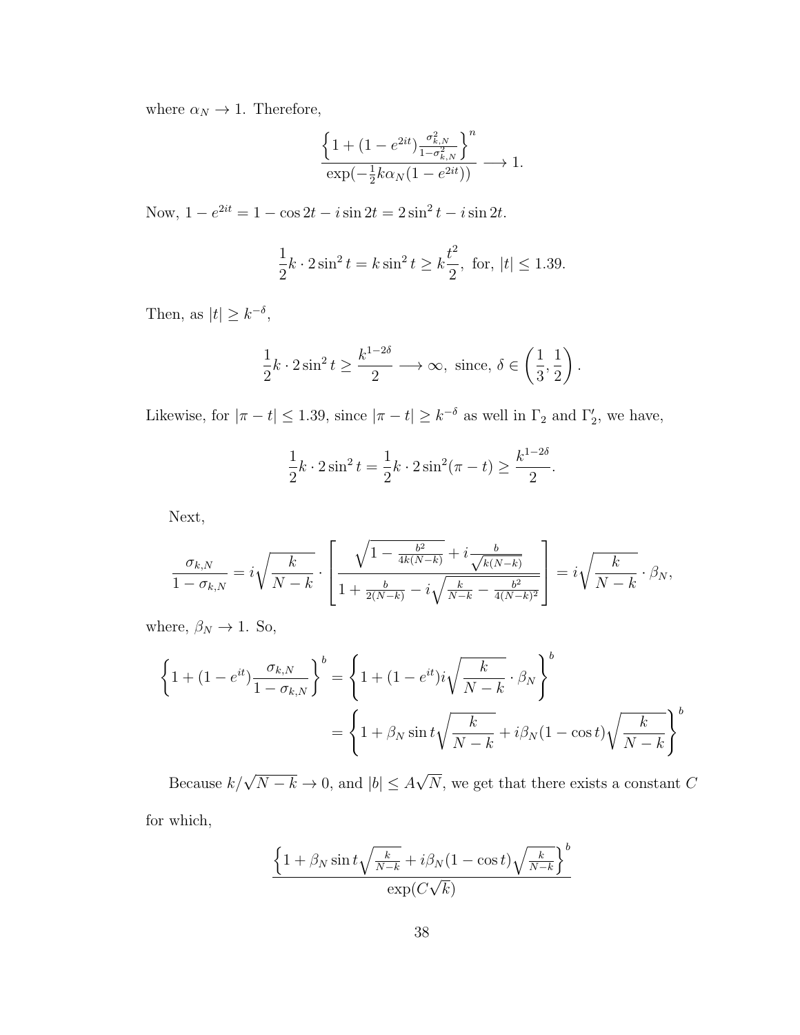where $\alpha_N \to 1$. Therefore,

$$\frac{\left\{1+(1-e^{2it})\frac{\sigma_{k,N}^2}{1-\sigma_{k,N}^2}\right\}^n}{\exp(-\frac{1}{2}k\alpha_N(1-e^{2it}))} \longrightarrow 1.$$

Now, $1-e^{2it} = 1-\cos 2t - i\sin 2t = 2\sin^2 t - i\sin 2t$.

$$\frac{1}{2}k \cdot 2\sin^2 t = k\sin^2 t \geq k\frac{t^2}{2}, \text{ for, } |t| \leq 1.39.$$

Then, as $|t| \geq k^{-\delta}$,

$$\frac{1}{2}k \cdot 2\sin^2 t \geq \frac{k^{1-2\delta}}{2} \longrightarrow \infty, \text{ since, } \delta \in \left(\frac{1}{3}, \frac{1}{2}\right).$$

Likewise, for $|\pi - t| \leq 1.39$, since $|\pi - t| \geq k^{-\delta}$ as well in $\Gamma_2$ and $\Gamma_2'$, we have,

$$\frac{1}{2}k \cdot 2\sin^2 t = \frac{1}{2}k \cdot 2\sin^2(\pi - t) \geq \frac{k^{1-2\delta}}{2}.$$

Next,

$$\frac{\sigma_{k,N}}{1-\sigma_{k,N}} = i\sqrt{\frac{k}{N-k}} \cdot \left[\frac{\sqrt{1-\frac{b^2}{4k(N-k)}} + i\frac{b}{\sqrt{k(N-k)}}}{1+\frac{b}{2(N-k)} - i\sqrt{\frac{k}{N-k} - \frac{b^2}{4(N-k)^2}}}\right] = i\sqrt{\frac{k}{N-k}} \cdot \beta_N,$$

where, $\beta_N \to 1$. So,

$$\begin{aligned}
\left\{1+(1-e^{it})\frac{\sigma_{k,N}}{1-\sigma_{k,N}}\right\}^b &= \left\{1+(1-e^{it})i\sqrt{\frac{k}{N-k}} \cdot \beta_N\right\}^b \\
&= \left\{1+\beta_N \sin t\sqrt{\frac{k}{N-k}} + i\beta_N(1-\cos t)\sqrt{\frac{k}{N-k}}\right\}^b
\end{aligned}$$

Because $k/\sqrt{N-k} \to 0$, and $|b| \leq A\sqrt{N}$, we get that there exists a constant $C$ for which,

$$\frac{\left\{1+\beta_N \sin t\sqrt{\frac{k}{N-k}} + i\beta_N(1-\cos t)\sqrt{\frac{k}{N-k}}\right\}^b}{\exp(C\sqrt{k})}$$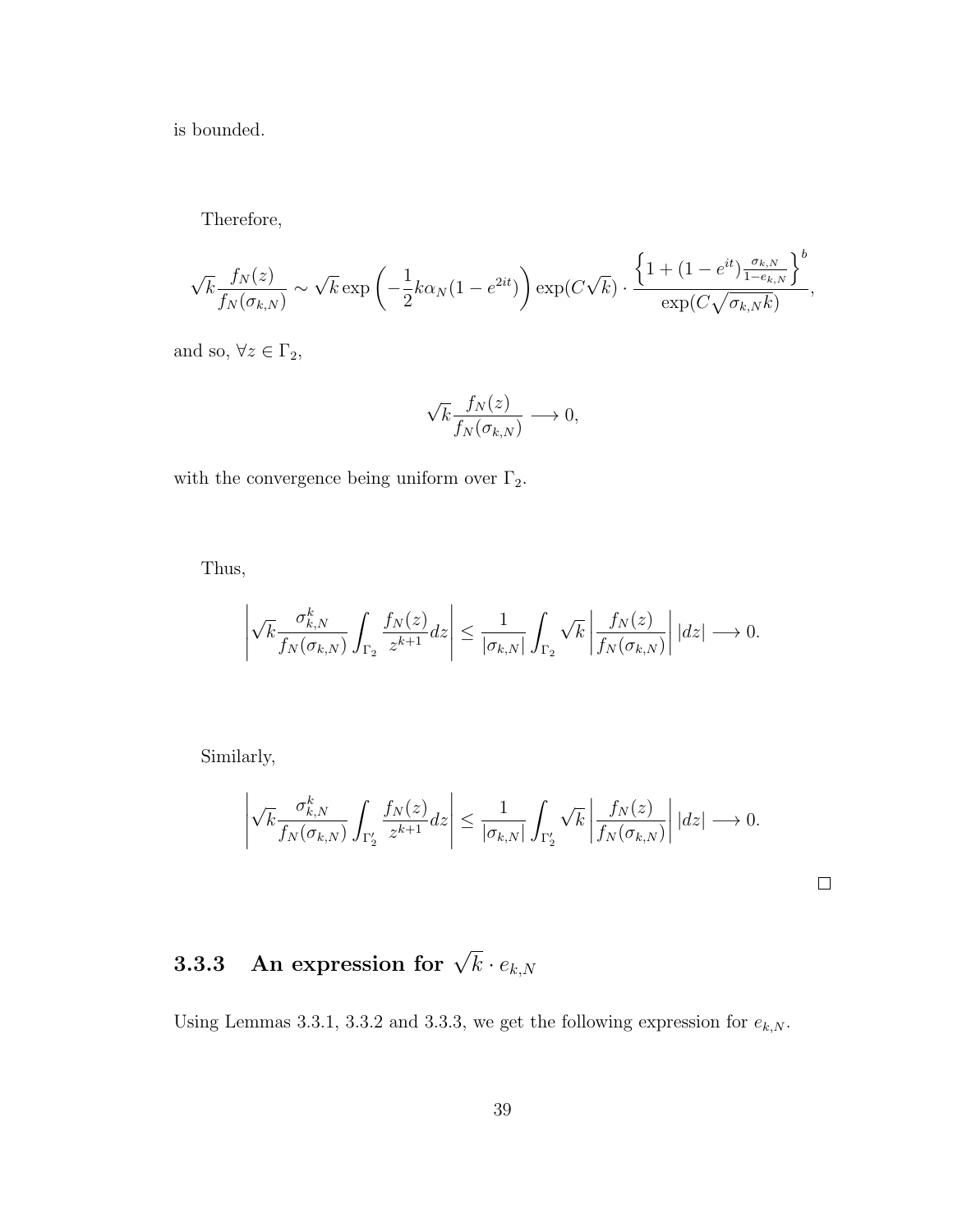is bounded.

Therefore,

$$\sqrt{k}\frac{f_N(z)}{f_N(\sigma_{k,N})} \sim \sqrt{k}\exp\left(-\frac{1}{2}k\alpha_N(1-e^{2it})\right)\exp(C\sqrt{k}) \cdot \frac{\left\{1+(1-e^{it})\frac{\sigma_{k,N}}{1-e_{k,N}}\right\}^b}{\exp(C\sqrt{\sigma_{k,N}k})},$$

and so, $\forall z \in \Gamma_2$,

$$\sqrt{k}\frac{f_N(z)}{f_N(\sigma_{k,N})} \longrightarrow 0,$$

with the convergence being uniform over $\Gamma_2$.

Thus,

$$\left|\sqrt{k}\frac{\sigma_{k,N}^k}{f_N(\sigma_{k,N})}\int_{\Gamma_2}\frac{f_N(z)}{z^{k+1}}dz\right| \leq \frac{1}{|\sigma_{k,N}|}\int_{\Gamma_2}\sqrt{k}\left|\frac{f_N(z)}{f_N(\sigma_{k,N})}\right||dz| \longrightarrow 0.$$

Similarly,

$$\left|\sqrt{k}\frac{\sigma_{k,N}^k}{f_N(\sigma_{k,N})}\int_{\Gamma_2'}\frac{f_N(z)}{z^{k+1}}dz\right| \leq \frac{1}{|\sigma_{k,N}|}\int_{\Gamma_2'}\sqrt{k}\left|\frac{f_N(z)}{f_N(\sigma_{k,N})}\right||dz| \longrightarrow 0.$$

□

### 3.3.3 An expression for $\sqrt{k} \cdot e_{k,N}$

Using Lemmas 3.3.1, 3.3.2 and 3.3.3, we get the following expression for $e_{k,N}$.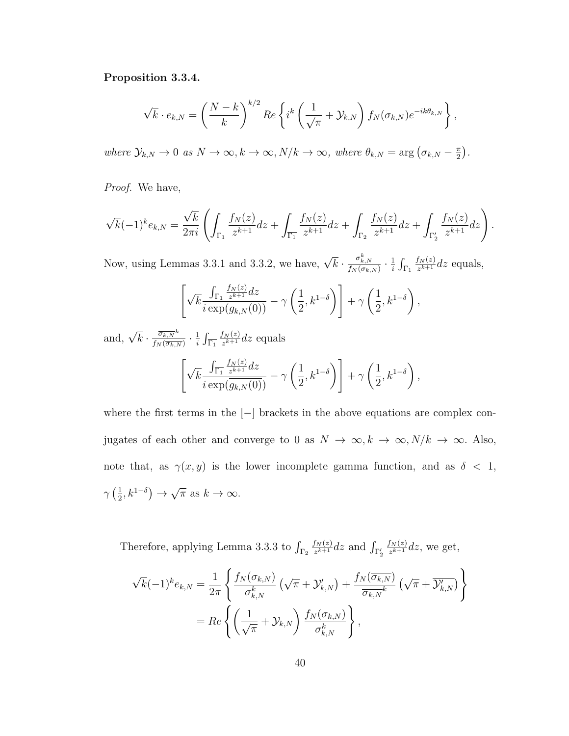**Proposition 3.3.4.**

$$\sqrt{k} \cdot e_{k,N} = \left(\frac{N-k}{k}\right)^{k/2} Re\left\{ i^k \left(\frac{1}{\sqrt{\pi}} + \mathcal{Y}_{k,N}\right) f_N(\sigma_{k,N}) e^{-ik\theta_{k,N}} \right\},$$

*where* $\mathcal{Y}_{k,N} \to 0$ *as* $N \to \infty, k \to \infty, N/k \to \infty$, *where* $\theta_{k,N} = \arg\left(\sigma_{k,N} - \frac{\pi}{2}\right)$.

*Proof.* We have,

$$\sqrt{k}(-1)^k e_{k,N} = \frac{\sqrt{k}}{2\pi i}\left( \int_{\Gamma_1} \frac{f_N(z)}{z^{k+1}}dz + \int_{\overline{\Gamma_1}} \frac{f_N(z)}{z^{k+1}}dz + \int_{\Gamma_2} \frac{f_N(z)}{z^{k+1}}dz + \int_{\Gamma_2'} \frac{f_N(z)}{z^{k+1}}dz \right).$$

Now, using Lemmas 3.3.1 and 3.3.2, we have, $\sqrt{k} \cdot \frac{\sigma_{k,N}^k}{f_N(\sigma_{k,N})} \cdot \frac{1}{i}\int_{\Gamma_1} \frac{f_N(z)}{z^{k+1}}dz$ equals,

$$\left[ \sqrt{k} \frac{\int_{\Gamma_1} \frac{f_N(z)}{z^{k+1}}dz}{i\exp(g_{k,N}(0))} - \gamma\left(\frac{1}{2}, k^{1-\delta}\right) \right] + \gamma\left(\frac{1}{2}, k^{1-\delta}\right),$$

and, $\sqrt{k} \cdot \frac{\overline{\sigma_{k,N}}^k}{f_N(\overline{\sigma_{k,N}})} \cdot \frac{1}{i}\int_{\overline{\Gamma_1}} \frac{f_N(z)}{z^{k+1}}dz$ equals

$$\left[ \sqrt{k} \frac{\int_{\overline{\Gamma_1}} \frac{f_N(z)}{z^{k+1}}dz}{i\exp(\overline{g_{k,N}(0)})} - \gamma\left(\frac{1}{2}, k^{1-\delta}\right) \right] + \gamma\left(\frac{1}{2}, k^{1-\delta}\right),$$

where the first terms in the [−] brackets in the above equations are complex conjugates of each other and converge to 0 as $N \to \infty, k \to \infty, N/k \to \infty$. Also, note that, as $\gamma(x,y)$ is the lower incomplete gamma function, and as $\delta < 1$, $\gamma\left(\frac{1}{2}, k^{1-\delta}\right) \to \sqrt{\pi}$ as $k \to \infty$.

Therefore, applying Lemma 3.3.3 to $\int_{\Gamma_2} \frac{f_N(z)}{z^{k+1}}dz$ and $\int_{\Gamma_2'} \frac{f_N(z)}{z^{k+1}}dz$, we get,

$$\begin{aligned}
\sqrt{k}(-1)^k e_{k,N} &= \frac{1}{2\pi}\left\{ \frac{f_N(\sigma_{k,N})}{\sigma_{k,N}^k}\left(\sqrt{\pi} + \mathcal{Y}_{k,N}'\right) + \frac{f_N(\overline{\sigma_{k,N}})}{\overline{\sigma_{k,N}}^k}\left(\sqrt{\pi} + \overline{\mathcal{Y}_{k,N}'}\right) \right\} \\
&= Re\left\{ \left(\frac{1}{\sqrt{\pi}} + \mathcal{Y}_{k,N}\right) \frac{f_N(\sigma_{k,N})}{\sigma_{k,N}^k} \right\},
\end{aligned}$$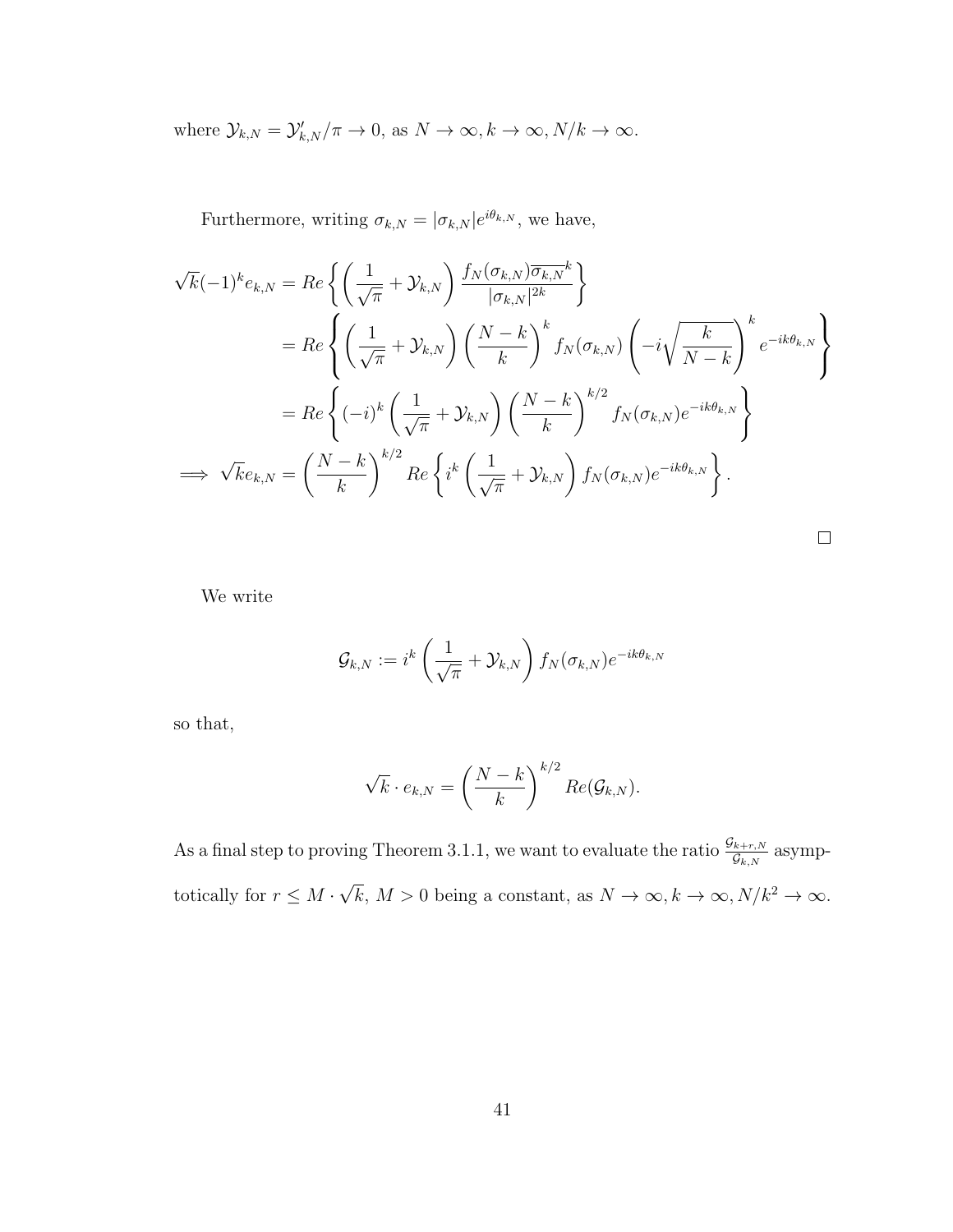where $\mathcal{Y}_{k,N} = \mathcal{Y}'_{k,N}/\pi \to 0$, as $N \to \infty, k \to \infty, N/k \to \infty$.

Furthermore, writing $\sigma_{k,N} = |\sigma_{k,N}|e^{i\theta_{k,N}}$, we have,

$$
\begin{aligned}
\sqrt{k}(-1)^k e_{k,N} &= Re\left\{ \left( \frac{1}{\sqrt{\pi}} + \mathcal{Y}_{k,N} \right) \frac{f_N(\sigma_{k,N})\overline{\sigma_{k,N}}^k}{|\sigma_{k,N}|^{2k}} \right\} \\
&= Re\left\{ \left( \frac{1}{\sqrt{\pi}} + \mathcal{Y}_{k,N} \right) \left( \frac{N-k}{k} \right)^k f_N(\sigma_{k,N}) \left( -i\sqrt{\frac{k}{N-k}} \right)^k e^{-ik\theta_{k,N}} \right\} \\
&= Re\left\{ (-i)^k \left( \frac{1}{\sqrt{\pi}} + \mathcal{Y}_{k,N} \right) \left( \frac{N-k}{k} \right)^{k/2} f_N(\sigma_{k,N}) e^{-ik\theta_{k,N}} \right\} \\
\implies \sqrt{k} e_{k,N} &= \left( \frac{N-k}{k} \right)^{k/2} Re\left\{ i^k \left( \frac{1}{\sqrt{\pi}} + \mathcal{Y}_{k,N} \right) f_N(\sigma_{k,N}) e^{-ik\theta_{k,N}} \right\}.
\end{aligned}
$$

□

We write

$$
\mathcal{G}_{k,N} := i^k \left( \frac{1}{\sqrt{\pi}} + \mathcal{Y}_{k,N} \right) f_N(\sigma_{k,N}) e^{-ik\theta_{k,N}}
$$

so that,

$$
\sqrt{k} \cdot e_{k,N} = \left( \frac{N-k}{k} \right)^{k/2} Re(\mathcal{G}_{k,N}).
$$

As a final step to proving Theorem 3.1.1, we want to evaluate the ratio $\frac{\mathcal{G}_{k+r,N}}{\mathcal{G}_{k,N}}$ asymptotically for $r \le M \cdot \sqrt{k}$, $M > 0$ being a constant, as $N \to \infty, k \to \infty, N/k^2 \to \infty$.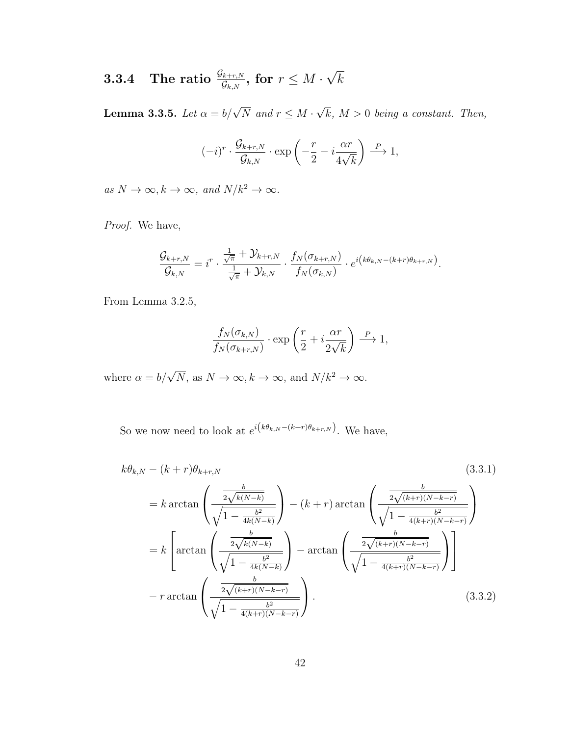### 3.3.4 The ratio $\frac{\mathcal{G}_{k+r,N}}{\mathcal{G}_{k,N}}$, for $r \leq M \cdot \sqrt{k}$

**Lemma 3.3.5.** *Let $\alpha = b/\sqrt{N}$ and $r \leq M \cdot \sqrt{k}$, $M > 0$ being a constant. Then,*

$$(-i)^r \cdot \frac{\mathcal{G}_{k+r,N}}{\mathcal{G}_{k,N}} \cdot \exp\left(-\frac{r}{2} - i\frac{\alpha r}{4\sqrt{k}}\right) \xrightarrow{P} 1,$$

*as $N \to \infty, k \to \infty$, and $N/k^2 \to \infty$.*

*Proof.* We have,

$$\frac{\mathcal{G}_{k+r,N}}{\mathcal{G}_{k,N}} = i^r \cdot \frac{\frac{1}{\sqrt{\pi}} + \mathcal{Y}_{k+r,N}}{\frac{1}{\sqrt{\pi}} + \mathcal{Y}_{k,N}} \cdot \frac{f_N(\sigma_{k+r,N})}{f_N(\sigma_{k,N})} \cdot e^{i\left(k\theta_{k,N} - (k+r)\theta_{k+r,N}\right)}.$$

From Lemma 3.2.5,

$$\frac{f_N(\sigma_{k,N})}{f_N(\sigma_{k+r,N})} \cdot \exp\left(\frac{r}{2} + i\frac{\alpha r}{2\sqrt{k}}\right) \xrightarrow{P} 1,$$

where $\alpha = b/\sqrt{N}$, as $N \to \infty, k \to \infty$, and $N/k^2 \to \infty$.

So we now need to look at $e^{i\left(k\theta_{k,N} - (k+r)\theta_{k+r,N}\right)}$. We have,

$$
\begin{aligned}
&k\theta_{k,N} - (k+r)\theta_{k+r,N} &(3.3.1)\\
&= k \arctan\left(\frac{\frac{b}{2\sqrt{k(N-k)}}}{\sqrt{1 - \frac{b^2}{4k(N-k)}}}\right) - (k+r)\arctan\left(\frac{\frac{b}{2\sqrt{(k+r)(N-k-r)}}}{\sqrt{1 - \frac{b^2}{4(k+r)(N-k-r)}}}\right)\\
&= k\left[\arctan\left(\frac{\frac{b}{2\sqrt{k(N-k)}}}{\sqrt{1 - \frac{b^2}{4k(N-k)}}}\right) - \arctan\left(\frac{\frac{b}{2\sqrt{(k+r)(N-k-r)}}}{\sqrt{1 - \frac{b^2}{4(k+r)(N-k-r)}}}\right)\right]\\
&\quad - r\arctan\left(\frac{\frac{b}{2\sqrt{(k+r)(N-k-r)}}}{\sqrt{1 - \frac{b^2}{4(k+r)(N-k-r)}}}\right). &(3.3.2)
\end{aligned}
$$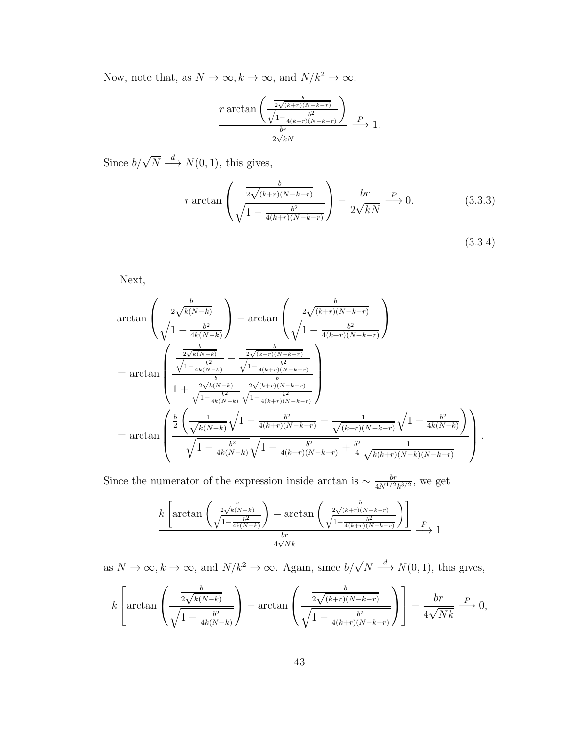Now, note that, as $N \to \infty, k \to \infty$, and $N/k^2 \to \infty$,

$$\frac{r \arctan\left(\frac{\frac{b}{2\sqrt{(k+r)(N-k-r)}}}{\sqrt{1-\frac{b^2}{4(k+r)(N-k-r)}}}\right)}{\frac{br}{2\sqrt{kN}}} \xrightarrow{P} 1.$$

Since $b/\sqrt{N} \xrightarrow{d} N(0,1)$, this gives,

$$r \arctan\left(\frac{\frac{b}{2\sqrt{(k+r)(N-k-r)}}}{\sqrt{1-\frac{b^2}{4(k+r)(N-k-r)}}}\right) - \frac{br}{2\sqrt{kN}} \xrightarrow{P} 0. \tag{3.3.3}$$

$$\tag{3.3.4}$$

Next,

$$\begin{aligned}
&\arctan\left(\frac{\frac{b}{2\sqrt{k(N-k)}}}{\sqrt{1-\frac{b^2}{4k(N-k)}}}\right) - \arctan\left(\frac{\frac{b}{2\sqrt{(k+r)(N-k-r)}}}{\sqrt{1-\frac{b^2}{4(k+r)(N-k-r)}}}\right) \\
&= \arctan\left(\frac{\frac{\frac{b}{2\sqrt{k(N-k)}}}{\sqrt{1-\frac{b^2}{4k(N-k)}}} - \frac{\frac{b}{2\sqrt{(k+r)(N-k-r)}}}{\sqrt{1-\frac{b^2}{4(k+r)(N-k-r)}}}}{1 + \frac{\frac{b}{2\sqrt{k(N-k)}}}{\sqrt{1-\frac{b^2}{4k(N-k)}}}\frac{\frac{b}{2\sqrt{(k+r)(N-k-r)}}}{\sqrt{1-\frac{b^2}{4(k+r)(N-k-r)}}}}\right) \\
&= \arctan\left(\frac{\frac{b}{2}\left(\frac{1}{\sqrt{k(N-k)}}\sqrt{1-\frac{b^2}{4(k+r)(N-k-r)}} - \frac{1}{\sqrt{(k+r)(N-k-r)}}\sqrt{1-\frac{b^2}{4k(N-k)}}\right)}{\sqrt{1-\frac{b^2}{4k(N-k)}}\sqrt{1-\frac{b^2}{4(k+r)(N-k-r)}} + \frac{b^2}{4}\frac{1}{\sqrt{k(k+r)(N-k)(N-k-r)}}}\right).
\end{aligned}$$

Since the numerator of the expression inside arctan is $\sim \frac{br}{4N^{1/2}k^{3/2}}$, we get

$$\frac{k\left[\arctan\left(\frac{\frac{b}{2\sqrt{k(N-k)}}}{\sqrt{1-\frac{b^2}{4k(N-k)}}}\right) - \arctan\left(\frac{\frac{b}{2\sqrt{(k+r)(N-k-r)}}}{\sqrt{1-\frac{b^2}{4(k+r)(N-k-r)}}}\right)\right]}{\frac{br}{4\sqrt{Nk}}} \xrightarrow{P} 1$$

as $N \to \infty, k \to \infty$, and $N/k^2 \to \infty$. Again, since $b/\sqrt{N} \xrightarrow{d} N(0,1)$, this gives,

$$k\left[\arctan\left(\frac{\frac{b}{2\sqrt{k(N-k)}}}{\sqrt{1-\frac{b^2}{4k(N-k)}}}\right) - \arctan\left(\frac{\frac{b}{2\sqrt{(k+r)(N-k-r)}}}{\sqrt{1-\frac{b^2}{4(k+r)(N-k-r)}}}\right)\right] - \frac{br}{4\sqrt{Nk}} \xrightarrow{P} 0,$$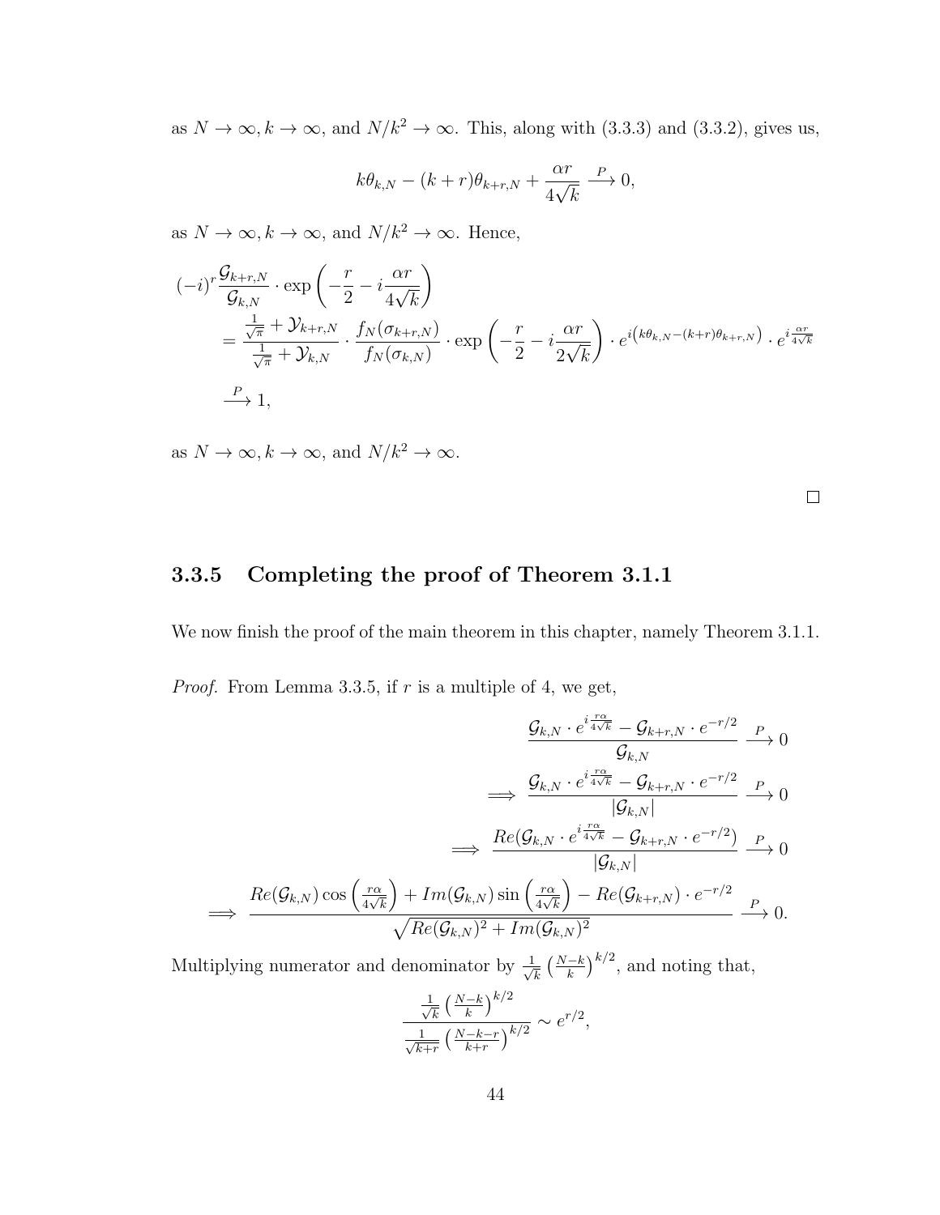as $N \to \infty, k \to \infty$, and $N/k^2 \to \infty$. This, along with (3.3.3) and (3.3.2), gives us,

$$k\theta_{k,N} - (k+r)\theta_{k+r,N} + \frac{\alpha r}{4\sqrt{k}} \xrightarrow{P} 0,$$

as $N \to \infty, k \to \infty$, and $N/k^2 \to \infty$. Hence,

$$\begin{aligned}
&(-i)^r \frac{\mathcal{G}_{k+r,N}}{\mathcal{G}_{k,N}} \cdot \exp\left(-\frac{r}{2} - i\frac{\alpha r}{4\sqrt{k}}\right) \\
&\quad = \frac{\frac{1}{\sqrt{\pi}} + \mathcal{Y}_{k+r,N}}{\frac{1}{\sqrt{\pi}} + \mathcal{Y}_{k,N}} \cdot \frac{f_N(\sigma_{k+r,N})}{f_N(\sigma_{k,N})} \cdot \exp\left(-\frac{r}{2} - i\frac{\alpha r}{2\sqrt{k}}\right) \cdot e^{i\left(k\theta_{k,N} - (k+r)\theta_{k+r,N}\right)} \cdot e^{i\frac{\alpha r}{4\sqrt{k}}} \\
&\quad \xrightarrow{P} 1,
\end{aligned}$$

as $N \to \infty, k \to \infty$, and $N/k^2 \to \infty$.

□

### 3.3.5 Completing the proof of Theorem 3.1.1

We now finish the proof of the main theorem in this chapter, namely Theorem 3.1.1.

*Proof.* From Lemma 3.3.5, if $r$ is a multiple of 4, we get,

$$\begin{aligned}
&\frac{\mathcal{G}_{k,N} \cdot e^{i\frac{r\alpha}{4\sqrt{k}}} - \mathcal{G}_{k+r,N} \cdot e^{-r/2}}{\mathcal{G}_{k,N}} \xrightarrow{P} 0 \\
\implies &\frac{\mathcal{G}_{k,N} \cdot e^{i\frac{r\alpha}{4\sqrt{k}}} - \mathcal{G}_{k+r,N} \cdot e^{-r/2}}{|\mathcal{G}_{k,N}|} \xrightarrow{P} 0 \\
\implies &\frac{Re(\mathcal{G}_{k,N} \cdot e^{i\frac{r\alpha}{4\sqrt{k}}} - \mathcal{G}_{k+r,N} \cdot e^{-r/2})}{|\mathcal{G}_{k,N}|} \xrightarrow{P} 0 \\
\implies &\frac{Re(\mathcal{G}_{k,N}) \cos\left(\frac{r\alpha}{4\sqrt{k}}\right) + Im(\mathcal{G}_{k,N}) \sin\left(\frac{r\alpha}{4\sqrt{k}}\right) - Re(\mathcal{G}_{k+r,N}) \cdot e^{-r/2}}{\sqrt{Re(\mathcal{G}_{k,N})^2 + Im(\mathcal{G}_{k,N})^2}} \xrightarrow{P} 0.
\end{aligned}$$

Multiplying numerator and denominator by $\frac{1}{\sqrt{k}}\left(\frac{N-k}{k}\right)^{k/2}$, and noting that,

$$\frac{\frac{1}{\sqrt{k}}\left(\frac{N-k}{k}\right)^{k/2}}{\frac{1}{\sqrt{k+r}}\left(\frac{N-k-r}{k+r}\right)^{k/2}} \sim e^{r/2},$$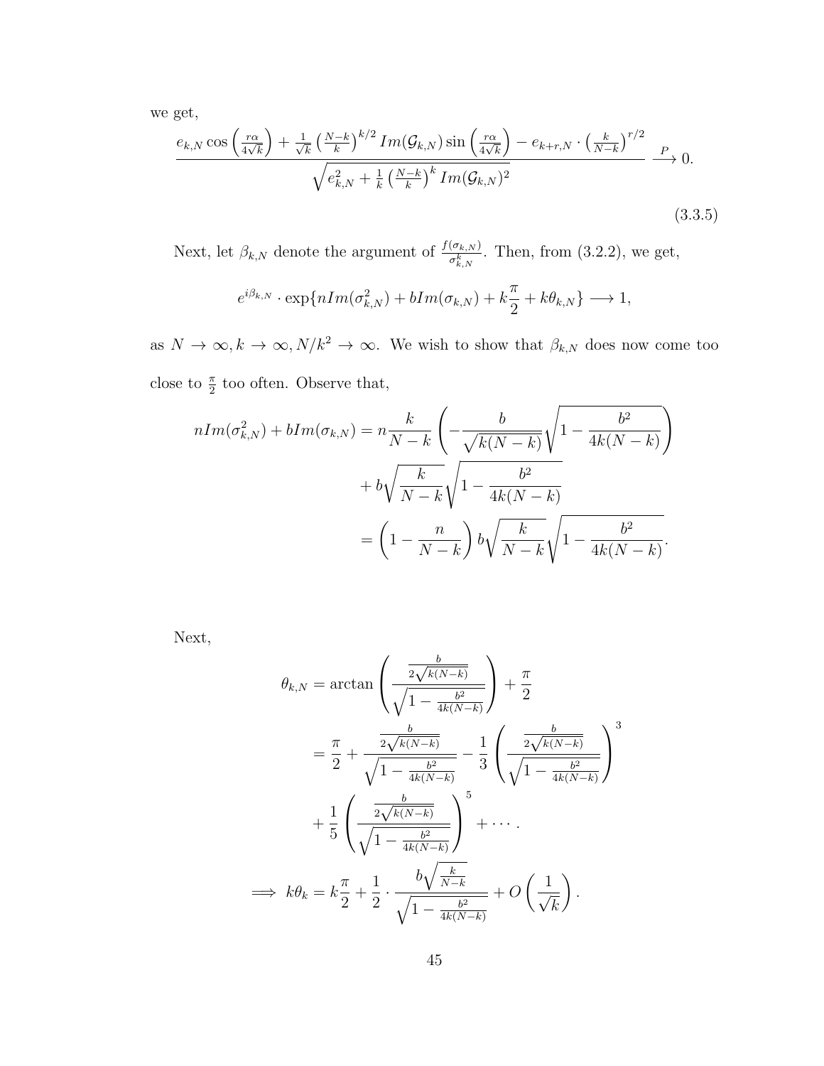we get,

$$\frac{e_{k,N}\cos\left(\frac{r\alpha}{4\sqrt{k}}\right)+\frac{1}{\sqrt{k}}\left(\frac{N-k}{k}\right)^{k/2}Im(\mathcal{G}_{k,N})\sin\left(\frac{r\alpha}{4\sqrt{k}}\right)-e_{k+r,N}\cdot\left(\frac{k}{N-k}\right)^{r/2}}{\sqrt{e_{k,N}^2+\frac{1}{k}\left(\frac{N-k}{k}\right)^{k}Im(\mathcal{G}_{k,N})^2}}\xrightarrow{P}0. \tag{3.3.5}$$

Next, let $\beta_{k,N}$ denote the argument of $\frac{f(\sigma_{k,N})}{\sigma_{k,N}^k}$. Then, from (3.2.2), we get,

$$e^{i\beta_{k,N}}\cdot\exp\{nIm(\sigma_{k,N}^2)+bIm(\sigma_{k,N})+k\frac{\pi}{2}+k\theta_{k,N}\}\longrightarrow 1,$$

as $N\to\infty, k\to\infty, N/k^2\to\infty$. We wish to show that $\beta_{k,N}$ does now come too close to $\frac{\pi}{2}$ too often. Observe that,

$$\begin{aligned}
nIm(\sigma_{k,N}^2)+bIm(\sigma_{k,N}) &= n\frac{k}{N-k}\left(-\frac{b}{\sqrt{k(N-k)}}\sqrt{1-\frac{b^2}{4k(N-k)}}\right)\\
&\quad+b\sqrt{\frac{k}{N-k}}\sqrt{1-\frac{b^2}{4k(N-k)}}\\
&=\left(1-\frac{n}{N-k}\right)b\sqrt{\frac{k}{N-k}}\sqrt{1-\frac{b^2}{4k(N-k)}}.
\end{aligned}$$

Next,

$$\begin{aligned}
\theta_{k,N} &= \arctan\left(\frac{\frac{b}{2\sqrt{k(N-k)}}}{\sqrt{1-\frac{b^2}{4k(N-k)}}}\right)+\frac{\pi}{2}\\
&=\frac{\pi}{2}+\frac{\frac{b}{2\sqrt{k(N-k)}}}{\sqrt{1-\frac{b^2}{4k(N-k)}}}-\frac{1}{3}\left(\frac{\frac{b}{2\sqrt{k(N-k)}}}{\sqrt{1-\frac{b^2}{4k(N-k)}}}\right)^3\\
&\quad+\frac{1}{5}\left(\frac{\frac{b}{2\sqrt{k(N-k)}}}{\sqrt{1-\frac{b^2}{4k(N-k)}}}\right)^5+\cdots.
\end{aligned}$$

$$\implies k\theta_k = k\frac{\pi}{2}+\frac{1}{2}\cdot\frac{b\sqrt{\frac{k}{N-k}}}{\sqrt{1-\frac{b^2}{4k(N-k)}}}+O\left(\frac{1}{\sqrt{k}}\right).$$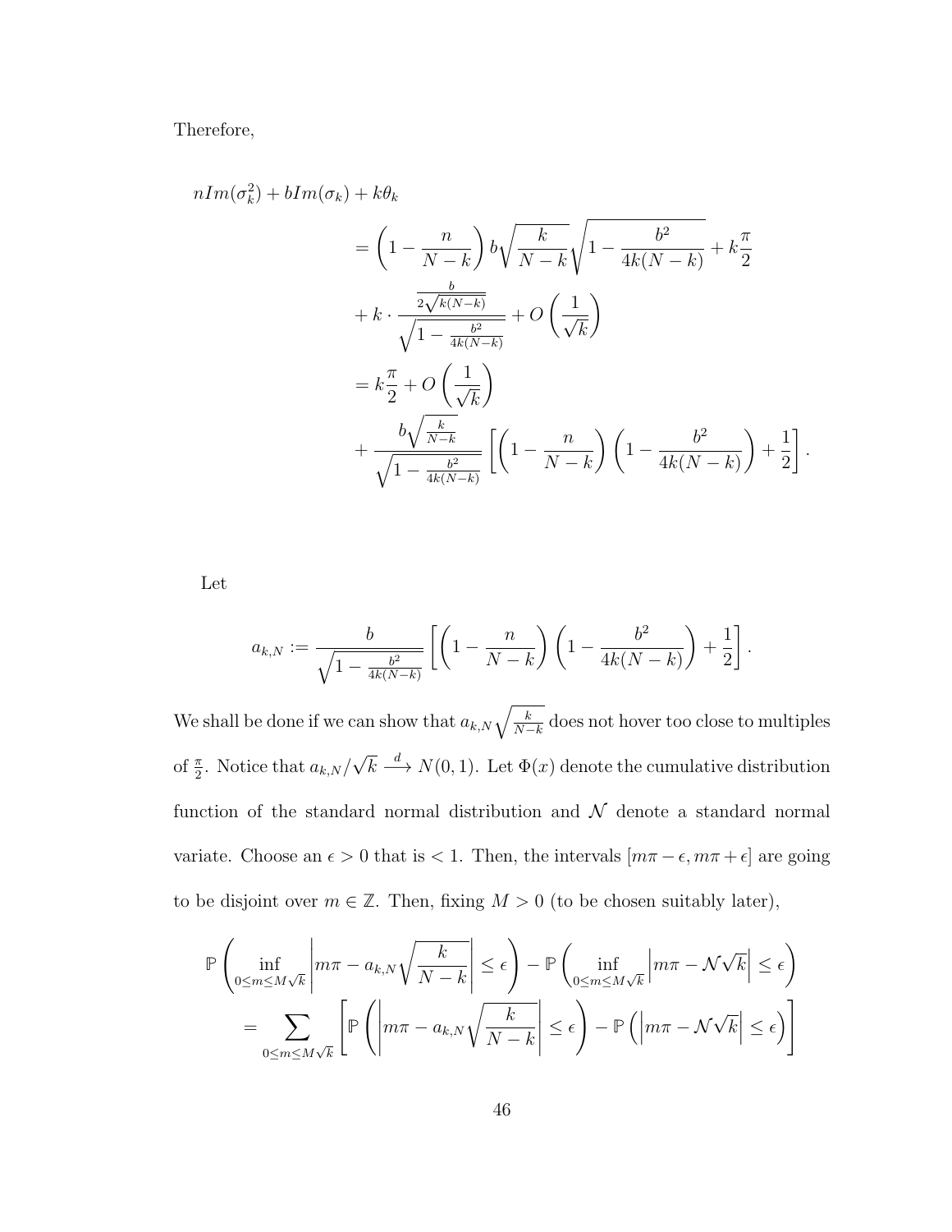Therefore,

$$
\begin{aligned}
nIm(\sigma_k^2) + bIm(\sigma_k) + k\theta_k \\
&= \left(1 - \frac{n}{N-k}\right) b\sqrt{\frac{k}{N-k}}\sqrt{1 - \frac{b^2}{4k(N-k)}} + k\frac{\pi}{2} \\
&+ k \cdot \frac{\frac{b}{2\sqrt{k(N-k)}}}{\sqrt{1 - \frac{b^2}{4k(N-k)}}} + O\left(\frac{1}{\sqrt{k}}\right) \\
&= k\frac{\pi}{2} + O\left(\frac{1}{\sqrt{k}}\right) \\
&+ \frac{b\sqrt{\frac{k}{N-k}}}{\sqrt{1 - \frac{b^2}{4k(N-k)}}} \left[\left(1 - \frac{n}{N-k}\right)\left(1 - \frac{b^2}{4k(N-k)}\right) + \frac{1}{2}\right].
\end{aligned}
$$

Let

$$
a_{k,N} := \frac{b}{\sqrt{1 - \frac{b^2}{4k(N-k)}}} \left[\left(1 - \frac{n}{N-k}\right)\left(1 - \frac{b^2}{4k(N-k)}\right) + \frac{1}{2}\right].
$$

We shall be done if we can show that $a_{k,N}\sqrt{\frac{k}{N-k}}$ does not hover too close to multiples of $\frac{\pi}{2}$. Notice that $a_{k,N}/\sqrt{k} \xrightarrow{d} N(0,1)$. Let $\Phi(x)$ denote the cumulative distribution function of the standard normal distribution and $\mathcal{N}$ denote a standard normal variate. Choose an $\epsilon > 0$ that is $< 1$. Then, the intervals $[m\pi - \epsilon, m\pi + \epsilon]$ are going to be disjoint over $m \in \mathbb{Z}$. Then, fixing $M > 0$ (to be chosen suitably later),

$$
\begin{aligned}
&\mathbb{P}\left(\inf_{0 \le m \le M\sqrt{k}} \left|m\pi - a_{k,N}\sqrt{\frac{k}{N-k}}\right| \le \epsilon\right) - \mathbb{P}\left(\inf_{0 \le m \le M\sqrt{k}} \left|m\pi - \mathcal{N}\sqrt{k}\right| \le \epsilon\right) \\
&= \sum_{0 \le m \le M\sqrt{k}} \left[\mathbb{P}\left(\left|m\pi - a_{k,N}\sqrt{\frac{k}{N-k}}\right| \le \epsilon\right) - \mathbb{P}\left(\left|m\pi - \mathcal{N}\sqrt{k}\right| \le \epsilon\right)\right]
\end{aligned}
$$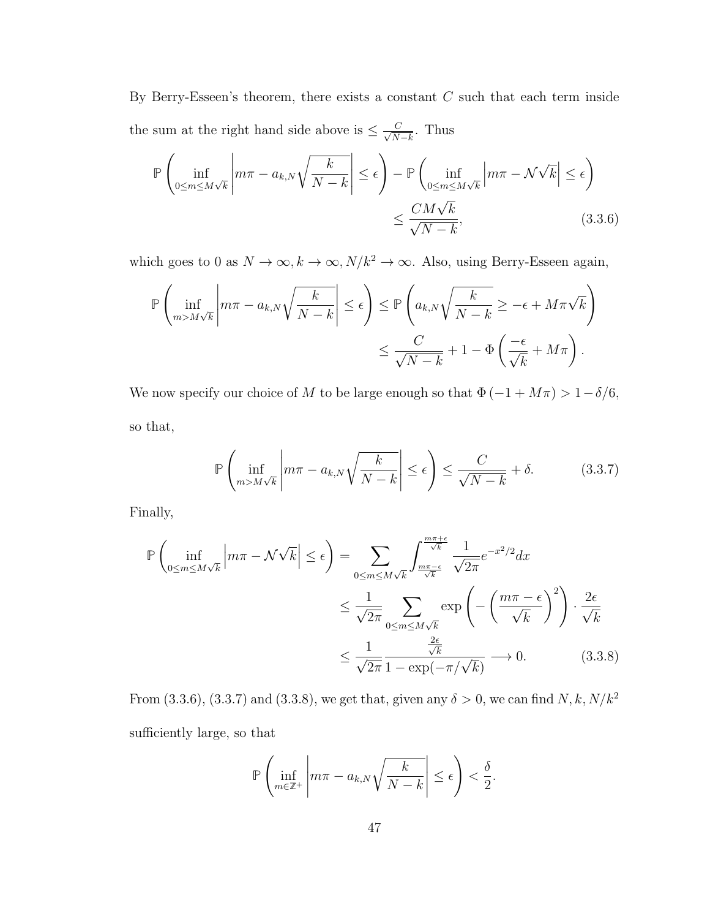By Berry-Esseen's theorem, there exists a constant $C$ such that each term inside the sum at the right hand side above is $\leq \frac{C}{\sqrt{N-k}}$. Thus

$$
\mathbb{P}\left(\inf_{0\leq m\leq M\sqrt{k}}\left|m\pi - a_{k,N}\sqrt{\frac{k}{N-k}}\right|\leq \epsilon\right) - \mathbb{P}\left(\inf_{0\leq m\leq M\sqrt{k}}\left|m\pi - \mathcal{N}\sqrt{k}\right|\leq \epsilon\right) \leq \frac{CM\sqrt{k}}{\sqrt{N-k}}, \tag{3.3.6}
$$

which goes to 0 as $N\to\infty, k\to\infty, N/k^2\to\infty$. Also, using Berry-Esseen again,

$$
\mathbb{P}\left(\inf_{m> M\sqrt{k}}\left|m\pi - a_{k,N}\sqrt{\frac{k}{N-k}}\right|\leq \epsilon\right) \leq \mathbb{P}\left(a_{k,N}\sqrt{\frac{k}{N-k}} \geq -\epsilon + M\pi\sqrt{k}\right) \leq \frac{C}{\sqrt{N-k}} + 1 - \Phi\left(\frac{-\epsilon}{\sqrt{k}} + M\pi\right).
$$

We now specify our choice of $M$ to be large enough so that $\Phi\left(-1+M\pi\right) > 1-\delta/6$, so that,

$$
\mathbb{P}\left(\inf_{m> M\sqrt{k}}\left|m\pi - a_{k,N}\sqrt{\frac{k}{N-k}}\right|\leq \epsilon\right) \leq \frac{C}{\sqrt{N-k}} + \delta. \tag{3.3.7}
$$

Finally,

$$
\begin{aligned}
\mathbb{P}\left(\inf_{0\leq m\leq M\sqrt{k}}\left|m\pi - \mathcal{N}\sqrt{k}\right|\leq \epsilon\right) &= \sum_{0\leq m\leq M\sqrt{k}} \int_{\frac{m\pi-\epsilon}{\sqrt{k}}}^{\frac{m\pi+\epsilon}{\sqrt{k}}} \frac{1}{\sqrt{2\pi}} e^{-x^2/2}dx \\
&\leq \frac{1}{\sqrt{2\pi}} \sum_{0\leq m\leq M\sqrt{k}} \exp\left(-\left(\frac{m\pi-\epsilon}{\sqrt{k}}\right)^2\right)\cdot\frac{2\epsilon}{\sqrt{k}} \\
&\leq \frac{1}{\sqrt{2\pi}} \frac{\frac{2\epsilon}{\sqrt{k}}}{1-\exp(-\pi/\sqrt{k})} \longrightarrow 0.
\end{aligned} \tag{3.3.8}
$$

From (3.3.6), (3.3.7) and (3.3.8), we get that, given any $\delta>0$, we can find $N, k, N/k^2$ sufficiently large, so that

$$
\mathbb{P}\left(\inf_{m\in\mathbb{Z}^+}\left|m\pi - a_{k,N}\sqrt{\frac{k}{N-k}}\right|\leq \epsilon\right) < \frac{\delta}{2}.
$$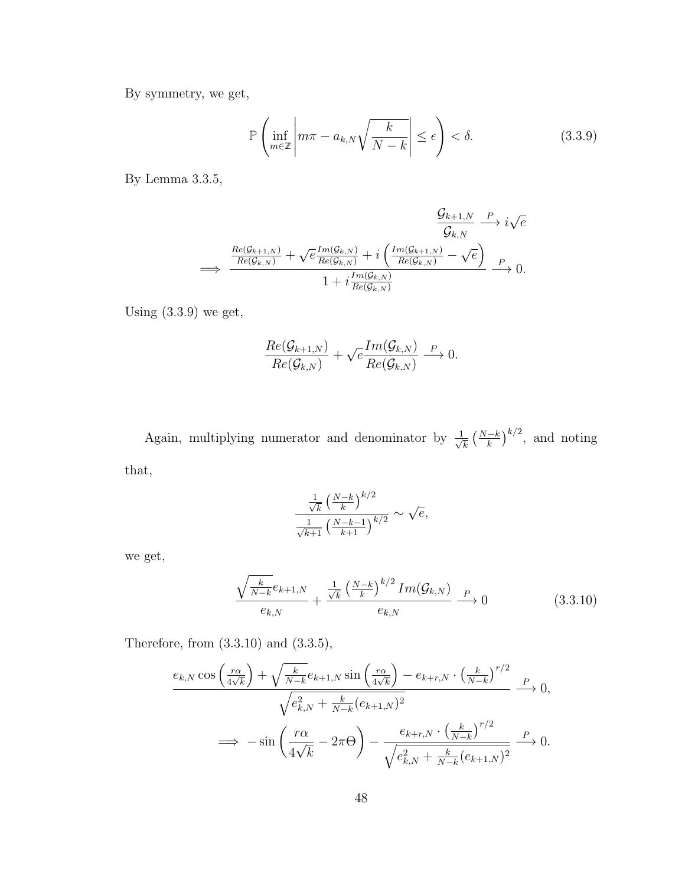By symmetry, we get,

$$\mathbb{P}\left(\inf_{m\in\mathbb{Z}}\left|m\pi - a_{k,N}\sqrt{\frac{k}{N-k}}\right| \le \epsilon\right) < \delta. \tag{3.3.9}$$

By Lemma 3.3.5,

$$\frac{\mathcal{G}_{k+1,N}}{\mathcal{G}_{k,N}} \xrightarrow{P} i\sqrt{e}$$

$$\implies \frac{\frac{Re(\mathcal{G}_{k+1,N})}{Re(\mathcal{G}_{k,N})} + \sqrt{e}\frac{Im(\mathcal{G}_{k,N})}{Re(\mathcal{G}_{k,N})} + i\left(\frac{Im(\mathcal{G}_{k+1,N})}{Re(\mathcal{G}_{k,N})} - \sqrt{e}\right)}{1 + i\frac{Im(\mathcal{G}_{k,N})}{Re(\mathcal{G}_{k,N})}} \xrightarrow{P} 0.$$

Using (3.3.9) we get,

$$\frac{Re(\mathcal{G}_{k+1,N})}{Re(\mathcal{G}_{k,N})} + \sqrt{e}\frac{Im(\mathcal{G}_{k,N})}{Re(\mathcal{G}_{k,N})} \xrightarrow{P} 0.$$

Again, multiplying numerator and denominator by $\frac{1}{\sqrt{k}}\left(\frac{N-k}{k}\right)^{k/2}$, and noting that,

$$\frac{\frac{1}{\sqrt{k}}\left(\frac{N-k}{k}\right)^{k/2}}{\frac{1}{\sqrt{k+1}}\left(\frac{N-k-1}{k+1}\right)^{k/2}} \sim \sqrt{e},$$

we get,

$$\frac{\sqrt{\frac{k}{N-k}}e_{k+1,N}}{e_{k,N}} + \frac{\frac{1}{\sqrt{k}}\left(\frac{N-k}{k}\right)^{k/2} Im(\mathcal{G}_{k,N})}{e_{k,N}} \xrightarrow{P} 0 \tag{3.3.10}$$

Therefore, from (3.3.10) and (3.3.5),

$$\frac{e_{k,N}\cos\left(\frac{r\alpha}{4\sqrt{k}}\right) + \sqrt{\frac{k}{N-k}}e_{k+1,N}\sin\left(\frac{r\alpha}{4\sqrt{k}}\right) - e_{k+r,N}\cdot\left(\frac{k}{N-k}\right)^{r/2}}{\sqrt{e_{k,N}^2 + \frac{k}{N-k}(e_{k+1,N})^2}} \xrightarrow{P} 0,$$

$$\implies -\sin\left(\frac{r\alpha}{4\sqrt{k}} - 2\pi\Theta\right) - \frac{e_{k+r,N}\cdot\left(\frac{k}{N-k}\right)^{r/2}}{\sqrt{e_{k,N}^2 + \frac{k}{N-k}(e_{k+1,N})^2}} \xrightarrow{P} 0.$$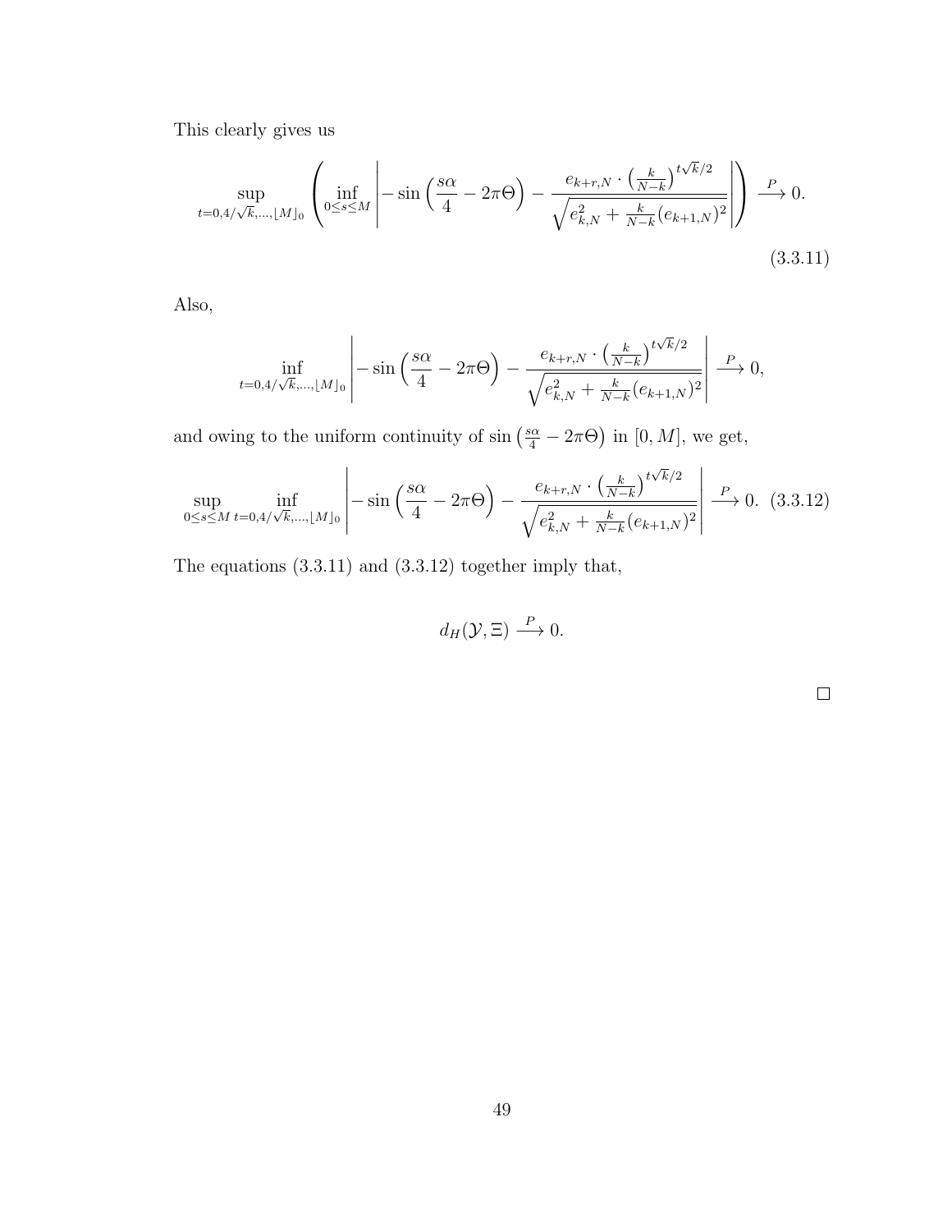This clearly gives us

$$\sup_{t=0,4/\sqrt{k},\ldots,\lfloor M \rfloor_0} \left( \inf_{0 \le s \le M} \left| -\sin\left(\frac{s\alpha}{4} - 2\pi\Theta\right) - \frac{e_{k+r,N} \cdot \left(\frac{k}{N-k}\right)^{t\sqrt{k}/2}}{\sqrt{e_{k,N}^2 + \frac{k}{N-k}(e_{k+1,N})^2}} \right| \right) \xrightarrow{P} 0. \tag{3.3.11}$$

Also,

$$\inf_{t=0,4/\sqrt{k},\ldots,\lfloor M \rfloor_0} \left| -\sin\left(\frac{s\alpha}{4} - 2\pi\Theta\right) - \frac{e_{k+r,N} \cdot \left(\frac{k}{N-k}\right)^{t\sqrt{k}/2}}{\sqrt{e_{k,N}^2 + \frac{k}{N-k}(e_{k+1,N})^2}} \right| \xrightarrow{P} 0,$$

and owing to the uniform continuity of $\sin\left(\frac{s\alpha}{4} - 2\pi\Theta\right)$ in $[0, M]$, we get,

$$\sup_{0 \le s \le M} \inf_{t=0,4/\sqrt{k},\ldots,\lfloor M \rfloor_0} \left| -\sin\left(\frac{s\alpha}{4} - 2\pi\Theta\right) - \frac{e_{k+r,N} \cdot \left(\frac{k}{N-k}\right)^{t\sqrt{k}/2}}{\sqrt{e_{k,N}^2 + \frac{k}{N-k}(e_{k+1,N})^2}} \right| \xrightarrow{P} 0. \tag{3.3.12}$$

The equations (3.3.11) and (3.3.12) together imply that,

$$d_H(\mathcal{Y}, \Xi) \xrightarrow{P} 0.$$

□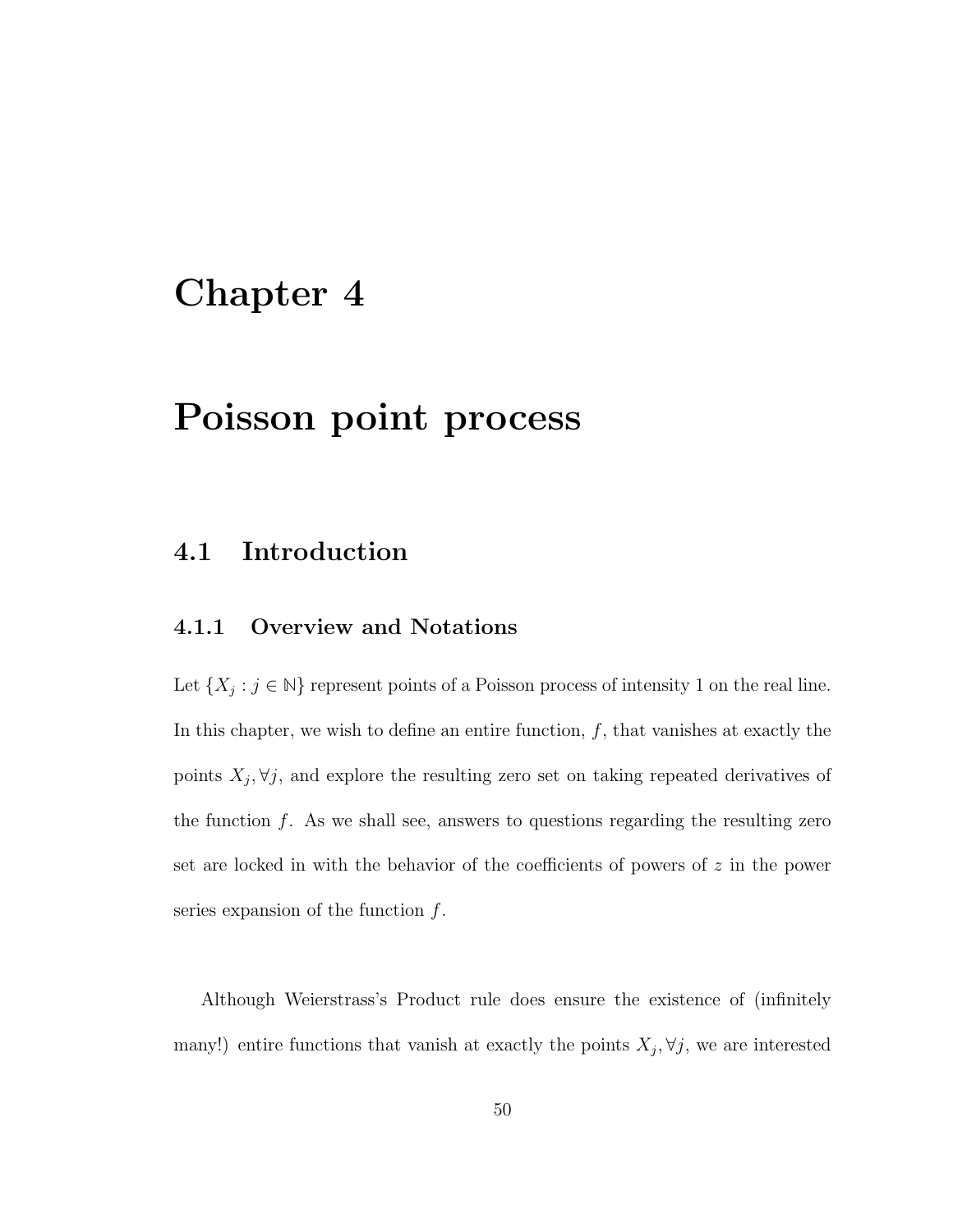# Chapter 4

# Poisson point process

## 4.1 Introduction

### 4.1.1 Overview and Notations

Let $\{X_j : j \in \mathbb{N}\}$ represent points of a Poisson process of intensity 1 on the real line. In this chapter, we wish to define an entire function, $f$, that vanishes at exactly the points $X_j, \forall j$, and explore the resulting zero set on taking repeated derivatives of the function $f$. As we shall see, answers to questions regarding the resulting zero set are locked in with the behavior of the coefficients of powers of $z$ in the power series expansion of the function $f$.

Although Weierstrass's Product rule does ensure the existence of (infinitely many!) entire functions that vanish at exactly the points $X_j, \forall j$, we are interested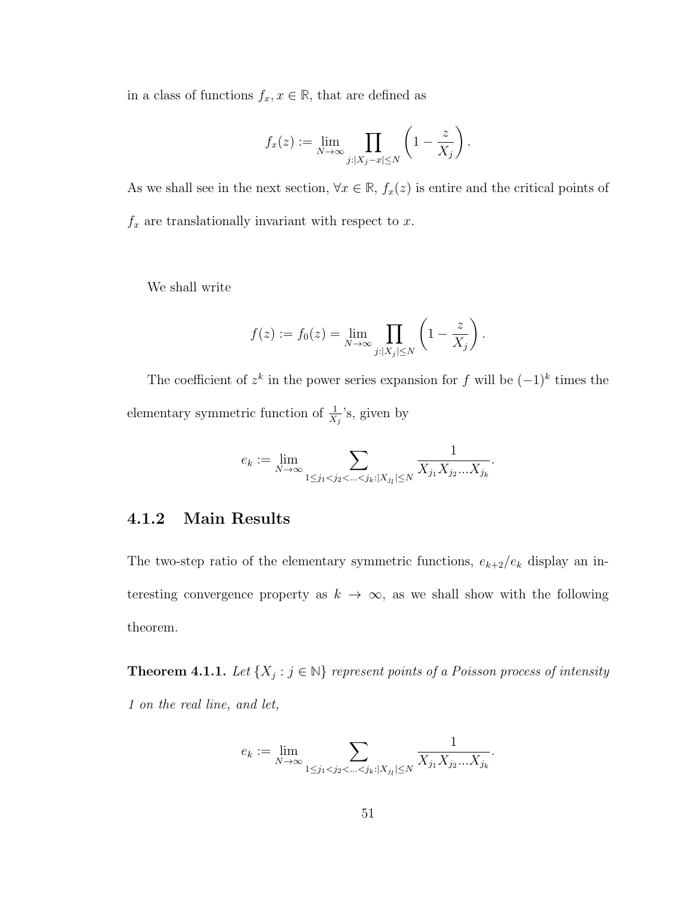in a class of functions $f_x, x \in \mathbb{R}$, that are defined as

$$f_x(z) := \lim_{N \to \infty} \prod_{j:|X_j - x| \le N} \left(1 - \frac{z}{X_j}\right).$$

As we shall see in the next section, $\forall x \in \mathbb{R}$, $f_x(z)$ is entire and the critical points of $f_x$ are translationally invariant with respect to $x$.

We shall write

$$f(z) := f_0(z) = \lim_{N \to \infty} \prod_{j:|X_j| \le N} \left(1 - \frac{z}{X_j}\right).$$

The coefficient of $z^k$ in the power series expansion for $f$ will be $(-1)^k$ times the elementary symmetric function of $\frac{1}{X_j}$'s, given by

$$e_k := \lim_{N \to \infty} \sum_{1 \le j_1 < j_2 < \ldots < j_k : |X_{j_l}| \le N} \frac{1}{X_{j_1} X_{j_2} \ldots X_{j_k}}.$$

### 4.1.2 Main Results

The two-step ratio of the elementary symmetric functions, $e_{k+2}/e_k$ display an interesting convergence property as $k \to \infty$, as we shall show with the following theorem.

**Theorem 4.1.1.** *Let $\{X_j : j \in \mathbb{N}\}$ represent points of a Poisson process of intensity 1 on the real line, and let,*

$$e_k := \lim_{N \to \infty} \sum_{1 \le j_1 < j_2 < \ldots < j_k : |X_{j_l}| \le N} \frac{1}{X_{j_1} X_{j_2} \ldots X_{j_k}}.$$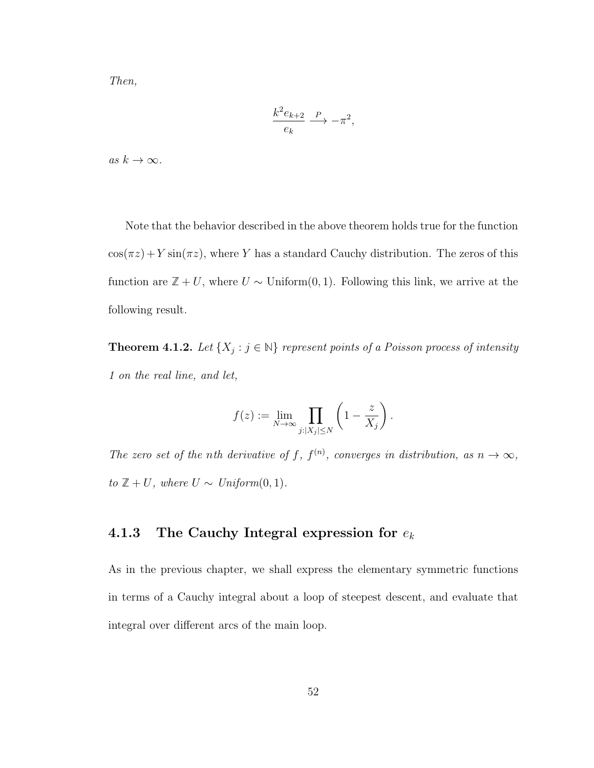*Then,*

$$\frac{k^2 e_{k+2}}{e_k} \xrightarrow{P} -\pi^2,$$

*as $k \to \infty$.*

Note that the behavior described in the above theorem holds true for the function $\cos(\pi z) + Y \sin(\pi z)$, where $Y$ has a standard Cauchy distribution. The zeros of this function are $\mathbb{Z} + U$, where $U \sim \text{Uniform}(0,1)$. Following this link, we arrive at the following result.

**Theorem 4.1.2.** *Let $\{X_j : j \in \mathbb{N}\}$ represent points of a Poisson process of intensity 1 on the real line, and let,*

$$f(z) := \lim_{N \to \infty} \prod_{j : |X_j| \leq N} \left(1 - \frac{z}{X_j}\right).$$

*The zero set of the nth derivative of $f$, $f^{(n)}$, converges in distribution, as $n \to \infty$, to $\mathbb{Z} + U$, where $U \sim$ Uniform$(0,1)$.*

### 4.1.3 The Cauchy Integral expression for $e_k$

As in the previous chapter, we shall express the elementary symmetric functions in terms of a Cauchy integral about a loop of steepest descent, and evaluate that integral over different arcs of the main loop.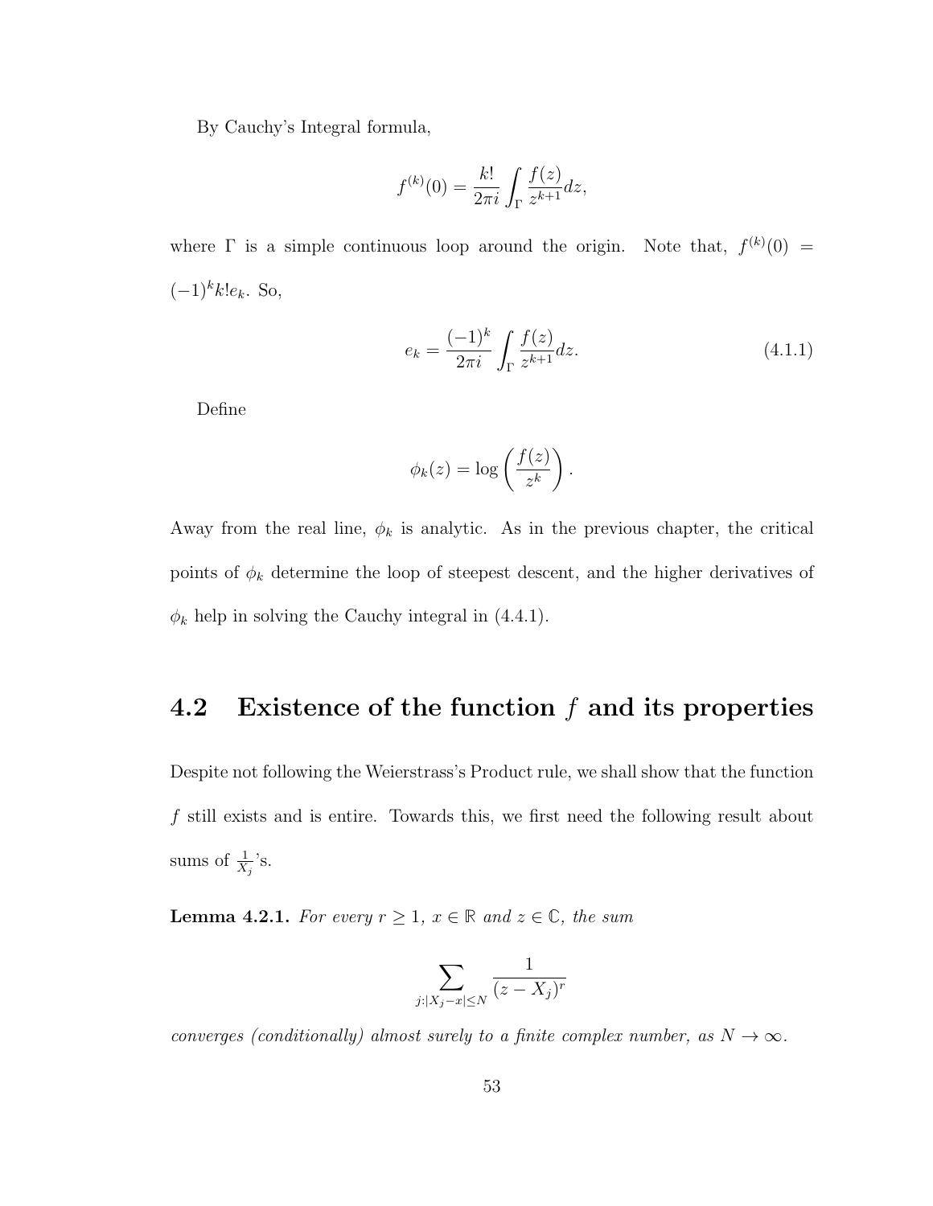By Cauchy's Integral formula,

$$f^{(k)}(0) = \frac{k!}{2\pi i} \int_\Gamma \frac{f(z)}{z^{k+1}} dz,$$

where $\Gamma$ is a simple continuous loop around the origin. Note that, $f^{(k)}(0) = (-1)^k k! e_k$. So,

$$e_k = \frac{(-1)^k}{2\pi i} \int_\Gamma \frac{f(z)}{z^{k+1}} dz. \tag{4.1.1}$$

Define

$$\phi_k(z) = \log\left(\frac{f(z)}{z^k}\right).$$

Away from the real line, $\phi_k$ is analytic. As in the previous chapter, the critical points of $\phi_k$ determine the loop of steepest descent, and the higher derivatives of $\phi_k$ help in solving the Cauchy integral in (4.4.1).

## 4.2 Existence of the function $f$ and its properties

Despite not following the Weierstrass's Product rule, we shall show that the function $f$ still exists and is entire. Towards this, we first need the following result about sums of $\frac{1}{X_j}$'s.

**Lemma 4.2.1.** *For every $r \geq 1$, $x \in \mathbb{R}$ and $z \in \mathbb{C}$, the sum*

$$\sum_{j:|X_j - x| \leq N} \frac{1}{(z - X_j)^r}$$

*converges (conditionally) almost surely to a finite complex number, as $N \to \infty$.*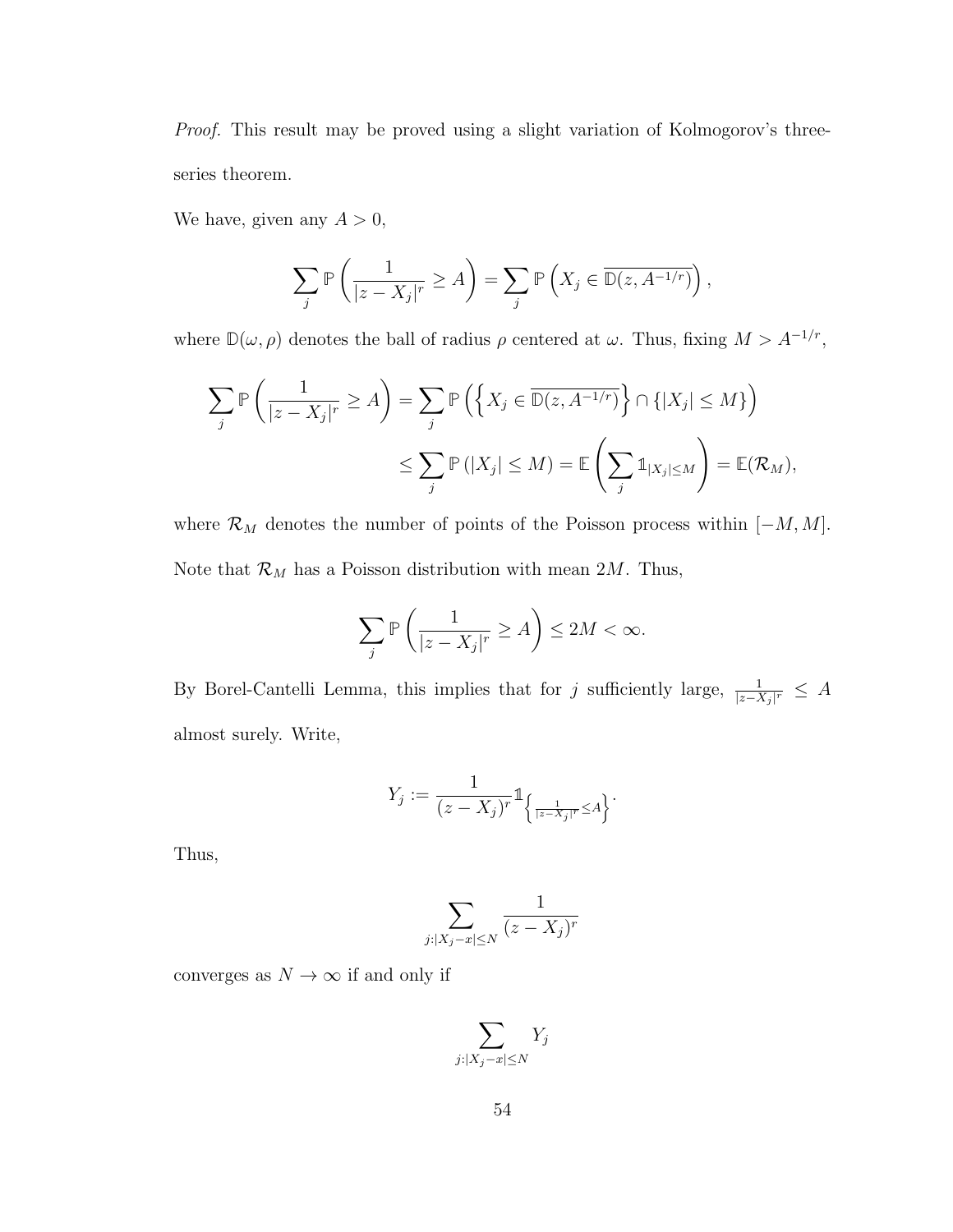*Proof.* This result may be proved using a slight variation of Kolmogorov's three-series theorem.

We have, given any $A > 0$,

$$\sum_j \mathbb{P}\left(\frac{1}{|z - X_j|^r} \geq A\right) = \sum_j \mathbb{P}\left(X_j \in \overline{\mathbb{D}(z, A^{-1/r})}\right),$$

where $\mathbb{D}(\omega, \rho)$ denotes the ball of radius $\rho$ centered at $\omega$. Thus, fixing $M > A^{-1/r}$,

$$\begin{aligned}\sum_j \mathbb{P}\left(\frac{1}{|z - X_j|^r} \geq A\right) &= \sum_j \mathbb{P}\left(\left\{X_j \in \overline{\mathbb{D}(z, A^{-1/r})}\right\} \cap \{|X_j| \leq M\}\right) \\ &\leq \sum_j \mathbb{P}\left(|X_j| \leq M\right) = \mathbb{E}\left(\sum_j \mathbb{1}_{|X_j| \leq M}\right) = \mathbb{E}(\mathcal{R}_M),\end{aligned}$$

where $\mathcal{R}_M$ denotes the number of points of the Poisson process within $[-M, M]$. Note that $\mathcal{R}_M$ has a Poisson distribution with mean $2M$. Thus,

$$\sum_j \mathbb{P}\left(\frac{1}{|z - X_j|^r} \geq A\right) \leq 2M < \infty.$$

By Borel-Cantelli Lemma, this implies that for $j$ sufficiently large, $\frac{1}{|z - X_j|^r} \leq A$ almost surely. Write,

$$Y_j := \frac{1}{(z - X_j)^r} \mathbb{1}_{\left\{\frac{1}{|z - X_j|^r} \leq A\right\}}.$$

Thus,

$$\sum_{j : |X_j - x| \leq N} \frac{1}{(z - X_j)^r}$$

converges as $N \to \infty$ if and only if

$$\sum_{j : |X_j - x| \leq N} Y_j$$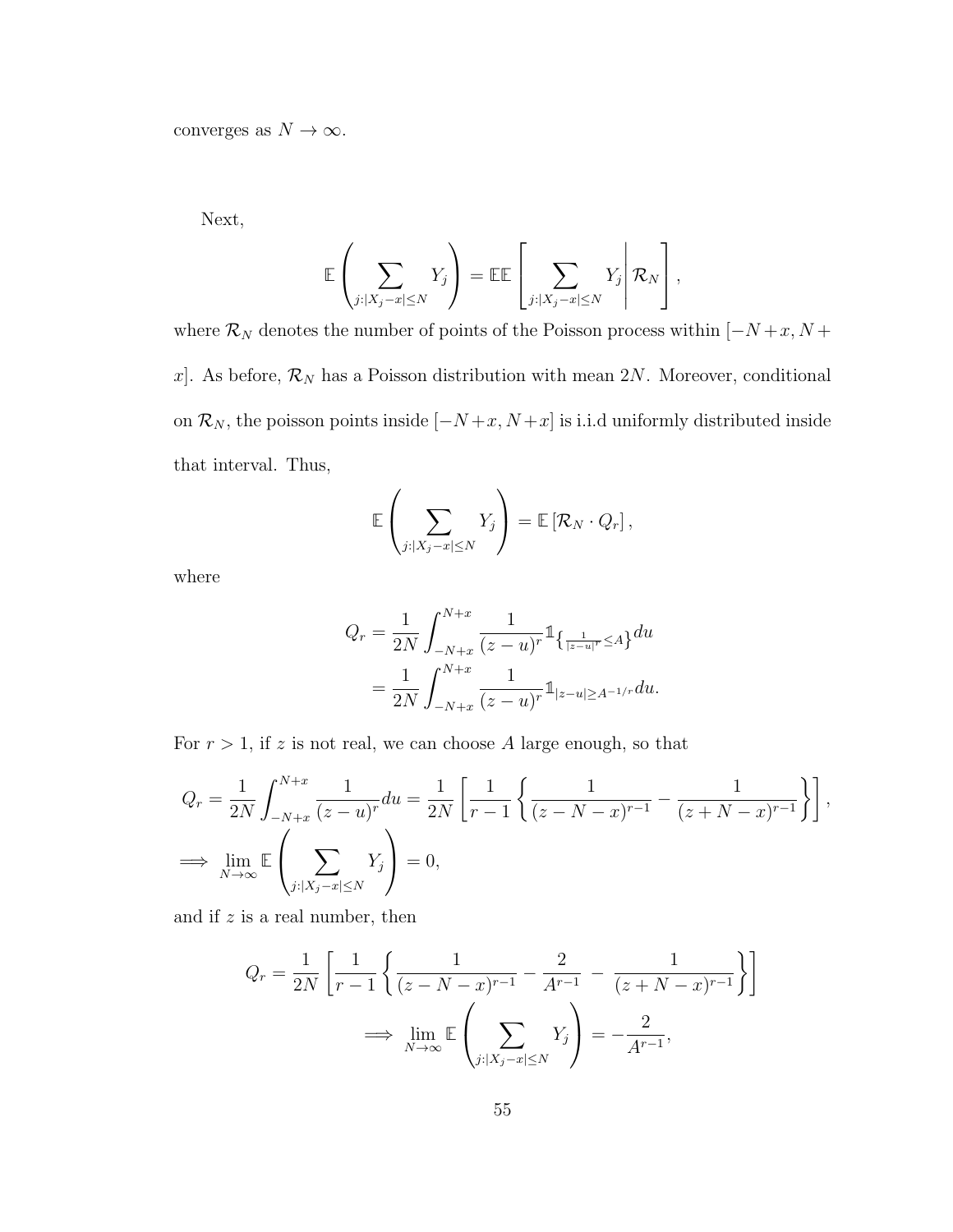converges as $N \to \infty$.

Next,

$$\mathbb{E}\left(\sum_{j:|X_j - x|\le N} Y_j\right) = \mathbb{E}\mathbb{E}\left[\sum_{j:|X_j - x|\le N} Y_j \middle| \mathcal{R}_N\right],$$

where $\mathcal{R}_N$ denotes the number of points of the Poisson process within $[-N+x, N+x]$. As before, $\mathcal{R}_N$ has a Poisson distribution with mean $2N$. Moreover, conditional on $\mathcal{R}_N$, the poisson points inside $[-N+x, N+x]$ is i.i.d uniformly distributed inside that interval. Thus,

$$\mathbb{E}\left(\sum_{j:|X_j - x|\le N} Y_j\right) = \mathbb{E}\left[\mathcal{R}_N \cdot Q_r\right],$$

where

$$\begin{aligned}
Q_r &= \frac{1}{2N}\int_{-N+x}^{N+x} \frac{1}{(z-u)^r}\mathbb{1}_{\left\{\frac{1}{|z-u|^r}\le A\right\}}du \\
&= \frac{1}{2N}\int_{-N+x}^{N+x} \frac{1}{(z-u)^r}\mathbb{1}_{|z-u|\ge A^{-1/r}}du.
\end{aligned}$$

For $r > 1$, if $z$ is not real, we can choose $A$ large enough, so that

$$\begin{aligned}
Q_r &= \frac{1}{2N}\int_{-N+x}^{N+x} \frac{1}{(z-u)^r}du = \frac{1}{2N}\left[\frac{1}{r-1}\left\{\frac{1}{(z-N-x)^{r-1}} - \frac{1}{(z+N-x)^{r-1}}\right\}\right], \\
\implies &\lim_{N\to\infty} \mathbb{E}\left(\sum_{j:|X_j - x|\le N} Y_j\right) = 0,
\end{aligned}$$

and if $z$ is a real number, then

$$\begin{aligned}
Q_r = \frac{1}{2N}\left[\frac{1}{r-1}\left\{\frac{1}{(z-N-x)^{r-1}} - \frac{2}{A^{r-1}} - \frac{1}{(z+N-x)^{r-1}}\right\}\right] \\
\implies \lim_{N\to\infty} \mathbb{E}\left(\sum_{j:|X_j - x|\le N} Y_j\right) = -\frac{2}{A^{r-1}},
\end{aligned}$$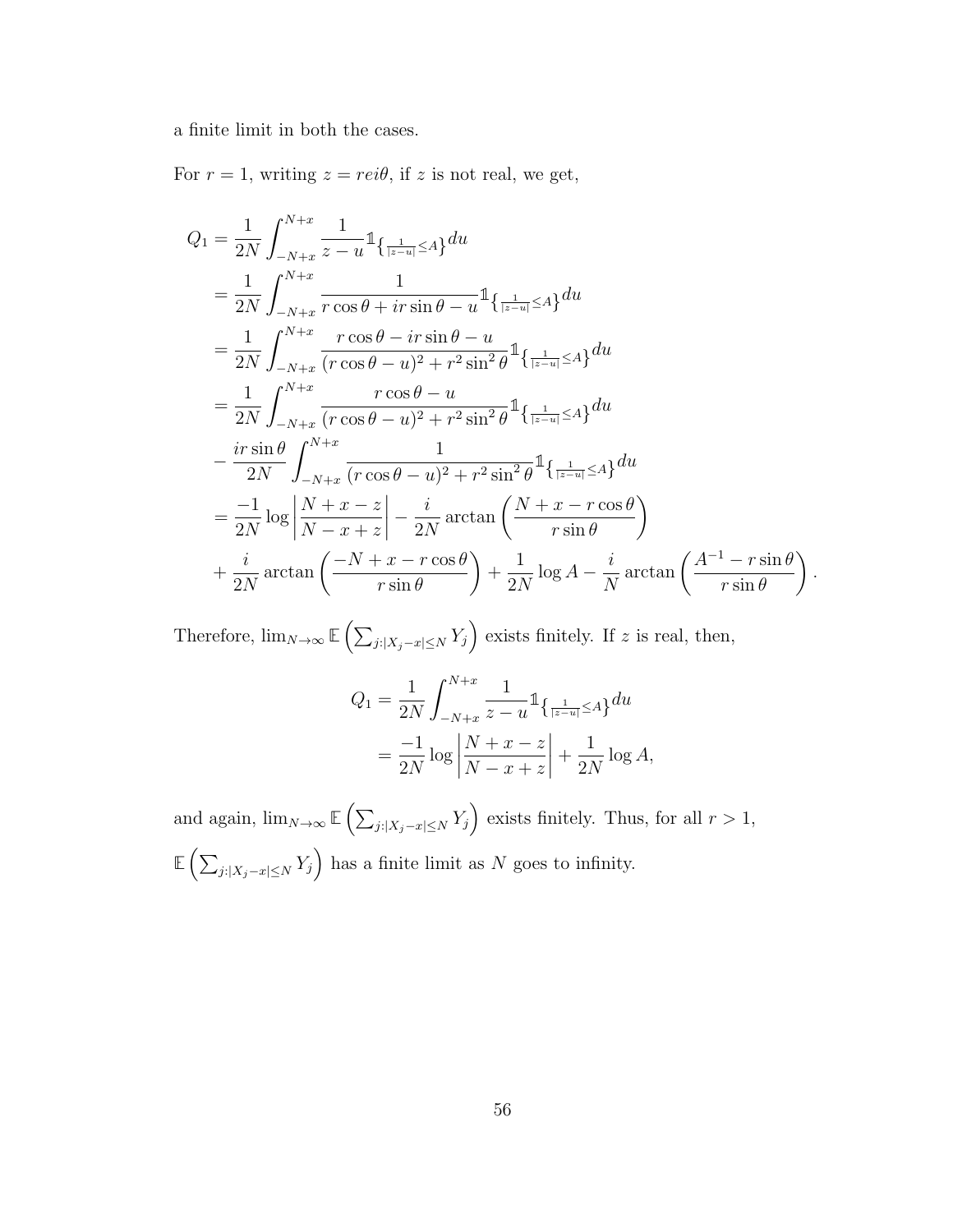a finite limit in both the cases.

For $r = 1$, writing $z = rei\theta$, if $z$ is not real, we get,

$$
\begin{aligned}
Q_1 &= \frac{1}{2N}\int_{-N+x}^{N+x} \frac{1}{z-u}\mathbb{1}_{\left\{\frac{1}{|z-u|}\leq A\right\}}du \\
&= \frac{1}{2N}\int_{-N+x}^{N+x} \frac{1}{r\cos\theta + ir\sin\theta - u}\mathbb{1}_{\left\{\frac{1}{|z-u|}\leq A\right\}}du \\
&= \frac{1}{2N}\int_{-N+x}^{N+x} \frac{r\cos\theta - ir\sin\theta - u}{(r\cos\theta - u)^2 + r^2\sin^2\theta}\mathbb{1}_{\left\{\frac{1}{|z-u|}\leq A\right\}}du \\
&= \frac{1}{2N}\int_{-N+x}^{N+x} \frac{r\cos\theta - u}{(r\cos\theta - u)^2 + r^2\sin^2\theta}\mathbb{1}_{\left\{\frac{1}{|z-u|}\leq A\right\}}du \\
&- \frac{ir\sin\theta}{2N}\int_{-N+x}^{N+x} \frac{1}{(r\cos\theta - u)^2 + r^2\sin^2\theta}\mathbb{1}_{\left\{\frac{1}{|z-u|}\leq A\right\}}du \\
&= \frac{-1}{2N}\log\left|\frac{N+x-z}{N-x+z}\right| - \frac{i}{2N}\arctan\left(\frac{N+x-r\cos\theta}{r\sin\theta}\right) \\
&+ \frac{i}{2N}\arctan\left(\frac{-N+x-r\cos\theta}{r\sin\theta}\right) + \frac{1}{2N}\log A - \frac{i}{N}\arctan\left(\frac{A^{-1}-r\sin\theta}{r\sin\theta}\right).
\end{aligned}
$$

Therefore, $\lim_{N\to\infty}\mathbb{E}\left(\sum_{j:|X_j-x|\leq N} Y_j\right)$ exists finitely. If $z$ is real, then,

$$
\begin{aligned}
Q_1 &= \frac{1}{2N}\int_{-N+x}^{N+x} \frac{1}{z-u}\mathbb{1}_{\left\{\frac{1}{|z-u|}\leq A\right\}}du \\
&= \frac{-1}{2N}\log\left|\frac{N+x-z}{N-x+z}\right| + \frac{1}{2N}\log A,
\end{aligned}
$$

and again, $\lim_{N\to\infty}\mathbb{E}\left(\sum_{j:|X_j-x|\leq N} Y_j\right)$ exists finitely. Thus, for all $r > 1$, $\mathbb{E}\left(\sum_{j:|X_j-x|\leq N} Y_j\right)$ has a finite limit as $N$ goes to infinity.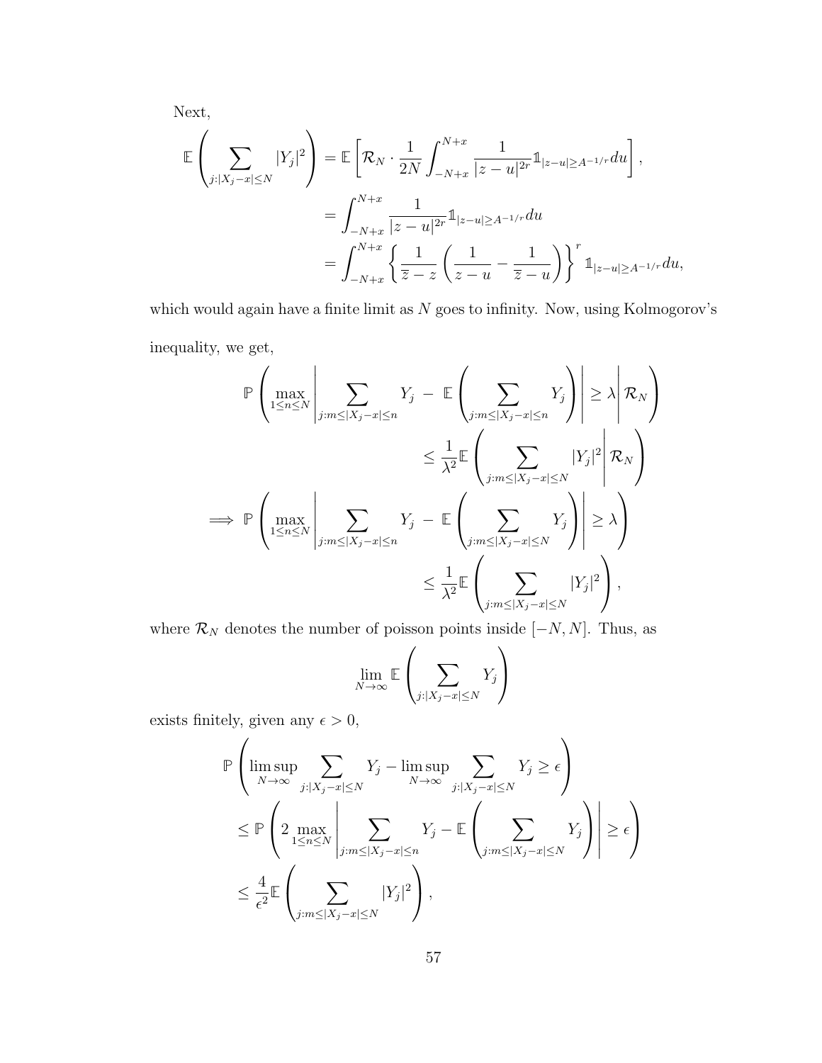Next,

$$
\begin{aligned}
\mathbb{E}\left(\sum_{j:|X_j-x|\leq N}|Y_j|^2\right) &= \mathbb{E}\left[\mathcal{R}_N\cdot\frac{1}{2N}\int_{-N+x}^{N+x}\frac{1}{|z-u|^{2r}}\mathbb{1}_{|z-u|\geq A^{-1/r}}du\right],\\
&= \int_{-N+x}^{N+x}\frac{1}{|z-u|^{2r}}\mathbb{1}_{|z-u|\geq A^{-1/r}}du\\
&= \int_{-N+x}^{N+x}\left\{\frac{1}{\overline{z}-z}\left(\frac{1}{z-u}-\frac{1}{\overline{z}-u}\right)\right\}^r\mathbb{1}_{|z-u|\geq A^{-1/r}}du,
\end{aligned}
$$

which would again have a finite limit as $N$ goes to infinity. Now, using Kolmogorov's inequality, we get,

$$
\begin{aligned}
&\mathbb{P}\left(\max_{1\leq n\leq N}\left|\sum_{j:m\leq|X_j-x|\leq n}Y_j\;-\;\mathbb{E}\left(\sum_{j:m\leq|X_j-x|\leq n}Y_j\right)\right|\geq\lambda\,\middle|\,\mathcal{R}_N\right)\\
&\qquad\qquad\leq\frac{1}{\lambda^2}\mathbb{E}\left(\sum_{j:m\leq|X_j-x|\leq N}|Y_j|^2\,\middle|\,\mathcal{R}_N\right)\\
\implies\;&\mathbb{P}\left(\max_{1\leq n\leq N}\left|\sum_{j:m\leq|X_j-x|\leq n}Y_j\;-\;\mathbb{E}\left(\sum_{j:m\leq|X_j-x|\leq N}Y_j\right)\right|\geq\lambda\right)\\
&\qquad\qquad\leq\frac{1}{\lambda^2}\mathbb{E}\left(\sum_{j:m\leq|X_j-x|\leq N}|Y_j|^2\right),
\end{aligned}
$$

where $\mathcal{R}_N$ denotes the number of poisson points inside $[-N,N]$. Thus, as

$$
\lim_{N\to\infty}\mathbb{E}\left(\sum_{j:|X_j-x|\leq N}Y_j\right)
$$

exists finitely, given any $\epsilon>0$,

$$
\begin{aligned}
&\mathbb{P}\left(\limsup_{N\to\infty}\sum_{j:|X_j-x|\leq N}Y_j-\limsup_{N\to\infty}\sum_{j:|X_j-x|\leq N}Y_j\geq\epsilon\right)\\
&\leq\mathbb{P}\left(2\max_{1\leq n\leq N}\left|\sum_{j:m\leq|X_j-x|\leq n}Y_j-\mathbb{E}\left(\sum_{j:m\leq|X_j-x|\leq N}Y_j\right)\right|\geq\epsilon\right)\\
&\leq\frac{4}{\epsilon^2}\mathbb{E}\left(\sum_{j:m\leq|X_j-x|\leq N}|Y_j|^2\right),
\end{aligned}
$$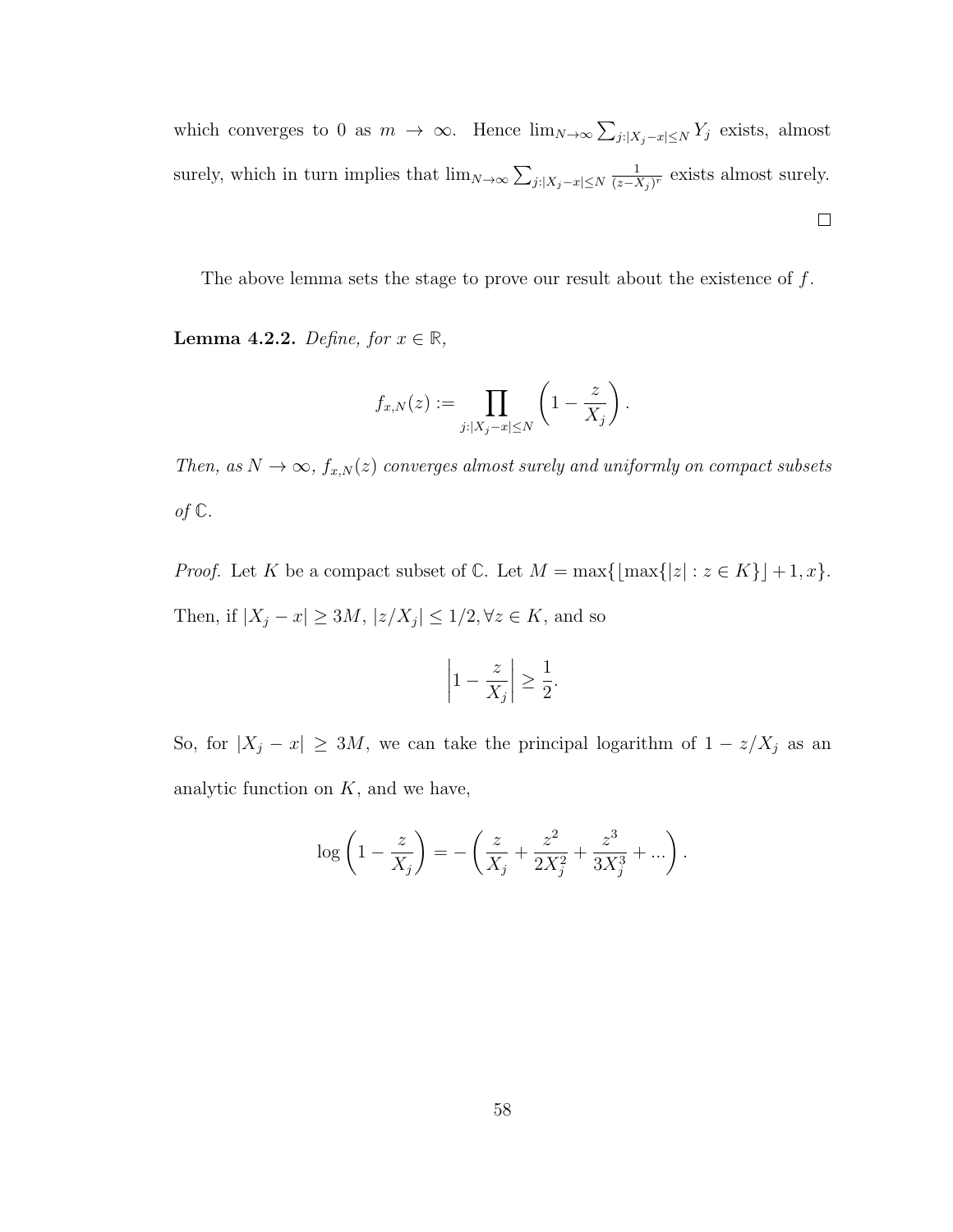which converges to 0 as $m \to \infty$. Hence $\lim_{N\to\infty} \sum_{j:|X_j - x|\le N} Y_j$ exists, almost surely, which in turn implies that $\lim_{N\to\infty} \sum_{j:|X_j-x|\le N} \frac{1}{(z-X_j)^r}$ exists almost surely.

□

The above lemma sets the stage to prove our result about the existence of $f$.

**Lemma 4.2.2.** *Define, for $x \in \mathbb{R}$,*

$$f_{x,N}(z) := \prod_{j:|X_j-x|\le N} \left(1 - \frac{z}{X_j}\right).$$

*Then, as $N \to \infty$, $f_{x,N}(z)$ converges almost surely and uniformly on compact subsets of $\mathbb{C}$.*

*Proof.* Let $K$ be a compact subset of $\mathbb{C}$. Let $M = \max\{\lfloor \max\{|z| : z \in K\}\rfloor + 1, x\}$. Then, if $|X_j - x| \ge 3M$, $|z/X_j| \le 1/2, \forall z \in K$, and so

$$\left|1 - \frac{z}{X_j}\right| \ge \frac{1}{2}.$$

So, for $|X_j - x| \ge 3M$, we can take the principal logarithm of $1 - z/X_j$ as an analytic function on $K$, and we have,

$$\log\left(1 - \frac{z}{X_j}\right) = -\left(\frac{z}{X_j} + \frac{z^2}{2X_j^2} + \frac{z^3}{3X_j^3} + ...\right).$$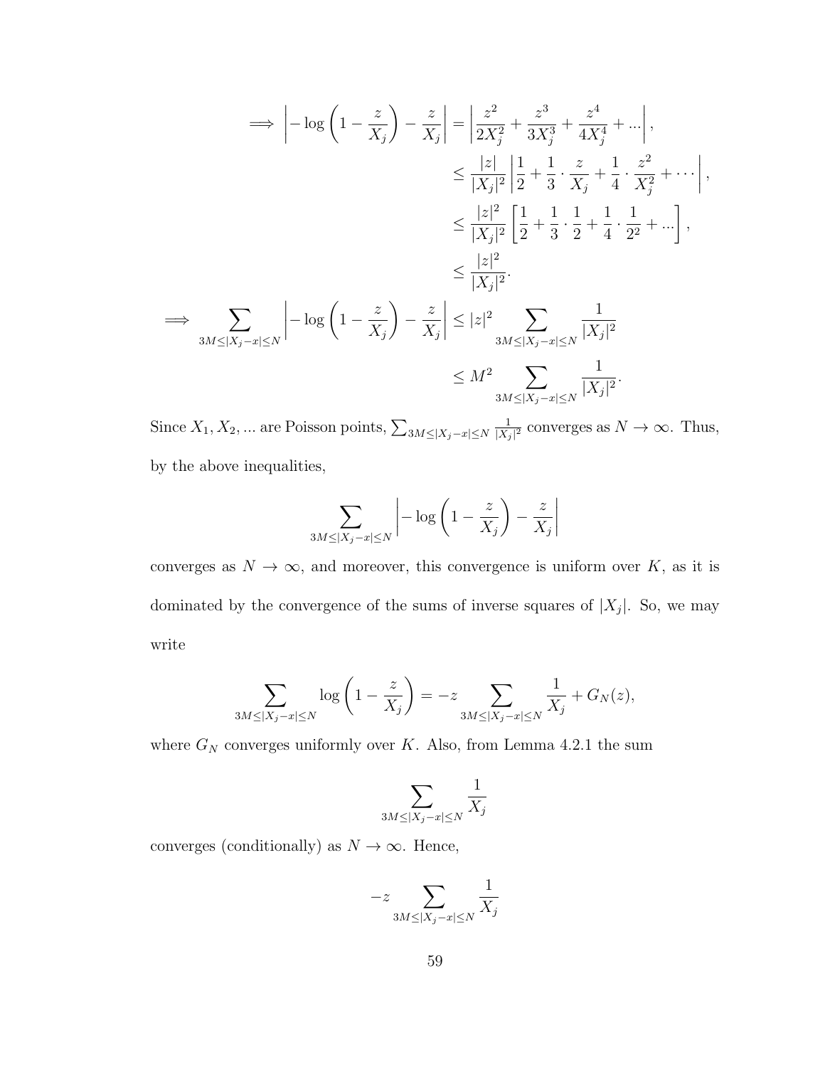$$
\begin{aligned}
\implies \left| -\log\left(1 - \frac{z}{X_j}\right) - \frac{z}{X_j} \right| &= \left| \frac{z^2}{2X_j^2} + \frac{z^3}{3X_j^3} + \frac{z^4}{4X_j^4} + ... \right|, \\
&\leq \frac{|z|}{|X_j|^2} \left| \frac{1}{2} + \frac{1}{3} \cdot \frac{z}{X_j} + \frac{1}{4} \cdot \frac{z^2}{X_j^2} + \cdots \right|, \\
&\leq \frac{|z|^2}{|X_j|^2} \left[ \frac{1}{2} + \frac{1}{3} \cdot \frac{1}{2} + \frac{1}{4} \cdot \frac{1}{2^2} + ... \right], \\
&\leq \frac{|z|^2}{|X_j|^2}. \\
\implies \sum_{3M \leq |X_j - x| \leq N} \left| -\log\left(1 - \frac{z}{X_j}\right) - \frac{z}{X_j} \right| &\leq |z|^2 \sum_{3M \leq |X_j - x| \leq N} \frac{1}{|X_j|^2} \\
&\leq M^2 \sum_{3M \leq |X_j - x| \leq N} \frac{1}{|X_j|^2}.
\end{aligned}
$$

Since $X_1, X_2, ...$ are Poisson points, $\sum_{3M \leq |X_j - x| \leq N} \frac{1}{|X_j|^2}$ converges as $N \to \infty$. Thus, by the above inequalities,

$$
\sum_{3M \leq |X_j - x| \leq N} \left| -\log\left(1 - \frac{z}{X_j}\right) - \frac{z}{X_j} \right|
$$

converges as $N \to \infty$, and moreover, this convergence is uniform over $K$, as it is dominated by the convergence of the sums of inverse squares of $|X_j|$. So, we may write

$$
\sum_{3M \leq |X_j - x| \leq N} \log\left(1 - \frac{z}{X_j}\right) = -z \sum_{3M \leq |X_j - x| \leq N} \frac{1}{X_j} + G_N(z),
$$

where $G_N$ converges uniformly over $K$. Also, from Lemma 4.2.1 the sum

$$
\sum_{3M \leq |X_j - x| \leq N} \frac{1}{X_j}
$$

converges (conditionally) as $N \to \infty$. Hence,

$$
-z \sum_{3M \leq |X_j - x| \leq N} \frac{1}{X_j}
$$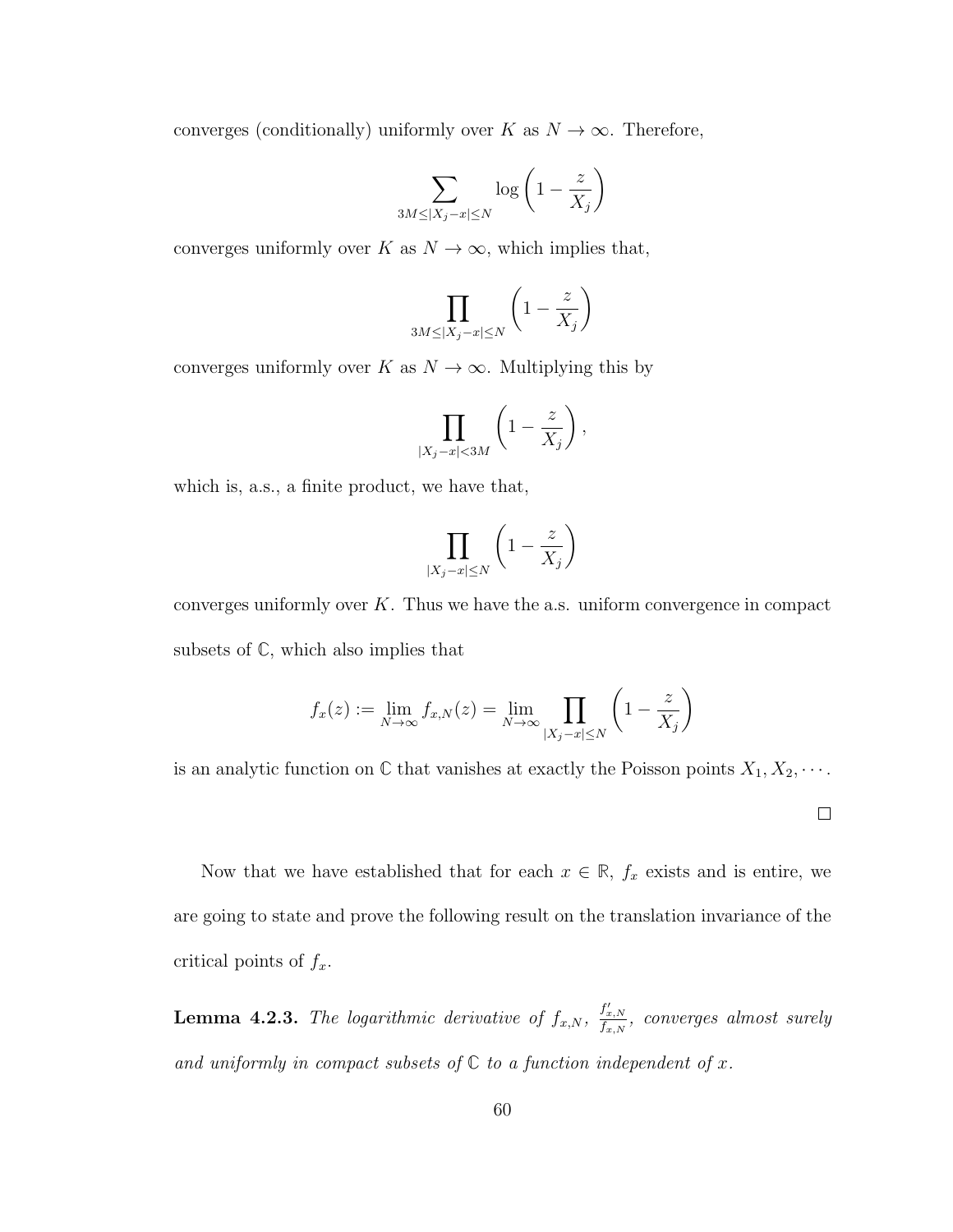converges (conditionally) uniformly over $K$ as $N \to \infty$. Therefore,

$$\sum_{3M \leq |X_j - x| \leq N} \log\left(1 - \frac{z}{X_j}\right)$$

converges uniformly over $K$ as $N \to \infty$, which implies that,

$$\prod_{3M \leq |X_j - x| \leq N} \left(1 - \frac{z}{X_j}\right)$$

converges uniformly over $K$ as $N \to \infty$. Multiplying this by

$$\prod_{|X_j - x| < 3M} \left(1 - \frac{z}{X_j}\right),$$

which is, a.s., a finite product, we have that,

$$\prod_{|X_j - x| \leq N} \left(1 - \frac{z}{X_j}\right)$$

converges uniformly over $K$. Thus we have the a.s. uniform convergence in compact subsets of $\mathbb{C}$, which also implies that

$$f_x(z) := \lim_{N \to \infty} f_{x,N}(z) = \lim_{N \to \infty} \prod_{|X_j - x| \leq N} \left(1 - \frac{z}{X_j}\right)$$

is an analytic function on $\mathbb{C}$ that vanishes at exactly the Poisson points $X_1, X_2, \cdots$.

□

Now that we have established that for each $x \in \mathbb{R}$, $f_x$ exists and is entire, we are going to state and prove the following result on the translation invariance of the critical points of $f_x$.

**Lemma 4.2.3.** *The logarithmic derivative of $f_{x,N}$, $\frac{f'_{x,N}}{f_{x,N}}$, converges almost surely and uniformly in compact subsets of $\mathbb{C}$ to a function independent of $x$.*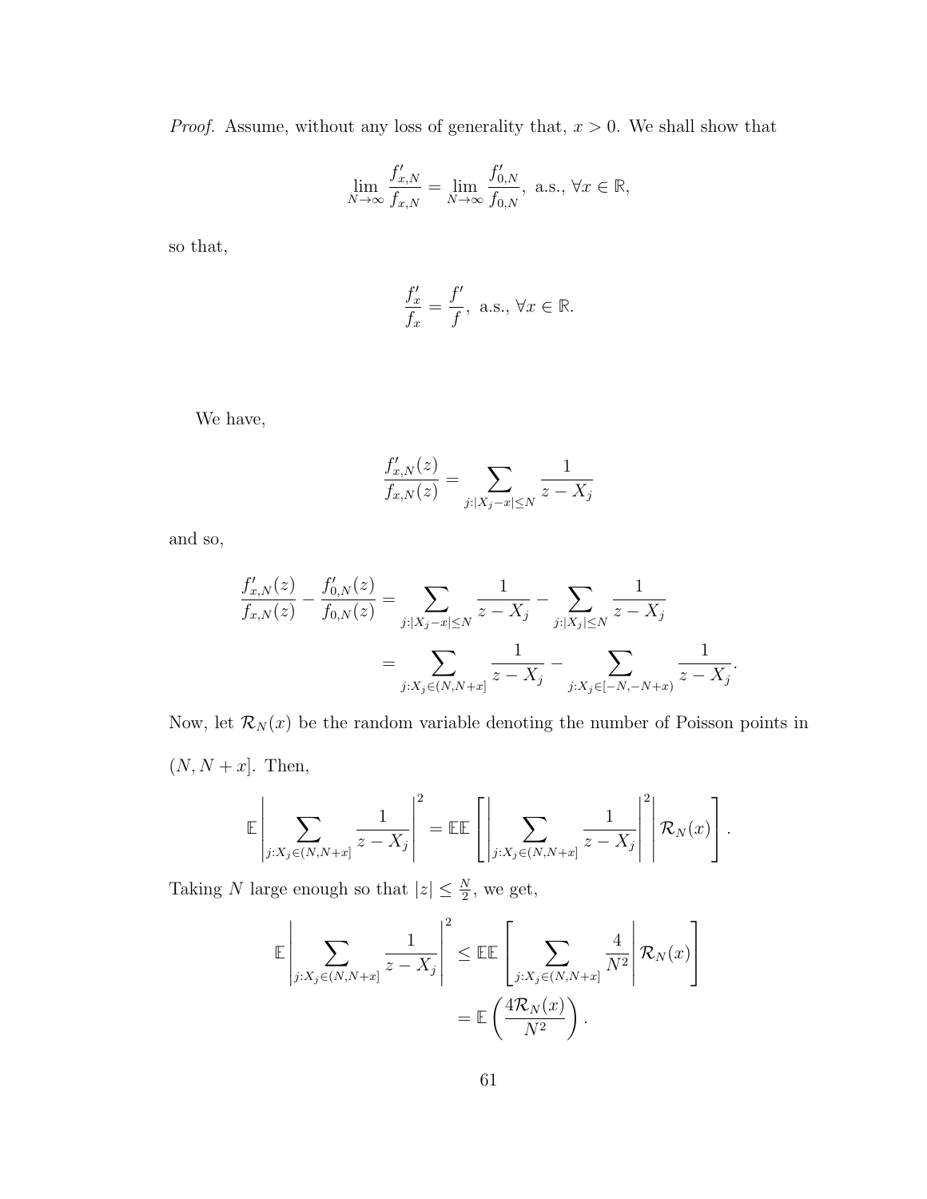*Proof.* Assume, without any loss of generality that, $x > 0$. We shall show that

$$\lim_{N\to\infty} \frac{f'_{x,N}}{f_{x,N}} = \lim_{N\to\infty} \frac{f'_{0,N}}{f_{0,N}}, \text{ a.s., } \forall x \in \mathbb{R},$$

so that,

$$\frac{f'_x}{f_x} = \frac{f'}{f}, \text{ a.s., } \forall x \in \mathbb{R}.$$

We have,

$$\frac{f'_{x,N}(z)}{f_{x,N}(z)} = \sum_{j:|X_j - x| \le N} \frac{1}{z - X_j}$$

and so,

$$\begin{aligned}
\frac{f'_{x,N}(z)}{f_{x,N}(z)} - \frac{f'_{0,N}(z)}{f_{0,N}(z)} &= \sum_{j:|X_j - x| \le N} \frac{1}{z - X_j} - \sum_{j:|X_j| \le N} \frac{1}{z - X_j} \\
&= \sum_{j:X_j \in (N, N+x]} \frac{1}{z - X_j} - \sum_{j:X_j \in [-N, -N+x)} \frac{1}{z - X_j}.
\end{aligned}$$

Now, let $\mathcal{R}_N(x)$ be the random variable denoting the number of Poisson points in $(N, N + x]$. Then,

$$\mathbb{E}\left|\sum_{j:X_j \in (N,N+x]} \frac{1}{z - X_j}\right|^2 = \mathbb{E}\mathbb{E}\left[\left|\sum_{j:X_j \in (N,N+x]} \frac{1}{z - X_j}\right|^2 \middle| \mathcal{R}_N(x)\right].$$

Taking $N$ large enough so that $|z| \le \frac{N}{2}$, we get,

$$\begin{aligned}
\mathbb{E}\left|\sum_{j:X_j \in (N,N+x]} \frac{1}{z - X_j}\right|^2 &\le \mathbb{E}\mathbb{E}\left[\sum_{j:X_j \in (N,N+x]} \frac{4}{N^2} \middle| \mathcal{R}_N(x)\right] \\
&= \mathbb{E}\left(\frac{4\mathcal{R}_N(x)}{N^2}\right).
\end{aligned}$$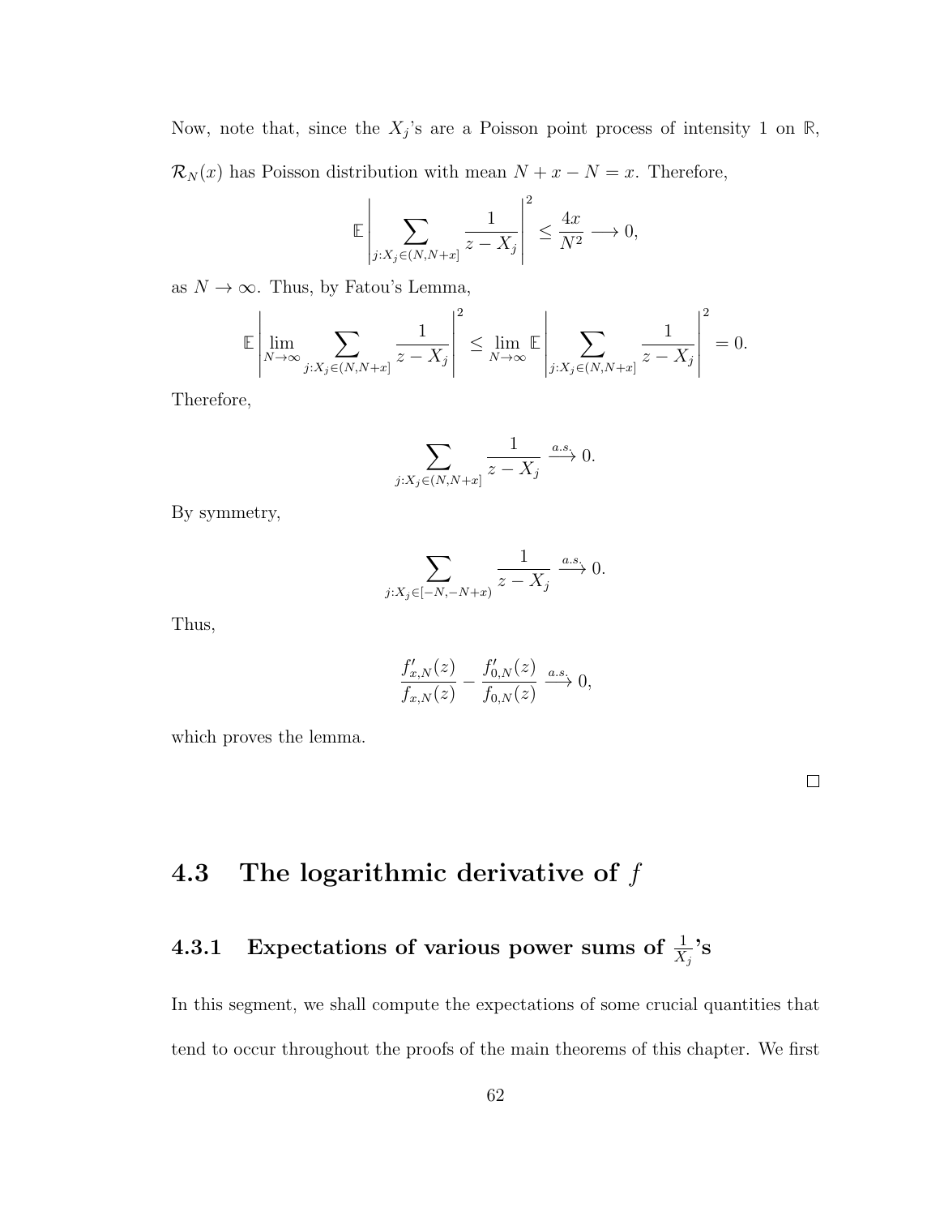Now, note that, since the $X_j$'s are a Poisson point process of intensity 1 on $\mathbb{R}$, $\mathcal{R}_N(x)$ has Poisson distribution with mean $N + x - N = x$. Therefore,

$$\mathbb{E}\left|\sum_{j:X_j\in(N,N+x]} \frac{1}{z-X_j}\right|^2 \leq \frac{4x}{N^2} \longrightarrow 0,$$

as $N \to \infty$. Thus, by Fatou's Lemma,

$$\mathbb{E}\left|\lim_{N\to\infty} \sum_{j:X_j\in(N,N+x]} \frac{1}{z-X_j}\right|^2 \leq \lim_{N\to\infty} \mathbb{E}\left|\sum_{j:X_j\in(N,N+x]} \frac{1}{z-X_j}\right|^2 = 0.$$

Therefore,

$$\sum_{j:X_j\in(N,N+x]} \frac{1}{z-X_j} \xrightarrow{a.s.} 0.$$

By symmetry,

$$\sum_{j:X_j\in[-N,-N+x)} \frac{1}{z-X_j} \xrightarrow{a.s.} 0.$$

Thus,

$$\frac{f'_{x,N}(z)}{f_{x,N}(z)} - \frac{f'_{0,N}(z)}{f_{0,N}(z)} \xrightarrow{a.s.} 0,$$

which proves the lemma.

$\square$

## 4.3 The logarithmic derivative of $f$

### 4.3.1 Expectations of various power sums of $\frac{1}{X_j}$'s

In this segment, we shall compute the expectations of some crucial quantities that tend to occur throughout the proofs of the main theorems of this chapter. We first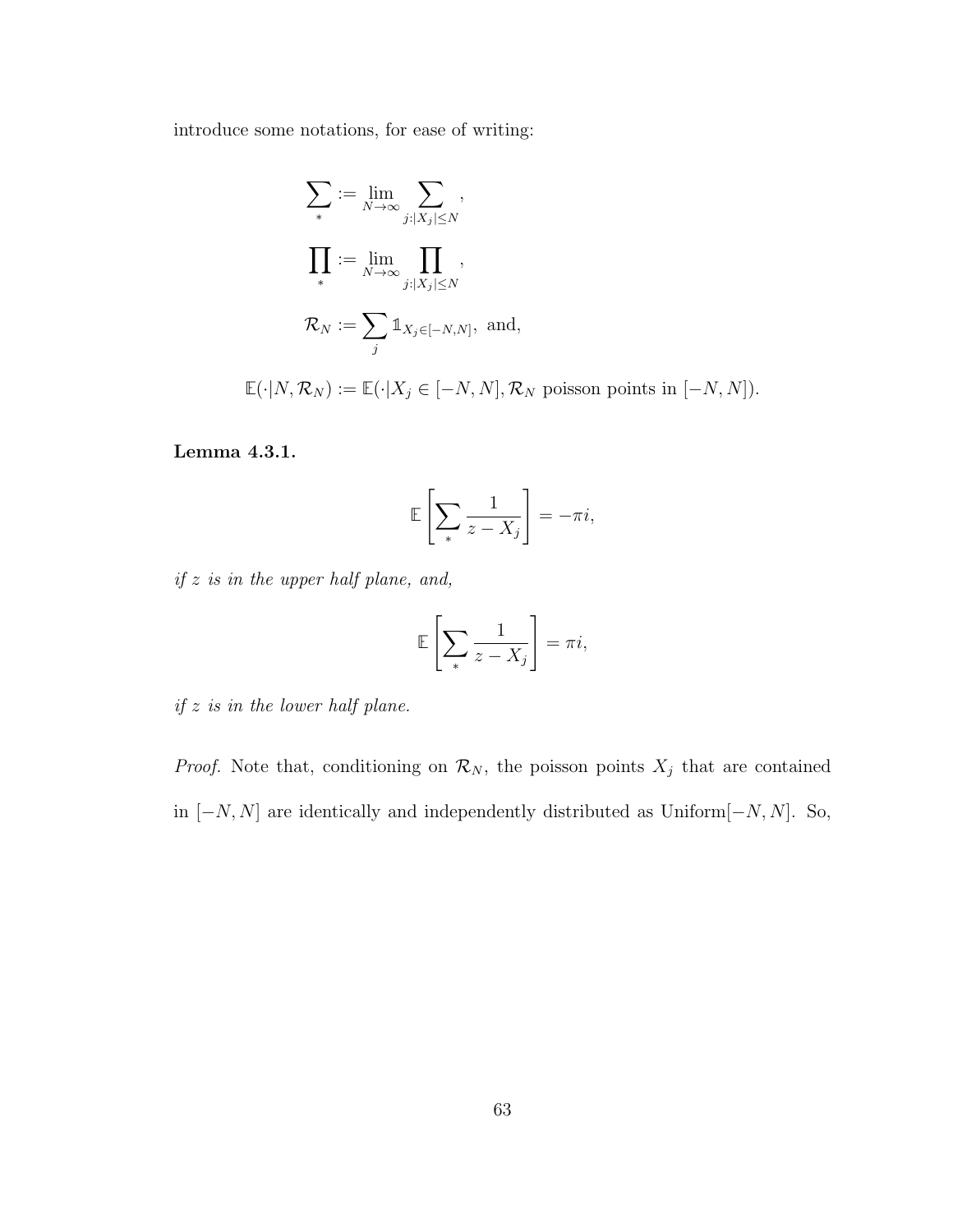introduce some notations, for ease of writing:

$$\sum_{*} := \lim_{N\to\infty} \sum_{j:|X_j|\leq N},$$

$$\prod_{*} := \lim_{N\to\infty} \prod_{j:|X_j|\leq N},$$

$$\mathcal{R}_N := \sum_j \mathbb{1}_{X_j \in [-N,N]}, \text{ and,}$$

$$\mathbb{E}(\cdot|N, \mathcal{R}_N) := \mathbb{E}(\cdot|X_j \in [-N,N], \mathcal{R}_N \text{ poisson points in } [-N,N]).$$

**Lemma 4.3.1.**

$$\mathbb{E}\left[\sum_{*} \frac{1}{z - X_j}\right] = -\pi i,$$

*if $z$ is in the upper half plane, and,*

$$\mathbb{E}\left[\sum_{*} \frac{1}{z - X_j}\right] = \pi i,$$

*if $z$ is in the lower half plane.*

*Proof.* Note that, conditioning on $\mathcal{R}_N$, the poisson points $X_j$ that are contained in $[-N,N]$ are identically and independently distributed as Uniform$[-N,N]$. So,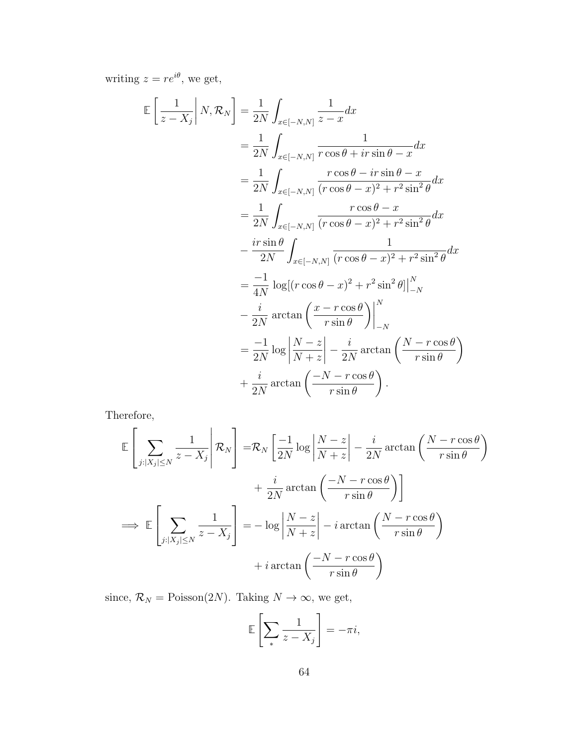writing $z = re^{i\theta}$, we get,

$$
\begin{aligned}
\mathbb{E}\left[\left.\frac{1}{z - X_j}\right| N, \mathcal{R}_N\right] &= \frac{1}{2N}\int_{x\in[-N,N]} \frac{1}{z-x}dx \\
&= \frac{1}{2N}\int_{x\in[-N,N]} \frac{1}{r\cos\theta + ir\sin\theta - x}dx \\
&= \frac{1}{2N}\int_{x\in[-N,N]} \frac{r\cos\theta - ir\sin\theta - x}{(r\cos\theta - x)^2 + r^2\sin^2\theta}dx \\
&= \frac{1}{2N}\int_{x\in[-N,N]} \frac{r\cos\theta - x}{(r\cos\theta - x)^2 + r^2\sin^2\theta}dx \\
&- \frac{ir\sin\theta}{2N}\int_{x\in[-N,N]} \frac{1}{(r\cos\theta - x)^2 + r^2\sin^2\theta}dx \\
&= \frac{-1}{4N}\log[(r\cos\theta - x)^2 + r^2\sin^2\theta]\Big|_{-N}^{N} \\
&- \frac{i}{2N}\arctan\left(\frac{x - r\cos\theta}{r\sin\theta}\right)\Bigg|_{-N}^{N} \\
&= \frac{-1}{2N}\log\left|\frac{N-z}{N+z}\right| - \frac{i}{2N}\arctan\left(\frac{N - r\cos\theta}{r\sin\theta}\right) \\
&+ \frac{i}{2N}\arctan\left(\frac{-N - r\cos\theta}{r\sin\theta}\right).
\end{aligned}
$$

Therefore,

$$
\begin{aligned}
\mathbb{E}\left[\left.\sum_{j:|X_j|\leq N}\frac{1}{z - X_j}\right| \mathcal{R}_N\right] =&\mathcal{R}_N\left[\frac{-1}{2N}\log\left|\frac{N-z}{N+z}\right| - \frac{i}{2N}\arctan\left(\frac{N - r\cos\theta}{r\sin\theta}\right)\right. \\
&\left. + \frac{i}{2N}\arctan\left(\frac{-N - r\cos\theta}{r\sin\theta}\right)\right] \\
\implies \mathbb{E}\left[\sum_{j:|X_j|\leq N}\frac{1}{z - X_j}\right] =& -\log\left|\frac{N-z}{N+z}\right| - i\arctan\left(\frac{N - r\cos\theta}{r\sin\theta}\right) \\
&+ i\arctan\left(\frac{-N - r\cos\theta}{r\sin\theta}\right)
\end{aligned}
$$

since, $\mathcal{R}_N = \text{Poisson}(2N)$. Taking $N \to \infty$, we get,

$$
\mathbb{E}\left[\sum_{*}\frac{1}{z - X_j}\right] = -\pi i,
$$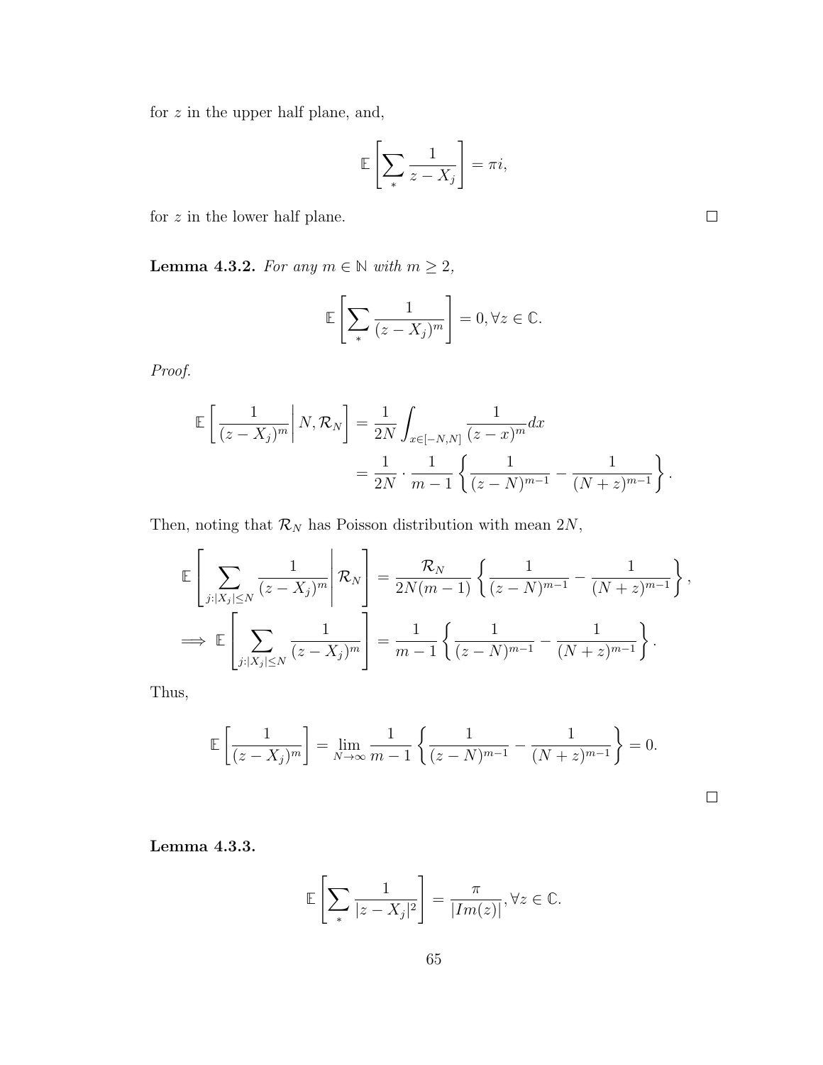for $z$ in the upper half plane, and,

$$\mathbb{E}\left[\sum_{*} \frac{1}{z - X_j}\right] = \pi i,$$

for $z$ in the lower half plane. $\square$

**Lemma 4.3.2.** *For any $m \in \mathbb{N}$ with $m \geq 2$,*

$$\mathbb{E}\left[\sum_{*} \frac{1}{(z - X_j)^m}\right] = 0, \forall z \in \mathbb{C}.$$

*Proof.*

$$\begin{aligned}
\mathbb{E}\left[\left. \frac{1}{(z - X_j)^m} \right| N, \mathcal{R}_N\right] &= \frac{1}{2N} \int_{x \in [-N,N]} \frac{1}{(z-x)^m} dx \\
&= \frac{1}{2N} \cdot \frac{1}{m-1} \left\{ \frac{1}{(z-N)^{m-1}} - \frac{1}{(N+z)^{m-1}} \right\}.
\end{aligned}$$

Then, noting that $\mathcal{R}_N$ has Poisson distribution with mean $2N$,

$$\begin{aligned}
&\mathbb{E}\left[\left. \sum_{j:|X_j| \leq N} \frac{1}{(z - X_j)^m} \right| \mathcal{R}_N\right] = \frac{\mathcal{R}_N}{2N(m-1)} \left\{ \frac{1}{(z-N)^{m-1}} - \frac{1}{(N+z)^{m-1}} \right\}, \\
\implies\ &\mathbb{E}\left[\sum_{j:|X_j| \leq N} \frac{1}{(z - X_j)^m}\right] = \frac{1}{m-1} \left\{ \frac{1}{(z-N)^{m-1}} - \frac{1}{(N+z)^{m-1}} \right\}.
\end{aligned}$$

Thus,

$$\mathbb{E}\left[\frac{1}{(z - X_j)^m}\right] = \lim_{N \to \infty} \frac{1}{m-1} \left\{ \frac{1}{(z-N)^{m-1}} - \frac{1}{(N+z)^{m-1}} \right\} = 0.$$

$\square$

**Lemma 4.3.3.**

$$\mathbb{E}\left[\sum_{*} \frac{1}{|z - X_j|^2}\right] = \frac{\pi}{|Im(z)|}, \forall z \in \mathbb{C}.$$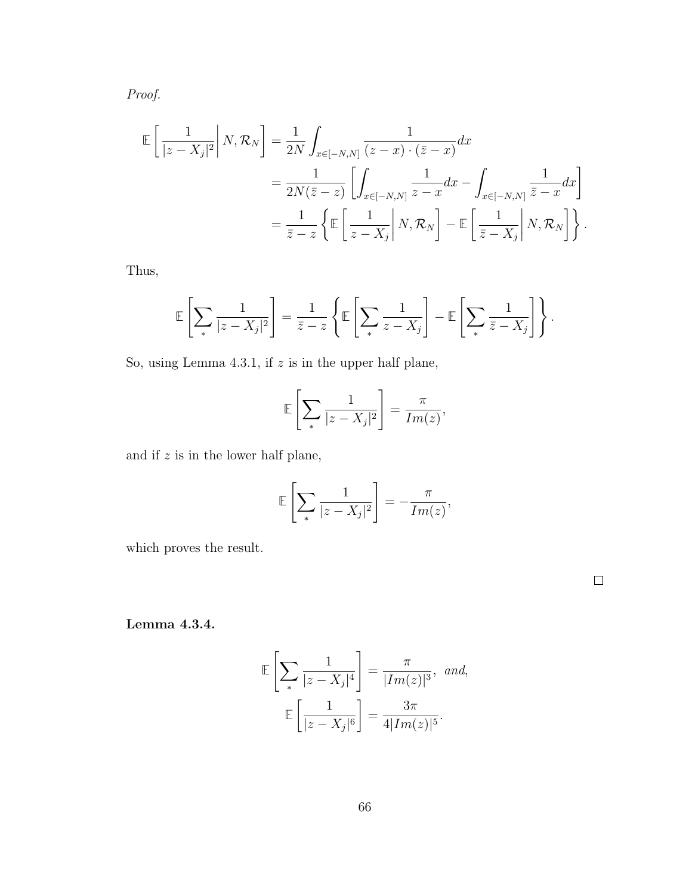*Proof.*

$$
\begin{aligned}
\mathbb{E}\left[\left.\frac{1}{|z-X_j|^2}\right| N, \mathcal{R}_N\right] &= \frac{1}{2N}\int_{x\in[-N,N]} \frac{1}{(z-x)\cdot(\bar{z}-x)}dx \\
&= \frac{1}{2N(\bar{z}-z)}\left[\int_{x\in[-N,N]} \frac{1}{z-x}dx - \int_{x\in[-N,N]} \frac{1}{\bar{z}-x}dx\right] \\
&= \frac{1}{\bar{z}-z}\left\{\mathbb{E}\left[\left.\frac{1}{z-X_j}\right| N, \mathcal{R}_N\right] - \mathbb{E}\left[\left.\frac{1}{\bar{z}-X_j}\right| N, \mathcal{R}_N\right]\right\}.
\end{aligned}
$$

Thus,

$$
\mathbb{E}\left[\sum_{*} \frac{1}{|z-X_j|^2}\right] = \frac{1}{\bar{z}-z}\left\{\mathbb{E}\left[\sum_{*} \frac{1}{z-X_j}\right] - \mathbb{E}\left[\sum_{*} \frac{1}{\bar{z}-X_j}\right]\right\}.
$$

So, using Lemma 4.3.1, if $z$ is in the upper half plane,

$$
\mathbb{E}\left[\sum_{*} \frac{1}{|z-X_j|^2}\right] = \frac{\pi}{Im(z)},
$$

and if $z$ is in the lower half plane,

$$
\mathbb{E}\left[\sum_{*} \frac{1}{|z-X_j|^2}\right] = -\frac{\pi}{Im(z)},
$$

which proves the result.

$\square$

**Lemma 4.3.4.**

$$
\mathbb{E}\left[\sum_{*} \frac{1}{|z-X_j|^4}\right] = \frac{\pi}{|Im(z)|^3}, \ \ \textit{and,}
$$

$$
\mathbb{E}\left[\frac{1}{|z-X_j|^6}\right] = \frac{3\pi}{4|Im(z)|^5}.
$$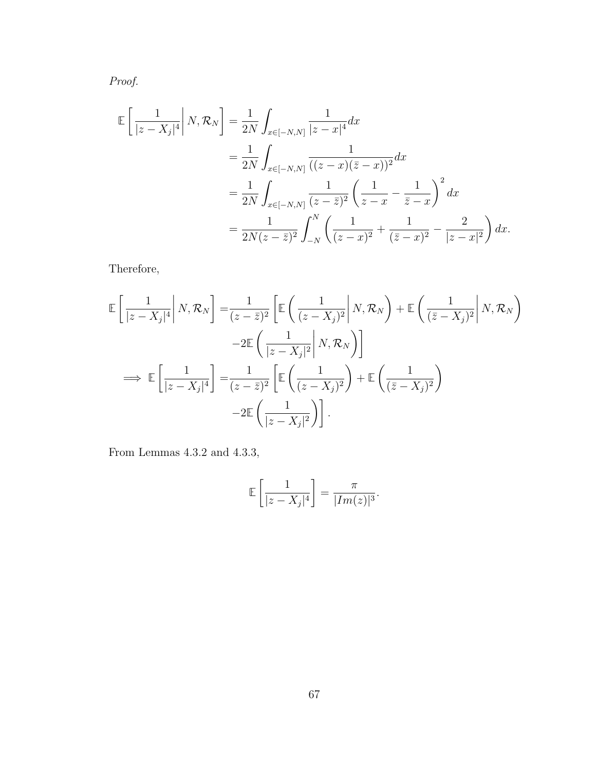*Proof.*

$$
\begin{aligned}
\mathbb{E}\left[\left.\frac{1}{|z-X_j|^4}\right| N, \mathcal{R}_N\right] &= \frac{1}{2N}\int_{x\in[-N,N]} \frac{1}{|z-x|^4}dx \\
&= \frac{1}{2N}\int_{x\in[-N,N]} \frac{1}{((z-x)(\bar{z}-x))^2}dx \\
&= \frac{1}{2N}\int_{x\in[-N,N]} \frac{1}{(z-\bar{z})^2}\left(\frac{1}{z-x}-\frac{1}{\bar{z}-x}\right)^2 dx \\
&= \frac{1}{2N(z-\bar{z})^2}\int_{-N}^{N}\left(\frac{1}{(z-x)^2}+\frac{1}{(\bar{z}-x)^2}-\frac{2}{|z-x|^2}\right)dx.
\end{aligned}
$$

Therefore,

$$
\begin{aligned}
\mathbb{E}\left[\left.\frac{1}{|z-X_j|^4}\right| N, \mathcal{R}_N\right] =& \frac{1}{(z-\bar{z})^2}\left[\mathbb{E}\left(\left.\frac{1}{(z-X_j)^2}\right| N, \mathcal{R}_N\right) + \mathbb{E}\left(\left.\frac{1}{(\bar{z}-X_j)^2}\right| N, \mathcal{R}_N\right)\right. \\
&\left. -2\mathbb{E}\left(\left.\frac{1}{|z-X_j|^2}\right| N, \mathcal{R}_N\right)\right] \\
\implies \mathbb{E}\left[\frac{1}{|z-X_j|^4}\right] =& \frac{1}{(z-\bar{z})^2}\left[\mathbb{E}\left(\frac{1}{(z-X_j)^2}\right) + \mathbb{E}\left(\frac{1}{(\bar{z}-X_j)^2}\right)\right. \\
&\left. -2\mathbb{E}\left(\frac{1}{|z-X_j|^2}\right)\right].
\end{aligned}
$$

From Lemmas 4.3.2 and 4.3.3,

$$
\mathbb{E}\left[\frac{1}{|z-X_j|^4}\right] = \frac{\pi}{|Im(z)|^3}.
$$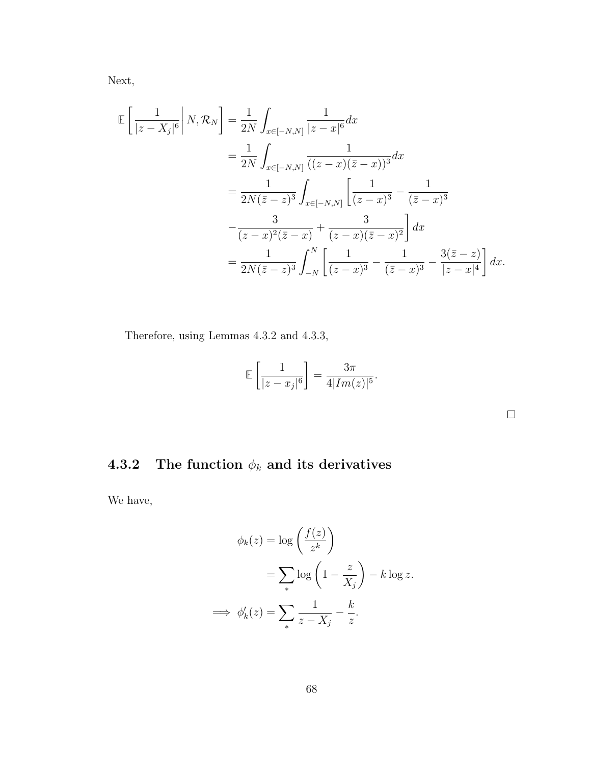Next,

$$
\begin{aligned}
\mathbb{E}\left[ \frac{1}{|z - X_j|^6} \middle| N, \mathcal{R}_N \right] &= \frac{1}{2N} \int_{x \in [-N,N]} \frac{1}{|z-x|^6} dx \\
&= \frac{1}{2N} \int_{x \in [-N,N]} \frac{1}{((z-x)(\bar{z}-x))^3} dx \\
&= \frac{1}{2N(\bar{z}-z)^3} \int_{x \in [-N,N]} \left[ \frac{1}{(z-x)^3} - \frac{1}{(\bar{z}-x)^3} \right. \\
&\left. - \frac{3}{(z-x)^2(\bar{z}-x)} + \frac{3}{(z-x)(\bar{z}-x)^2} \right] dx \\
&= \frac{1}{2N(\bar{z}-z)^3} \int_{-N}^{N} \left[ \frac{1}{(z-x)^3} - \frac{1}{(\bar{z}-x)^3} - \frac{3(\bar{z}-z)}{|z-x|^4} \right] dx.
\end{aligned}
$$

Therefore, using Lemmas 4.3.2 and 4.3.3,

$$
\mathbb{E}\left[ \frac{1}{|z - x_j|^6} \right] = \frac{3\pi}{4|Im(z)|^5}.
$$

□

### 4.3.2 The function $\phi_k$ and its derivatives

We have,

$$
\begin{aligned}
\phi_k(z) &= \log\left( \frac{f(z)}{z^k} \right) \\
&= \sum_{*} \log\left( 1 - \frac{z}{X_j} \right) - k \log z. \\
\implies \phi_k'(z) &= \sum_{*} \frac{1}{z - X_j} - \frac{k}{z}.
\end{aligned}
$$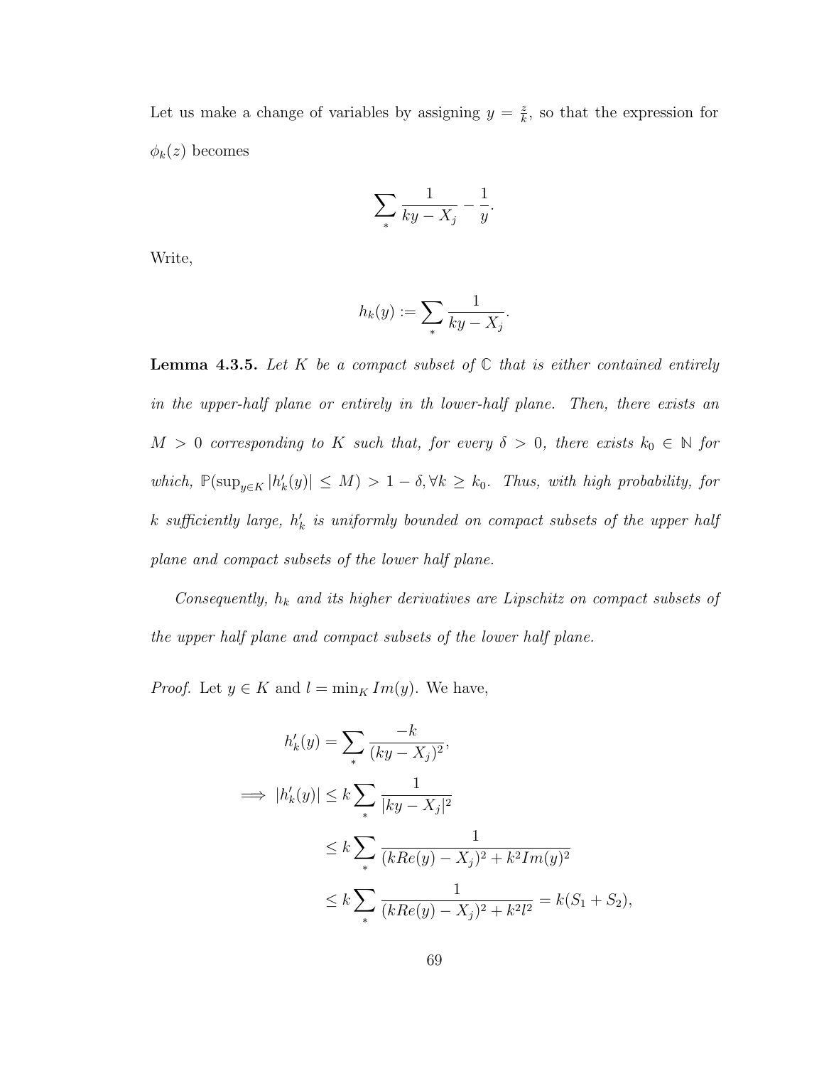Let us make a change of variables by assigning $y = \frac{z}{k}$, so that the expression for $\phi_k(z)$ becomes

$$\sum_{*} \frac{1}{ky - X_j} - \frac{1}{y}.$$

Write,

$$h_k(y) := \sum_{*} \frac{1}{ky - X_j}.$$

**Lemma 4.3.5.** *Let $K$ be a compact subset of $\mathbb{C}$ that is either contained entirely in the upper-half plane or entirely in th lower-half plane. Then, there exists an $M > 0$ corresponding to $K$ such that, for every $\delta > 0$, there exists $k_0 \in \mathbb{N}$ for which, $\mathbb{P}(\sup_{y \in K} |h_k'(y)| \leq M) > 1 - \delta, \forall k \geq k_0$. Thus, with high probability, for $k$ sufficiently large, $h_k'$ is uniformly bounded on compact subsets of the upper half plane and compact subsets of the lower half plane.*

*Consequently, $h_k$ and its higher derivatives are Lipschitz on compact subsets of the upper half plane and compact subsets of the lower half plane.*

*Proof.* Let $y \in K$ and $l = \min_K Im(y)$. We have,

$$\begin{aligned}
h_k'(y) &= \sum_{*} \frac{-k}{(ky - X_j)^2}, \\
\implies |h_k'(y)| &\leq k \sum_{*} \frac{1}{|ky - X_j|^2} \\
&\leq k \sum_{*} \frac{1}{(kRe(y) - X_j)^2 + k^2 Im(y)^2} \\
&\leq k \sum_{*} \frac{1}{(kRe(y) - X_j)^2 + k^2 l^2} = k(S_1 + S_2),
\end{aligned}$$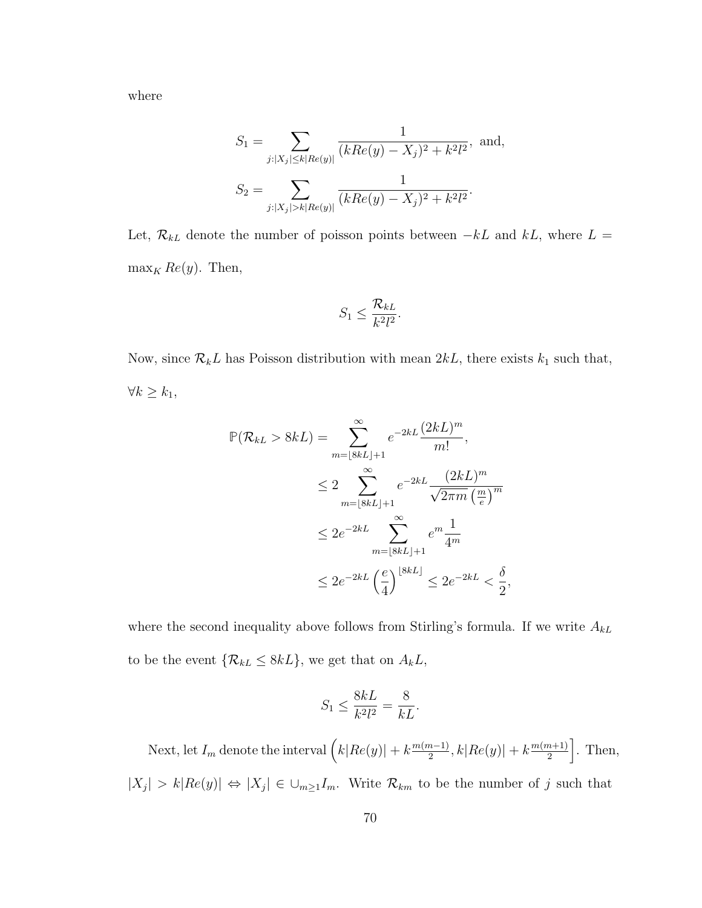where

$$S_1 = \sum_{j:|X_j| \leq k|Re(y)|} \frac{1}{(kRe(y) - X_j)^2 + k^2 l^2}, \text{ and,}$$

$$S_2 = \sum_{j:|X_j| > k|Re(y)|} \frac{1}{(kRe(y) - X_j)^2 + k^2 l^2}.$$

Let, $\mathcal{R}_{kL}$ denote the number of poisson points between $-kL$ and $kL$, where $L = \max_K Re(y)$. Then,

$$S_1 \leq \frac{\mathcal{R}_{kL}}{k^2 l^2}.$$

Now, since $\mathcal{R}_k L$ has Poisson distribution with mean $2kL$, there exists $k_1$ such that, $\forall k \geq k_1$,

$$\begin{aligned}
\mathbb{P}(\mathcal{R}_{kL} > 8kL) &= \sum_{m=\lfloor 8kL \rfloor + 1}^{\infty} e^{-2kL} \frac{(2kL)^m}{m!}, \\
&\leq 2 \sum_{m=\lfloor 8kL \rfloor + 1}^{\infty} e^{-2kL} \frac{(2kL)^m}{\sqrt{2\pi m} \left(\frac{m}{e}\right)^m} \\
&\leq 2e^{-2kL} \sum_{m=\lfloor 8kL \rfloor + 1}^{\infty} e^m \frac{1}{4^m} \\
&\leq 2e^{-2kL} \left(\frac{e}{4}\right)^{\lfloor 8kL \rfloor} \leq 2e^{-2kL} < \frac{\delta}{2},
\end{aligned}$$

where the second inequality above follows from Stirling's formula. If we write $A_{kL}$ to be the event $\{\mathcal{R}_{kL} \leq 8kL\}$, we get that on $A_k L$,

$$S_1 \leq \frac{8kL}{k^2 l^2} = \frac{8}{kL}.$$

Next, let $I_m$ denote the interval $\left(k|Re(y)| + k^{\frac{m(m-1)}{2}}, k|Re(y)| + k^{\frac{m(m+1)}{2}}\right]$. Then, $|X_j| > k|Re(y)| \Leftrightarrow |X_j| \in \cup_{m \geq 1} I_m$. Write $\mathcal{R}_{km}$ to be the number of $j$ such that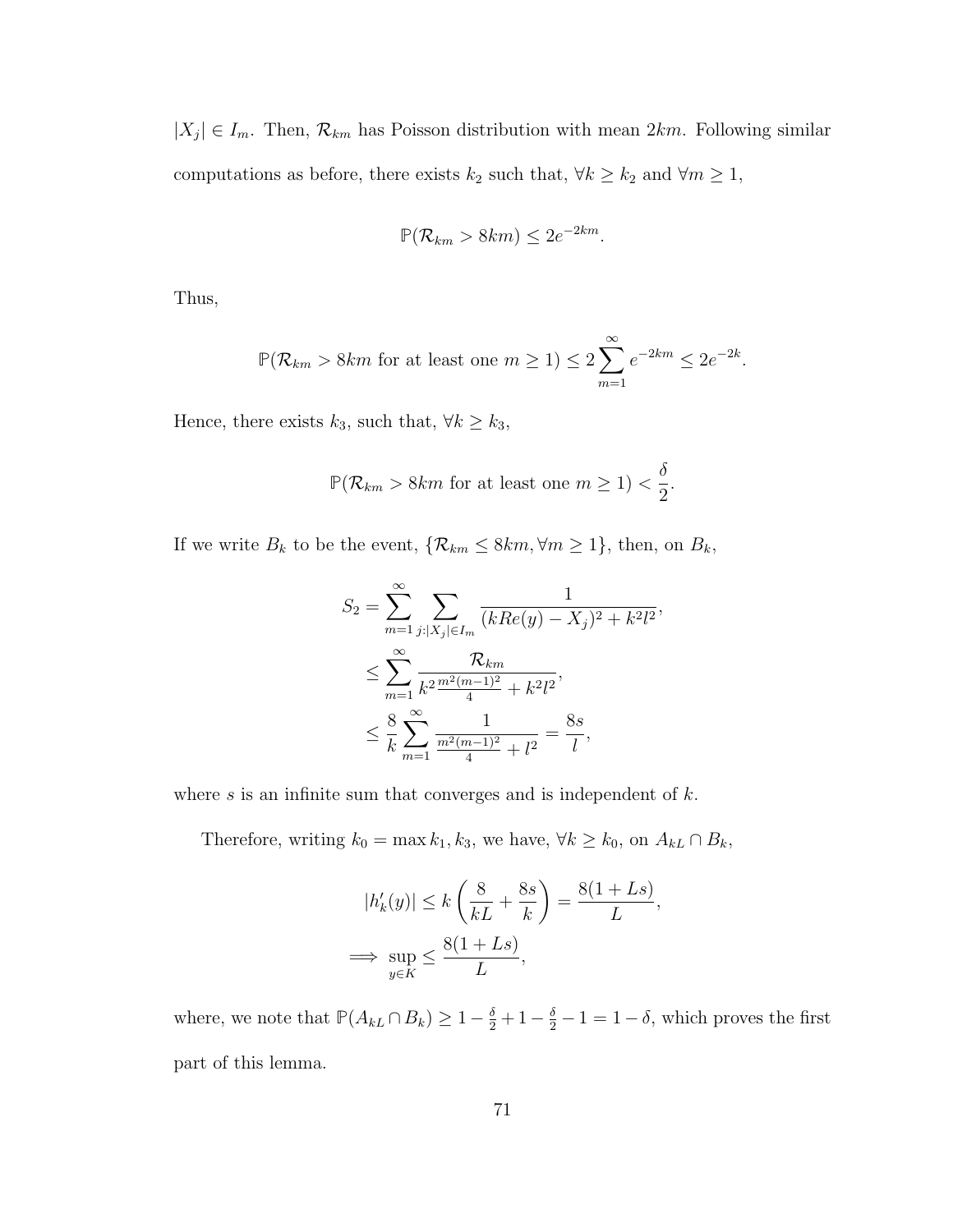$|X_j| \in I_m$. Then, $\mathcal{R}_{km}$ has Poisson distribution with mean $2km$. Following similar computations as before, there exists $k_2$ such that, $\forall k \geq k_2$ and $\forall m \geq 1$,

$$\mathbb{P}(\mathcal{R}_{km} > 8km) \leq 2e^{-2km}.$$

Thus,

$$\mathbb{P}(\mathcal{R}_{km} > 8km \text{ for at least one } m \geq 1) \leq 2\sum_{m=1}^{\infty} e^{-2km} \leq 2e^{-2k}.$$

Hence, there exists $k_3$, such that, $\forall k \geq k_3$,

$$\mathbb{P}(\mathcal{R}_{km} > 8km \text{ for at least one } m \geq 1) < \frac{\delta}{2}.$$

If we write $B_k$ to be the event, $\{\mathcal{R}_{km} \leq 8km, \forall m \geq 1\}$, then, on $B_k$,

$$\begin{aligned}
S_2 &= \sum_{m=1}^{\infty} \sum_{j:|X_j| \in I_m} \frac{1}{(kRe(y) - X_j)^2 + k^2 l^2}, \\
&\leq \sum_{m=1}^{\infty} \frac{\mathcal{R}_{km}}{k^2 \frac{m^2(m-1)^2}{4} + k^2 l^2}, \\
&\leq \frac{8}{k} \sum_{m=1}^{\infty} \frac{1}{\frac{m^2(m-1)^2}{4} + l^2} = \frac{8s}{l},
\end{aligned}$$

where $s$ is an infinite sum that converges and is independent of $k$.

Therefore, writing $k_0 = \max k_1, k_3$, we have, $\forall k \geq k_0$, on $A_{kL} \cap B_k$,

$$\begin{aligned}
|h_k'(y)| &\leq k\left(\frac{8}{kL} + \frac{8s}{k}\right) = \frac{8(1+Ls)}{L}, \\
\implies \sup_{y \in K} &\leq \frac{8(1+Ls)}{L},
\end{aligned}$$

where, we note that $\mathbb{P}(A_{kL} \cap B_k) \geq 1 - \frac{\delta}{2} + 1 - \frac{\delta}{2} - 1 = 1 - \delta$, which proves the first part of this lemma.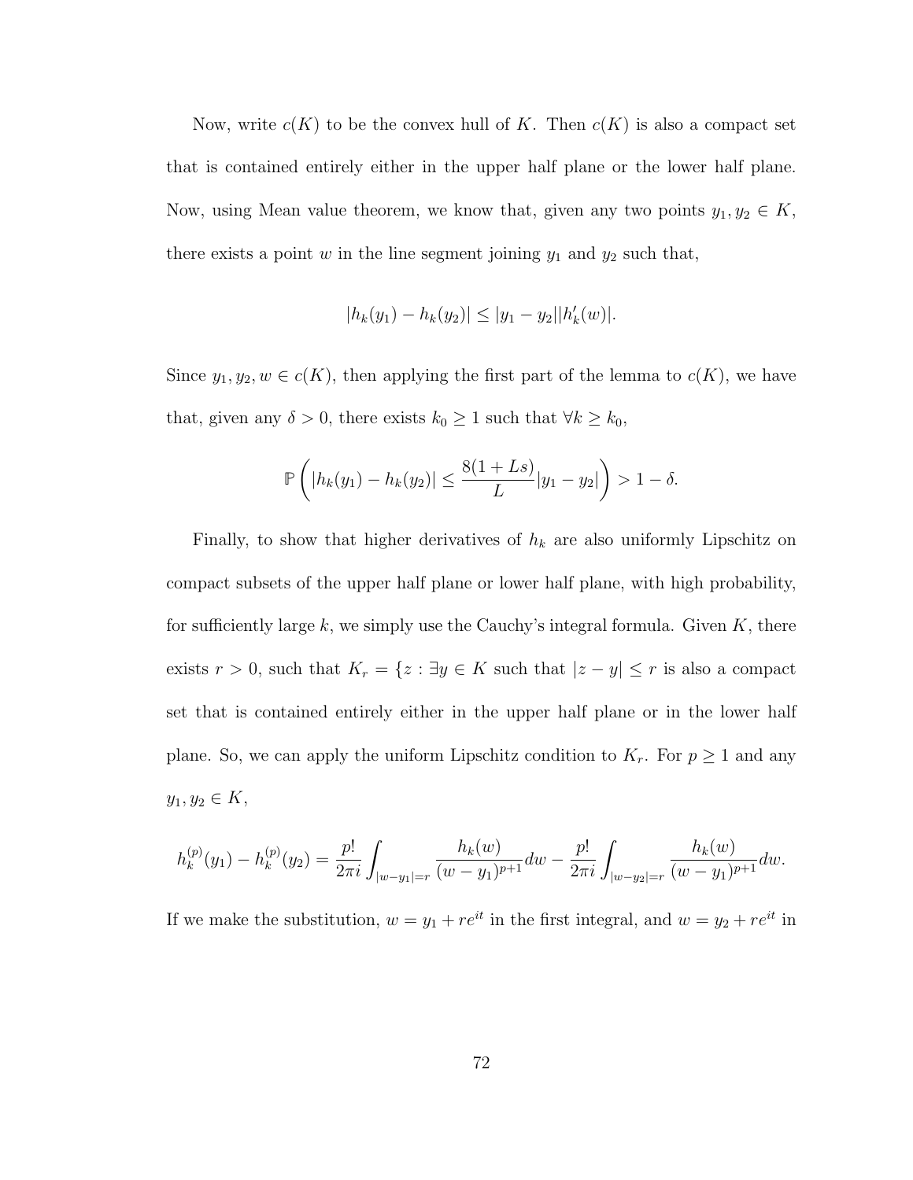Now, write $c(K)$ to be the convex hull of $K$. Then $c(K)$ is also a compact set that is contained entirely either in the upper half plane or the lower half plane. Now, using Mean value theorem, we know that, given any two points $y_1, y_2 \in K$, there exists a point $w$ in the line segment joining $y_1$ and $y_2$ such that,

$$|h_k(y_1) - h_k(y_2)| \leq |y_1 - y_2||h_k'(w)|.$$

Since $y_1, y_2, w \in c(K)$, then applying the first part of the lemma to $c(K)$, we have that, given any $\delta > 0$, there exists $k_0 \geq 1$ such that $\forall k \geq k_0$,

$$\mathbb{P}\left(|h_k(y_1) - h_k(y_2)| \leq \frac{8(1+Ls)}{L}|y_1 - y_2|\right) > 1 - \delta.$$

Finally, to show that higher derivatives of $h_k$ are also uniformly Lipschitz on compact subsets of the upper half plane or lower half plane, with high probability, for sufficiently large $k$, we simply use the Cauchy's integral formula. Given $K$, there exists $r > 0$, such that $K_r = \{z : \exists y \in K$ such that $|z - y| \leq r$ is also a compact set that is contained entirely either in the upper half plane or in the lower half plane. So, we can apply the uniform Lipschitz condition to $K_r$. For $p \geq 1$ and any $y_1, y_2 \in K$,

$$h_k^{(p)}(y_1) - h_k^{(p)}(y_2) = \frac{p!}{2\pi i}\int_{|w-y_1|=r} \frac{h_k(w)}{(w-y_1)^{p+1}}dw - \frac{p!}{2\pi i}\int_{|w-y_2|=r} \frac{h_k(w)}{(w-y_1)^{p+1}}dw.$$

If we make the substitution, $w = y_1 + re^{it}$ in the first integral, and $w = y_2 + re^{it}$ in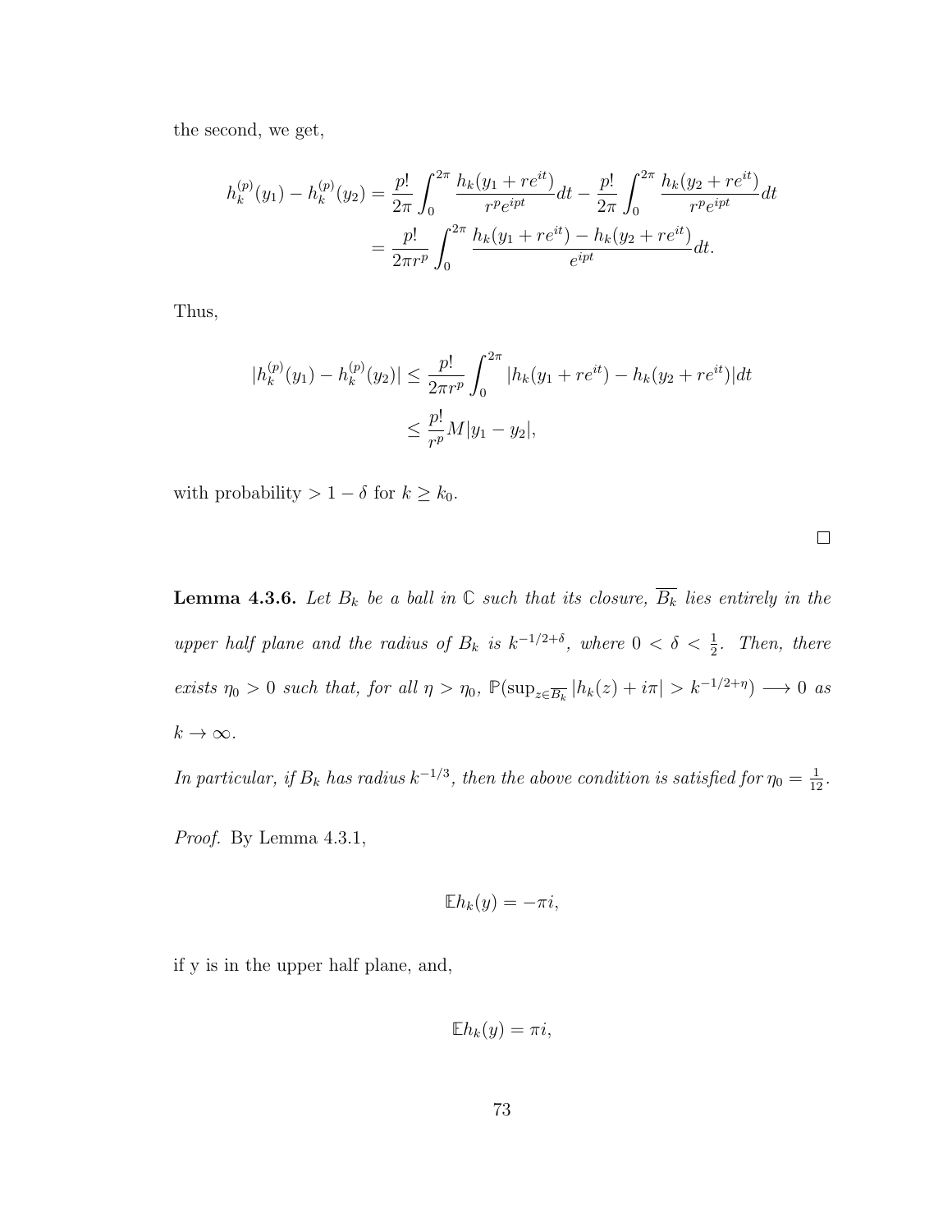the second, we get,

$$
\begin{aligned}
h_k^{(p)}(y_1) - h_k^{(p)}(y_2) &= \frac{p!}{2\pi} \int_0^{2\pi} \frac{h_k(y_1 + re^{it})}{r^p e^{ipt}} dt - \frac{p!}{2\pi} \int_0^{2\pi} \frac{h_k(y_2 + re^{it})}{r^p e^{ipt}} dt \\
&= \frac{p!}{2\pi r^p} \int_0^{2\pi} \frac{h_k(y_1 + re^{it}) - h_k(y_2 + re^{it})}{e^{ipt}} dt.
\end{aligned}
$$

Thus,

$$
\begin{aligned}
|h_k^{(p)}(y_1) - h_k^{(p)}(y_2)| &\leq \frac{p!}{2\pi r^p} \int_0^{2\pi} |h_k(y_1 + re^{it}) - h_k(y_2 + re^{it})| dt \\
&\leq \frac{p!}{r^p} M |y_1 - y_2|,
\end{aligned}
$$

with probability $> 1 - \delta$ for $k \geq k_0$.

∎

**Lemma 4.3.6.** *Let $B_k$ be a ball in $\mathbb{C}$ such that its closure, $\overline{B_k}$ lies entirely in the upper half plane and the radius of $B_k$ is $k^{-1/2+\delta}$, where $0 < \delta < \frac{1}{2}$. Then, there exists $\eta_0 > 0$ such that, for all $\eta > \eta_0$, $\mathbb{P}(\sup_{z \in \overline{B_k}} |h_k(z) + i\pi| > k^{-1/2+\eta}) \longrightarrow 0$ as $k \to \infty$.*

*In particular, if $B_k$ has radius $k^{-1/3}$, then the above condition is satisfied for $\eta_0 = \frac{1}{12}$.*

*Proof.* By Lemma 4.3.1,

$$
\mathbb{E} h_k(y) = -\pi i,
$$

if y is in the upper half plane, and,

$$
\mathbb{E} h_k(y) = \pi i,
$$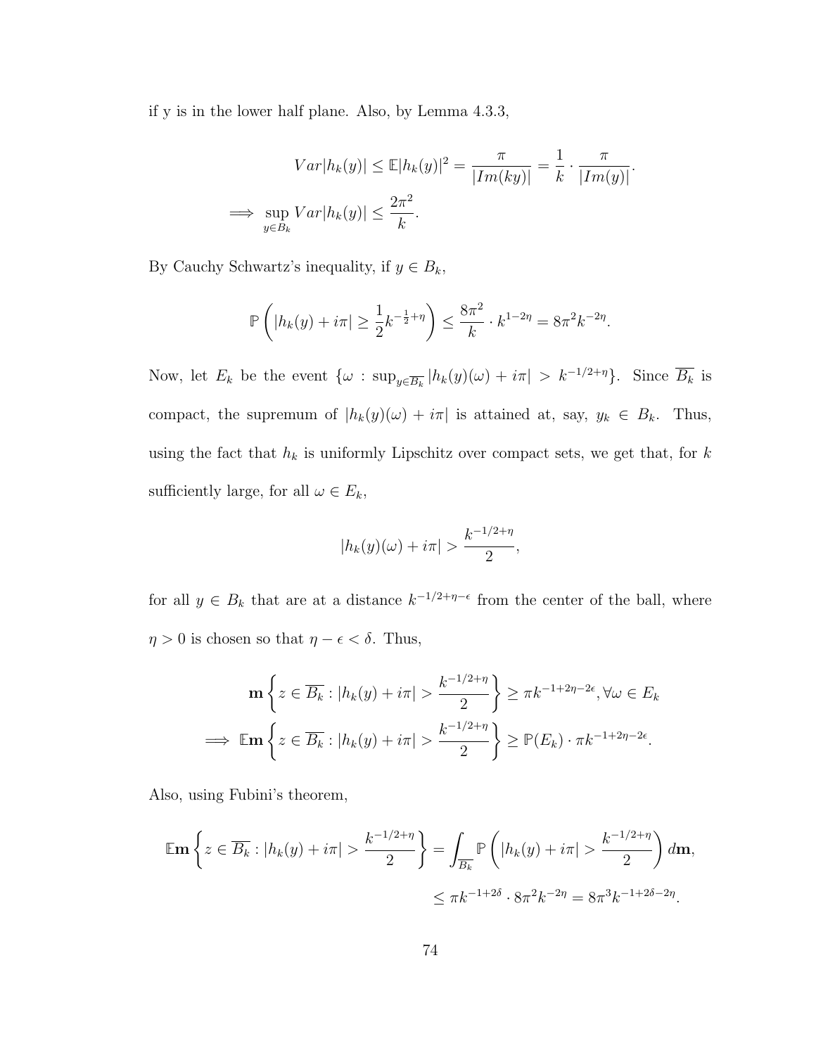if y is in the lower half plane. Also, by Lemma 4.3.3,

$$Var|h_k(y)| \leq \mathbb{E}|h_k(y)|^2 = \frac{\pi}{|Im(ky)|} = \frac{1}{k} \cdot \frac{\pi}{|Im(y)|}.$$

$$\implies \sup_{y \in B_k} Var|h_k(y)| \leq \frac{2\pi^2}{k}.$$

By Cauchy Schwartz's inequality, if $y \in B_k$,

$$\mathbb{P}\left(|h_k(y) + i\pi| \geq \frac{1}{2}k^{-\frac{1}{2}+\eta}\right) \leq \frac{8\pi^2}{k} \cdot k^{1-2\eta} = 8\pi^2 k^{-2\eta}.$$

Now, let $E_k$ be the event $\{\omega : \sup_{y \in \overline{B_k}} |h_k(y)(\omega) + i\pi| > k^{-1/2+\eta}\}$. Since $\overline{B_k}$ is compact, the supremum of $|h_k(y)(\omega) + i\pi|$ is attained at, say, $y_k \in B_k$. Thus, using the fact that $h_k$ is uniformly Lipschitz over compact sets, we get that, for $k$ sufficiently large, for all $\omega \in E_k$,

$$|h_k(y)(\omega) + i\pi| > \frac{k^{-1/2+\eta}}{2},$$

for all $y \in B_k$ that are at a distance $k^{-1/2+\eta-\epsilon}$ from the center of the ball, where $\eta > 0$ is chosen so that $\eta - \epsilon < \delta$. Thus,

$$\mathbf{m}\left\{z \in \overline{B_k} : |h_k(y) + i\pi| > \frac{k^{-1/2+\eta}}{2}\right\} \geq \pi k^{-1+2\eta-2\epsilon}, \forall \omega \in E_k$$

$$\implies \mathbb{E}\mathbf{m}\left\{z \in \overline{B_k} : |h_k(y) + i\pi| > \frac{k^{-1/2+\eta}}{2}\right\} \geq \mathbb{P}(E_k) \cdot \pi k^{-1+2\eta-2\epsilon}.$$

Also, using Fubini's theorem,

$$\mathbb{E}\mathbf{m}\left\{z \in \overline{B_k} : |h_k(y) + i\pi| > \frac{k^{-1/2+\eta}}{2}\right\} = \int_{\overline{B_k}} \mathbb{P}\left(|h_k(y) + i\pi| > \frac{k^{-1/2+\eta}}{2}\right) d\mathbf{m},$$

$$\leq \pi k^{-1+2\delta} \cdot 8\pi^2 k^{-2\eta} = 8\pi^3 k^{-1+2\delta-2\eta}.$$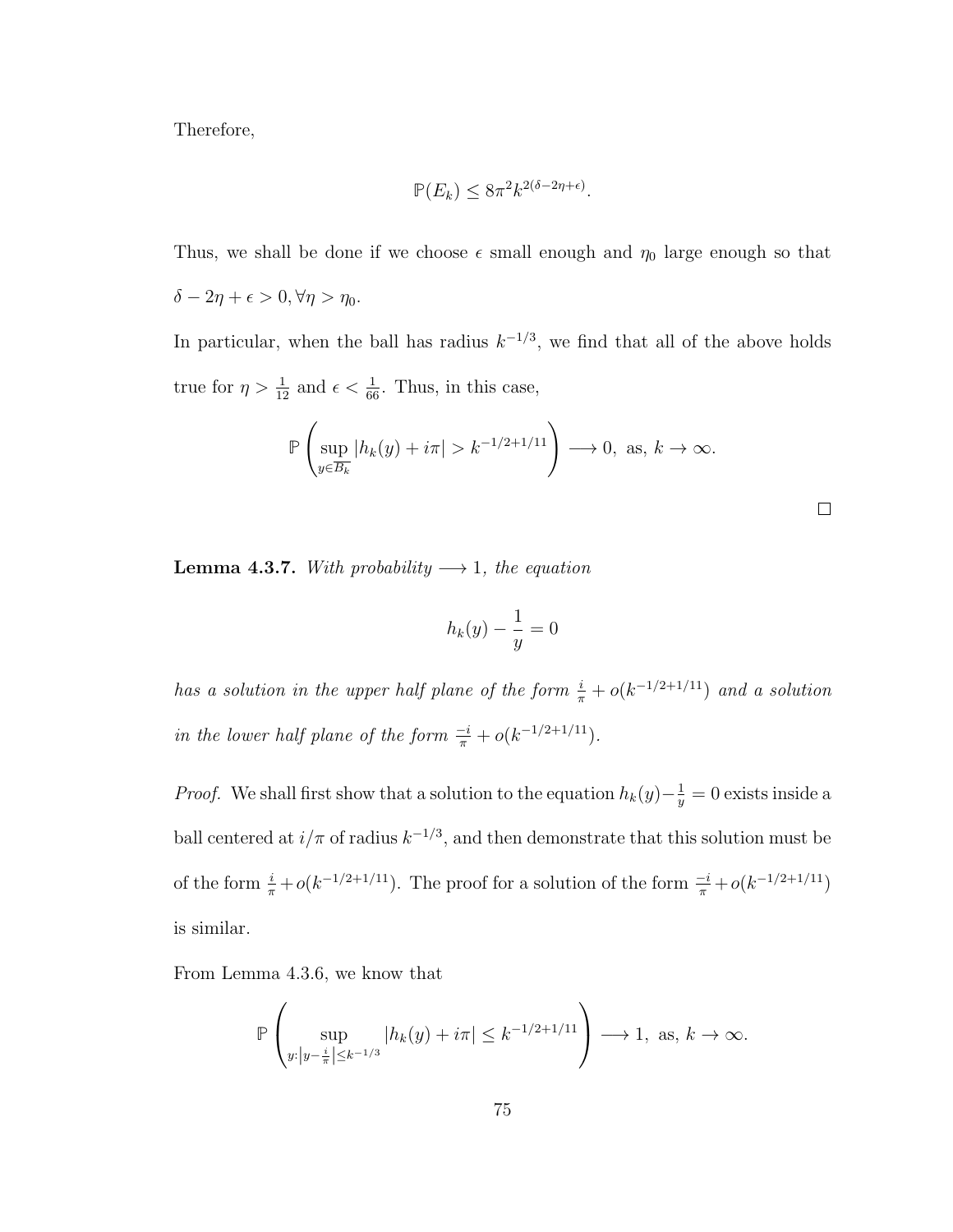Therefore,

$$\mathbb{P}(E_k) \leq 8\pi^2 k^{2(\delta - 2\eta + \epsilon)}.$$

Thus, we shall be done if we choose $\epsilon$ small enough and $\eta_0$ large enough so that $\delta - 2\eta + \epsilon > 0, \forall \eta > \eta_0$.

In particular, when the ball has radius $k^{-1/3}$, we find that all of the above holds true for $\eta > \frac{1}{12}$ and $\epsilon < \frac{1}{66}$. Thus, in this case,

$$\mathbb{P}\left( \sup_{y \in \overline{B_k}} |h_k(y) + i\pi| > k^{-1/2+1/11} \right) \longrightarrow 0, \text{ as, } k \to \infty.$$

□

**Lemma 4.3.7.** *With probability $\longrightarrow 1$, the equation*

$$h_k(y) - \frac{1}{y} = 0$$

*has a solution in the upper half plane of the form $\frac{i}{\pi} + o(k^{-1/2+1/11})$ and a solution in the lower half plane of the form $\frac{-i}{\pi} + o(k^{-1/2+1/11})$.*

*Proof.* We shall first show that a solution to the equation $h_k(y) - \frac{1}{y} = 0$ exists inside a ball centered at $i/\pi$ of radius $k^{-1/3}$, and then demonstrate that this solution must be of the form $\frac{i}{\pi} + o(k^{-1/2+1/11})$. The proof for a solution of the form $\frac{-i}{\pi} + o(k^{-1/2+1/11})$ is similar.

From Lemma 4.3.6, we know that

$$\mathbb{P}\left( \sup_{y: \left|y - \frac{i}{\pi}\right| \leq k^{-1/3}} |h_k(y) + i\pi| \leq k^{-1/2+1/11} \right) \longrightarrow 1, \text{ as, } k \to \infty.$$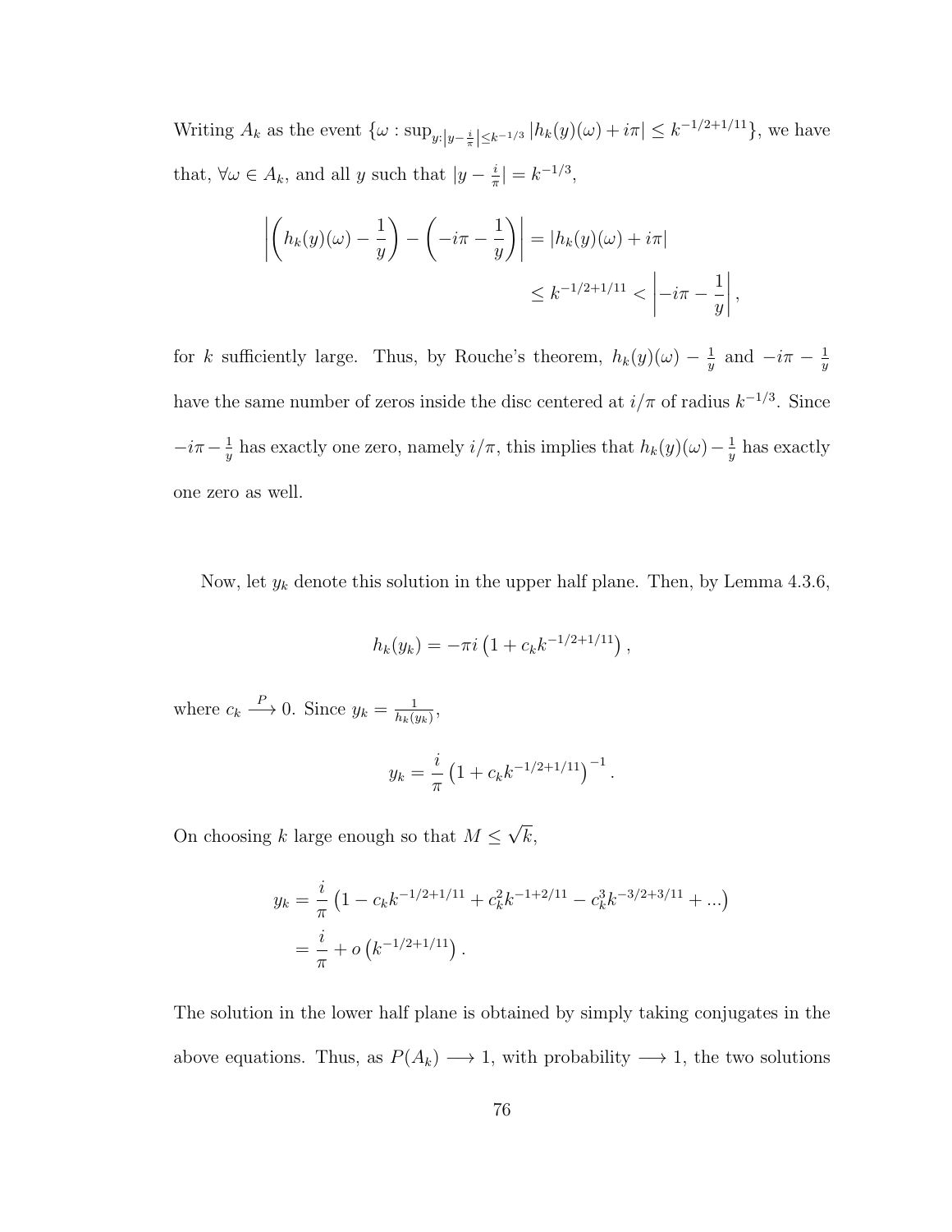Writing $A_k$ as the event $\{\omega : \sup_{y:\left|y-\frac{i}{\pi}\right|\leq k^{-1/3}} |h_k(y)(\omega)+i\pi| \leq k^{-1/2+1/11}\}$, we have that, $\forall \omega \in A_k$, and all $y$ such that $|y - \frac{i}{\pi}| = k^{-1/3}$,

$$
\begin{aligned}
\left| \left( h_k(y)(\omega) - \frac{1}{y} \right) - \left( -i\pi - \frac{1}{y} \right) \right| &= |h_k(y)(\omega) + i\pi| \\
&\leq k^{-1/2+1/11} < \left| -i\pi - \frac{1}{y} \right|,
\end{aligned}
$$

for $k$ sufficiently large. Thus, by Rouche's theorem, $h_k(y)(\omega) - \frac{1}{y}$ and $-i\pi - \frac{1}{y}$ have the same number of zeros inside the disc centered at $i/\pi$ of radius $k^{-1/3}$. Since $-i\pi - \frac{1}{y}$ has exactly one zero, namely $i/\pi$, this implies that $h_k(y)(\omega) - \frac{1}{y}$ has exactly one zero as well.

Now, let $y_k$ denote this solution in the upper half plane. Then, by Lemma 4.3.6,

$$
h_k(y_k) = -\pi i \left(1 + c_k k^{-1/2+1/11}\right),
$$

where $c_k \xrightarrow{P} 0$. Since $y_k = \frac{1}{h_k(y_k)}$,

$$
y_k = \frac{i}{\pi} \left(1 + c_k k^{-1/2+1/11}\right)^{-1}.
$$

On choosing $k$ large enough so that $M \leq \sqrt{k}$,

$$
\begin{aligned}
y_k &= \frac{i}{\pi} \left(1 - c_k k^{-1/2+1/11} + c_k^2 k^{-1+2/11} - c_k^3 k^{-3/2+3/11} + \ldots\right) \\
&= \frac{i}{\pi} + o\left(k^{-1/2+1/11}\right).
\end{aligned}
$$

The solution in the lower half plane is obtained by simply taking conjugates in the above equations. Thus, as $P(A_k) \longrightarrow 1$, with probability $\longrightarrow 1$, the two solutions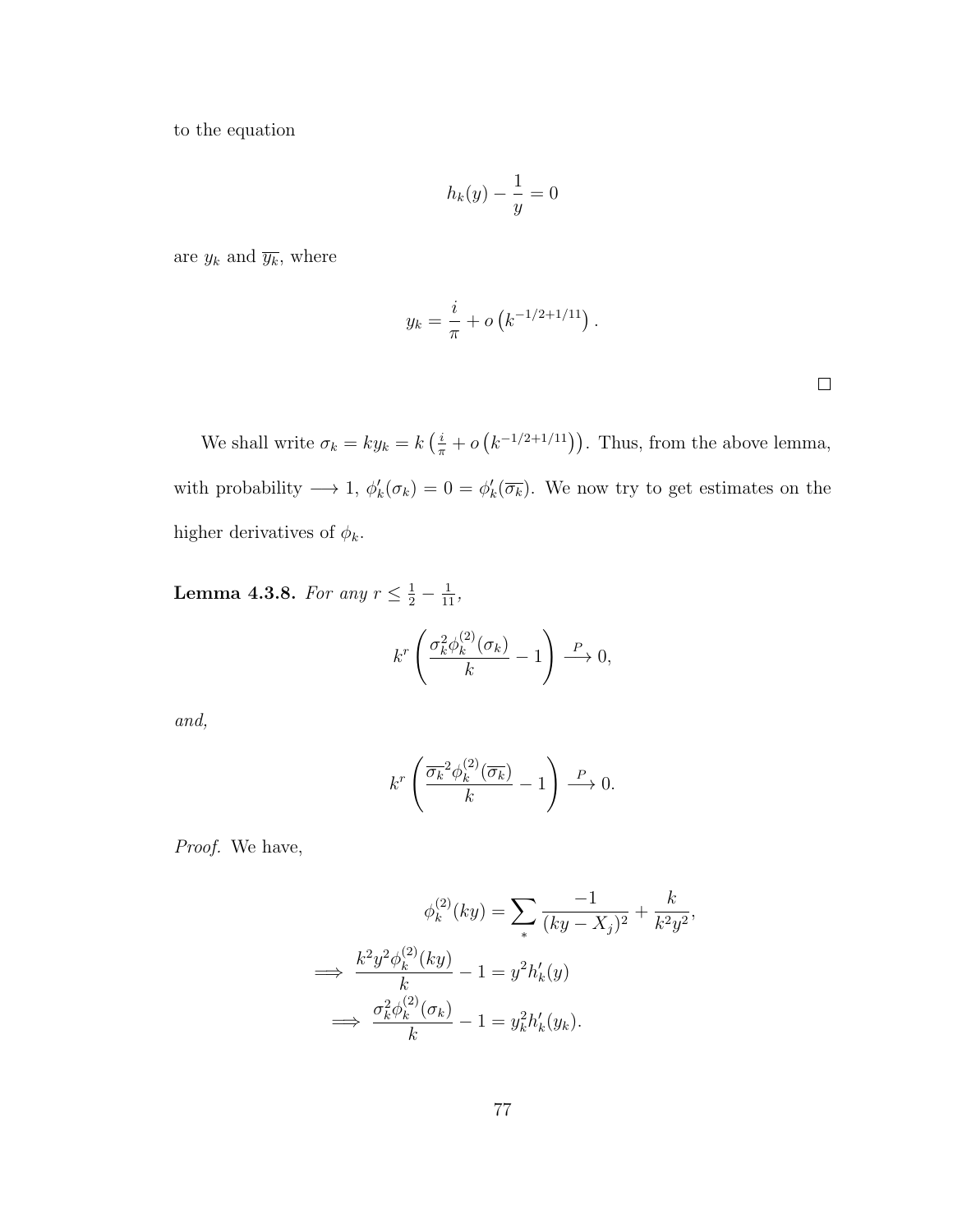to the equation

$$h_k(y) - \frac{1}{y} = 0$$

are $y_k$ and $\overline{y_k}$, where

$$y_k = \frac{i}{\pi} + o\left(k^{-1/2+1/11}\right).$$

□

We shall write $\sigma_k = ky_k = k\left(\frac{i}{\pi} + o\left(k^{-1/2+1/11}\right)\right)$. Thus, from the above lemma, with probability $\longrightarrow 1$, $\phi_k'(\sigma_k) = 0 = \phi_k'(\overline{\sigma_k})$. We now try to get estimates on the higher derivatives of $\phi_k$.

**Lemma 4.3.8.** *For any* $r \leq \frac{1}{2} - \frac{1}{11}$,

$$k^r\left(\frac{\sigma_k^2 \phi_k^{(2)}(\sigma_k)}{k} - 1\right) \xrightarrow{P} 0,$$

*and,*

$$k^r\left(\frac{\overline{\sigma_k}^2 \phi_k^{(2)}(\overline{\sigma_k})}{k} - 1\right) \xrightarrow{P} 0.$$

*Proof.* We have,

$$\phi_k^{(2)}(ky) = \sum_{*} \frac{-1}{(ky - X_j)^2} + \frac{k}{k^2y^2},$$

$$\implies \frac{k^2y^2\phi_k^{(2)}(ky)}{k} - 1 = y^2 h_k'(y)$$

$$\implies \frac{\sigma_k^2 \phi_k^{(2)}(\sigma_k)}{k} - 1 = y_k^2 h_k'(y_k).$$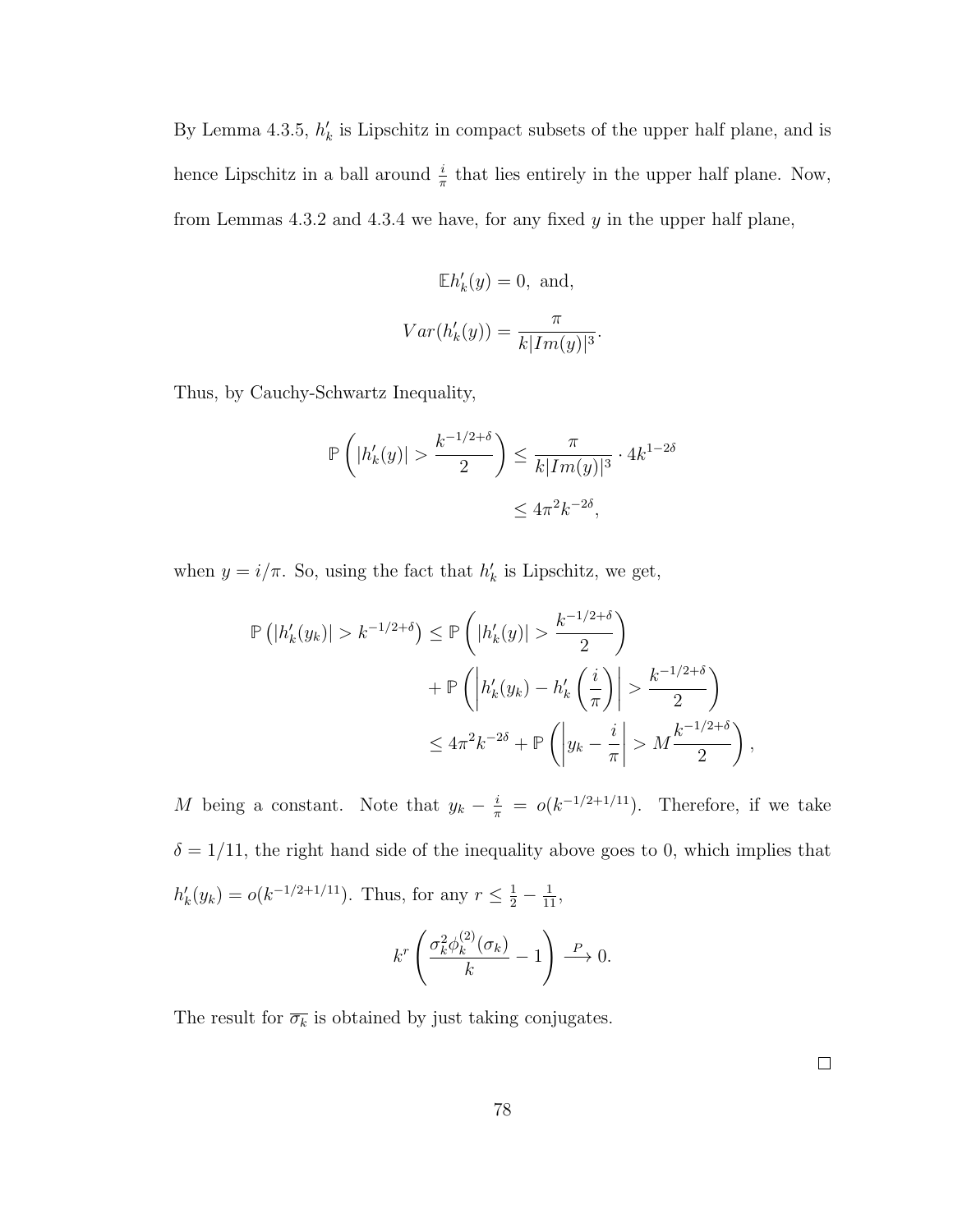By Lemma 4.3.5, $h_k'$ is Lipschitz in compact subsets of the upper half plane, and is hence Lipschitz in a ball around $\frac{i}{\pi}$ that lies entirely in the upper half plane. Now, from Lemmas 4.3.2 and 4.3.4 we have, for any fixed $y$ in the upper half plane,

$$\mathbb{E}h_k'(y) = 0, \text{ and,}$$

$$Var(h_k'(y)) = \frac{\pi}{k|Im(y)|^3}.$$

Thus, by Cauchy-Schwartz Inequality,

$$\mathbb{P}\left(|h_k'(y)| > \frac{k^{-1/2+\delta}}{2}\right) \leq \frac{\pi}{k|Im(y)|^3} \cdot 4k^{1-2\delta}$$
$$\leq 4\pi^2 k^{-2\delta},$$

when $y = i/\pi$. So, using the fact that $h_k'$ is Lipschitz, we get,

$$\begin{aligned}
\mathbb{P}\left(|h_k'(y_k)| > k^{-1/2+\delta}\right) &\leq \mathbb{P}\left(|h_k'(y)| > \frac{k^{-1/2+\delta}}{2}\right) \\
&\quad + \mathbb{P}\left(\left|h_k'(y_k) - h_k'\left(\frac{i}{\pi}\right)\right| > \frac{k^{-1/2+\delta}}{2}\right) \\
&\leq 4\pi^2 k^{-2\delta} + \mathbb{P}\left(\left|y_k - \frac{i}{\pi}\right| > M\frac{k^{-1/2+\delta}}{2}\right),
\end{aligned}$$

$M$ being a constant. Note that $y_k - \frac{i}{\pi} = o(k^{-1/2+1/11})$. Therefore, if we take $\delta = 1/11$, the right hand side of the inequality above goes to 0, which implies that $h_k'(y_k) = o(k^{-1/2+1/11})$. Thus, for any $r \leq \frac{1}{2} - \frac{1}{11}$,

$$k^r\left(\frac{\sigma_k^2\phi_k^{(2)}(\sigma_k)}{k} - 1\right) \xrightarrow{P} 0.$$

The result for $\overline{\sigma_k}$ is obtained by just taking conjugates.

□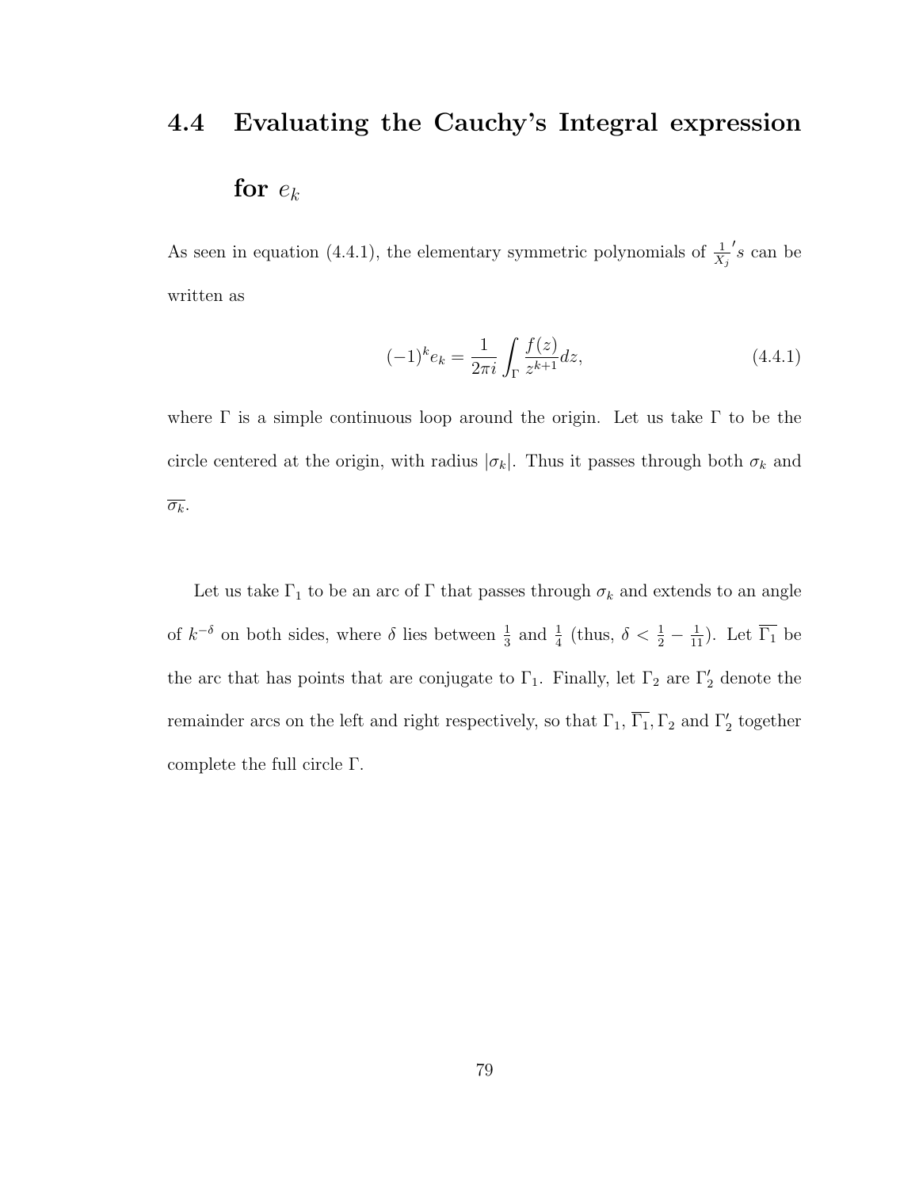## 4.4 Evaluating the Cauchy's Integral expression for $e_k$

As seen in equation (4.4.1), the elementary symmetric polynomials of $\frac{1}{X_j}{}'s$ can be written as

$$(-1)^k e_k = \frac{1}{2\pi i} \int_\Gamma \frac{f(z)}{z^{k+1}} dz, \tag{4.4.1}$$

where $\Gamma$ is a simple continuous loop around the origin. Let us take $\Gamma$ to be the circle centered at the origin, with radius $|\sigma_k|$. Thus it passes through both $\sigma_k$ and $\overline{\sigma_k}$.

Let us take $\Gamma_1$ to be an arc of $\Gamma$ that passes through $\sigma_k$ and extends to an angle of $k^{-\delta}$ on both sides, where $\delta$ lies between $\frac{1}{3}$ and $\frac{1}{4}$ (thus, $\delta < \frac{1}{2} - \frac{1}{11}$). Let $\overline{\Gamma_1}$ be the arc that has points that are conjugate to $\Gamma_1$. Finally, let $\Gamma_2$ are $\Gamma_2'$ denote the remainder arcs on the left and right respectively, so that $\Gamma_1$, $\overline{\Gamma_1}, \Gamma_2$ and $\Gamma_2'$ together complete the full circle $\Gamma$.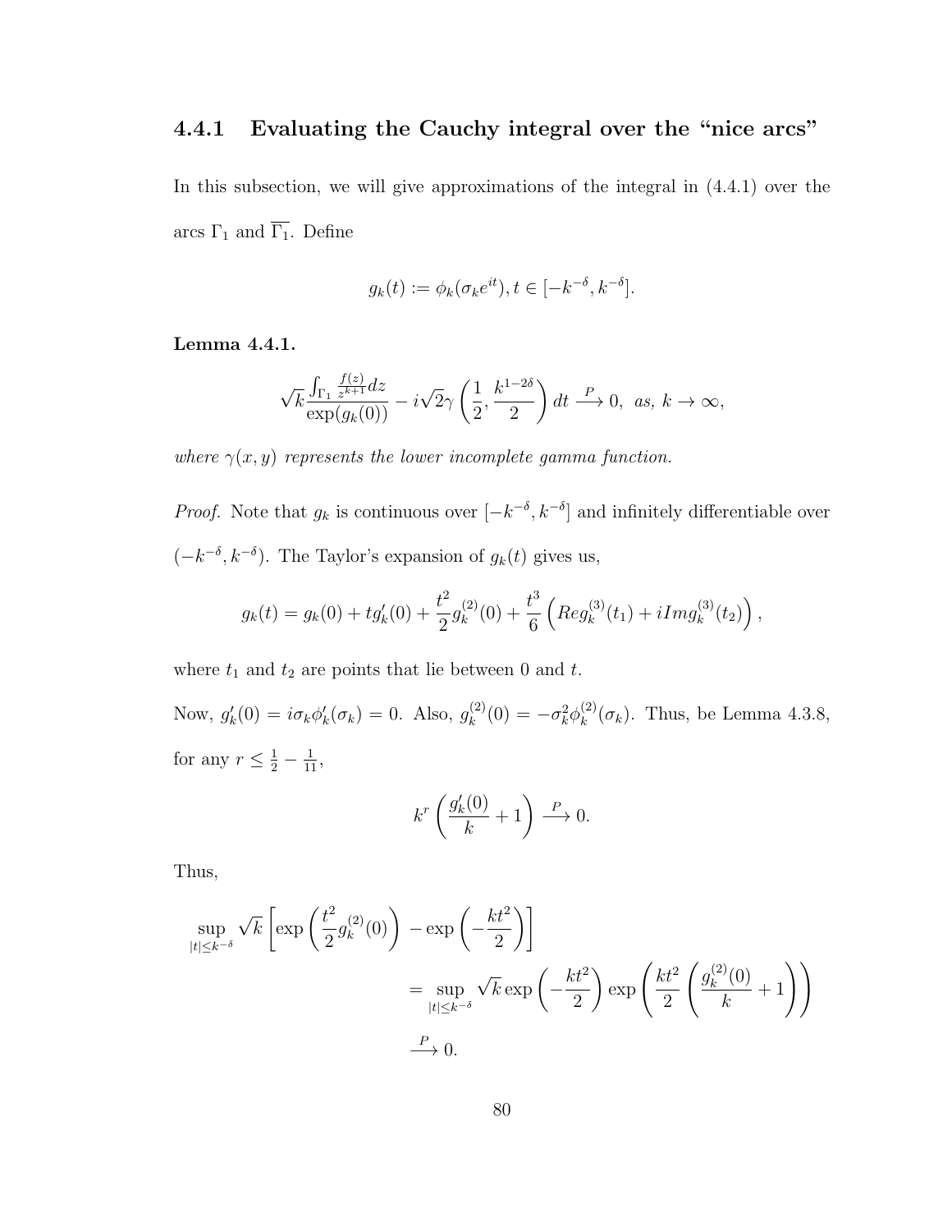### 4.4.1 Evaluating the Cauchy integral over the "nice arcs"

In this subsection, we will give approximations of the integral in (4.4.1) over the arcs $\Gamma_1$ and $\overline{\Gamma_1}$. Define

$$g_k(t) := \phi_k(\sigma_k e^{it}), t \in [-k^{-\delta}, k^{-\delta}].$$

**Lemma 4.4.1.**

$$\sqrt{k}\frac{\int_{\Gamma_1} \frac{f(z)}{z^{k+1}} dz}{\exp(g_k(0))} - i\sqrt{2}\gamma\left(\frac{1}{2}, \frac{k^{1-2\delta}}{2}\right) dt \xrightarrow{P} 0, \text{ as, } k \to \infty,$$

*where $\gamma(x, y)$ represents the lower incomplete gamma function.*

*Proof.* Note that $g_k$ is continuous over $[-k^{-\delta}, k^{-\delta}]$ and infinitely differentiable over $(-k^{-\delta}, k^{-\delta})$. The Taylor's expansion of $g_k(t)$ gives us,

$$g_k(t) = g_k(0) + t g_k'(0) + \frac{t^2}{2} g_k^{(2)}(0) + \frac{t^3}{6}\left(Re g_k^{(3)}(t_1) + i Im g_k^{(3)}(t_2)\right),$$

where $t_1$ and $t_2$ are points that lie between 0 and $t$.

Now, $g_k'(0) = i\sigma_k \phi_k'(\sigma_k) = 0$. Also, $g_k^{(2)}(0) = -\sigma_k^2 \phi_k^{(2)}(\sigma_k)$. Thus, be Lemma 4.3.8, for any $r \leq \frac{1}{2} - \frac{1}{11}$,

$$k^r \left(\frac{g_k'(0)}{k} + 1\right) \xrightarrow{P} 0.$$

Thus,

$$\begin{aligned}
\sup_{|t| \leq k^{-\delta}} \sqrt{k}\left[\exp\left(\frac{t^2}{2} g_k^{(2)}(0)\right) - \exp\left(-\frac{kt^2}{2}\right)\right] \\
= \sup_{|t| \leq k^{-\delta}} \sqrt{k} \exp\left(-\frac{kt^2}{2}\right) \exp\left(\frac{kt^2}{2}\left(\frac{g_k^{(2)}(0)}{k} + 1\right)\right) \\
\xrightarrow{P} 0.
\end{aligned}$$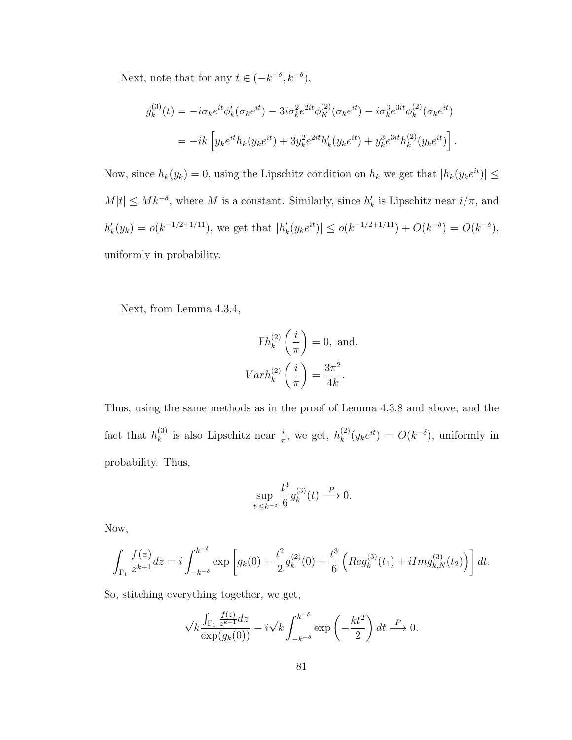Next, note that for any $t \in (-k^{-\delta}, k^{-\delta})$,

$$g_k^{(3)}(t) = -i\sigma_k e^{it}\phi_k'(\sigma_k e^{it}) - 3i\sigma_k^2 e^{2it}\phi_K^{(2)}(\sigma_k e^{it}) - i\sigma_k^3 e^{3it}\phi_k^{(2)}(\sigma_k e^{it})$$

$$= -ik\left[y_k e^{it} h_k(y_k e^{it}) + 3y_k^2 e^{2it} h_k'(y_k e^{it}) + y_k^3 e^{3it} h_k^{(2)}(y_k e^{it})\right].$$

Now, since $h_k(y_k) = 0$, using the Lipschitz condition on $h_k$ we get that $|h_k(y_k e^{it})| \leq M|t| \leq Mk^{-\delta}$, where $M$ is a constant. Similarly, since $h_k'$ is Lipschitz near $i/\pi$, and $h_k'(y_k) = o(k^{-1/2+1/11})$, we get that $|h_k'(y_k e^{it})| \leq o(k^{-1/2+1/11}) + O(k^{-\delta}) = O(k^{-\delta})$, uniformly in probability.

Next, from Lemma 4.3.4,

$$\mathbb{E}h_k^{(2)}\left(\frac{i}{\pi}\right) = 0, \text{ and,}$$

$$Var h_k^{(2)}\left(\frac{i}{\pi}\right) = \frac{3\pi^2}{4k}.$$

Thus, using the same methods as in the proof of Lemma 4.3.8 and above, and the fact that $h_k^{(3)}$ is also Lipschitz near $\frac{i}{\pi}$, we get, $h_k^{(2)}(y_k e^{it}) = O(k^{-\delta})$, uniformly in probability. Thus,

$$\sup_{|t| \leq k^{-\delta}} \frac{t^3}{6} g_k^{(3)}(t) \xrightarrow{P} 0.$$

Now,

$$\int_{\Gamma_1} \frac{f(z)}{z^{k+1}} dz = i\int_{-k^{-\delta}}^{k^{-\delta}} \exp\left[g_k(0) + \frac{t^2}{2} g_k^{(2)}(0) + \frac{t^3}{6}\left(Reg_k^{(3)}(t_1) + iImg_{k,N}^{(3)}(t_2)\right)\right] dt.$$

So, stitching everything together, we get,

$$\sqrt{k}\frac{\int_{\Gamma_1} \frac{f(z)}{z^{k+1}} dz}{\exp(g_k(0))} - i\sqrt{k}\int_{-k^{-\delta}}^{k^{-\delta}} \exp\left(-\frac{kt^2}{2}\right) dt \xrightarrow{P} 0.$$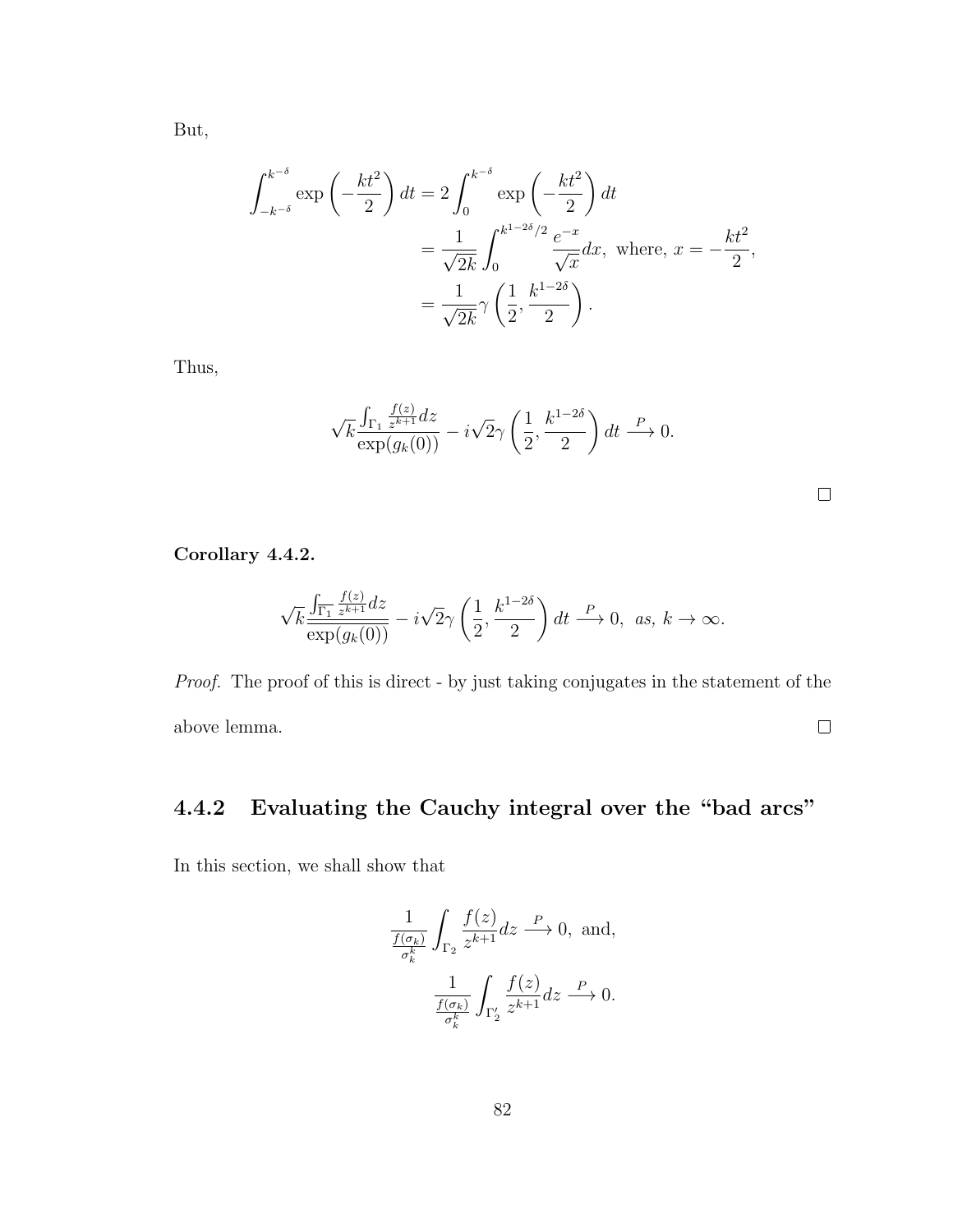But,

$$
\begin{aligned}
\int_{-k^{-\delta}}^{k^{-\delta}} \exp\left(-\frac{kt^2}{2}\right) dt &= 2\int_0^{k^{-\delta}} \exp\left(-\frac{kt^2}{2}\right) dt \\
&= \frac{1}{\sqrt{2k}} \int_0^{k^{1-2\delta}/2} \frac{e^{-x}}{\sqrt{x}} dx, \text{ where, } x = -\frac{kt^2}{2}, \\
&= \frac{1}{\sqrt{2k}} \gamma\left(\frac{1}{2}, \frac{k^{1-2\delta}}{2}\right).
\end{aligned}
$$

Thus,

$$
\sqrt{k}\frac{\int_{\Gamma_1} \frac{f(z)}{z^{k+1}} dz}{\exp(g_k(0))} - i\sqrt{2}\gamma\left(\frac{1}{2}, \frac{k^{1-2\delta}}{2}\right) dt \xrightarrow{P} 0.
$$

□

**Corollary 4.4.2.**

$$
\sqrt{k}\frac{\int_{\overline{\Gamma_1}} \frac{f(z)}{z^{k+1}} dz}{\exp(g_k(0))} - i\sqrt{2}\gamma\left(\frac{1}{2}, \frac{k^{1-2\delta}}{2}\right) dt \xrightarrow{P} 0, \text{ as, } k \to \infty.
$$

*Proof.* The proof of this is direct - by just taking conjugates in the statement of the above lemma. □

### 4.4.2 Evaluating the Cauchy integral over the "bad arcs"

In this section, we shall show that

$$
\frac{1}{\frac{f(\sigma_k)}{\sigma_k^k}} \int_{\Gamma_2} \frac{f(z)}{z^{k+1}} dz \xrightarrow{P} 0, \text{ and,}
$$

$$
\frac{1}{\frac{f(\sigma_k)}{\sigma_k^k}} \int_{\Gamma_2'} \frac{f(z)}{z^{k+1}} dz \xrightarrow{P} 0.
$$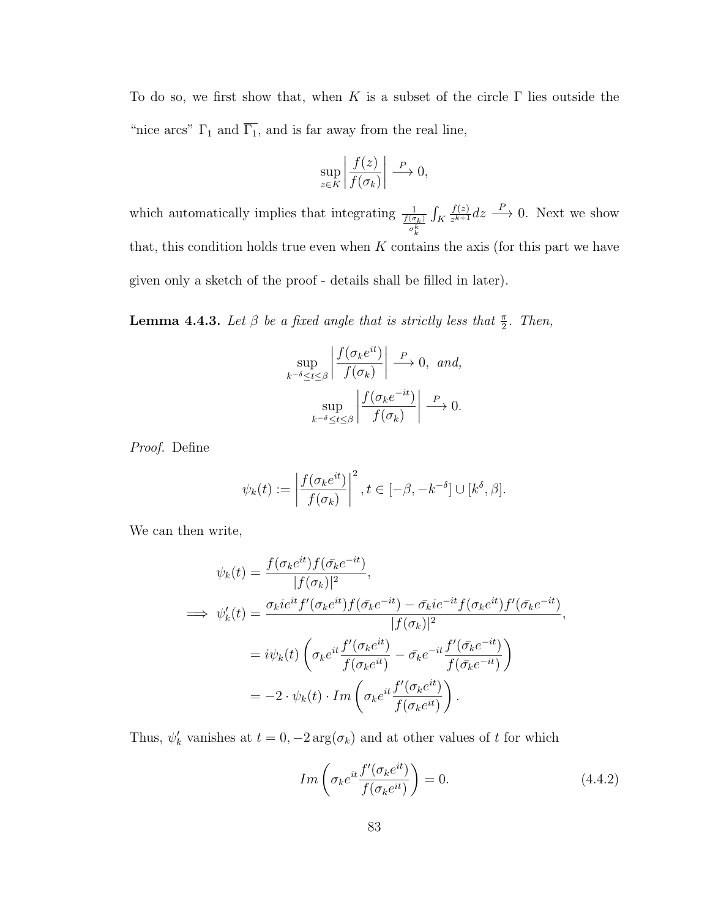To do so, we first show that, when $K$ is a subset of the circle $\Gamma$ lies outside the "nice arcs" $\Gamma_1$ and $\overline{\Gamma_1}$, and is far away from the real line,

$$\sup_{z \in K} \left| \frac{f(z)}{f(\sigma_k)} \right| \xrightarrow{P} 0,$$

which automatically implies that integrating $\frac{1}{\frac{f(\sigma_k)}{\sigma_k^k}} \int_K \frac{f(z)}{z^{k+1}} dz \xrightarrow{P} 0$. Next we show that, this condition holds true even when $K$ contains the axis (for this part we have given only a sketch of the proof - details shall be filled in later).

**Lemma 4.4.3.** *Let $\beta$ be a fixed angle that is strictly less that $\frac{\pi}{2}$. Then,*

$$\sup_{k^{-\delta} \leq t \leq \beta} \left| \frac{f(\sigma_k e^{it})}{f(\sigma_k)} \right| \xrightarrow{P} 0, \text{ and,}$$

$$\sup_{k^{-\delta} \leq t \leq \beta} \left| \frac{f(\sigma_k e^{-it})}{f(\sigma_k)} \right| \xrightarrow{P} 0.$$

*Proof.* Define

$$\psi_k(t) := \left| \frac{f(\sigma_k e^{it})}{f(\sigma_k)} \right|^2, t \in [-\beta, -k^{-\delta}] \cup [k^{\delta}, \beta].$$

We can then write,

$$\begin{aligned}
\psi_k(t) &= \frac{f(\sigma_k e^{it}) f(\bar{\sigma_k} e^{-it})}{|f(\sigma_k)|^2}, \\
\implies \psi_k'(t) &= \frac{\sigma_k i e^{it} f'(\sigma_k e^{it}) f(\bar{\sigma_k} e^{-it}) - \bar{\sigma_k} i e^{-it} f(\sigma_k e^{it}) f'(\bar{\sigma_k} e^{-it})}{|f(\sigma_k)|^2}, \\
&= i \psi_k(t) \left( \sigma_k e^{it} \frac{f'(\sigma_k e^{it})}{f(\sigma_k e^{it})} - \bar{\sigma_k} e^{-it} \frac{f'(\bar{\sigma_k} e^{-it})}{f(\bar{\sigma_k} e^{-it})} \right) \\
&= -2 \cdot \psi_k(t) \cdot Im \left( \sigma_k e^{it} \frac{f'(\sigma_k e^{it})}{f(\sigma_k e^{it})} \right).
\end{aligned}$$

Thus, $\psi_k'$ vanishes at $t = 0, -2\arg(\sigma_k)$ and at other values of $t$ for which

$$Im \left( \sigma_k e^{it} \frac{f'(\sigma_k e^{it})}{f(\sigma_k e^{it})} \right) = 0. \tag{4.4.2}$$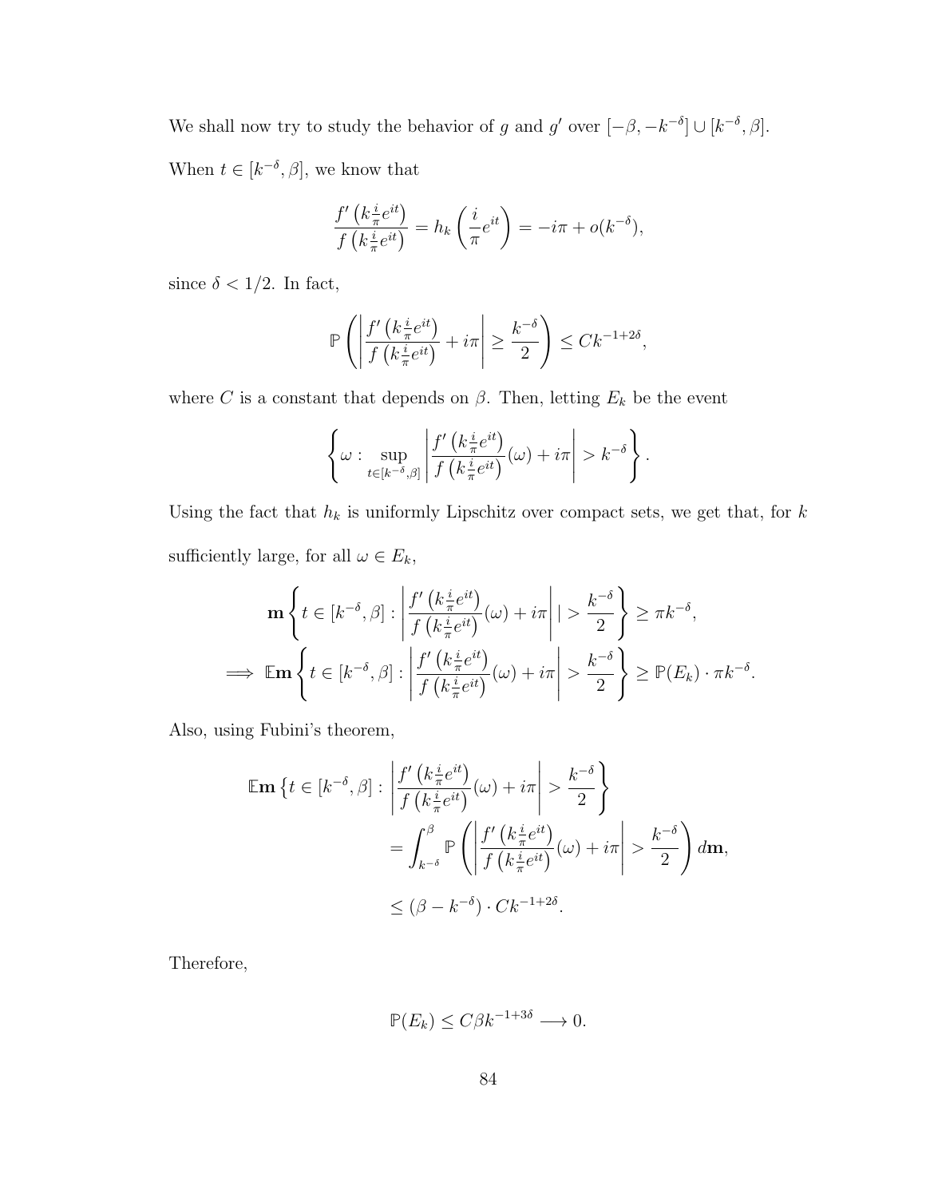We shall now try to study the behavior of $g$ and $g'$ over $[-\beta, -k^{-\delta}] \cup [k^{-\delta}, \beta]$.

When $t \in [k^{-\delta}, \beta]$, we know that

$$\frac{f'\left(k\frac{i}{\pi}e^{it}\right)}{f\left(k\frac{i}{\pi}e^{it}\right)} = h_k\left(\frac{i}{\pi}e^{it}\right) = -i\pi + o(k^{-\delta}),$$

since $\delta < 1/2$. In fact,

$$\mathbb{P}\left(\left|\frac{f'\left(k\frac{i}{\pi}e^{it}\right)}{f\left(k\frac{i}{\pi}e^{it}\right)} + i\pi\right| \geq \frac{k^{-\delta}}{2}\right) \leq Ck^{-1+2\delta},$$

where $C$ is a constant that depends on $\beta$. Then, letting $E_k$ be the event

$$\left\{\omega : \sup_{t\in[k^{-\delta},\beta]}\left|\frac{f'\left(k\frac{i}{\pi}e^{it}\right)}{f\left(k\frac{i}{\pi}e^{it}\right)}(\omega) + i\pi\right| > k^{-\delta}\right\}.$$

Using the fact that $h_k$ is uniformly Lipschitz over compact sets, we get that, for $k$ sufficiently large, for all $\omega \in E_k$,

$$\begin{aligned}
&\mathbf{m}\left\{t \in [k^{-\delta}, \beta] : \left|\frac{f'\left(k\frac{i}{\pi}e^{it}\right)}{f\left(k\frac{i}{\pi}e^{it}\right)}(\omega) + i\pi\right| | > \frac{k^{-\delta}}{2}\right\} \geq \pi k^{-\delta}, \\
\implies &\mathbb{E}\mathbf{m}\left\{t \in [k^{-\delta}, \beta] : \left|\frac{f'\left(k\frac{i}{\pi}e^{it}\right)}{f\left(k\frac{i}{\pi}e^{it}\right)}(\omega) + i\pi\right| > \frac{k^{-\delta}}{2}\right\} \geq \mathbb{P}(E_k)\cdot \pi k^{-\delta}.
\end{aligned}$$

Also, using Fubini's theorem,

$$\begin{aligned}
\mathbb{E}\mathbf{m}\left\{t \in [k^{-\delta}, \beta] : \left|\frac{f'\left(k\frac{i}{\pi}e^{it}\right)}{f\left(k\frac{i}{\pi}e^{it}\right)}(\omega) + i\pi\right| > \frac{k^{-\delta}}{2}\right\}& \\
= \int_{k^{-\delta}}^{\beta} \mathbb{P}\left(\left|\frac{f'\left(k\frac{i}{\pi}e^{it}\right)}{f\left(k\frac{i}{\pi}e^{it}\right)}(\omega) + i\pi\right| > \frac{k^{-\delta}}{2}\right) d\mathbf{m}&, \\
\leq (\beta - k^{-\delta}) \cdot Ck^{-1+2\delta}&.
\end{aligned}$$

Therefore,

$$\mathbb{P}(E_k) \leq C\beta k^{-1+3\delta} \longrightarrow 0.$$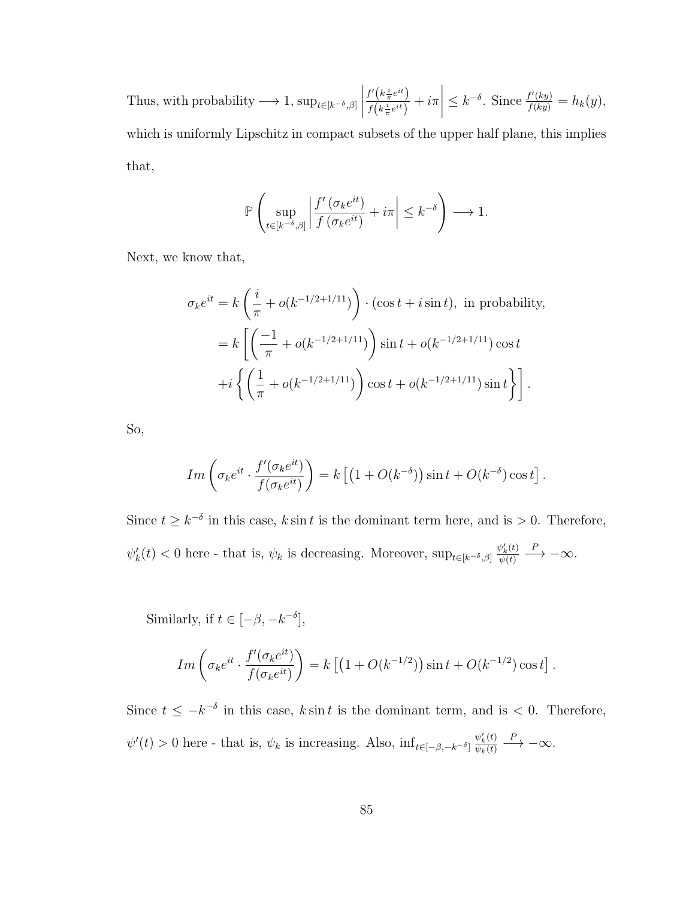Thus, with probability $\longrightarrow 1$, $\sup_{t\in[k^{-\delta},\beta]} \left| \frac{f'\left(k\frac{i}{\pi}e^{it}\right)}{f\left(k\frac{i}{\pi}e^{it}\right)} + i\pi \right| \leq k^{-\delta}$. Since $\frac{f'(ky)}{f(ky)} = h_k(y)$, which is uniformly Lipschitz in compact subsets of the upper half plane, this implies that,

$$\mathbb{P}\left( \sup_{t\in[k^{-\delta},\beta]} \left| \frac{f'\left(\sigma_k e^{it}\right)}{f\left(\sigma_k e^{it}\right)} + i\pi \right| \leq k^{-\delta} \right) \longrightarrow 1.$$

Next, we know that,

$$\begin{aligned}
\sigma_k e^{it} &= k\left(\frac{i}{\pi} + o(k^{-1/2+1/11})\right)\cdot(\cos t + i\sin t), \text{ in probability,} \\
&= k\left[\left(\frac{-1}{\pi} + o(k^{-1/2+1/11})\right)\sin t + o(k^{-1/2+1/11})\cos t \right. \\
&\quad \left. + i\left\{\left(\frac{1}{\pi} + o(k^{-1/2+1/11})\right)\cos t + o(k^{-1/2+1/11})\sin t\right\}\right].
\end{aligned}$$

So,

$$Im\left(\sigma_k e^{it}\cdot\frac{f'(\sigma_k e^{it})}{f(\sigma_k e^{it})}\right) = k\left[\left(1+O(k^{-\delta})\right)\sin t + O(k^{-\delta})\cos t\right].$$

Since $t \geq k^{-\delta}$ in this case, $k\sin t$ is the dominant term here, and is $> 0$. Therefore, $\psi_k'(t) < 0$ here - that is, $\psi_k$ is decreasing. Moreover, $\sup_{t\in[k^{-\delta},\beta]} \frac{\psi_k'(t)}{\psi(t)} \xrightarrow{P} -\infty$.

Similarly, if $t \in [-\beta, -k^{-\delta}]$,

$$Im\left(\sigma_k e^{it}\cdot\frac{f'(\sigma_k e^{it})}{f(\sigma_k e^{it})}\right) = k\left[\left(1+O(k^{-1/2})\right)\sin t + O(k^{-1/2})\cos t\right].$$

Since $t \leq -k^{-\delta}$ in this case, $k\sin t$ is the dominant term, and is $< 0$. Therefore, $\psi'(t) > 0$ here - that is, $\psi_k$ is increasing. Also, $\inf_{t\in[-\beta,-k^{-\delta}]} \frac{\psi_k'(t)}{\psi_k(t)} \xrightarrow{P} -\infty$.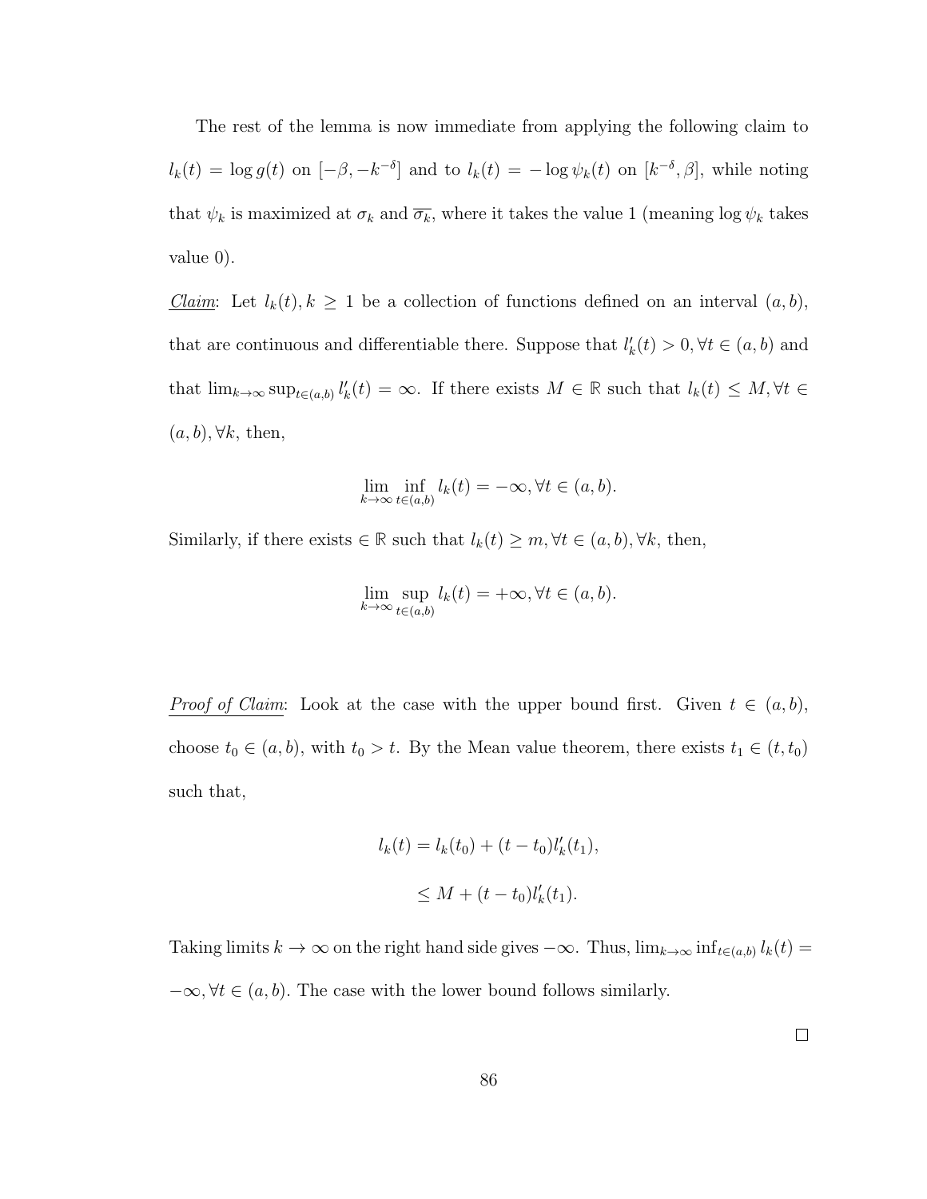The rest of the lemma is now immediate from applying the following claim to $l_k(t) = \log g(t)$ on $[-\beta, -k^{-\delta}]$ and to $l_k(t) = -\log \psi_k(t)$ on $[k^{-\delta}, \beta]$, while noting that $\psi_k$ is maximized at $\sigma_k$ and $\overline{\sigma_k}$, where it takes the value 1 (meaning $\log \psi_k$ takes value 0).

<u>*Claim*</u>: Let $l_k(t), k \geq 1$ be a collection of functions defined on an interval $(a, b)$, that are continuous and differentiable there. Suppose that $l_k'(t) > 0, \forall t \in (a, b)$ and that $\lim_{k \to \infty} \sup_{t \in (a,b)} l_k'(t) = \infty$. If there exists $M \in \mathbb{R}$ such that $l_k(t) \leq M, \forall t \in (a, b), \forall k$, then,

$$\lim_{k \to \infty} \inf_{t \in (a,b)} l_k(t) = -\infty, \forall t \in (a, b).$$

Similarly, if there exists $\in \mathbb{R}$ such that $l_k(t) \geq m, \forall t \in (a, b), \forall k$, then,

$$\lim_{k \to \infty} \sup_{t \in (a,b)} l_k(t) = +\infty, \forall t \in (a, b).$$

<u>*Proof of Claim*</u>: Look at the case with the upper bound first. Given $t \in (a, b)$, choose $t_0 \in (a, b)$, with $t_0 > t$. By the Mean value theorem, there exists $t_1 \in (t, t_0)$ such that,

$$\begin{aligned} l_k(t) &= l_k(t_0) + (t - t_0) l_k'(t_1), \\ &\leq M + (t - t_0) l_k'(t_1). \end{aligned}$$

Taking limits $k \to \infty$ on the right hand side gives $-\infty$. Thus, $\lim_{k \to \infty} \inf_{t \in (a,b)} l_k(t) = -\infty, \forall t \in (a, b)$. The case with the lower bound follows similarly.

$\square$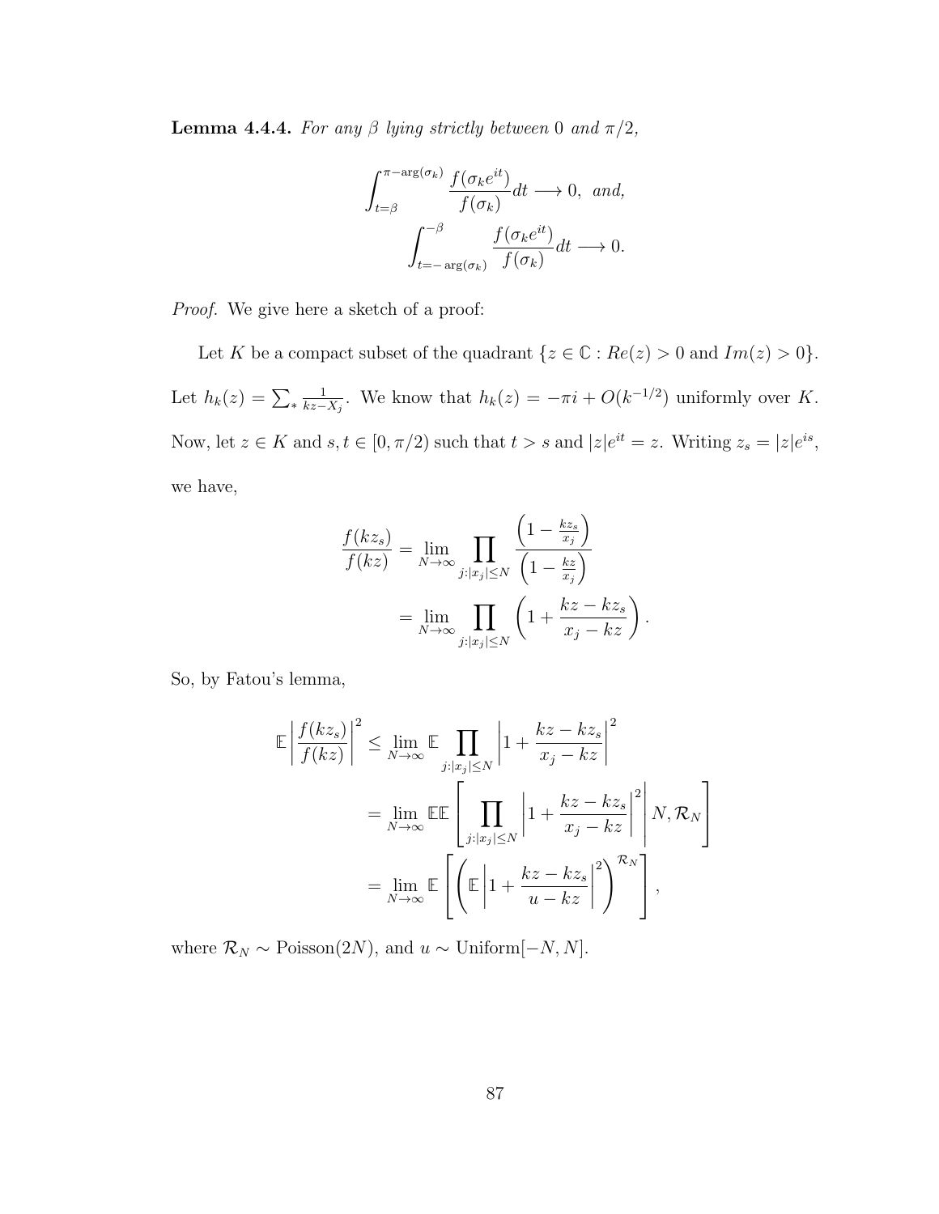**Lemma 4.4.4.** *For any $\beta$ lying strictly between 0 and $\pi/2$,*

$$\int_{t=\beta}^{\pi-\arg(\sigma_k)} \frac{f(\sigma_k e^{it})}{f(\sigma_k)} dt \longrightarrow 0, \text{ and,}$$

$$\int_{t=-\arg(\sigma_k)}^{-\beta} \frac{f(\sigma_k e^{it})}{f(\sigma_k)} dt \longrightarrow 0.$$

*Proof.* We give here a sketch of a proof:

Let $K$ be a compact subset of the quadrant $\{z \in \mathbb{C} : Re(z) > 0 \text{ and } Im(z) > 0\}$. Let $h_k(z) = \sum_* \frac{1}{kz - X_j}$. We know that $h_k(z) = -\pi i + O(k^{-1/2})$ uniformly over $K$. Now, let $z \in K$ and $s, t \in [0, \pi/2)$ such that $t > s$ and $|z|e^{it} = z$. Writing $z_s = |z|e^{is}$, we have,

$$\begin{aligned}
\frac{f(kz_s)}{f(kz)} &= \lim_{N\to\infty} \prod_{j:|x_j|\le N} \frac{\left(1 - \frac{kz_s}{x_j}\right)}{\left(1 - \frac{kz}{x_j}\right)} \\
&= \lim_{N\to\infty} \prod_{j:|x_j|\le N} \left(1 + \frac{kz - kz_s}{x_j - kz}\right).
\end{aligned}$$

So, by Fatou's lemma,

$$\begin{aligned}
\mathbb{E}\left|\frac{f(kz_s)}{f(kz)}\right|^2 &\le \lim_{N\to\infty} \mathbb{E} \prod_{j:|x_j|\le N} \left|1 + \frac{kz - kz_s}{x_j - kz}\right|^2 \\
&= \lim_{N\to\infty} \mathbb{E}\mathbb{E}\left[\prod_{j:|x_j|\le N} \left|1 + \frac{kz - kz_s}{x_j - kz}\right|^2 \middle| N, \mathcal{R}_N\right] \\
&= \lim_{N\to\infty} \mathbb{E}\left[\left(\mathbb{E}\left|1 + \frac{kz - kz_s}{u - kz}\right|^2\right)^{\mathcal{R}_N}\right],
\end{aligned}$$

where $\mathcal{R}_N \sim \text{Poisson}(2N)$, and $u \sim \text{Uniform}[-N, N]$.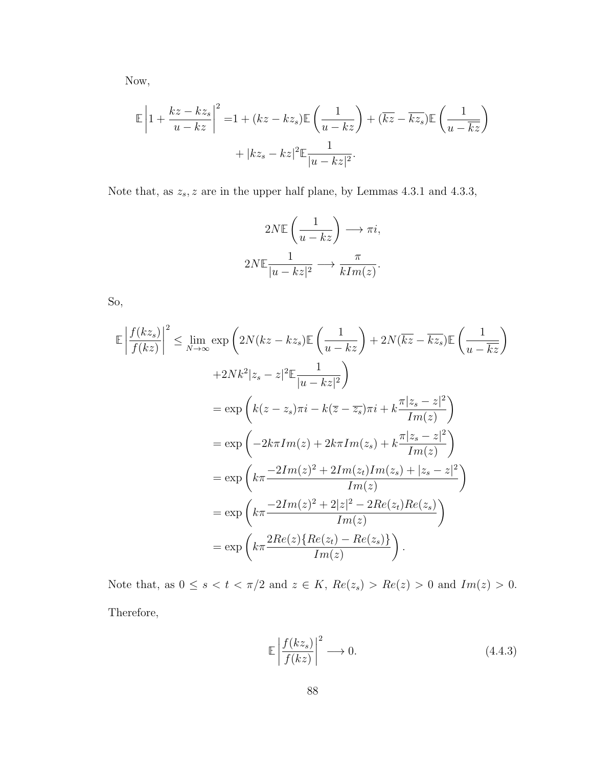Now,

$$
\begin{aligned}
\mathbb{E}\left|1+\frac{kz-kz_s}{u-kz}\right|^2 =& 1+(kz-kz_s)\mathbb{E}\left(\frac{1}{u-kz}\right)+(\overline{kz}-\overline{kz_s})\mathbb{E}\left(\frac{1}{u-\overline{kz}}\right) \\
&+|kz_s-kz|^2\mathbb{E}\frac{1}{|u-kz|^2}.
\end{aligned}
$$

Note that, as $z_s, z$ are in the upper half plane, by Lemmas 4.3.1 and 4.3.3,

$$
2N\mathbb{E}\left(\frac{1}{u-kz}\right) \longrightarrow \pi i,
$$

$$
2N\mathbb{E}\frac{1}{|u-kz|^2} \longrightarrow \frac{\pi}{kIm(z)}.
$$

So,

$$
\begin{aligned}
\mathbb{E}\left|\frac{f(kz_s)}{f(kz)}\right|^2 \leq& \lim_{N\to\infty}\exp\left(2N(kz-kz_s)\mathbb{E}\left(\frac{1}{u-kz}\right)+2N(\overline{kz}-\overline{kz_s})\mathbb{E}\left(\frac{1}{u-\overline{kz}}\right)\right. \\
&\left. +2Nk^2|z_s-z|^2\mathbb{E}\frac{1}{|u-kz|^2}\right) \\
&= \exp\left(k(z-z_s)\pi i - k(\overline{z}-\overline{z_s})\pi i + k\frac{\pi|z_s-z|^2}{Im(z)}\right) \\
&= \exp\left(-2k\pi Im(z)+2k\pi Im(z_s)+k\frac{\pi|z_s-z|^2}{Im(z)}\right) \\
&= \exp\left(k\pi\frac{-2Im(z)^2+2Im(z_t)Im(z_s)+|z_s-z|^2}{Im(z)}\right) \\
&= \exp\left(k\pi\frac{-2Im(z)^2+2|z|^2-2Re(z_t)Re(z_s)}{Im(z)}\right) \\
&= \exp\left(k\pi\frac{2Re(z)\{Re(z_t)-Re(z_s)\}}{Im(z)}\right).
\end{aligned}
$$

Note that, as $0 \leq s < t < \pi/2$ and $z \in K$, $Re(z_s) > Re(z) > 0$ and $Im(z) > 0$. Therefore,

$$
\mathbb{E}\left|\frac{f(kz_s)}{f(kz)}\right|^2 \longrightarrow 0. \tag{4.4.3}
$$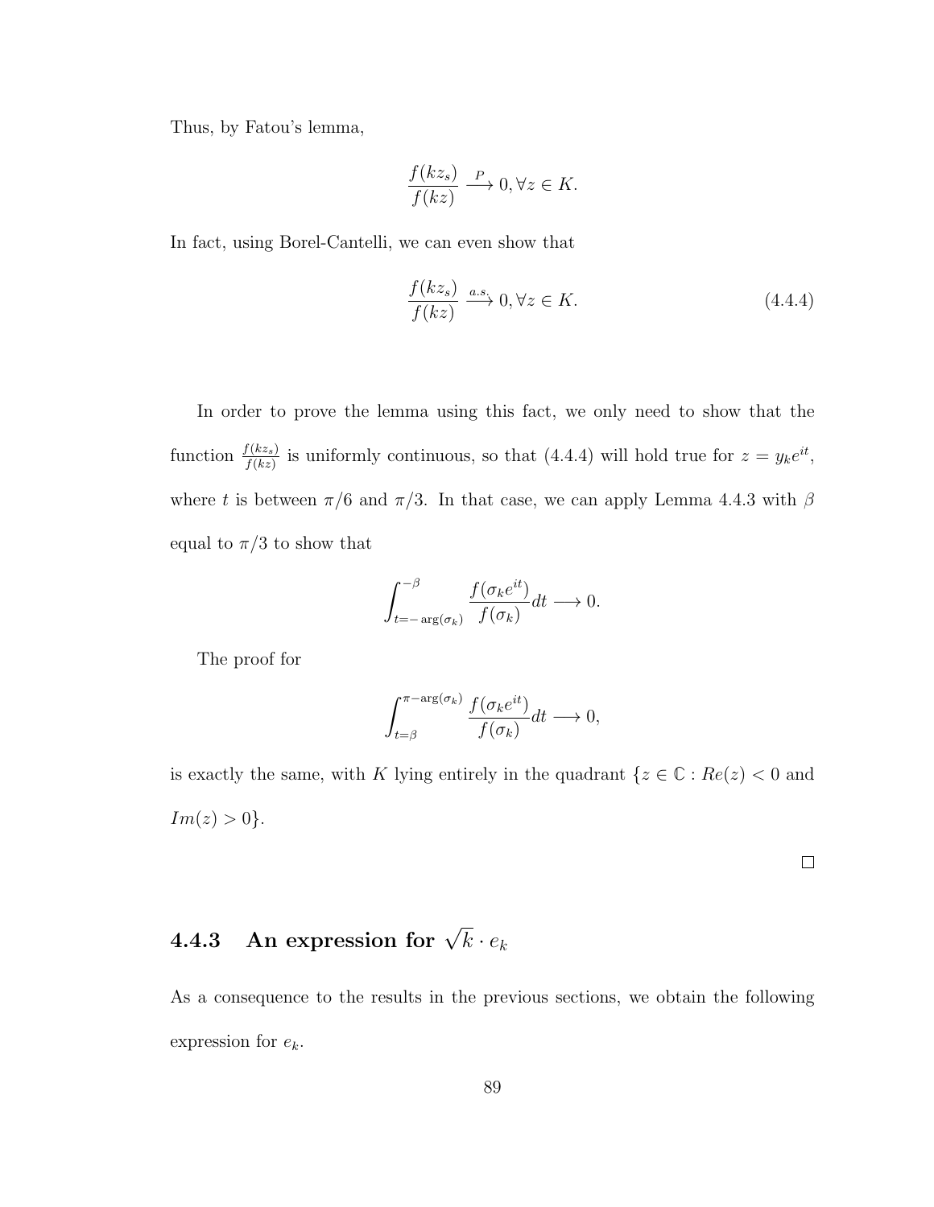Thus, by Fatou's lemma,

$$\frac{f(kz_s)}{f(kz)} \xrightarrow{P} 0, \forall z \in K.$$

In fact, using Borel-Cantelli, we can even show that

$$\frac{f(kz_s)}{f(kz)} \xrightarrow{a.s.} 0, \forall z \in K. \tag{4.4.4}$$

In order to prove the lemma using this fact, we only need to show that the function $\frac{f(kz_s)}{f(kz)}$ is uniformly continuous, so that (4.4.4) will hold true for $z = y_k e^{it}$, where $t$ is between $\pi/6$ and $\pi/3$. In that case, we can apply Lemma 4.4.3 with $\beta$ equal to $\pi/3$ to show that

$$\int_{t=-\arg(\sigma_k)}^{-\beta} \frac{f(\sigma_k e^{it})}{f(\sigma_k)} dt \longrightarrow 0.$$

The proof for

$$\int_{t=\beta}^{\pi-\arg(\sigma_k)} \frac{f(\sigma_k e^{it})}{f(\sigma_k)} dt \longrightarrow 0,$$

is exactly the same, with $K$ lying entirely in the quadrant $\{z \in \mathbb{C} : Re(z) < 0$ and $Im(z) > 0\}$.

□

### 4.4.3 An expression for $\sqrt{k} \cdot e_k$

As a consequence to the results in the previous sections, we obtain the following expression for $e_k$.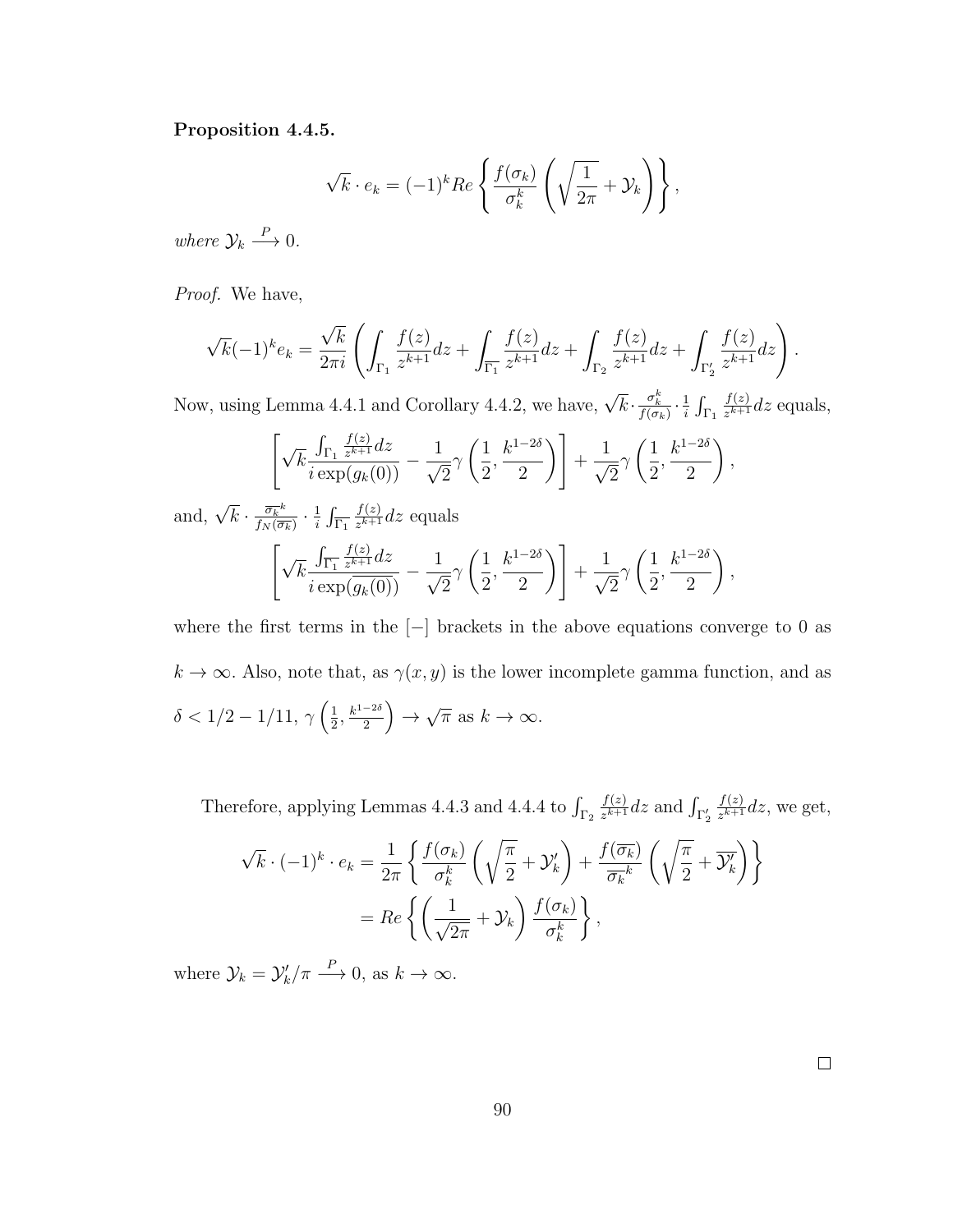**Proposition 4.4.5.**

$$\sqrt{k} \cdot e_k = (-1)^k Re \left\{ \frac{f(\sigma_k)}{\sigma_k^k} \left( \sqrt{\frac{1}{2\pi}} + \mathcal{Y}_k \right) \right\},$$

*where* $\mathcal{Y}_k \xrightarrow{P} 0$.

*Proof.* We have,

$$\sqrt{k}(-1)^k e_k = \frac{\sqrt{k}}{2\pi i} \left( \int_{\Gamma_1} \frac{f(z)}{z^{k+1}} dz + \int_{\overline{\Gamma_1}} \frac{f(z)}{z^{k+1}} dz + \int_{\Gamma_2} \frac{f(z)}{z^{k+1}} dz + \int_{\Gamma_2'} \frac{f(z)}{z^{k+1}} dz \right).$$

Now, using Lemma 4.4.1 and Corollary 4.4.2, we have, $\sqrt{k} \cdot \frac{\sigma_k^k}{f(\sigma_k)} \cdot \frac{1}{i} \int_{\Gamma_1} \frac{f(z)}{z^{k+1}} dz$ equals,

$$\left[ \sqrt{k} \frac{\int_{\Gamma_1} \frac{f(z)}{z^{k+1}} dz}{i \exp(g_k(0))} - \frac{1}{\sqrt{2}} \gamma \left( \frac{1}{2}, \frac{k^{1-2\delta}}{2} \right) \right] + \frac{1}{\sqrt{2}} \gamma \left( \frac{1}{2}, \frac{k^{1-2\delta}}{2} \right),$$

and, $\sqrt{k} \cdot \frac{\overline{\sigma_k}^k}{f_N(\overline{\sigma_k})} \cdot \frac{1}{i} \int_{\overline{\Gamma_1}} \frac{f(z)}{z^{k+1}} dz$ equals

$$\left[ \sqrt{k} \frac{\int_{\overline{\Gamma_1}} \frac{f(z)}{z^{k+1}} dz}{i \exp(\overline{g_k(0)})} - \frac{1}{\sqrt{2}} \gamma \left( \frac{1}{2}, \frac{k^{1-2\delta}}{2} \right) \right] + \frac{1}{\sqrt{2}} \gamma \left( \frac{1}{2}, \frac{k^{1-2\delta}}{2} \right),$$

where the first terms in the $[-]$ brackets in the above equations converge to 0 as $k \to \infty$. Also, note that, as $\gamma(x, y)$ is the lower incomplete gamma function, and as $\delta < 1/2 - 1/11$, $\gamma\left(\frac{1}{2}, \frac{k^{1-2\delta}}{2}\right) \to \sqrt{\pi}$ as $k \to \infty$.

Therefore, applying Lemmas 4.4.3 and 4.4.4 to $\int_{\Gamma_2} \frac{f(z)}{z^{k+1}} dz$ and $\int_{\Gamma_2'} \frac{f(z)}{z^{k+1}} dz$, we get,

$$\begin{aligned}
\sqrt{k} \cdot (-1)^k \cdot e_k &= \frac{1}{2\pi} \left\{ \frac{f(\sigma_k)}{\sigma_k^k} \left( \sqrt{\frac{\pi}{2}} + \mathcal{Y}_k' \right) + \frac{f(\overline{\sigma_k})}{\overline{\sigma_k}^k} \left( \sqrt{\frac{\pi}{2}} + \overline{\mathcal{Y}_k'} \right) \right\} \\
&= Re \left\{ \left( \frac{1}{\sqrt{2\pi}} + \mathcal{Y}_k \right) \frac{f(\sigma_k)}{\sigma_k^k} \right\},
\end{aligned}$$

where $\mathcal{Y}_k = \mathcal{Y}_k'/\pi \xrightarrow{P} 0$, as $k \to \infty$.

□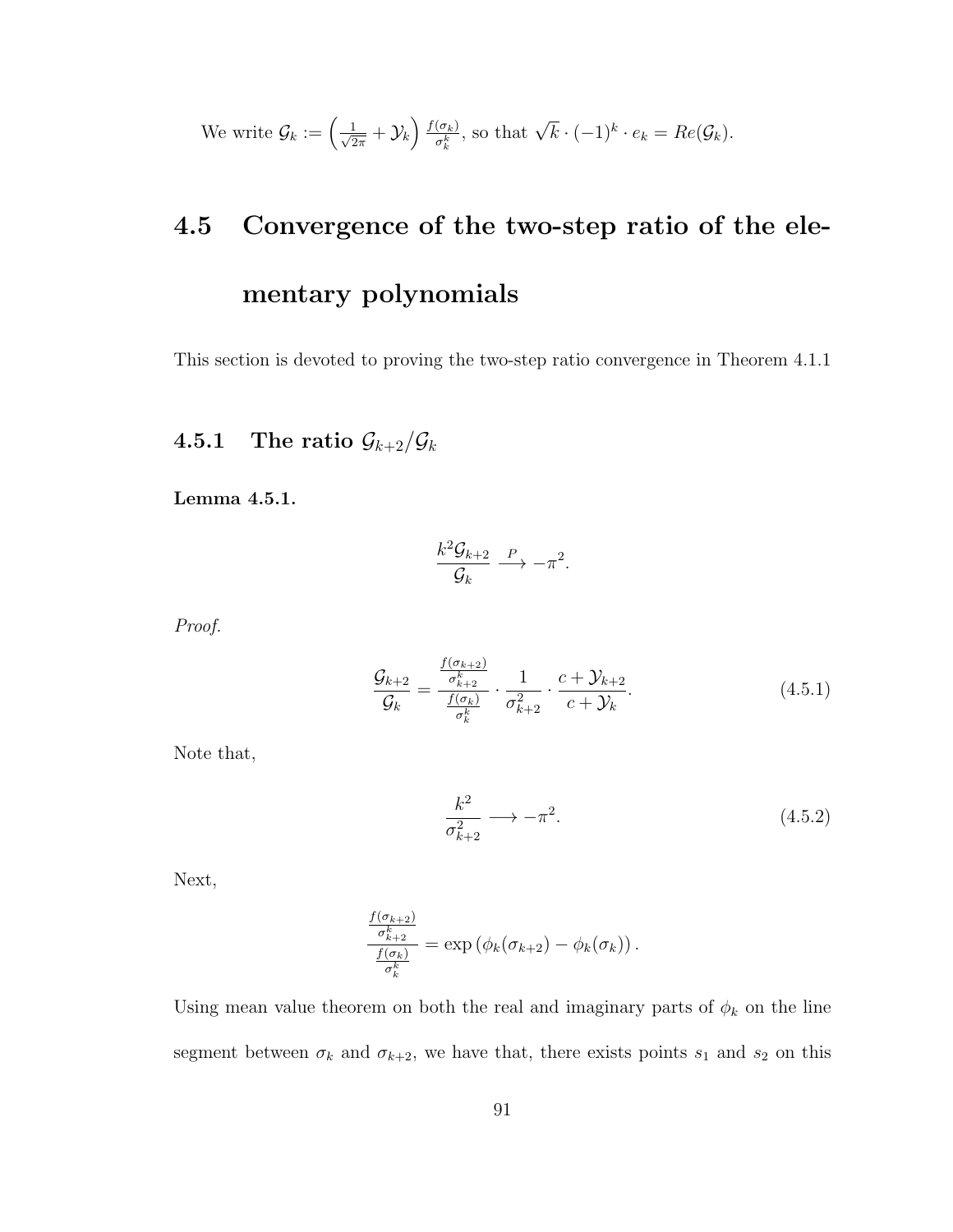We write $\mathcal{G}_k := \left(\frac{1}{\sqrt{2\pi}} + \mathcal{Y}_k\right) \frac{f(\sigma_k)}{\sigma_k^k}$, so that $\sqrt{k} \cdot (-1)^k \cdot e_k = Re(\mathcal{G}_k)$.

## 4.5 Convergence of the two-step ratio of the elementary polynomials

This section is devoted to proving the two-step ratio convergence in Theorem 4.1.1

### 4.5.1 The ratio $\mathcal{G}_{k+2}/\mathcal{G}_k$

**Lemma 4.5.1.**

$$\frac{k^2 \mathcal{G}_{k+2}}{\mathcal{G}_k} \xrightarrow{P} -\pi^2.$$

*Proof.*

$$\frac{\mathcal{G}_{k+2}}{\mathcal{G}_k} = \frac{\frac{f(\sigma_{k+2})}{\sigma_{k+2}^k}}{\frac{f(\sigma_k)}{\sigma_k^k}} \cdot \frac{1}{\sigma_{k+2}^2} \cdot \frac{c + \mathcal{Y}_{k+2}}{c + \mathcal{Y}_k}. \tag{4.5.1}$$

Note that,

$$\frac{k^2}{\sigma_{k+2}^2} \longrightarrow -\pi^2. \tag{4.5.2}$$

Next,

$$\frac{\frac{f(\sigma_{k+2})}{\sigma_{k+2}^k}}{\frac{f(\sigma_k)}{\sigma_k^k}} = \exp\left(\phi_k(\sigma_{k+2}) - \phi_k(\sigma_k)\right).$$

Using mean value theorem on both the real and imaginary parts of $\phi_k$ on the line segment between $\sigma_k$ and $\sigma_{k+2}$, we have that, there exists points $s_1$ and $s_2$ on this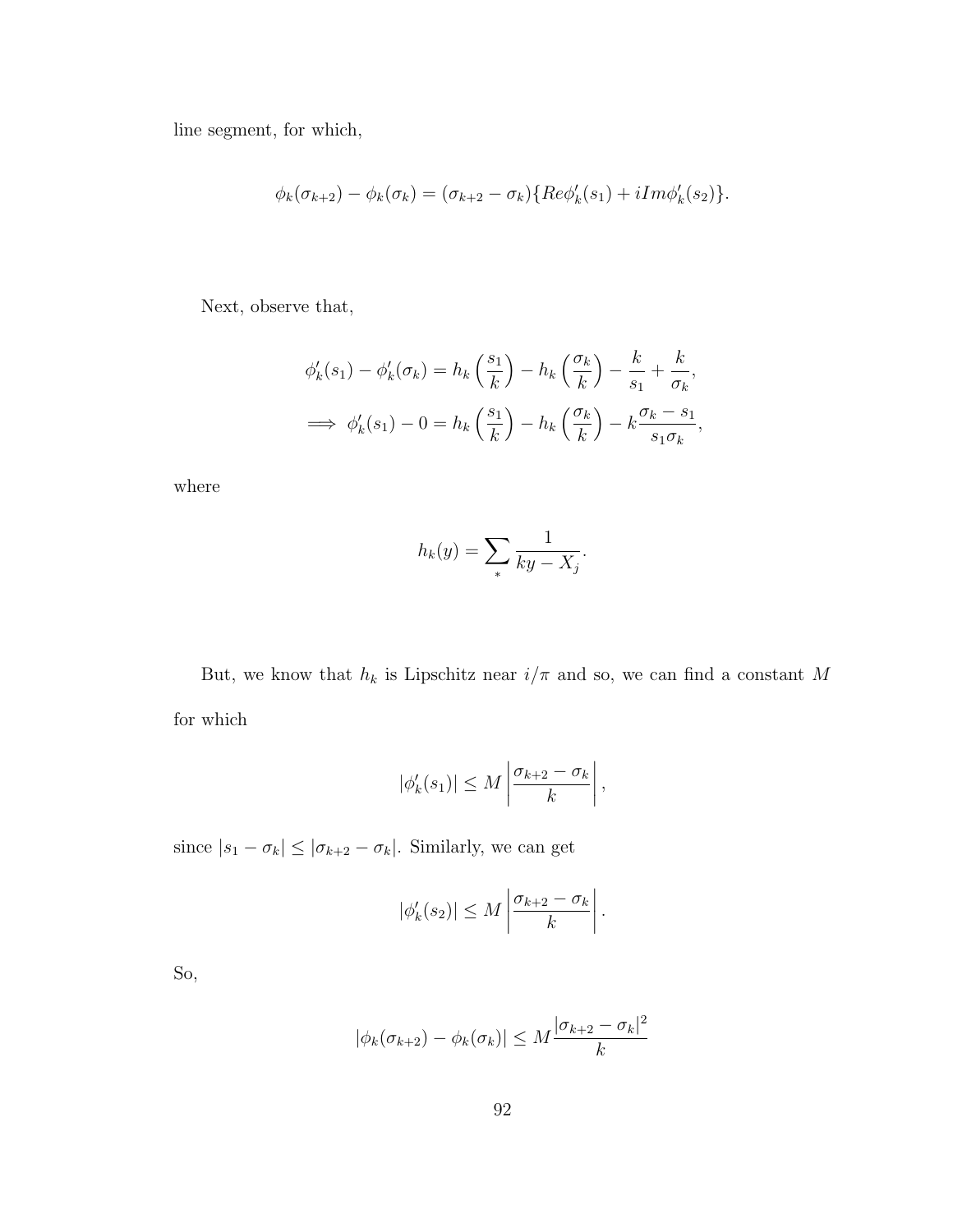line segment, for which,

$$\phi_k(\sigma_{k+2}) - \phi_k(\sigma_k) = (\sigma_{k+2} - \sigma_k)\{Re\phi_k'(s_1) + iIm\phi_k'(s_2)\}.$$

Next, observe that,

$$\phi_k'(s_1) - \phi_k'(\sigma_k) = h_k\left(\frac{s_1}{k}\right) - h_k\left(\frac{\sigma_k}{k}\right) - \frac{k}{s_1} + \frac{k}{\sigma_k},$$

$$\implies \phi_k'(s_1) - 0 = h_k\left(\frac{s_1}{k}\right) - h_k\left(\frac{\sigma_k}{k}\right) - k\frac{\sigma_k - s_1}{s_1\sigma_k},$$

where

$$h_k(y) = \sum_{*} \frac{1}{ky - X_j}.$$

But, we know that $h_k$ is Lipschitz near $i/\pi$ and so, we can find a constant $M$ for which

$$|\phi_k'(s_1)| \leq M\left|\frac{\sigma_{k+2} - \sigma_k}{k}\right|,$$

since $|s_1 - \sigma_k| \leq |\sigma_{k+2} - \sigma_k|$. Similarly, we can get

$$|\phi_k'(s_2)| \leq M\left|\frac{\sigma_{k+2} - \sigma_k}{k}\right|.$$

So,

$$|\phi_k(\sigma_{k+2}) - \phi_k(\sigma_k)| \leq M\frac{|\sigma_{k+2} - \sigma_k|^2}{k}$$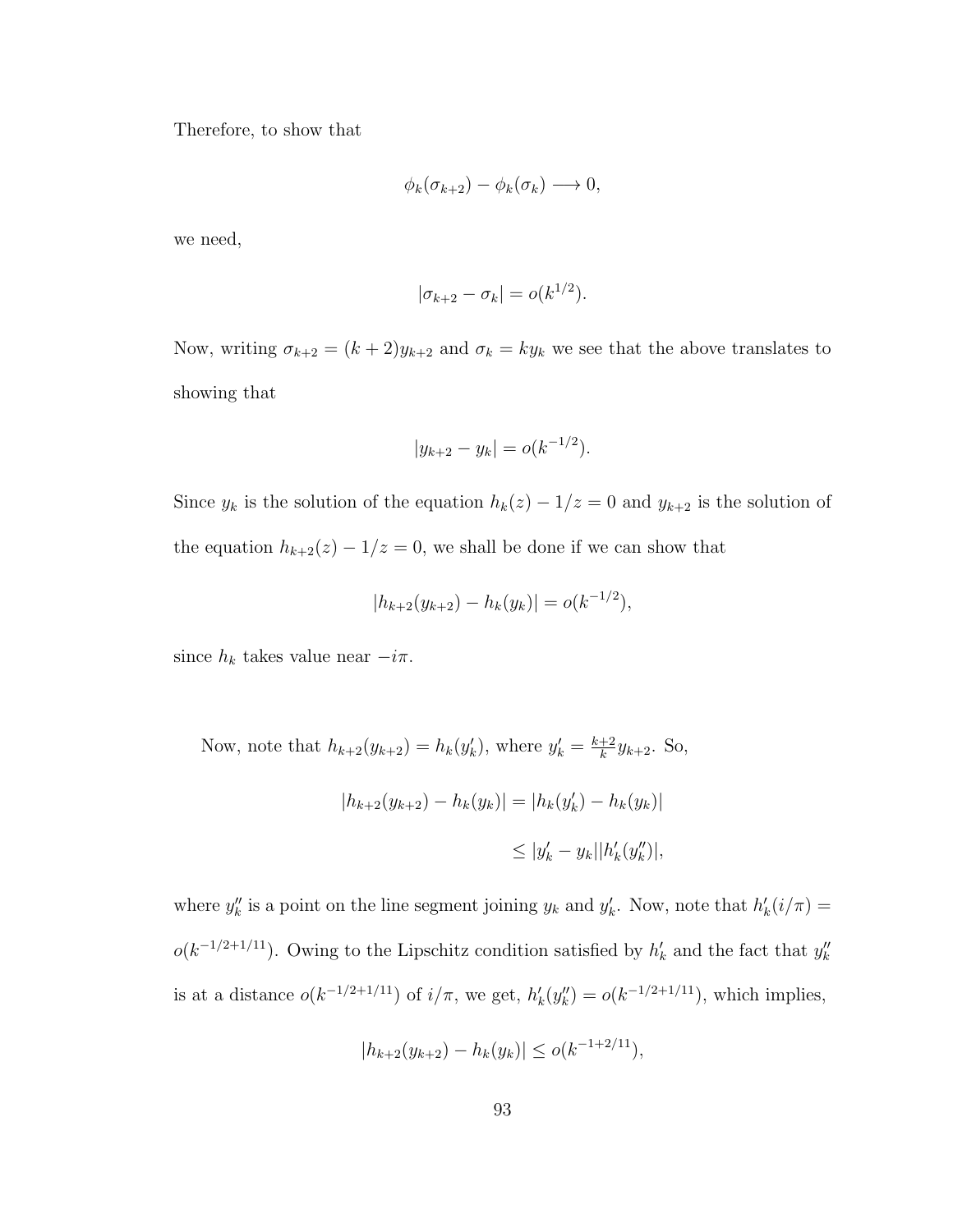Therefore, to show that

$$\phi_k(\sigma_{k+2}) - \phi_k(\sigma_k) \longrightarrow 0,$$

we need,

$$|\sigma_{k+2} - \sigma_k| = o(k^{1/2}).$$

Now, writing $\sigma_{k+2} = (k+2)y_{k+2}$ and $\sigma_k = ky_k$ we see that the above translates to showing that

$$|y_{k+2} - y_k| = o(k^{-1/2}).$$

Since $y_k$ is the solution of the equation $h_k(z) - 1/z = 0$ and $y_{k+2}$ is the solution of the equation $h_{k+2}(z) - 1/z = 0$, we shall be done if we can show that

$$|h_{k+2}(y_{k+2}) - h_k(y_k)| = o(k^{-1/2}),$$

since $h_k$ takes value near $-i\pi$.

Now, note that $h_{k+2}(y_{k+2}) = h_k(y_k')$, where $y_k' = \frac{k+2}{k} y_{k+2}$. So,

$$\begin{aligned} |h_{k+2}(y_{k+2}) - h_k(y_k)| &= |h_k(y_k') - h_k(y_k)| \\ &\leq |y_k' - y_k||h_k'(y_k'')|, \end{aligned}$$

where $y_k''$ is a point on the line segment joining $y_k$ and $y_k'$. Now, note that $h_k'(i/\pi) = o(k^{-1/2+1/11})$. Owing to the Lipschitz condition satisfied by $h_k'$ and the fact that $y_k''$ is at a distance $o(k^{-1/2+1/11})$ of $i/\pi$, we get, $h_k'(y_k'') = o(k^{-1/2+1/11})$, which implies,

$$|h_{k+2}(y_{k+2}) - h_k(y_k)| \leq o(k^{-1+2/11}),$$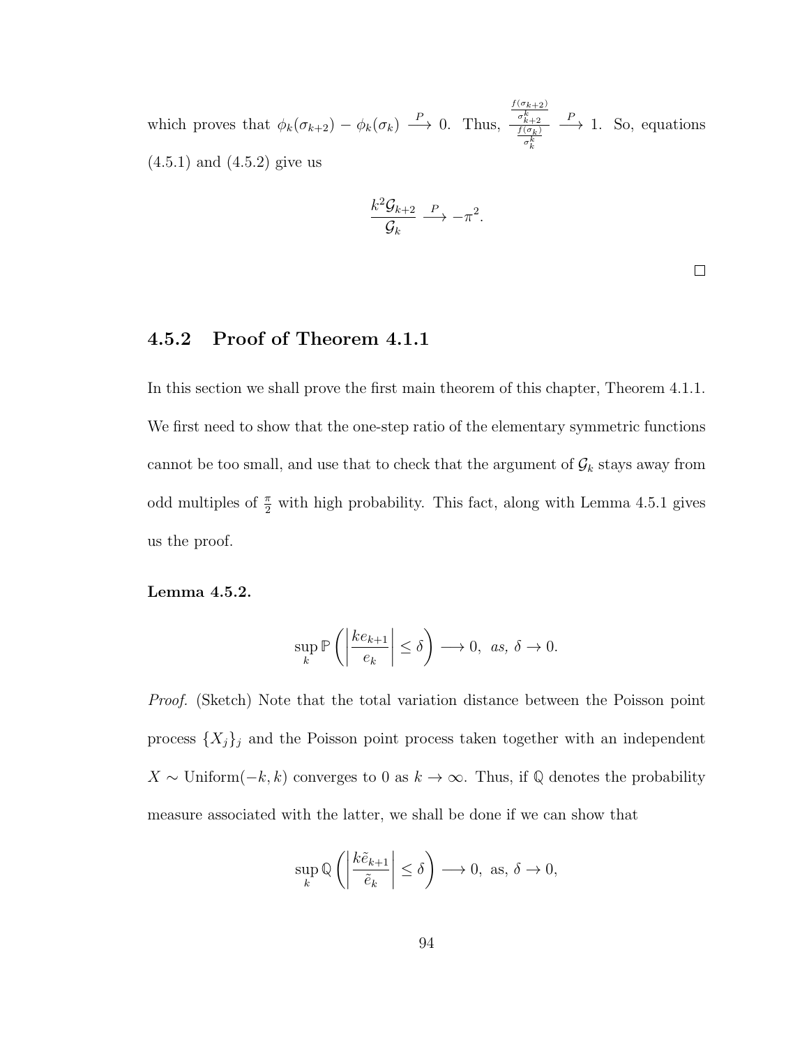which proves that $\phi_k(\sigma_{k+2}) - \phi_k(\sigma_k) \xrightarrow{P} 0$. Thus, $\dfrac{\frac{f(\sigma_{k+2})}{\sigma_{k+2}^k}}{\frac{f(\sigma_k)}{\sigma_k^k}} \xrightarrow{P} 1$. So, equations (4.5.1) and (4.5.2) give us

$$\frac{k^2 \mathcal{G}_{k+2}}{\mathcal{G}_k} \xrightarrow{P} -\pi^2.$$

□

### 4.5.2 Proof of Theorem 4.1.1

In this section we shall prove the first main theorem of this chapter, Theorem 4.1.1. We first need to show that the one-step ratio of the elementary symmetric functions cannot be too small, and use that to check that the argument of $\mathcal{G}_k$ stays away from odd multiples of $\frac{\pi}{2}$ with high probability. This fact, along with Lemma 4.5.1 gives us the proof.

**Lemma 4.5.2.**

$$\sup_k \mathbb{P}\left( \left| \frac{k e_{k+1}}{e_k} \right| \leq \delta \right) \longrightarrow 0, \;\; as, \; \delta \to 0.$$

*Proof.* (Sketch) Note that the total variation distance between the Poisson point process $\{X_j\}_j$ and the Poisson point process taken together with an independent $X \sim \text{Uniform}(-k, k)$ converges to 0 as $k \to \infty$. Thus, if $\mathbb{Q}$ denotes the probability measure associated with the latter, we shall be done if we can show that

$$\sup_k \mathbb{Q}\left( \left| \frac{k \tilde{e}_{k+1}}{\tilde{e}_k} \right| \leq \delta \right) \longrightarrow 0, \text{ as, } \delta \to 0,$$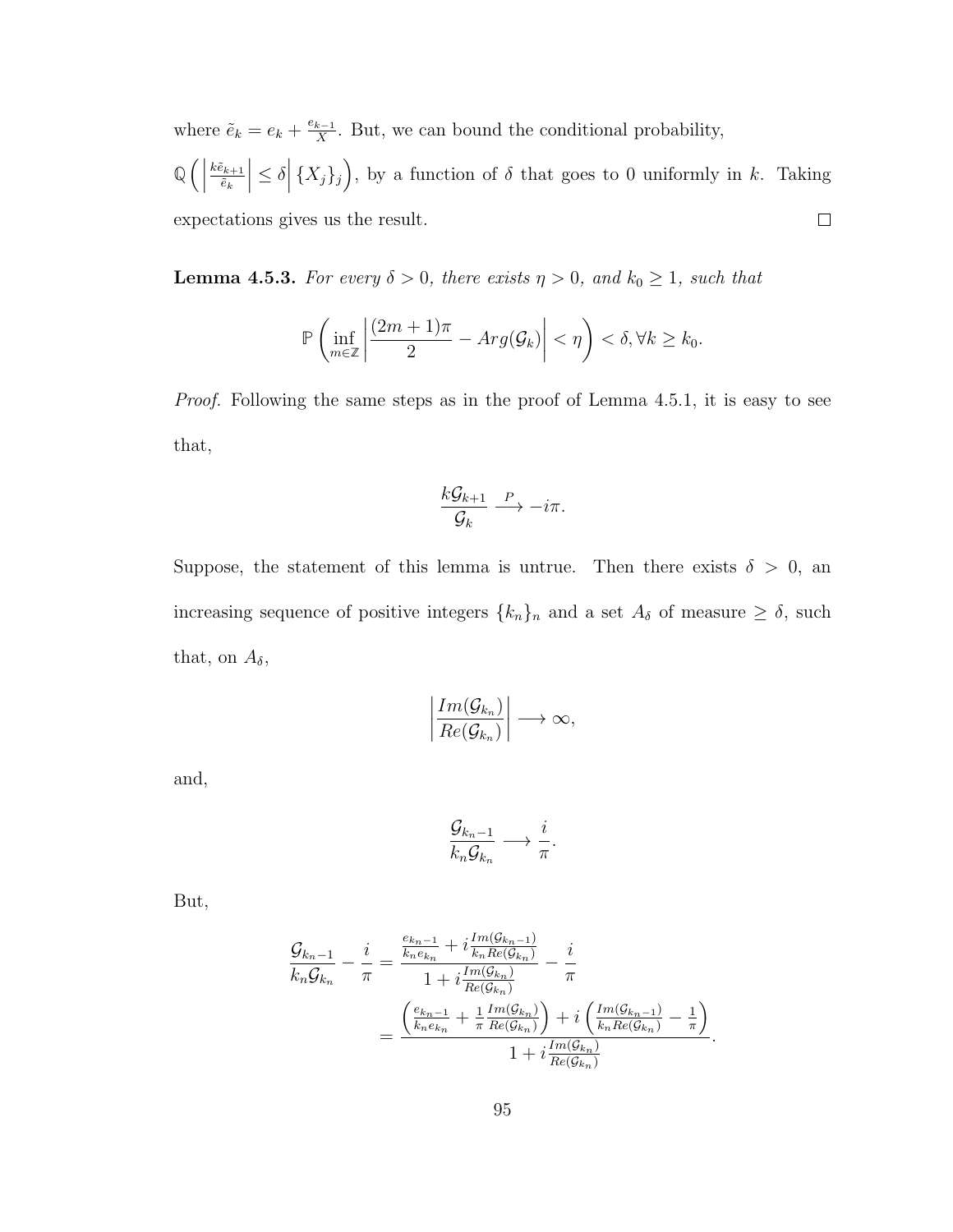where $\tilde{e}_k = e_k + \frac{e_{k-1}}{X}$. But, we can bound the conditional probability, $\mathbb{Q}\left( \left| \frac{k\tilde{e}_{k+1}}{\tilde{e}_k} \right| \leq \delta \middle| \{X_j\}_j \right)$, by a function of $\delta$ that goes to 0 uniformly in $k$. Taking expectations gives us the result. $\square$

**Lemma 4.5.3.** *For every $\delta > 0$, there exists $\eta > 0$, and $k_0 \geq 1$, such that*

$$\mathbb{P}\left( \inf_{m \in \mathbb{Z}} \left| \frac{(2m+1)\pi}{2} - Arg(\mathcal{G}_k) \right| < \eta \right) < \delta, \forall k \geq k_0.$$

*Proof.* Following the same steps as in the proof of Lemma 4.5.1, it is easy to see that,

$$\frac{k\mathcal{G}_{k+1}}{\mathcal{G}_k} \xrightarrow{P} -i\pi.$$

Suppose, the statement of this lemma is untrue. Then there exists $\delta > 0$, an increasing sequence of positive integers $\{k_n\}_n$ and a set $A_\delta$ of measure $\geq \delta$, such that, on $A_\delta$,

$$\left| \frac{Im(\mathcal{G}_{k_n})}{Re(\mathcal{G}_{k_n})} \right| \longrightarrow \infty,$$

and,

$$\frac{\mathcal{G}_{k_n-1}}{k_n \mathcal{G}_{k_n}} \longrightarrow \frac{i}{\pi}.$$

But,

$$\begin{aligned}
\frac{\mathcal{G}_{k_n-1}}{k_n \mathcal{G}_{k_n}} - \frac{i}{\pi} &= \frac{\frac{e_{k_n-1}}{k_n e_{k_n}} + i \frac{Im(\mathcal{G}_{k_n-1})}{k_n Re(\mathcal{G}_{k_n})}}{1 + i \frac{Im(\mathcal{G}_{k_n})}{Re(\mathcal{G}_{k_n})}} - \frac{i}{\pi} \\
&= \frac{\left( \frac{e_{k_n-1}}{k_n e_{k_n}} + \frac{1}{\pi} \frac{Im(\mathcal{G}_{k_n})}{Re(\mathcal{G}_{k_n})} \right) + i \left( \frac{Im(\mathcal{G}_{k_n-1})}{k_n Re(\mathcal{G}_{k_n})} - \frac{1}{\pi} \right)}{1 + i \frac{Im(\mathcal{G}_{k_n})}{Re(\mathcal{G}_{k_n})}}.
\end{aligned}$$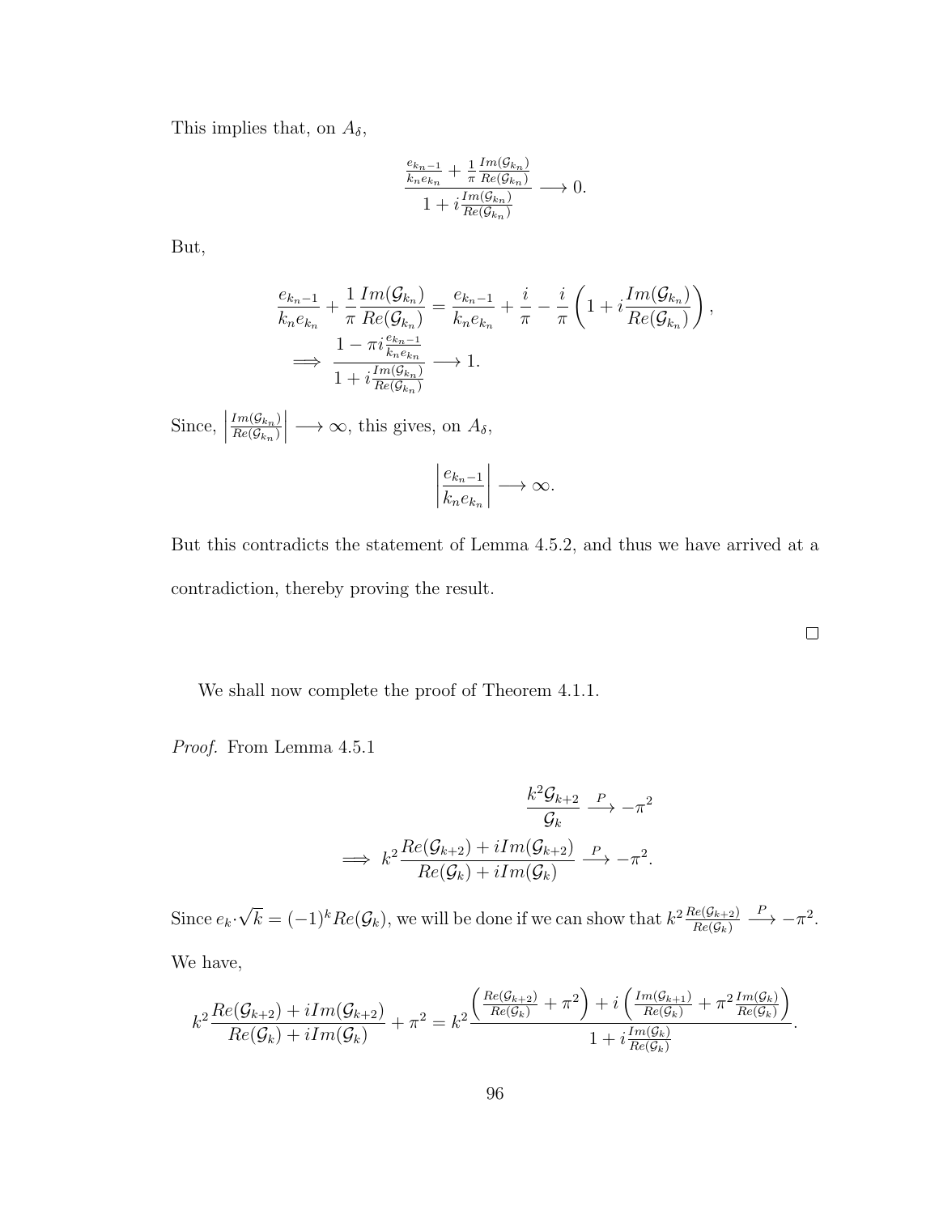This implies that, on $A_\delta$,

$$\frac{\frac{e_{k_n-1}}{k_n e_{k_n}} + \frac{1}{\pi}\frac{Im(\mathcal{G}_{k_n})}{Re(\mathcal{G}_{k_n})}}{1 + i\frac{Im(\mathcal{G}_{k_n})}{Re(\mathcal{G}_{k_n})}} \longrightarrow 0.$$

But,

$$\frac{e_{k_n-1}}{k_n e_{k_n}} + \frac{1}{\pi}\frac{Im(\mathcal{G}_{k_n})}{Re(\mathcal{G}_{k_n})} = \frac{e_{k_n-1}}{k_n e_{k_n}} + \frac{i}{\pi} - \frac{i}{\pi}\left(1 + i\frac{Im(\mathcal{G}_{k_n})}{Re(\mathcal{G}_{k_n})}\right),$$

$$\implies \frac{1 - \pi i \frac{e_{k_n-1}}{k_n e_{k_n}}}{1 + i\frac{Im(\mathcal{G}_{k_n})}{Re(\mathcal{G}_{k_n})}} \longrightarrow 1.$$

Since, $\left|\frac{Im(\mathcal{G}_{k_n})}{Re(\mathcal{G}_{k_n})}\right| \longrightarrow \infty$, this gives, on $A_\delta$,

$$\left|\frac{e_{k_n-1}}{k_n e_{k_n}}\right| \longrightarrow \infty.$$

But this contradicts the statement of Lemma 4.5.2, and thus we have arrived at a contradiction, thereby proving the result.

□

We shall now complete the proof of Theorem 4.1.1.

*Proof.* From Lemma 4.5.1

$$\frac{k^2 \mathcal{G}_{k+2}}{\mathcal{G}_k} \xrightarrow{P} -\pi^2$$

$$\implies k^2 \frac{Re(\mathcal{G}_{k+2}) + iIm(\mathcal{G}_{k+2})}{Re(\mathcal{G}_k) + iIm(\mathcal{G}_k)} \xrightarrow{P} -\pi^2.$$

Since $e_k \cdot \sqrt{k} = (-1)^k Re(\mathcal{G}_k)$, we will be done if we can show that $k^2 \frac{Re(\mathcal{G}_{k+2})}{Re(\mathcal{G}_k)} \xrightarrow{P} -\pi^2$.

We have,

$$k^2 \frac{Re(\mathcal{G}_{k+2}) + iIm(\mathcal{G}_{k+2})}{Re(\mathcal{G}_k) + iIm(\mathcal{G}_k)} + \pi^2 = k^2 \frac{\left(\frac{Re(\mathcal{G}_{k+2})}{Re(\mathcal{G}_k)} + \pi^2\right) + i\left(\frac{Im(\mathcal{G}_{k+1})}{Re(\mathcal{G}_k)} + \pi^2 \frac{Im(\mathcal{G}_k)}{Re(\mathcal{G}_k)}\right)}{1 + i\frac{Im(\mathcal{G}_k)}{Re(\mathcal{G}_k)}}.$$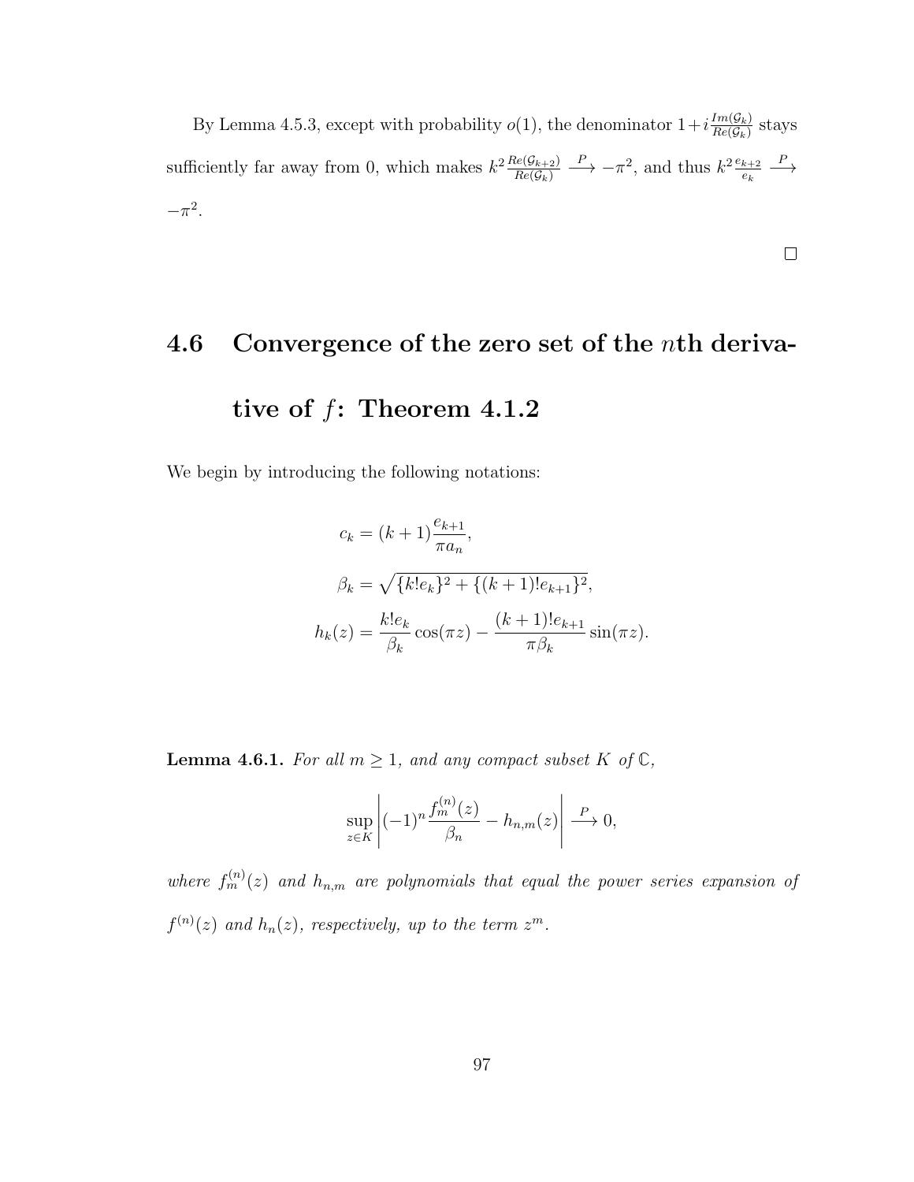By Lemma 4.5.3, except with probability $o(1)$, the denominator $1+i\frac{Im(\mathcal{G}_k)}{Re(\mathcal{G}_k)}$ stays sufficiently far away from 0, which makes $k^2\frac{Re(\mathcal{G}_{k+2})}{Re(\mathcal{G}_k)} \xrightarrow{P} -\pi^2$, and thus $k^2\frac{e_{k+2}}{e_k} \xrightarrow{P} -\pi^2$.

□

## 4.6 Convergence of the zero set of the $n$th derivative of $f$: Theorem 4.1.2

We begin by introducing the following notations:

$$
\begin{aligned}
c_k &= (k+1)\frac{e_{k+1}}{\pi a_n}, \\
\beta_k &= \sqrt{\{k!e_k\}^2 + \{(k+1)!e_{k+1}\}^2}, \\
h_k(z) &= \frac{k!e_k}{\beta_k}\cos(\pi z) - \frac{(k+1)!e_{k+1}}{\pi \beta_k}\sin(\pi z).
\end{aligned}
$$

**Lemma 4.6.1.** *For all $m \geq 1$, and any compact subset $K$ of $\mathbb{C}$,*

$$
\sup_{z\in K}\left|(-1)^n\frac{f_m^{(n)}(z)}{\beta_n} - h_{n,m}(z)\right| \xrightarrow{P} 0,
$$

*where $f_m^{(n)}(z)$ and $h_{n,m}$ are polynomials that equal the power series expansion of $f^{(n)}(z)$ and $h_n(z)$, respectively, up to the term $z^m$.*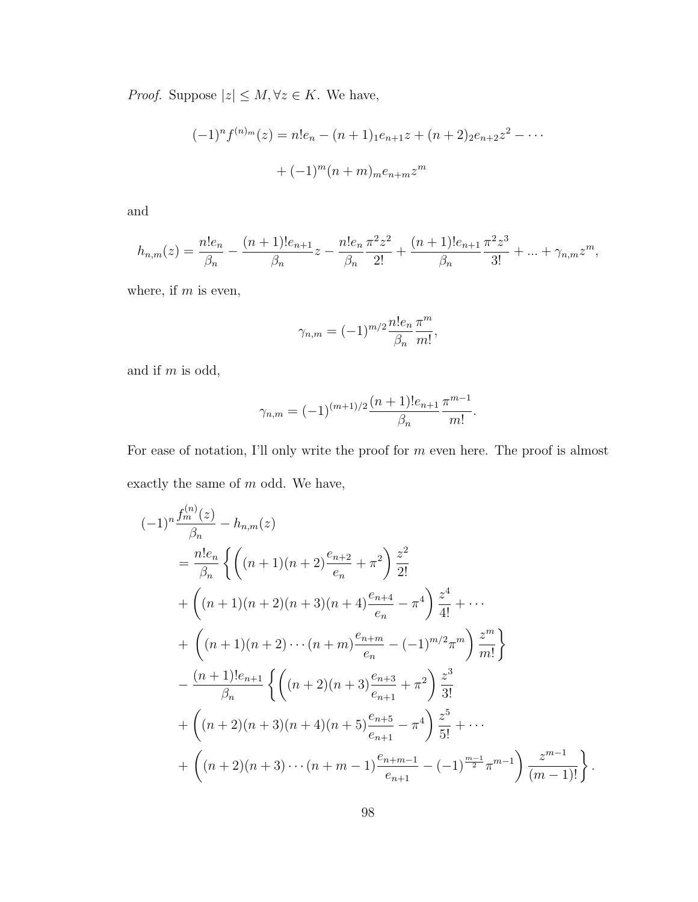*Proof.* Suppose $|z| \leq M, \forall z \in K$. We have,

$$(-1)^n f^{(n)_m}(z) = n!e_n - (n+1)_1 e_{n+1} z + (n+2)_2 e_{n+2} z^2 - \cdots$$

$$+ (-1)^m (n+m)_m e_{n+m} z^m$$

and

$$h_{n,m}(z) = \frac{n!e_n}{\beta_n} - \frac{(n+1)!e_{n+1}}{\beta_n} z - \frac{n!e_n}{\beta_n} \frac{\pi^2 z^2}{2!} + \frac{(n+1)!e_{n+1}}{\beta_n} \frac{\pi^2 z^3}{3!} + ... + \gamma_{n,m} z^m,$$

where, if $m$ is even,

$$\gamma_{n,m} = (-1)^{m/2} \frac{n!e_n}{\beta_n} \frac{\pi^m}{m!},$$

and if $m$ is odd,

$$\gamma_{n,m} = (-1)^{(m+1)/2} \frac{(n+1)!e_{n+1}}{\beta_n} \frac{\pi^{m-1}}{m!}.$$

For ease of notation, I'll only write the proof for $m$ even here. The proof is almost exactly the same of $m$ odd. We have,

$$\begin{aligned}
&(-1)^n \frac{f_m^{(n)}(z)}{\beta_n} - h_{n,m}(z) \\
&\quad = \frac{n!e_n}{\beta_n} \left\{ \left( (n+1)(n+2) \frac{e_{n+2}}{e_n} + \pi^2 \right) \frac{z^2}{2!} \right. \\
&\quad + \left( (n+1)(n+2)(n+3)(n+4) \frac{e_{n+4}}{e_n} - \pi^4 \right) \frac{z^4}{4!} + \cdots \\
&\quad + \left. \left( (n+1)(n+2) \cdots (n+m) \frac{e_{n+m}}{e_n} - (-1)^{m/2} \pi^m \right) \frac{z^m}{m!} \right\} \\
&\quad - \frac{(n+1)!e_{n+1}}{\beta_n} \left\{ \left( (n+2)(n+3) \frac{e_{n+3}}{e_{n+1}} + \pi^2 \right) \frac{z^3}{3!} \right. \\
&\quad + \left( (n+2)(n+3)(n+4)(n+5) \frac{e_{n+5}}{e_{n+1}} - \pi^4 \right) \frac{z^5}{5!} + \cdots \\
&\quad + \left. \left( (n+2)(n+3) \cdots (n+m-1) \frac{e_{n+m-1}}{e_{n+1}} - (-1)^{\frac{m-1}{2}} \pi^{m-1} \right) \frac{z^{m-1}}{(m-1)!} \right\}.
\end{aligned}$$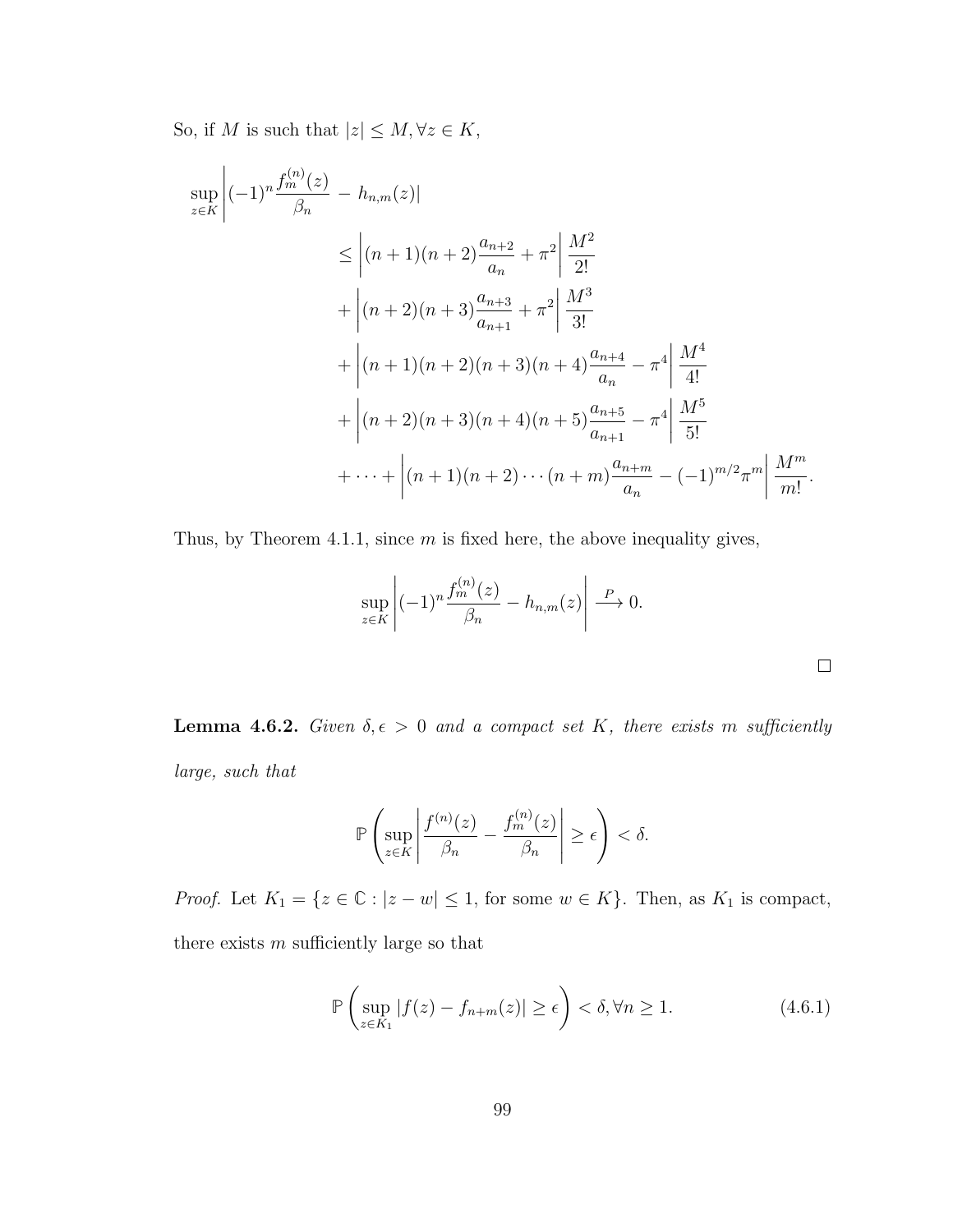So, if $M$ is such that $|z| \leq M, \forall z \in K$,

$$
\begin{aligned}
\sup_{z\in K}\left|(-1)^n \frac{f_m^{(n)}(z)}{\beta_n} - h_{n,m}(z)\right| \\
&\leq \left|(n+1)(n+2)\frac{a_{n+2}}{a_n} + \pi^2\right| \frac{M^2}{2!} \\
&+ \left|(n+2)(n+3)\frac{a_{n+3}}{a_{n+1}} + \pi^2\right| \frac{M^3}{3!} \\
&+ \left|(n+1)(n+2)(n+3)(n+4)\frac{a_{n+4}}{a_n} - \pi^4\right| \frac{M^4}{4!} \\
&+ \left|(n+2)(n+3)(n+4)(n+5)\frac{a_{n+5}}{a_{n+1}} - \pi^4\right| \frac{M^5}{5!} \\
&+ \cdots + \left|(n+1)(n+2)\cdots(n+m)\frac{a_{n+m}}{a_n} - (-1)^{m/2}\pi^m\right| \frac{M^m}{m!}.
\end{aligned}
$$

Thus, by Theorem 4.1.1, since $m$ is fixed here, the above inequality gives,

$$
\sup_{z\in K}\left|(-1)^n \frac{f_m^{(n)}(z)}{\beta_n} - h_{n,m}(z)\right| \xrightarrow{P} 0.
$$

□

**Lemma 4.6.2.** *Given $\delta, \epsilon > 0$ and a compact set $K$, there exists $m$ sufficiently large, such that*

$$
\mathbb{P}\left(\sup_{z\in K}\left|\frac{f^{(n)}(z)}{\beta_n} - \frac{f_m^{(n)}(z)}{\beta_n}\right| \geq \epsilon\right) < \delta.
$$

*Proof.* Let $K_1 = \{z \in \mathbb{C} : |z - w| \leq 1, \text{ for some } w \in K\}$. Then, as $K_1$ is compact, there exists $m$ sufficiently large so that

$$
\mathbb{P}\left(\sup_{z\in K_1} |f(z) - f_{n+m}(z)| \geq \epsilon\right) < \delta, \forall n \geq 1. \tag{4.6.1}
$$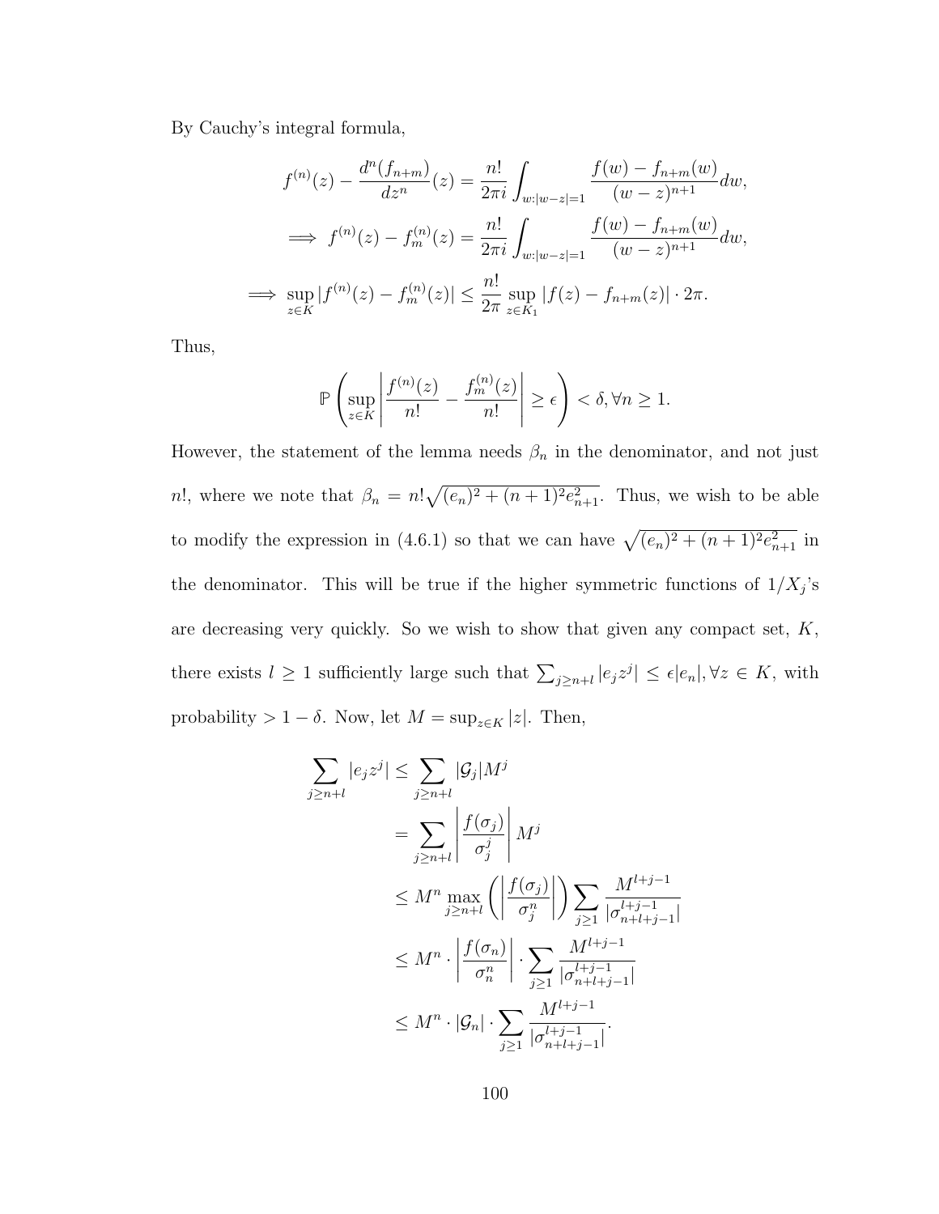By Cauchy's integral formula,

$$
\begin{aligned}
f^{(n)}(z) - \frac{d^n(f_{n+m})}{dz^n}(z) &= \frac{n!}{2\pi i}\int_{w:|w-z|=1} \frac{f(w)-f_{n+m}(w)}{(w-z)^{n+1}}dw, \\
\implies f^{(n)}(z) - f_m^{(n)}(z) &= \frac{n!}{2\pi i}\int_{w:|w-z|=1} \frac{f(w)-f_{n+m}(w)}{(w-z)^{n+1}}dw, \\
\implies \sup_{z\in K}|f^{(n)}(z) - f_m^{(n)}(z)| &\leq \frac{n!}{2\pi}\sup_{z\in K_1}|f(z)-f_{n+m}(z)|\cdot 2\pi.
\end{aligned}
$$

Thus,

$$
\mathbb{P}\left(\sup_{z\in K}\left|\frac{f^{(n)}(z)}{n!} - \frac{f_m^{(n)}(z)}{n!}\right| \geq \epsilon\right) < \delta, \forall n \geq 1.
$$

However, the statement of the lemma needs $\beta_n$ in the denominator, and not just $n!$, where we note that $\beta_n = n!\sqrt{(e_n)^2 + (n+1)^2 e_{n+1}^2}$. Thus, we wish to be able to modify the expression in (4.6.1) so that we can have $\sqrt{(e_n)^2 + (n+1)^2 e_{n+1}^2}$ in the denominator. This will be true if the higher symmetric functions of $1/X_j$'s are decreasing very quickly. So we wish to show that given any compact set, $K$, there exists $l \geq 1$ sufficiently large such that $\sum_{j\geq n+l}|e_j z^j| \leq \epsilon|e_n|, \forall z \in K$, with probability $> 1-\delta$. Now, let $M = \sup_{z\in K}|z|$. Then,

$$
\begin{aligned}
\sum_{j\geq n+l}|e_j z^j| &\leq \sum_{j\geq n+l}|\mathcal{G}_j|M^j \\
&= \sum_{j\geq n+l}\left|\frac{f(\sigma_j)}{\sigma_j^j}\right|M^j \\
&\leq M^n \max_{j\geq n+l}\left(\left|\frac{f(\sigma_j)}{\sigma_j^n}\right|\right)\sum_{j\geq 1}\frac{M^{l+j-1}}{|\sigma_{n+l+j-1}^{l+j-1}|} \\
&\leq M^n \cdot \left|\frac{f(\sigma_n)}{\sigma_n^n}\right| \cdot \sum_{j\geq 1}\frac{M^{l+j-1}}{|\sigma_{n+l+j-1}^{l+j-1}|} \\
&\leq M^n \cdot |\mathcal{G}_n| \cdot \sum_{j\geq 1}\frac{M^{l+j-1}}{|\sigma_{n+l+j-1}^{l+j-1}|}.
\end{aligned}
$$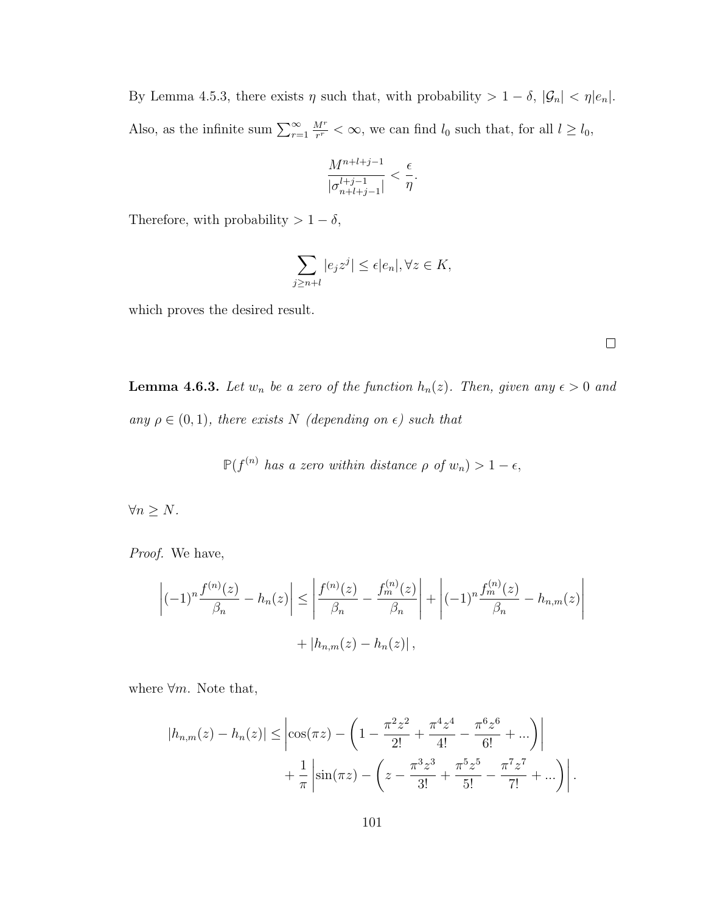By Lemma 4.5.3, there exists $\eta$ such that, with probability $> 1 - \delta$, $|\mathcal{G}_n| < \eta |e_n|$. Also, as the infinite sum $\sum_{r=1}^{\infty} \frac{M^r}{r^r} < \infty$, we can find $l_0$ such that, for all $l \geq l_0$,

$$\frac{M^{n+l+j-1}}{|\sigma_{n+l+j-1}^{l+j-1}|} < \frac{\epsilon}{\eta}.$$

Therefore, with probability $> 1 - \delta$,

$$\sum_{j \geq n+l} |e_j z^j| \leq \epsilon |e_n|, \forall z \in K,$$

which proves the desired result.

$\square$

**Lemma 4.6.3.** *Let $w_n$ be a zero of the function $h_n(z)$. Then, given any $\epsilon > 0$ and any $\rho \in (0,1)$, there exists $N$ (depending on $\epsilon$) such that*

$$\mathbb{P}(f^{(n)} \textit{ has a zero within distance } \rho \textit{ of } w_n) > 1 - \epsilon,$$

*$\forall n \geq N$.*

*Proof.* We have,

$$\left| (-1)^n \frac{f^{(n)}(z)}{\beta_n} - h_n(z) \right| \leq \left| \frac{f^{(n)}(z)}{\beta_n} - \frac{f_m^{(n)}(z)}{\beta_n} \right| + \left| (-1)^n \frac{f_m^{(n)}(z)}{\beta_n} - h_{n,m}(z) \right| + |h_{n,m}(z) - h_n(z)|,$$

where $\forall m$. Note that,

$$|h_{n,m}(z) - h_n(z)| \leq \left| \cos(\pi z) - \left( 1 - \frac{\pi^2 z^2}{2!} + \frac{\pi^4 z^4}{4!} - \frac{\pi^6 z^6}{6!} + \ldots \right) \right| + \frac{1}{\pi} \left| \sin(\pi z) - \left( z - \frac{\pi^3 z^3}{3!} + \frac{\pi^5 z^5}{5!} - \frac{\pi^7 z^7}{7!} + \ldots \right) \right|.$$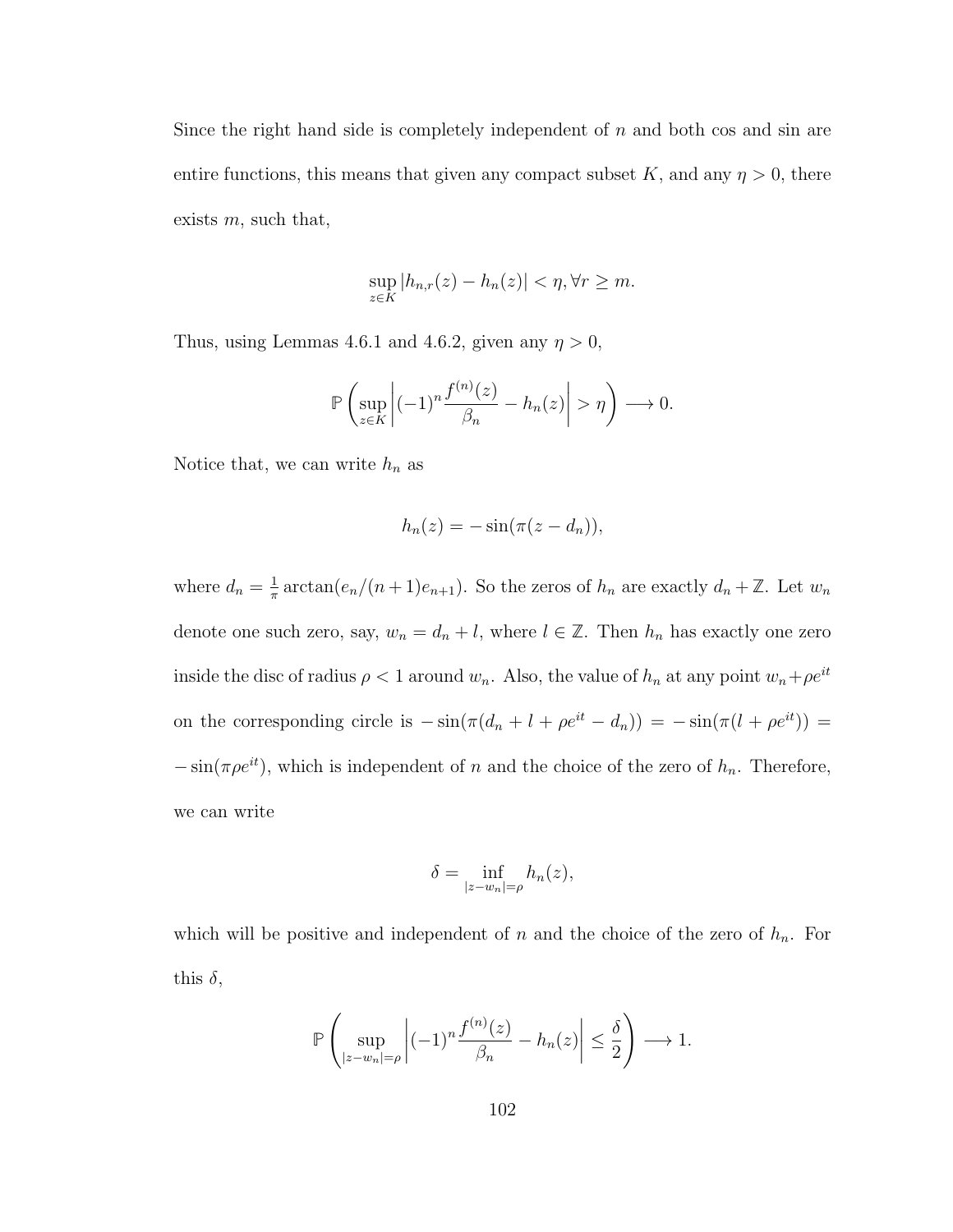Since the right hand side is completely independent of $n$ and both cos and sin are entire functions, this means that given any compact subset $K$, and any $\eta > 0$, there exists $m$, such that,

$$\sup_{z\in K} |h_{n,r}(z) - h_n(z)| < \eta, \forall r \geq m.$$

Thus, using Lemmas 4.6.1 and 4.6.2, given any $\eta > 0$,

$$\mathbb{P}\left(\sup_{z\in K}\left|(-1)^n \frac{f^{(n)}(z)}{\beta_n} - h_n(z)\right| > \eta\right) \longrightarrow 0.$$

Notice that, we can write $h_n$ as

$$h_n(z) = -\sin(\pi(z - d_n)),$$

where $d_n = \frac{1}{\pi}\arctan(e_n/(n+1)e_{n+1})$. So the zeros of $h_n$ are exactly $d_n + \mathbb{Z}$. Let $w_n$ denote one such zero, say, $w_n = d_n + l$, where $l \in \mathbb{Z}$. Then $h_n$ has exactly one zero inside the disc of radius $\rho < 1$ around $w_n$. Also, the value of $h_n$ at any point $w_n + \rho e^{it}$ on the corresponding circle is $-\sin(\pi(d_n + l + \rho e^{it} - d_n)) = -\sin(\pi(l + \rho e^{it})) = -\sin(\pi\rho e^{it})$, which is independent of $n$ and the choice of the zero of $h_n$. Therefore, we can write

$$\delta = \inf_{|z-w_n|=\rho} h_n(z),$$

which will be positive and independent of $n$ and the choice of the zero of $h_n$. For this $\delta$,

$$\mathbb{P}\left(\sup_{|z-w_n|=\rho}\left|(-1)^n \frac{f^{(n)}(z)}{\beta_n} - h_n(z)\right| \leq \frac{\delta}{2}\right) \longrightarrow 1.$$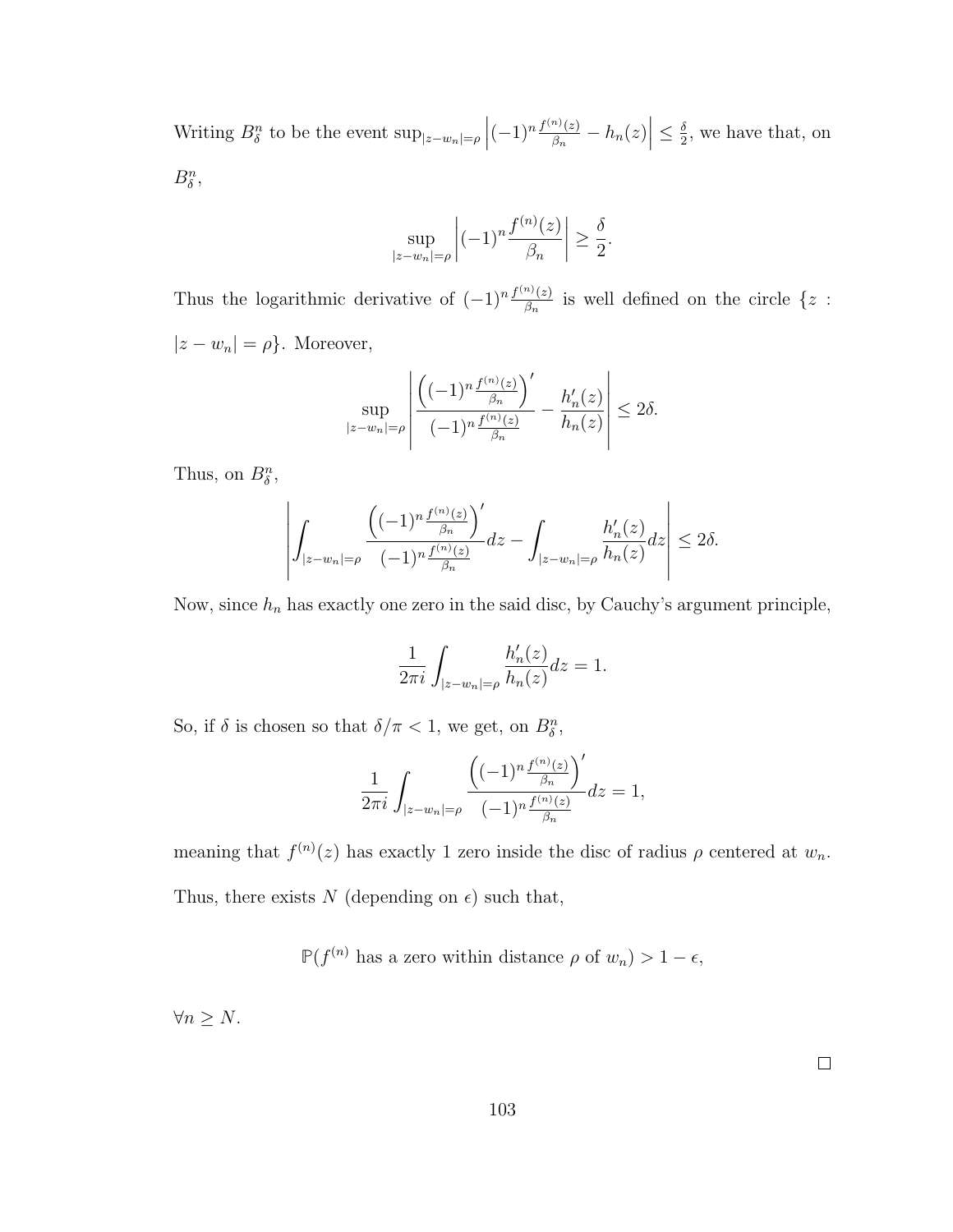Writing $B_\delta^n$ to be the event $\sup_{|z-w_n|=\rho} \left|(-1)^n \frac{f^{(n)}(z)}{\beta_n} - h_n(z)\right| \leq \frac{\delta}{2}$, we have that, on $B_\delta^n$,

$$\sup_{|z-w_n|=\rho} \left|(-1)^n \frac{f^{(n)}(z)}{\beta_n}\right| \geq \frac{\delta}{2}.$$

Thus the logarithmic derivative of $(-1)^n \frac{f^{(n)}(z)}{\beta_n}$ is well defined on the circle $\{z : |z - w_n| = \rho\}$. Moreover,

$$\sup_{|z-w_n|=\rho} \left| \frac{\left((-1)^n \frac{f^{(n)}(z)}{\beta_n}\right)'}{(-1)^n \frac{f^{(n)}(z)}{\beta_n}} - \frac{h_n'(z)}{h_n(z)} \right| \leq 2\delta.$$

Thus, on $B_\delta^n$,

$$\left| \int_{|z-w_n|=\rho} \frac{\left((-1)^n \frac{f^{(n)}(z)}{\beta_n}\right)'}{(-1)^n \frac{f^{(n)}(z)}{\beta_n}} dz - \int_{|z-w_n|=\rho} \frac{h_n'(z)}{h_n(z)} dz \right| \leq 2\delta.$$

Now, since $h_n$ has exactly one zero in the said disc, by Cauchy's argument principle,

$$\frac{1}{2\pi i} \int_{|z-w_n|=\rho} \frac{h_n'(z)}{h_n(z)} dz = 1.$$

So, if $\delta$ is chosen so that $\delta/\pi < 1$, we get, on $B_\delta^n$,

$$\frac{1}{2\pi i} \int_{|z-w_n|=\rho} \frac{\left((-1)^n \frac{f^{(n)}(z)}{\beta_n}\right)'}{(-1)^n \frac{f^{(n)}(z)}{\beta_n}} dz = 1,$$

meaning that $f^{(n)}(z)$ has exactly 1 zero inside the disc of radius $\rho$ centered at $w_n$. Thus, there exists $N$ (depending on $\epsilon$) such that,

$$\mathbb{P}(f^{(n)} \text{ has a zero within distance } \rho \text{ of } w_n) > 1 - \epsilon,$$

$\forall n \geq N$.

□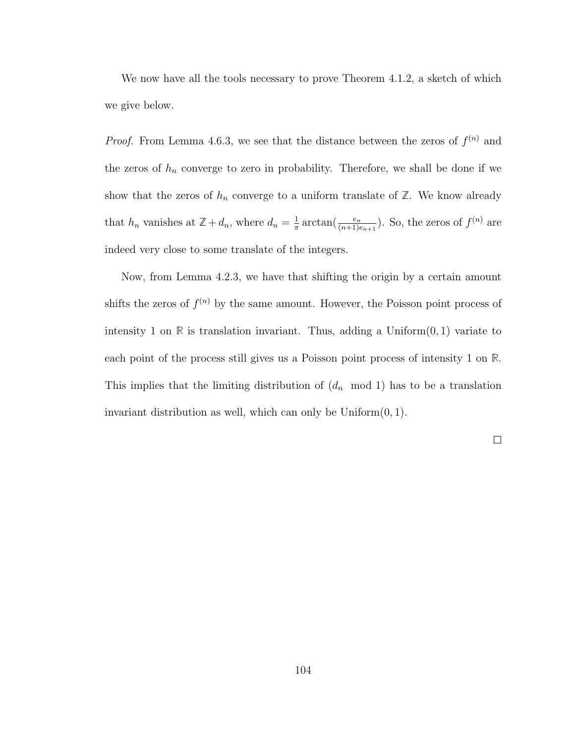We now have all the tools necessary to prove Theorem 4.1.2, a sketch of which we give below.

*Proof.* From Lemma 4.6.3, we see that the distance between the zeros of $f^{(n)}$ and the zeros of $h_n$ converge to zero in probability. Therefore, we shall be done if we show that the zeros of $h_n$ converge to a uniform translate of $\mathbb{Z}$. We know already that $h_n$ vanishes at $\mathbb{Z} + d_n$, where $d_n = \frac{1}{\pi}\arctan(\frac{e_n}{(n+1)e_{n+1}})$. So, the zeros of $f^{(n)}$ are indeed very close to some translate of the integers.

Now, from Lemma 4.2.3, we have that shifting the origin by a certain amount shifts the zeros of $f^{(n)}$ by the same amount. However, the Poisson point process of intensity 1 on $\mathbb{R}$ is translation invariant. Thus, adding a $\text{Uniform}(0,1)$ variate to each point of the process still gives us a Poisson point process of intensity 1 on $\mathbb{R}$. This implies that the limiting distribution of $(d_n \mod 1)$ has to be a translation invariant distribution as well, which can only be $\text{Uniform}(0,1)$.

□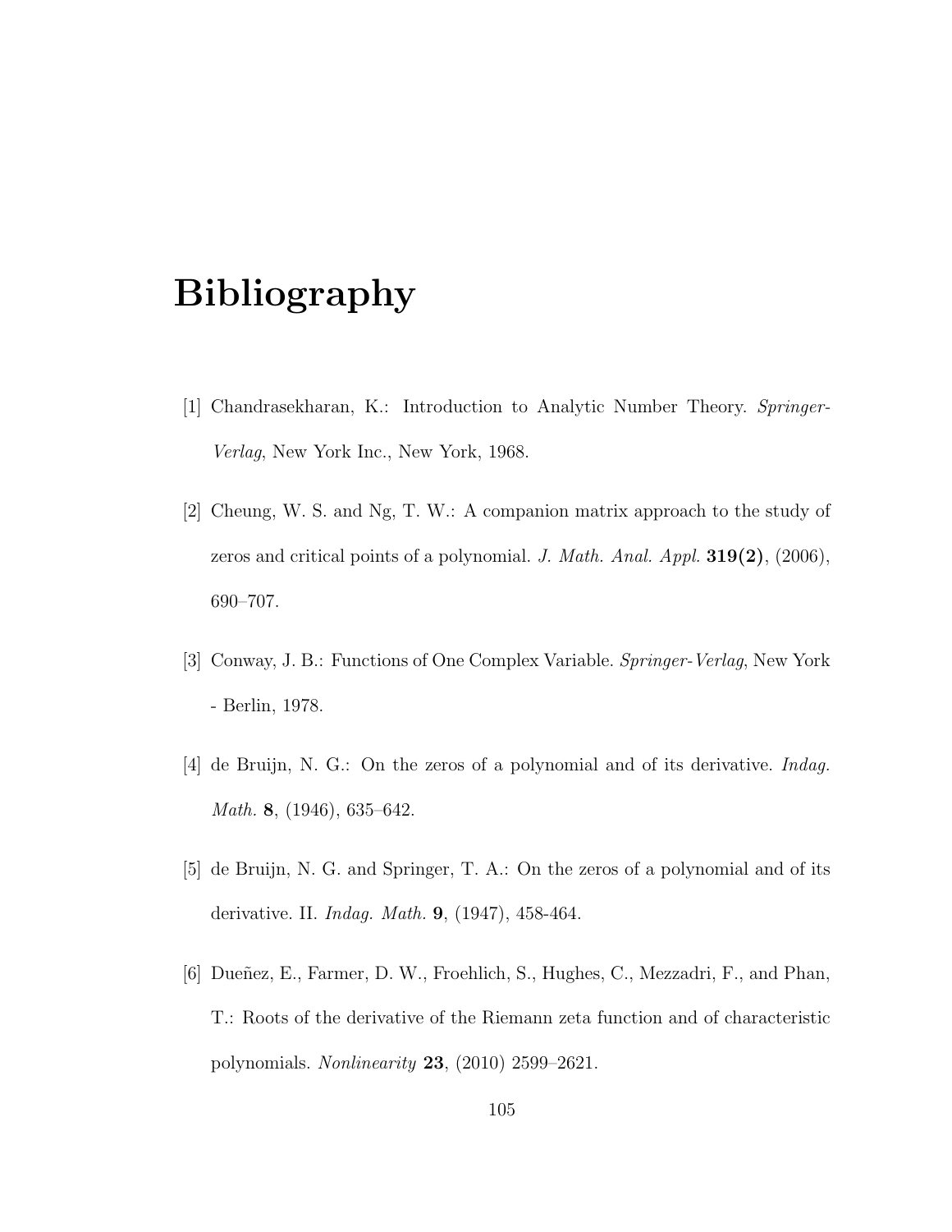# Bibliography

[1] Chandrasekharan, K.: Introduction to Analytic Number Theory. *Springer-Verlag*, New York Inc., New York, 1968.

[2] Cheung, W. S. and Ng, T. W.: A companion matrix approach to the study of zeros and critical points of a polynomial. *J. Math. Anal. Appl.* **319(2)**, (2006), 690–707.

[3] Conway, J. B.: Functions of One Complex Variable. *Springer-Verlag*, New York - Berlin, 1978.

[4] de Bruijn, N. G.: On the zeros of a polynomial and of its derivative. *Indag. Math.* **8**, (1946), 635–642.

[5] de Bruijn, N. G. and Springer, T. A.: On the zeros of a polynomial and of its derivative. II. *Indag. Math.* **9**, (1947), 458-464.

[6] Dueñez, E., Farmer, D. W., Froehlich, S., Hughes, C., Mezzadri, F., and Phan, T.: Roots of the derivative of the Riemann zeta function and of characteristic polynomials. *Nonlinearity* **23**, (2010) 2599–2621.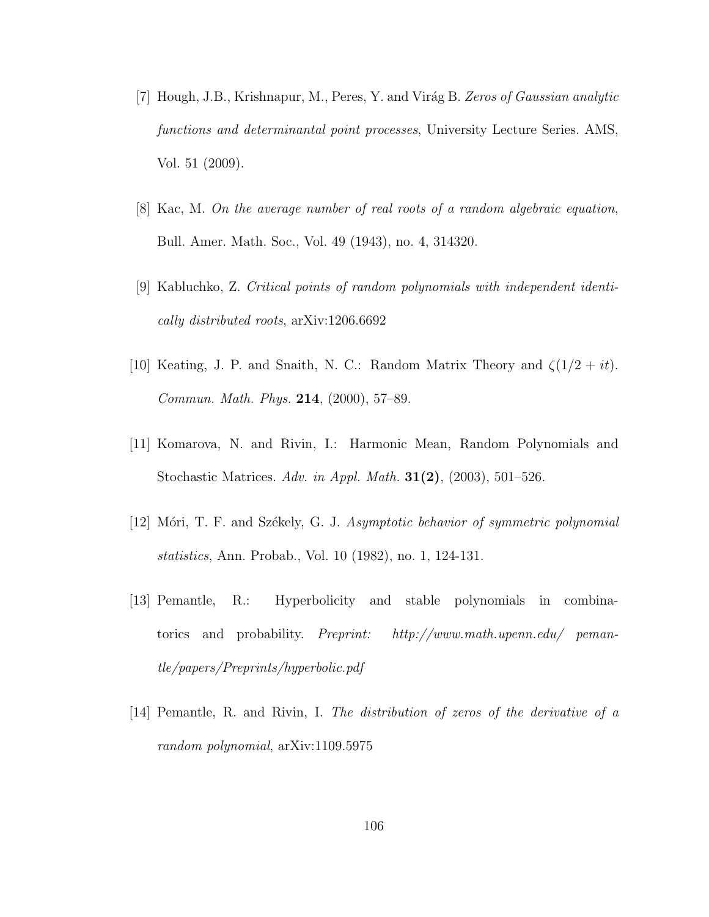[7] Hough, J.B., Krishnapur, M., Peres, Y. and Virág B. *Zeros of Gaussian analytic functions and determinantal point processes*, University Lecture Series. AMS, Vol. 51 (2009).

[8] Kac, M. *On the average number of real roots of a random algebraic equation*, Bull. Amer. Math. Soc., Vol. 49 (1943), no. 4, 314320.

[9] Kabluchko, Z. *Critical points of random polynomials with independent identically distributed roots*, arXiv:1206.6692

[10] Keating, J. P. and Snaith, N. C.: Random Matrix Theory and $\zeta(1/2 + it)$. *Commun. Math. Phys.* **214**, (2000), 57–89.

[11] Komarova, N. and Rivin, I.: Harmonic Mean, Random Polynomials and Stochastic Matrices. *Adv. in Appl. Math.* **31(2)**, (2003), 501–526.

[12] Móri, T. F. and Székely, G. J. *Asymptotic behavior of symmetric polynomial statistics*, Ann. Probab., Vol. 10 (1982), no. 1, 124-131.

[13] Pemantle, R.: Hyperbolicity and stable polynomials in combinatorics and probability. *Preprint: http://www.math.upenn.edu/ pemantle/papers/Preprints/hyperbolic.pdf*

[14] Pemantle, R. and Rivin, I. *The distribution of zeros of the derivative of a random polynomial*, arXiv:1109.5975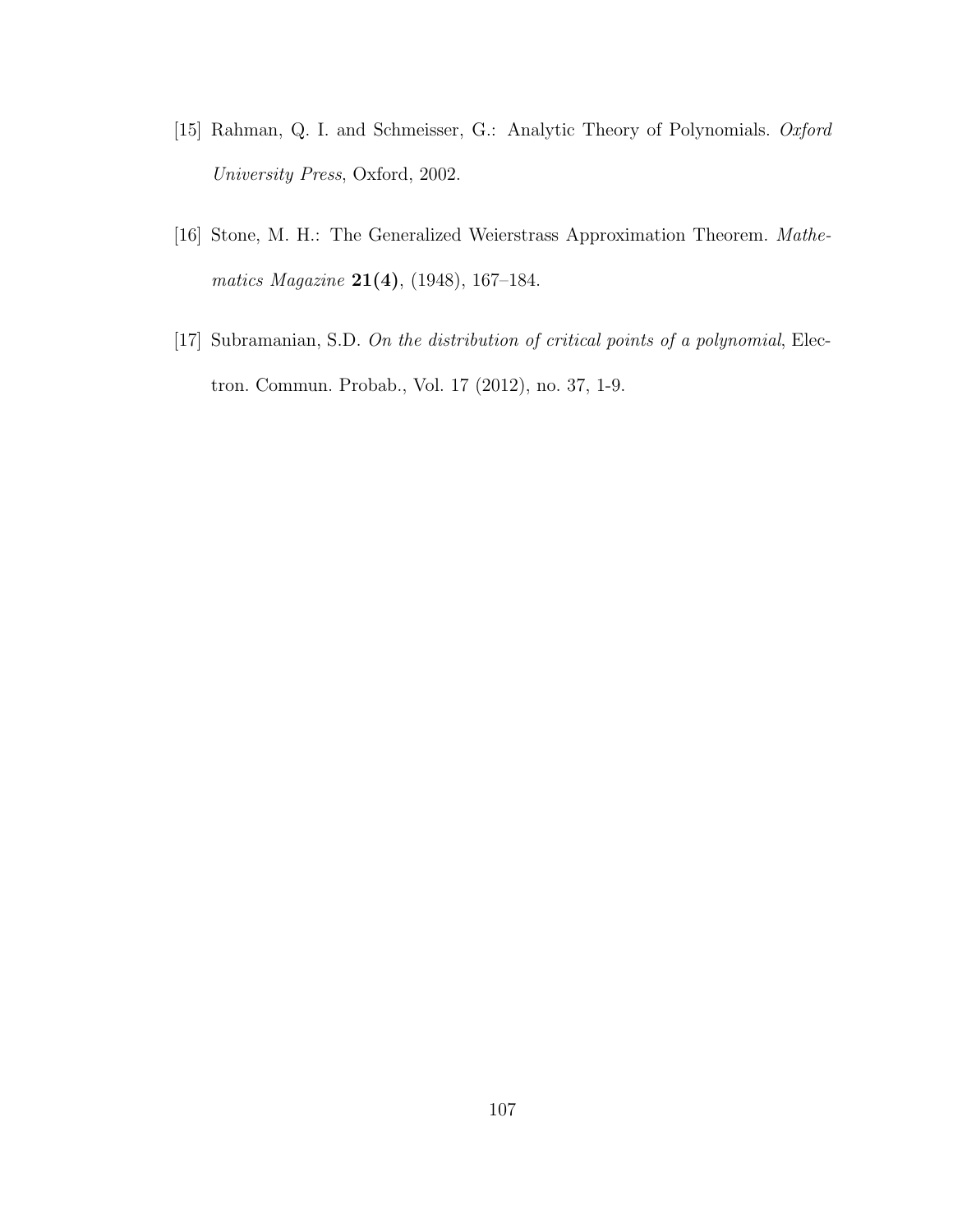[15] Rahman, Q. I. and Schmeisser, G.: Analytic Theory of Polynomials. *Oxford University Press*, Oxford, 2002.

[16] Stone, M. H.: The Generalized Weierstrass Approximation Theorem. *Mathematics Magazine* **21(4)**, (1948), 167–184.

[17] Subramanian, S.D. *On the distribution of critical points of a polynomial*, Electron. Commun. Probab., Vol. 17 (2012), no. 37, 1-9.